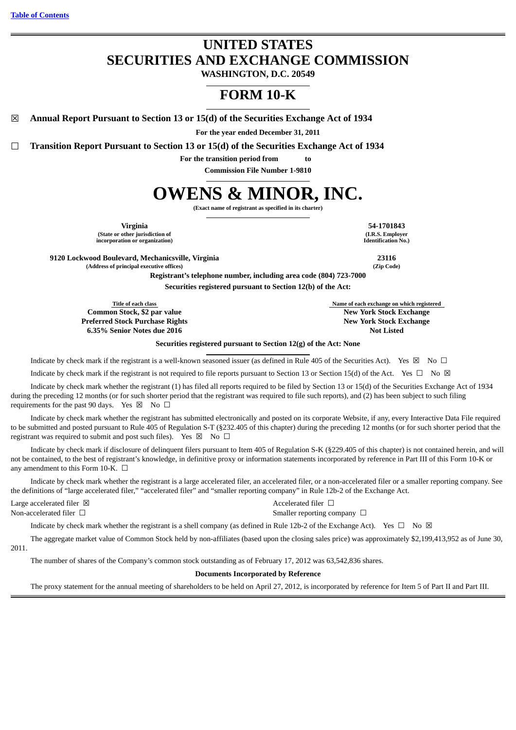[Table of Contents](#)

# UNITED STATES
# SECURITIES AND EXCHANGE COMMISSION

**WASHINGTON, D.C. 20549**

# FORM 10-K

☒ **Annual Report Pursuant to Section 13 or 15(d) of the Securities Exchange Act of 1934**

**For the year ended December 31, 2011**

☐ **Transition Report Pursuant to Section 13 or 15(d) of the Securities Exchange Act of 1934**

**For the transition period from to**

**Commission File Number 1-9810**

# OWENS & MINOR, INC.

**(Exact name of registrant as specified in its charter)**

| | |
|---|---|
| **Virginia** | **54-1701843** |
| **(State or other jurisdiction of incorporation or organization)** | **(I.R.S. Employer Identification No.)** |
| **9120 Lockwood Boulevard, Mechanicsville, Virginia** | **23116** |
| **(Address of principal executive offices)** | **(Zip Code)** |

**Registrant's telephone number, including area code (804) 723-7000**

**Securities registered pursuant to Section 12(b) of the Act:**

| Title of each class | Name of each exchange on which registered |
|---|---|
| **Common Stock, $2 par value** | **New York Stock Exchange** |
| **Preferred Stock Purchase Rights** | **New York Stock Exchange** |
| **6.35% Senior Notes due 2016** | **Not Listed** |

**Securities registered pursuant to Section 12(g) of the Act: None**

Indicate by check mark if the registrant is a well-known seasoned issuer (as defined in Rule 405 of the Securities Act). Yes ☒ No ☐

Indicate by check mark if the registrant is not required to file reports pursuant to Section 13 or Section 15(d) of the Act. Yes ☐ No ☒

Indicate by check mark whether the registrant (1) has filed all reports required to be filed by Section 13 or 15(d) of the Securities Exchange Act of 1934 during the preceding 12 months (or for such shorter period that the registrant was required to file such reports), and (2) has been subject to such filing requirements for the past 90 days. Yes ☒ No ☐

Indicate by check mark whether the registrant has submitted electronically and posted on its corporate Website, if any, every Interactive Data File required to be submitted and posted pursuant to Rule 405 of Regulation S-T (§232.405 of this chapter) during the preceding 12 months (or for such shorter period that the registrant was required to submit and post such files). Yes ☒ No ☐

Indicate by check mark if disclosure of delinquent filers pursuant to Item 405 of Regulation S-K (§229.405 of this chapter) is not contained herein, and will not be contained, to the best of registrant's knowledge, in definitive proxy or information statements incorporated by reference in Part III of this Form 10-K or any amendment to this Form 10-K. ☐

Indicate by check mark whether the registrant is a large accelerated filer, an accelerated filer, or a non-accelerated filer or a smaller reporting company. See the definitions of "large accelerated filer," "accelerated filer" and "smaller reporting company" in Rule 12b-2 of the Exchange Act.

| | |
|---|---|
| Large accelerated filer ☒ | Accelerated filer ☐ |
| Non-accelerated filer ☐ | Smaller reporting company ☐ |

Indicate by check mark whether the registrant is a shell company (as defined in Rule 12b-2 of the Exchange Act). Yes ☐ No ☒

The aggregate market value of Common Stock held by non-affiliates (based upon the closing sales price) was approximately $2,199,413,952 as of June 30, 2011.

The number of shares of the Company's common stock outstanding as of February 17, 2012 was 63,542,836 shares.

**Documents Incorporated by Reference**

The proxy statement for the annual meeting of shareholders to be held on April 27, 2012, is incorporated by reference for Item 5 of Part II and Part III.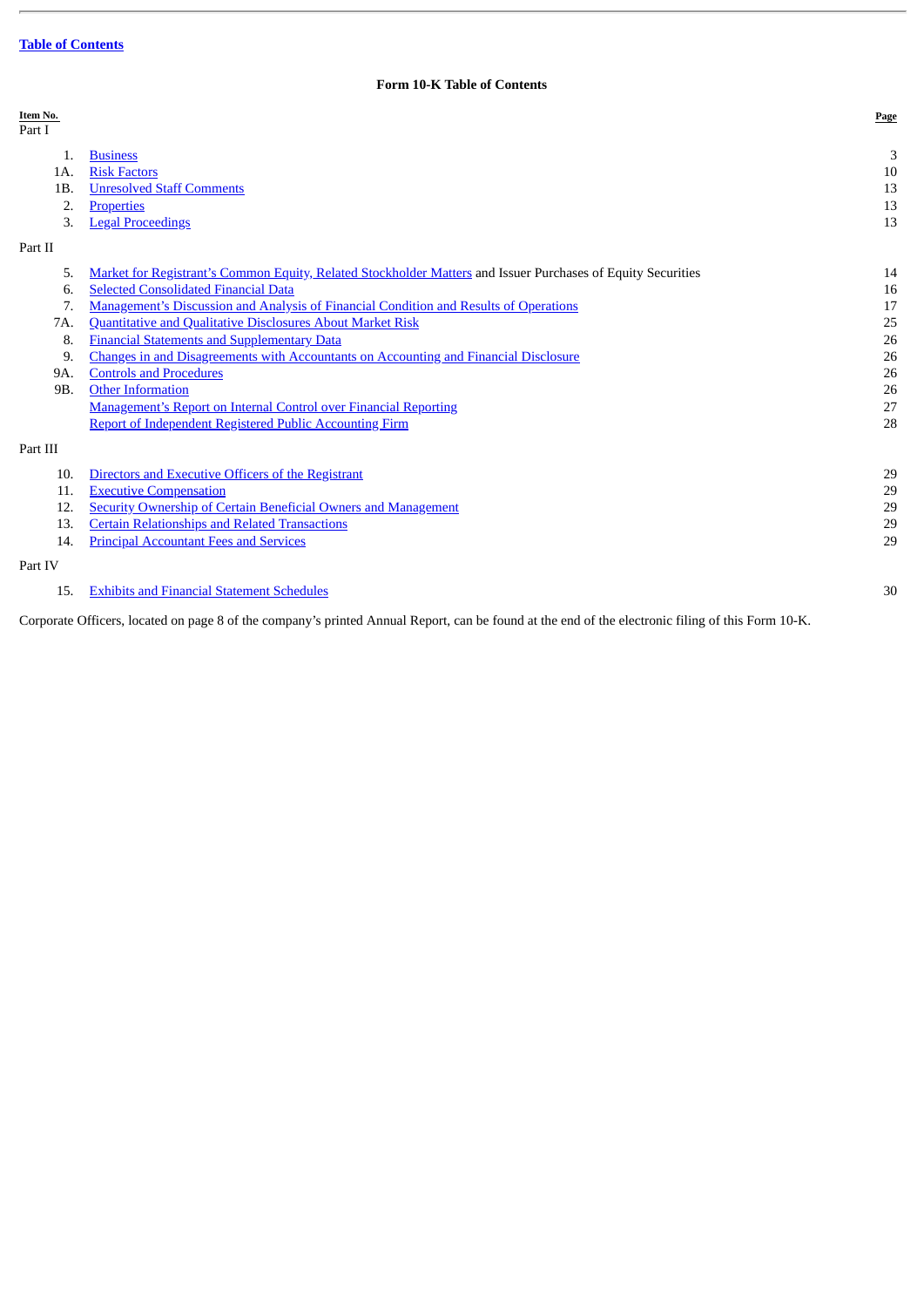**Table of Contents**

## Form 10-K Table of Contents

| Item No. | | Page |
|---|---|---|
| Part I | | |
| 1. | Business | 3 |
| 1A. | Risk Factors | 10 |
| 1B. | Unresolved Staff Comments | 13 |
| 2. | Properties | 13 |
| 3. | Legal Proceedings | 13 |
| Part II | | |
| 5. | Market for Registrant's Common Equity, Related Stockholder Matters and Issuer Purchases of Equity Securities | 14 |
| 6. | Selected Consolidated Financial Data | 16 |
| 7. | Management's Discussion and Analysis of Financial Condition and Results of Operations | 17 |
| 7A. | Quantitative and Qualitative Disclosures About Market Risk | 25 |
| 8. | Financial Statements and Supplementary Data | 26 |
| 9. | Changes in and Disagreements with Accountants on Accounting and Financial Disclosure | 26 |
| 9A. | Controls and Procedures | 26 |
| 9B. | Other Information | 26 |
| | Management's Report on Internal Control over Financial Reporting | 27 |
| | Report of Independent Registered Public Accounting Firm | 28 |
| Part III | | |
| 10. | Directors and Executive Officers of the Registrant | 29 |
| 11. | Executive Compensation | 29 |
| 12. | Security Ownership of Certain Beneficial Owners and Management | 29 |
| 13. | Certain Relationships and Related Transactions | 29 |
| 14. | Principal Accountant Fees and Services | 29 |
| Part IV | | |
| 15. | Exhibits and Financial Statement Schedules | 30 |

Corporate Officers, located on page 8 of the company's printed Annual Report, can be found at the end of the electronic filing of this Form 10-K.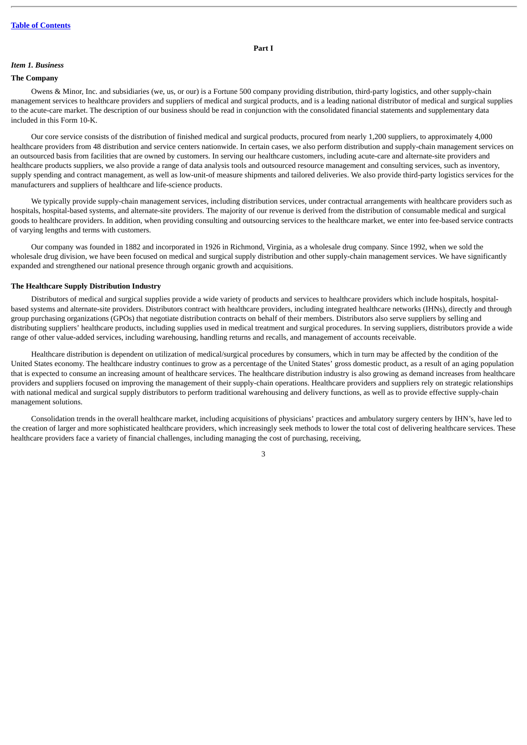## Part I

### *Item 1. Business*

**The Company**

Owens & Minor, Inc. and subsidiaries (we, us, or our) is a Fortune 500 company providing distribution, third-party logistics, and other supply-chain management services to healthcare providers and suppliers of medical and surgical products, and is a leading national distributor of medical and surgical supplies to the acute-care market. The description of our business should be read in conjunction with the consolidated financial statements and supplementary data included in this Form 10-K.

Our core service consists of the distribution of finished medical and surgical products, procured from nearly 1,200 suppliers, to approximately 4,000 healthcare providers from 48 distribution and service centers nationwide. In certain cases, we also perform distribution and supply-chain management services on an outsourced basis from facilities that are owned by customers. In serving our healthcare customers, including acute-care and alternate-site providers and healthcare products suppliers, we also provide a range of data analysis tools and outsourced resource management and consulting services, such as inventory, supply spending and contract management, as well as low-unit-of measure shipments and tailored deliveries. We also provide third-party logistics services for the manufacturers and suppliers of healthcare and life-science products.

We typically provide supply-chain management services, including distribution services, under contractual arrangements with healthcare providers such as hospitals, hospital-based systems, and alternate-site providers. The majority of our revenue is derived from the distribution of consumable medical and surgical goods to healthcare providers. In addition, when providing consulting and outsourcing services to the healthcare market, we enter into fee-based service contracts of varying lengths and terms with customers.

Our company was founded in 1882 and incorporated in 1926 in Richmond, Virginia, as a wholesale drug company. Since 1992, when we sold the wholesale drug division, we have been focused on medical and surgical supply distribution and other supply-chain management services. We have significantly expanded and strengthened our national presence through organic growth and acquisitions.

**The Healthcare Supply Distribution Industry**

Distributors of medical and surgical supplies provide a wide variety of products and services to healthcare providers which include hospitals, hospital-based systems and alternate-site providers. Distributors contract with healthcare providers, including integrated healthcare networks (IHNs), directly and through group purchasing organizations (GPOs) that negotiate distribution contracts on behalf of their members. Distributors also serve suppliers by selling and distributing suppliers' healthcare products, including supplies used in medical treatment and surgical procedures. In serving suppliers, distributors provide a wide range of other value-added services, including warehousing, handling returns and recalls, and management of accounts receivable.

Healthcare distribution is dependent on utilization of medical/surgical procedures by consumers, which in turn may be affected by the condition of the United States economy. The healthcare industry continues to grow as a percentage of the United States' gross domestic product, as a result of an aging population that is expected to consume an increasing amount of healthcare services. The healthcare distribution industry is also growing as demand increases from healthcare providers and suppliers focused on improving the management of their supply-chain operations. Healthcare providers and suppliers rely on strategic relationships with national medical and surgical supply distributors to perform traditional warehousing and delivery functions, as well as to provide effective supply-chain management solutions.

Consolidation trends in the overall healthcare market, including acquisitions of physicians' practices and ambulatory surgery centers by IHN's, have led to the creation of larger and more sophisticated healthcare providers, which increasingly seek methods to lower the total cost of delivering healthcare services. These healthcare providers face a variety of financial challenges, including managing the cost of purchasing, receiving,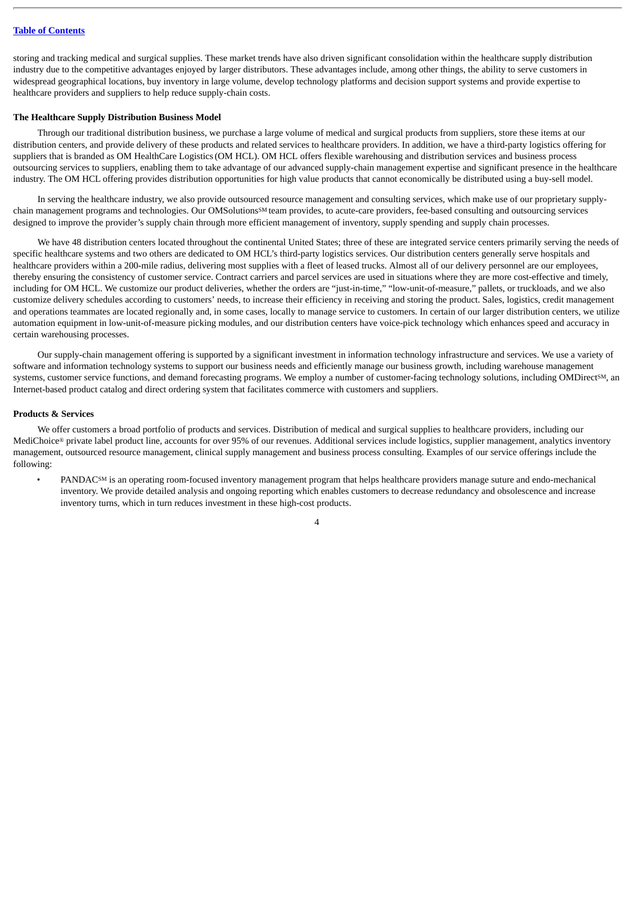storing and tracking medical and surgical supplies. These market trends have also driven significant consolidation within the healthcare supply distribution industry due to the competitive advantages enjoyed by larger distributors. These advantages include, among other things, the ability to serve customers in widespread geographical locations, buy inventory in large volume, develop technology platforms and decision support systems and provide expertise to healthcare providers and suppliers to help reduce supply-chain costs.

**The Healthcare Supply Distribution Business Model**

Through our traditional distribution business, we purchase a large volume of medical and surgical products from suppliers, store these items at our distribution centers, and provide delivery of these products and related services to healthcare providers. In addition, we have a third-party logistics offering for suppliers that is branded as OM HealthCare Logistics (OM HCL). OM HCL offers flexible warehousing and distribution services and business process outsourcing services to suppliers, enabling them to take advantage of our advanced supply-chain management expertise and significant presence in the healthcare industry. The OM HCL offering provides distribution opportunities for high value products that cannot economically be distributed using a buy-sell model.

In serving the healthcare industry, we also provide outsourced resource management and consulting services, which make use of our proprietary supply-chain management programs and technologies. Our OMSolutions℠ team provides, to acute-care providers, fee-based consulting and outsourcing services designed to improve the provider's supply chain through more efficient management of inventory, supply spending and supply chain processes.

We have 48 distribution centers located throughout the continental United States; three of these are integrated service centers primarily serving the needs of specific healthcare systems and two others are dedicated to OM HCL's third-party logistics services. Our distribution centers generally serve hospitals and healthcare providers within a 200-mile radius, delivering most supplies with a fleet of leased trucks. Almost all of our delivery personnel are our employees, thereby ensuring the consistency of customer service. Contract carriers and parcel services are used in situations where they are more cost-effective and timely, including for OM HCL. We customize our product deliveries, whether the orders are "just-in-time," "low-unit-of-measure," pallets, or truckloads, and we also customize delivery schedules according to customers' needs, to increase their efficiency in receiving and storing the product. Sales, logistics, credit management and operations teammates are located regionally and, in some cases, locally to manage service to customers. In certain of our larger distribution centers, we utilize automation equipment in low-unit-of-measure picking modules, and our distribution centers have voice-pick technology which enhances speed and accuracy in certain warehousing processes.

Our supply-chain management offering is supported by a significant investment in information technology infrastructure and services. We use a variety of software and information technology systems to support our business needs and efficiently manage our business growth, including warehouse management systems, customer service functions, and demand forecasting programs. We employ a number of customer-facing technology solutions, including OMDirect℠, an Internet-based product catalog and direct ordering system that facilitates commerce with customers and suppliers.

**Products & Services**

We offer customers a broad portfolio of products and services. Distribution of medical and surgical supplies to healthcare providers, including our MediChoice® private label product line, accounts for over 95% of our revenues. Additional services include logistics, supplier management, analytics inventory management, outsourced resource management, clinical supply management and business process consulting. Examples of our service offerings include the following:

- PANDAC℠ is an operating room-focused inventory management program that helps healthcare providers manage suture and endo-mechanical inventory. We provide detailed analysis and ongoing reporting which enables customers to decrease redundancy and obsolescence and increase inventory turns, which in turn reduces investment in these high-cost products.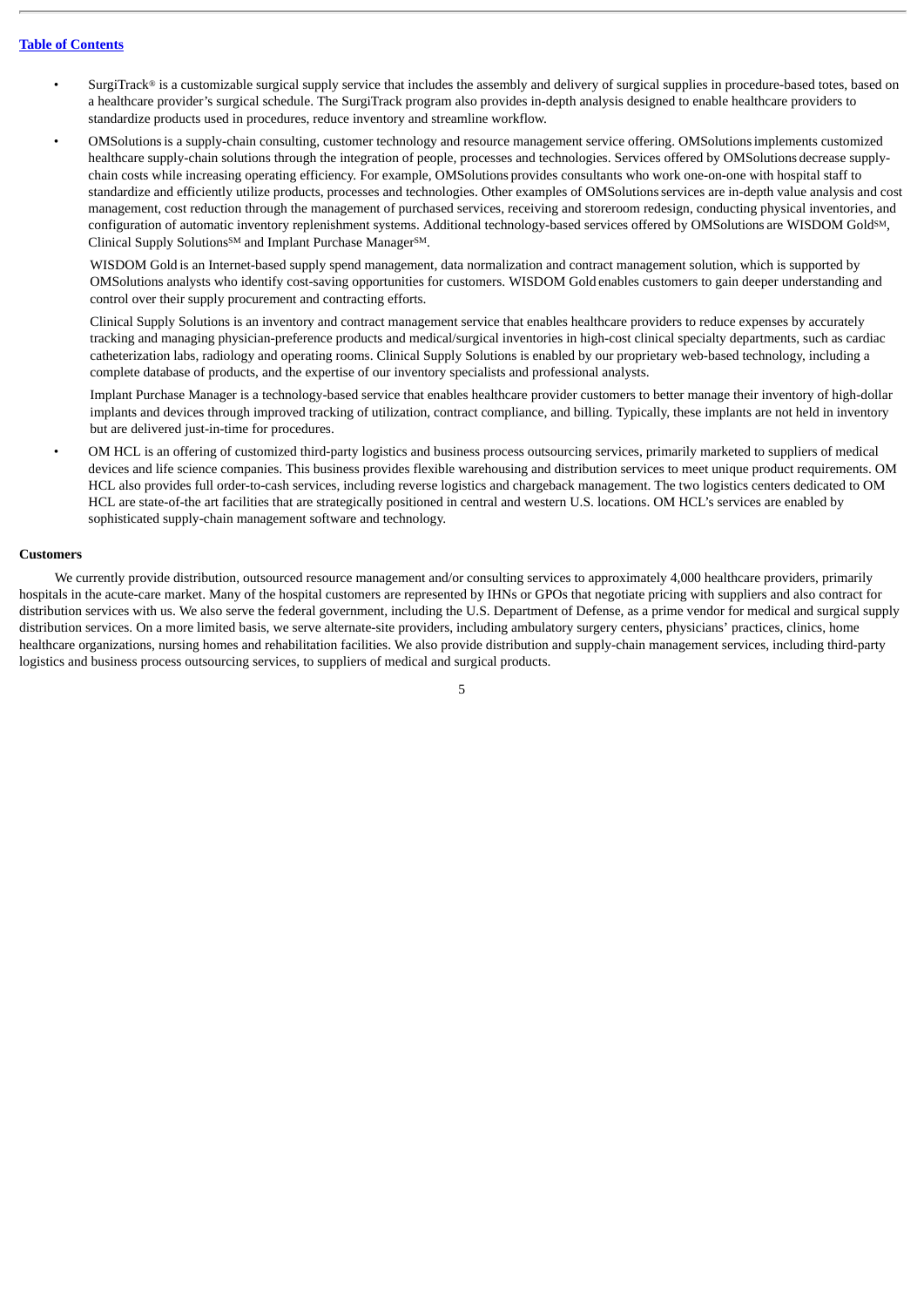- SurgiTrack® is a customizable surgical supply service that includes the assembly and delivery of surgical supplies in procedure-based totes, based on a healthcare provider's surgical schedule. The SurgiTrack program also provides in-depth analysis designed to enable healthcare providers to standardize products used in procedures, reduce inventory and streamline workflow.
- OMSolutions is a supply-chain consulting, customer technology and resource management service offering. OMSolutions implements customized healthcare supply-chain solutions through the integration of people, processes and technologies. Services offered by OMSolutions decrease supply-chain costs while increasing operating efficiency. For example, OMSolutions provides consultants who work one-on-one with hospital staff to standardize and efficiently utilize products, processes and technologies. Other examples of OMSolutions services are in-depth value analysis and cost management, cost reduction through the management of purchased services, receiving and storeroom redesign, conducting physical inventories, and configuration of automatic inventory replenishment systems. Additional technology-based services offered by OMSolutions are WISDOM Gold℠, Clinical Supply Solutions℠ and Implant Purchase Manager℠.

  WISDOM Gold is an Internet-based supply spend management, data normalization and contract management solution, which is supported by OMSolutions analysts who identify cost-saving opportunities for customers. WISDOM Gold enables customers to gain deeper understanding and control over their supply procurement and contracting efforts.

  Clinical Supply Solutions is an inventory and contract management service that enables healthcare providers to reduce expenses by accurately tracking and managing physician-preference products and medical/surgical inventories in high-cost clinical specialty departments, such as cardiac catheterization labs, radiology and operating rooms. Clinical Supply Solutions is enabled by our proprietary web-based technology, including a complete database of products, and the expertise of our inventory specialists and professional analysts.

  Implant Purchase Manager is a technology-based service that enables healthcare provider customers to better manage their inventory of high-dollar implants and devices through improved tracking of utilization, contract compliance, and billing. Typically, these implants are not held in inventory but are delivered just-in-time for procedures.
- OM HCL is an offering of customized third-party logistics and business process outsourcing services, primarily marketed to suppliers of medical devices and life science companies. This business provides flexible warehousing and distribution services to meet unique product requirements. OM HCL also provides full order-to-cash services, including reverse logistics and chargeback management. The two logistics centers dedicated to OM HCL are state-of-the art facilities that are strategically positioned in central and western U.S. locations. OM HCL's services are enabled by sophisticated supply-chain management software and technology.

**Customers**

We currently provide distribution, outsourced resource management and/or consulting services to approximately 4,000 healthcare providers, primarily hospitals in the acute-care market. Many of the hospital customers are represented by IHNs or GPOs that negotiate pricing with suppliers and also contract for distribution services with us. We also serve the federal government, including the U.S. Department of Defense, as a prime vendor for medical and surgical supply distribution services. On a more limited basis, we serve alternate-site providers, including ambulatory surgery centers, physicians' practices, clinics, home healthcare organizations, nursing homes and rehabilitation facilities. We also provide distribution and supply-chain management services, including third-party logistics and business process outsourcing services, to suppliers of medical and surgical products.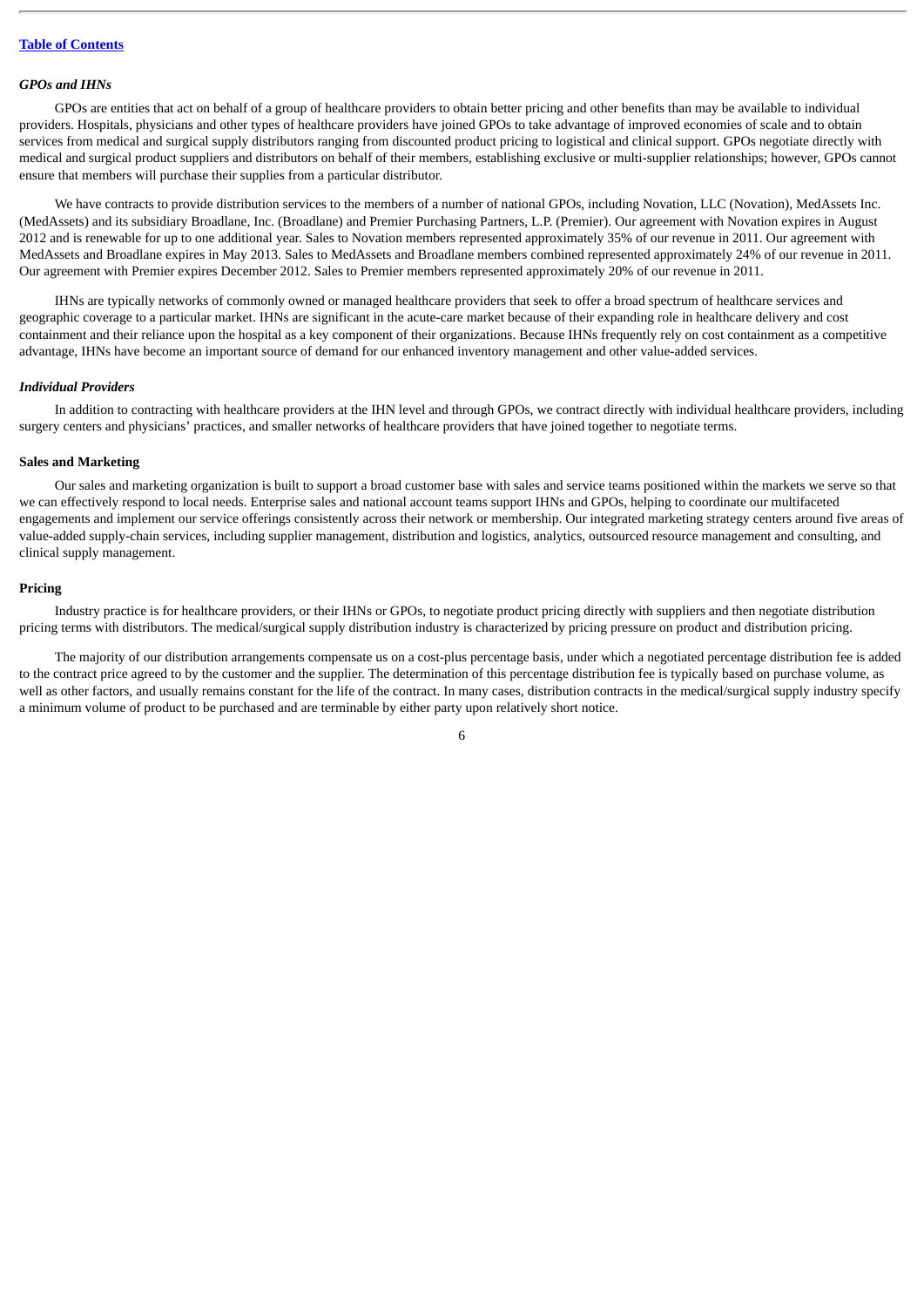### *GPOs and IHNs*

GPOs are entities that act on behalf of a group of healthcare providers to obtain better pricing and other benefits than may be available to individual providers. Hospitals, physicians and other types of healthcare providers have joined GPOs to take advantage of improved economies of scale and to obtain services from medical and surgical supply distributors ranging from discounted product pricing to logistical and clinical support. GPOs negotiate directly with medical and surgical product suppliers and distributors on behalf of their members, establishing exclusive or multi-supplier relationships; however, GPOs cannot ensure that members will purchase their supplies from a particular distributor.

We have contracts to provide distribution services to the members of a number of national GPOs, including Novation, LLC (Novation), MedAssets Inc. (MedAssets) and its subsidiary Broadlane, Inc. (Broadlane) and Premier Purchasing Partners, L.P. (Premier). Our agreement with Novation expires in August 2012 and is renewable for up to one additional year. Sales to Novation members represented approximately 35% of our revenue in 2011. Our agreement with MedAssets and Broadlane expires in May 2013. Sales to MedAssets and Broadlane members combined represented approximately 24% of our revenue in 2011. Our agreement with Premier expires December 2012. Sales to Premier members represented approximately 20% of our revenue in 2011.

IHNs are typically networks of commonly owned or managed healthcare providers that seek to offer a broad spectrum of healthcare services and geographic coverage to a particular market. IHNs are significant in the acute-care market because of their expanding role in healthcare delivery and cost containment and their reliance upon the hospital as a key component of their organizations. Because IHNs frequently rely on cost containment as a competitive advantage, IHNs have become an important source of demand for our enhanced inventory management and other value-added services.

### *Individual Providers*

In addition to contracting with healthcare providers at the IHN level and through GPOs, we contract directly with individual healthcare providers, including surgery centers and physicians' practices, and smaller networks of healthcare providers that have joined together to negotiate terms.

## Sales and Marketing

Our sales and marketing organization is built to support a broad customer base with sales and service teams positioned within the markets we serve so that we can effectively respond to local needs. Enterprise sales and national account teams support IHNs and GPOs, helping to coordinate our multifaceted engagements and implement our service offerings consistently across their network or membership. Our integrated marketing strategy centers around five areas of value-added supply-chain services, including supplier management, distribution and logistics, analytics, outsourced resource management and consulting, and clinical supply management.

## Pricing

Industry practice is for healthcare providers, or their IHNs or GPOs, to negotiate product pricing directly with suppliers and then negotiate distribution pricing terms with distributors. The medical/surgical supply distribution industry is characterized by pricing pressure on product and distribution pricing.

The majority of our distribution arrangements compensate us on a cost-plus percentage basis, under which a negotiated percentage distribution fee is added to the contract price agreed to by the customer and the supplier. The determination of this percentage distribution fee is typically based on purchase volume, as well as other factors, and usually remains constant for the life of the contract. In many cases, distribution contracts in the medical/surgical supply industry specify a minimum volume of product to be purchased and are terminable by either party upon relatively short notice.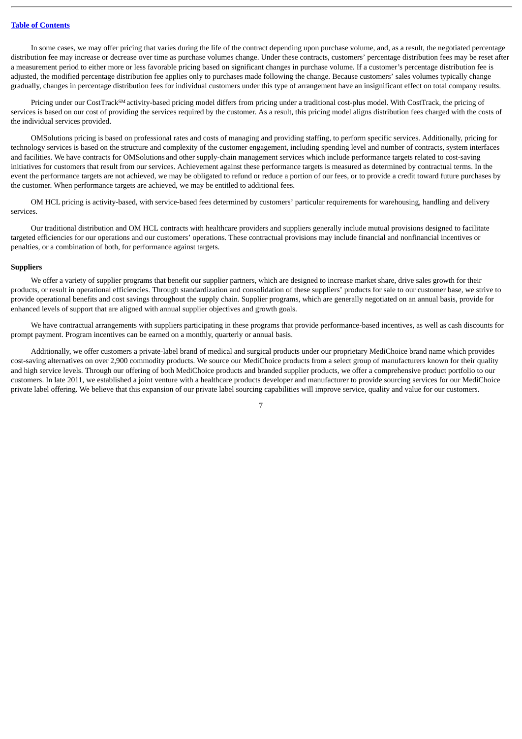In some cases, we may offer pricing that varies during the life of the contract depending upon purchase volume, and, as a result, the negotiated percentage distribution fee may increase or decrease over time as purchase volumes change. Under these contracts, customers' percentage distribution fees may be reset after a measurement period to either more or less favorable pricing based on significant changes in purchase volume. If a customer's percentage distribution fee is adjusted, the modified percentage distribution fee applies only to purchases made following the change. Because customers' sales volumes typically change gradually, changes in percentage distribution fees for individual customers under this type of arrangement have an insignificant effect on total company results.

Pricing under our CostTrack[SM] activity-based pricing model differs from pricing under a traditional cost-plus model. With CostTrack, the pricing of services is based on our cost of providing the services required by the customer. As a result, this pricing model aligns distribution fees charged with the costs of the individual services provided.

OMSolutions pricing is based on professional rates and costs of managing and providing staffing, to perform specific services. Additionally, pricing for technology services is based on the structure and complexity of the customer engagement, including spending level and number of contracts, system interfaces and facilities. We have contracts for OMSolutions and other supply-chain management services which include performance targets related to cost-saving initiatives for customers that result from our services. Achievement against these performance targets is measured as determined by contractual terms. In the event the performance targets are not achieved, we may be obligated to refund or reduce a portion of our fees, or to provide a credit toward future purchases by the customer. When performance targets are achieved, we may be entitled to additional fees.

OM HCL pricing is activity-based, with service-based fees determined by customers' particular requirements for warehousing, handling and delivery services.

Our traditional distribution and OM HCL contracts with healthcare providers and suppliers generally include mutual provisions designed to facilitate targeted efficiencies for our operations and our customers' operations. These contractual provisions may include financial and nonfinancial incentives or penalties, or a combination of both, for performance against targets.

**Suppliers**

We offer a variety of supplier programs that benefit our supplier partners, which are designed to increase market share, drive sales growth for their products, or result in operational efficiencies. Through standardization and consolidation of these suppliers' products for sale to our customer base, we strive to provide operational benefits and cost savings throughout the supply chain. Supplier programs, which are generally negotiated on an annual basis, provide for enhanced levels of support that are aligned with annual supplier objectives and growth goals.

We have contractual arrangements with suppliers participating in these programs that provide performance-based incentives, as well as cash discounts for prompt payment. Program incentives can be earned on a monthly, quarterly or annual basis.

Additionally, we offer customers a private-label brand of medical and surgical products under our proprietary MediChoice brand name which provides cost-saving alternatives on over 2,900 commodity products. We source our MediChoice products from a select group of manufacturers known for their quality and high service levels. Through our offering of both MediChoice products and branded supplier products, we offer a comprehensive product portfolio to our customers. In late 2011, we established a joint venture with a healthcare products developer and manufacturer to provide sourcing services for our MediChoice private label offering. We believe that this expansion of our private label sourcing capabilities will improve service, quality and value for our customers.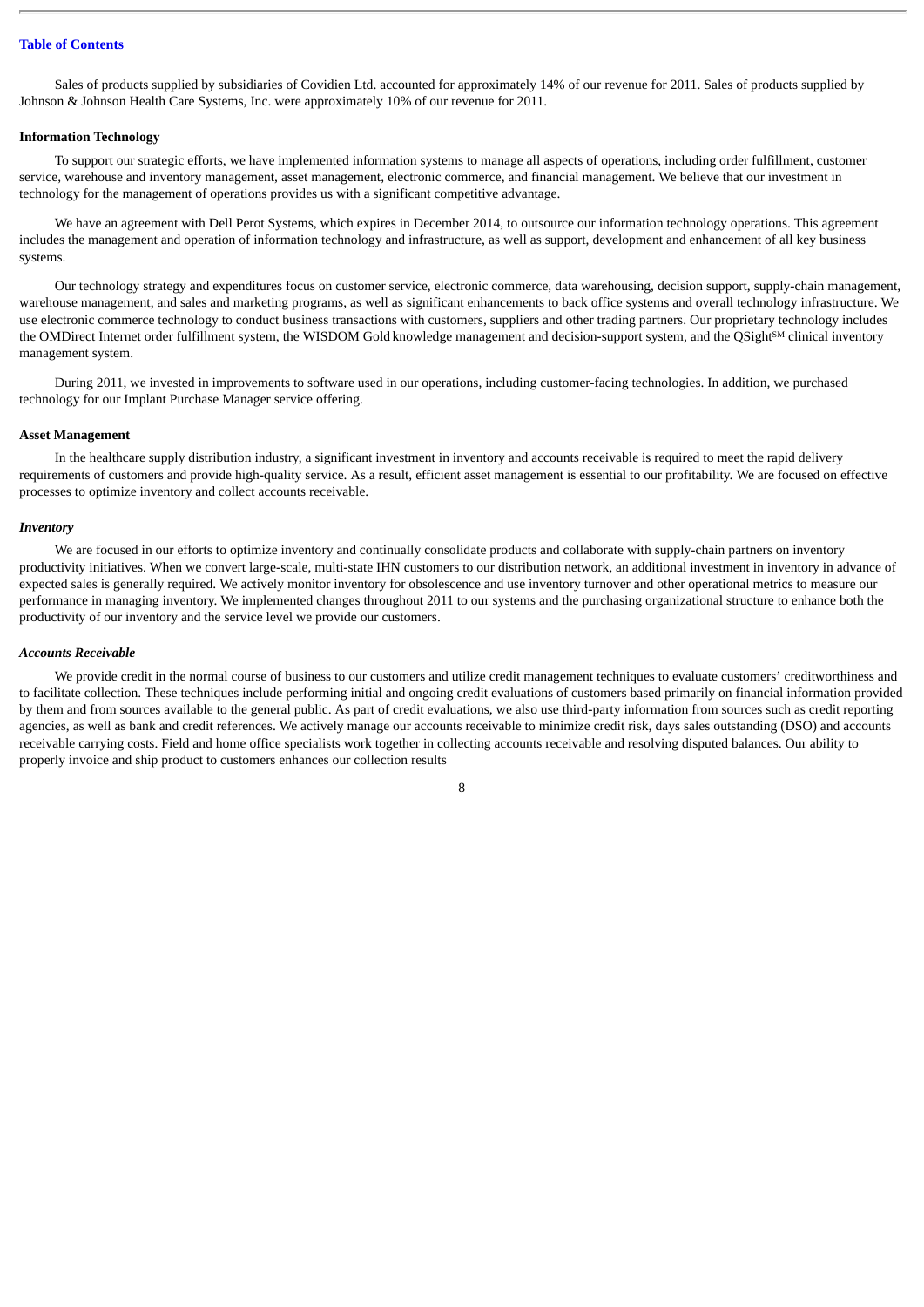Sales of products supplied by subsidiaries of Covidien Ltd. accounted for approximately 14% of our revenue for 2011. Sales of products supplied by Johnson & Johnson Health Care Systems, Inc. were approximately 10% of our revenue for 2011.

**Information Technology**

To support our strategic efforts, we have implemented information systems to manage all aspects of operations, including order fulfillment, customer service, warehouse and inventory management, asset management, electronic commerce, and financial management. We believe that our investment in technology for the management of operations provides us with a significant competitive advantage.

We have an agreement with Dell Perot Systems, which expires in December 2014, to outsource our information technology operations. This agreement includes the management and operation of information technology and infrastructure, as well as support, development and enhancement of all key business systems.

Our technology strategy and expenditures focus on customer service, electronic commerce, data warehousing, decision support, supply-chain management, warehouse management, and sales and marketing programs, as well as significant enhancements to back office systems and overall technology infrastructure. We use electronic commerce technology to conduct business transactions with customers, suppliers and other trading partners. Our proprietary technology includes the OMDirect Internet order fulfillment system, the WISDOM Gold knowledge management and decision-support system, and the QSight℠ clinical inventory management system.

During 2011, we invested in improvements to software used in our operations, including customer-facing technologies. In addition, we purchased technology for our Implant Purchase Manager service offering.

**Asset Management**

In the healthcare supply distribution industry, a significant investment in inventory and accounts receivable is required to meet the rapid delivery requirements of customers and provide high-quality service. As a result, efficient asset management is essential to our profitability. We are focused on effective processes to optimize inventory and collect accounts receivable.

***Inventory***

We are focused in our efforts to optimize inventory and continually consolidate products and collaborate with supply-chain partners on inventory productivity initiatives. When we convert large-scale, multi-state IHN customers to our distribution network, an additional investment in inventory in advance of expected sales is generally required. We actively monitor inventory for obsolescence and use inventory turnover and other operational metrics to measure our performance in managing inventory. We implemented changes throughout 2011 to our systems and the purchasing organizational structure to enhance both the productivity of our inventory and the service level we provide our customers.

***Accounts Receivable***

We provide credit in the normal course of business to our customers and utilize credit management techniques to evaluate customers' creditworthiness and to facilitate collection. These techniques include performing initial and ongoing credit evaluations of customers based primarily on financial information provided by them and from sources available to the general public. As part of credit evaluations, we also use third-party information from sources such as credit reporting agencies, as well as bank and credit references. We actively manage our accounts receivable to minimize credit risk, days sales outstanding (DSO) and accounts receivable carrying costs. Field and home office specialists work together in collecting accounts receivable and resolving disputed balances. Our ability to properly invoice and ship product to customers enhances our collection results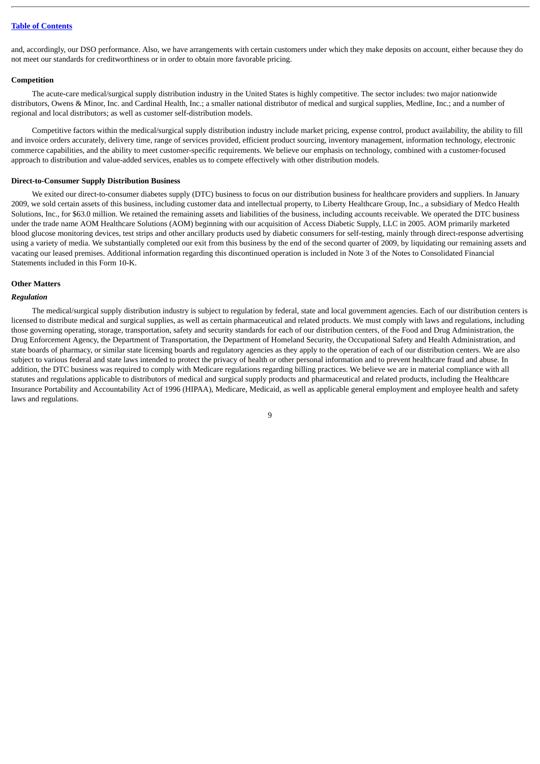and, accordingly, our DSO performance. Also, we have arrangements with certain customers under which they make deposits on account, either because they do not meet our standards for creditworthiness or in order to obtain more favorable pricing.

## Competition

The acute-care medical/surgical supply distribution industry in the United States is highly competitive. The sector includes: two major nationwide distributors, Owens & Minor, Inc. and Cardinal Health, Inc.; a smaller national distributor of medical and surgical supplies, Medline, Inc.; and a number of regional and local distributors; as well as customer self-distribution models.

Competitive factors within the medical/surgical supply distribution industry include market pricing, expense control, product availability, the ability to fill and invoice orders accurately, delivery time, range of services provided, efficient product sourcing, inventory management, information technology, electronic commerce capabilities, and the ability to meet customer-specific requirements. We believe our emphasis on technology, combined with a customer-focused approach to distribution and value-added services, enables us to compete effectively with other distribution models.

## Direct-to-Consumer Supply Distribution Business

We exited our direct-to-consumer diabetes supply (DTC) business to focus on our distribution business for healthcare providers and suppliers. In January 2009, we sold certain assets of this business, including customer data and intellectual property, to Liberty Healthcare Group, Inc., a subsidiary of Medco Health Solutions, Inc., for $63.0 million. We retained the remaining assets and liabilities of the business, including accounts receivable. We operated the DTC business under the trade name AOM Healthcare Solutions (AOM) beginning with our acquisition of Access Diabetic Supply, LLC in 2005. AOM primarily marketed blood glucose monitoring devices, test strips and other ancillary products used by diabetic consumers for self-testing, mainly through direct-response advertising using a variety of media. We substantially completed our exit from this business by the end of the second quarter of 2009, by liquidating our remaining assets and vacating our leased premises. Additional information regarding this discontinued operation is included in Note 3 of the Notes to Consolidated Financial Statements included in this Form 10-K.

## Other Matters

### *Regulation*

The medical/surgical supply distribution industry is subject to regulation by federal, state and local government agencies. Each of our distribution centers is licensed to distribute medical and surgical supplies, as well as certain pharmaceutical and related products. We must comply with laws and regulations, including those governing operating, storage, transportation, safety and security standards for each of our distribution centers, of the Food and Drug Administration, the Drug Enforcement Agency, the Department of Transportation, the Department of Homeland Security, the Occupational Safety and Health Administration, and state boards of pharmacy, or similar state licensing boards and regulatory agencies as they apply to the operation of each of our distribution centers. We are also subject to various federal and state laws intended to protect the privacy of health or other personal information and to prevent healthcare fraud and abuse. In addition, the DTC business was required to comply with Medicare regulations regarding billing practices. We believe we are in material compliance with all statutes and regulations applicable to distributors of medical and surgical supply products and pharmaceutical and related products, including the Healthcare Insurance Portability and Accountability Act of 1996 (HIPAA), Medicare, Medicaid, as well as applicable general employment and employee health and safety laws and regulations.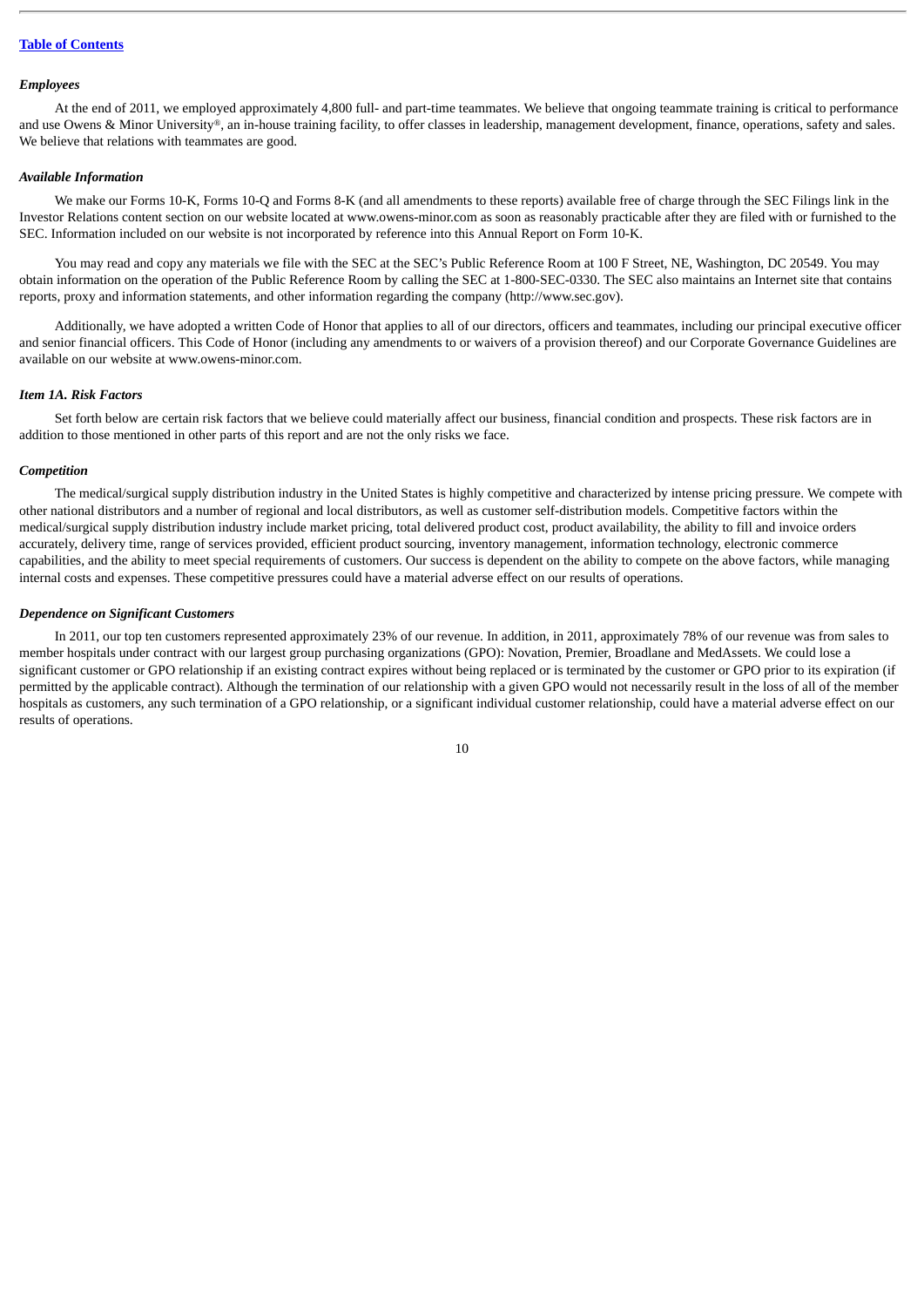*Employees*

At the end of 2011, we employed approximately 4,800 full- and part-time teammates. We believe that ongoing teammate training is critical to performance and use Owens & Minor University®, an in-house training facility, to offer classes in leadership, management development, finance, operations, safety and sales. We believe that relations with teammates are good.

*Available Information*

We make our Forms 10-K, Forms 10-Q and Forms 8-K (and all amendments to these reports) available free of charge through the SEC Filings link in the Investor Relations content section on our website located at www.owens-minor.com as soon as reasonably practicable after they are filed with or furnished to the SEC. Information included on our website is not incorporated by reference into this Annual Report on Form 10-K.

You may read and copy any materials we file with the SEC at the SEC's Public Reference Room at 100 F Street, NE, Washington, DC 20549. You may obtain information on the operation of the Public Reference Room by calling the SEC at 1-800-SEC-0330. The SEC also maintains an Internet site that contains reports, proxy and information statements, and other information regarding the company (http://www.sec.gov).

Additionally, we have adopted a written Code of Honor that applies to all of our directors, officers and teammates, including our principal executive officer and senior financial officers. This Code of Honor (including any amendments to or waivers of a provision thereof) and our Corporate Governance Guidelines are available on our website at www.owens-minor.com.

## *Item 1A. Risk Factors*

Set forth below are certain risk factors that we believe could materially affect our business, financial condition and prospects. These risk factors are in addition to those mentioned in other parts of this report and are not the only risks we face.

*Competition*

The medical/surgical supply distribution industry in the United States is highly competitive and characterized by intense pricing pressure. We compete with other national distributors and a number of regional and local distributors, as well as customer self-distribution models. Competitive factors within the medical/surgical supply distribution industry include market pricing, total delivered product cost, product availability, the ability to fill and invoice orders accurately, delivery time, range of services provided, efficient product sourcing, inventory management, information technology, electronic commerce capabilities, and the ability to meet special requirements of customers. Our success is dependent on the ability to compete on the above factors, while managing internal costs and expenses. These competitive pressures could have a material adverse effect on our results of operations.

*Dependence on Significant Customers*

In 2011, our top ten customers represented approximately 23% of our revenue. In addition, in 2011, approximately 78% of our revenue was from sales to member hospitals under contract with our largest group purchasing organizations (GPO): Novation, Premier, Broadlane and MedAssets. We could lose a significant customer or GPO relationship if an existing contract expires without being replaced or is terminated by the customer or GPO prior to its expiration (if permitted by the applicable contract). Although the termination of our relationship with a given GPO would not necessarily result in the loss of all of the member hospitals as customers, any such termination of a GPO relationship, or a significant individual customer relationship, could have a material adverse effect on our results of operations.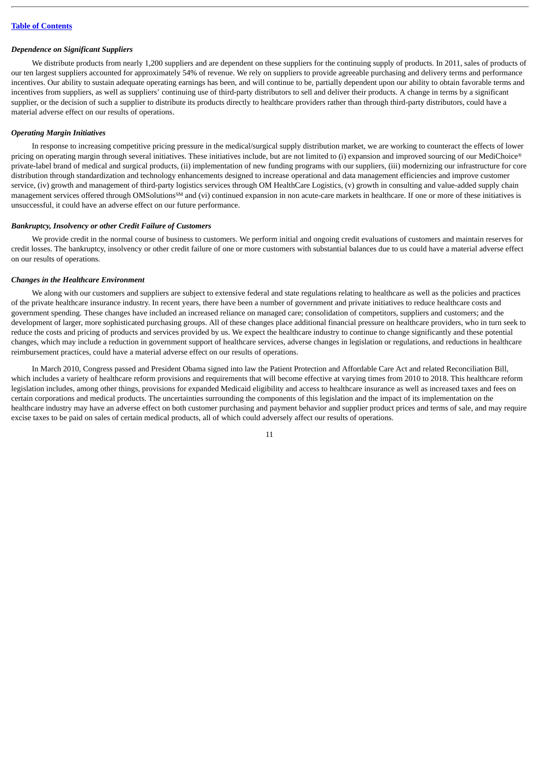### *Dependence on Significant Suppliers*

We distribute products from nearly 1,200 suppliers and are dependent on these suppliers for the continuing supply of products. In 2011, sales of products of our ten largest suppliers accounted for approximately 54% of revenue. We rely on suppliers to provide agreeable purchasing and delivery terms and performance incentives. Our ability to sustain adequate operating earnings has been, and will continue to be, partially dependent upon our ability to obtain favorable terms and incentives from suppliers, as well as suppliers' continuing use of third-party distributors to sell and deliver their products. A change in terms by a significant supplier, or the decision of such a supplier to distribute its products directly to healthcare providers rather than through third-party distributors, could have a material adverse effect on our results of operations.

### *Operating Margin Initiatives*

In response to increasing competitive pricing pressure in the medical/surgical supply distribution market, we are working to counteract the effects of lower pricing on operating margin through several initiatives. These initiatives include, but are not limited to (i) expansion and improved sourcing of our MediChoice® private-label brand of medical and surgical products, (ii) implementation of new funding programs with our suppliers, (iii) modernizing our infrastructure for core distribution through standardization and technology enhancements designed to increase operational and data management efficiencies and improve customer service, (iv) growth and management of third-party logistics services through OM HealthCare Logistics, (v) growth in consulting and value-added supply chain management services offered through OMSolutions℠ and (vi) continued expansion in non acute-care markets in healthcare. If one or more of these initiatives is unsuccessful, it could have an adverse effect on our future performance.

### *Bankruptcy, Insolvency or other Credit Failure of Customers*

We provide credit in the normal course of business to customers. We perform initial and ongoing credit evaluations of customers and maintain reserves for credit losses. The bankruptcy, insolvency or other credit failure of one or more customers with substantial balances due to us could have a material adverse effect on our results of operations.

### *Changes in the Healthcare Environment*

We along with our customers and suppliers are subject to extensive federal and state regulations relating to healthcare as well as the policies and practices of the private healthcare insurance industry. In recent years, there have been a number of government and private initiatives to reduce healthcare costs and government spending. These changes have included an increased reliance on managed care; consolidation of competitors, suppliers and customers; and the development of larger, more sophisticated purchasing groups. All of these changes place additional financial pressure on healthcare providers, who in turn seek to reduce the costs and pricing of products and services provided by us. We expect the healthcare industry to continue to change significantly and these potential changes, which may include a reduction in government support of healthcare services, adverse changes in legislation or regulations, and reductions in healthcare reimbursement practices, could have a material adverse effect on our results of operations.

In March 2010, Congress passed and President Obama signed into law the Patient Protection and Affordable Care Act and related Reconciliation Bill, which includes a variety of healthcare reform provisions and requirements that will become effective at varying times from 2010 to 2018. This healthcare reform legislation includes, among other things, provisions for expanded Medicaid eligibility and access to healthcare insurance as well as increased taxes and fees on certain corporations and medical products. The uncertainties surrounding the components of this legislation and the impact of its implementation on the healthcare industry may have an adverse effect on both customer purchasing and payment behavior and supplier product prices and terms of sale, and may require excise taxes to be paid on sales of certain medical products, all of which could adversely affect our results of operations.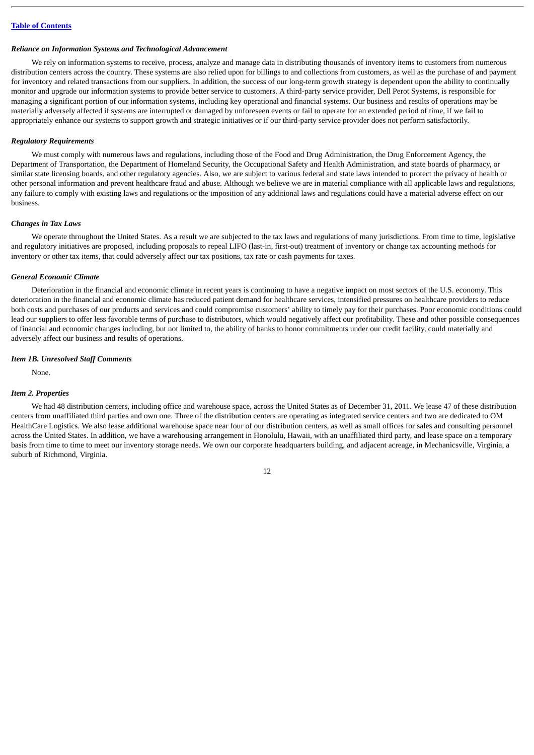### *Reliance on Information Systems and Technological Advancement*

We rely on information systems to receive, process, analyze and manage data in distributing thousands of inventory items to customers from numerous distribution centers across the country. These systems are also relied upon for billings to and collections from customers, as well as the purchase of and payment for inventory and related transactions from our suppliers. In addition, the success of our long-term growth strategy is dependent upon the ability to continually monitor and upgrade our information systems to provide better service to customers. A third-party service provider, Dell Perot Systems, is responsible for managing a significant portion of our information systems, including key operational and financial systems. Our business and results of operations may be materially adversely affected if systems are interrupted or damaged by unforeseen events or fail to operate for an extended period of time, if we fail to appropriately enhance our systems to support growth and strategic initiatives or if our third-party service provider does not perform satisfactorily.

### *Regulatory Requirements*

We must comply with numerous laws and regulations, including those of the Food and Drug Administration, the Drug Enforcement Agency, the Department of Transportation, the Department of Homeland Security, the Occupational Safety and Health Administration, and state boards of pharmacy, or similar state licensing boards, and other regulatory agencies. Also, we are subject to various federal and state laws intended to protect the privacy of health or other personal information and prevent healthcare fraud and abuse. Although we believe we are in material compliance with all applicable laws and regulations, any failure to comply with existing laws and regulations or the imposition of any additional laws and regulations could have a material adverse effect on our business.

### *Changes in Tax Laws*

We operate throughout the United States. As a result we are subjected to the tax laws and regulations of many jurisdictions. From time to time, legislative and regulatory initiatives are proposed, including proposals to repeal LIFO (last-in, first-out) treatment of inventory or change tax accounting methods for inventory or other tax items, that could adversely affect our tax positions, tax rate or cash payments for taxes.

### *General Economic Climate*

Deterioration in the financial and economic climate in recent years is continuing to have a negative impact on most sectors of the U.S. economy. This deterioration in the financial and economic climate has reduced patient demand for healthcare services, intensified pressures on healthcare providers to reduce both costs and purchases of our products and services and could compromise customers' ability to timely pay for their purchases. Poor economic conditions could lead our suppliers to offer less favorable terms of purchase to distributors, which would negatively affect our profitability. These and other possible consequences of financial and economic changes including, but not limited to, the ability of banks to honor commitments under our credit facility, could materially and adversely affect our business and results of operations.

### *Item 1B. Unresolved Staff Comments*

None.

### *Item 2. Properties*

We had 48 distribution centers, including office and warehouse space, across the United States as of December 31, 2011. We lease 47 of these distribution centers from unaffiliated third parties and own one. Three of the distribution centers are operating as integrated service centers and two are dedicated to OM HealthCare Logistics. We also lease additional warehouse space near four of our distribution centers, as well as small offices for sales and consulting personnel across the United States. In addition, we have a warehousing arrangement in Honolulu, Hawaii, with an unaffiliated third party, and lease space on a temporary basis from time to time to meet our inventory storage needs. We own our corporate headquarters building, and adjacent acreage, in Mechanicsville, Virginia, a suburb of Richmond, Virginia.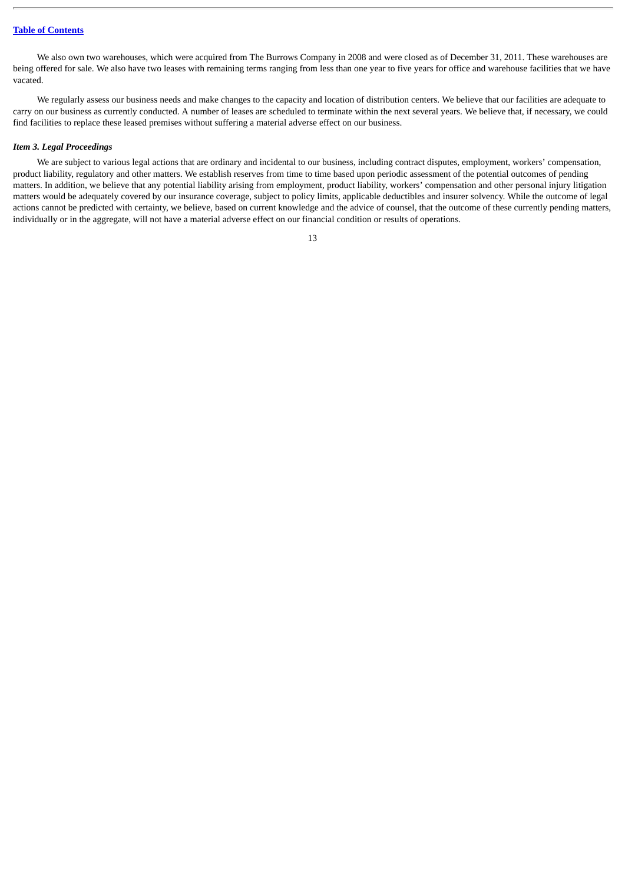We also own two warehouses, which were acquired from The Burrows Company in 2008 and were closed as of December 31, 2011. These warehouses are being offered for sale. We also have two leases with remaining terms ranging from less than one year to five years for office and warehouse facilities that we have vacated.

We regularly assess our business needs and make changes to the capacity and location of distribution centers. We believe that our facilities are adequate to carry on our business as currently conducted. A number of leases are scheduled to terminate within the next several years. We believe that, if necessary, we could find facilities to replace these leased premises without suffering a material adverse effect on our business.

### *Item 3. Legal Proceedings*

We are subject to various legal actions that are ordinary and incidental to our business, including contract disputes, employment, workers' compensation, product liability, regulatory and other matters. We establish reserves from time to time based upon periodic assessment of the potential outcomes of pending matters. In addition, we believe that any potential liability arising from employment, product liability, workers' compensation and other personal injury litigation matters would be adequately covered by our insurance coverage, subject to policy limits, applicable deductibles and insurer solvency. While the outcome of legal actions cannot be predicted with certainty, we believe, based on current knowledge and the advice of counsel, that the outcome of these currently pending matters, individually or in the aggregate, will not have a material adverse effect on our financial condition or results of operations.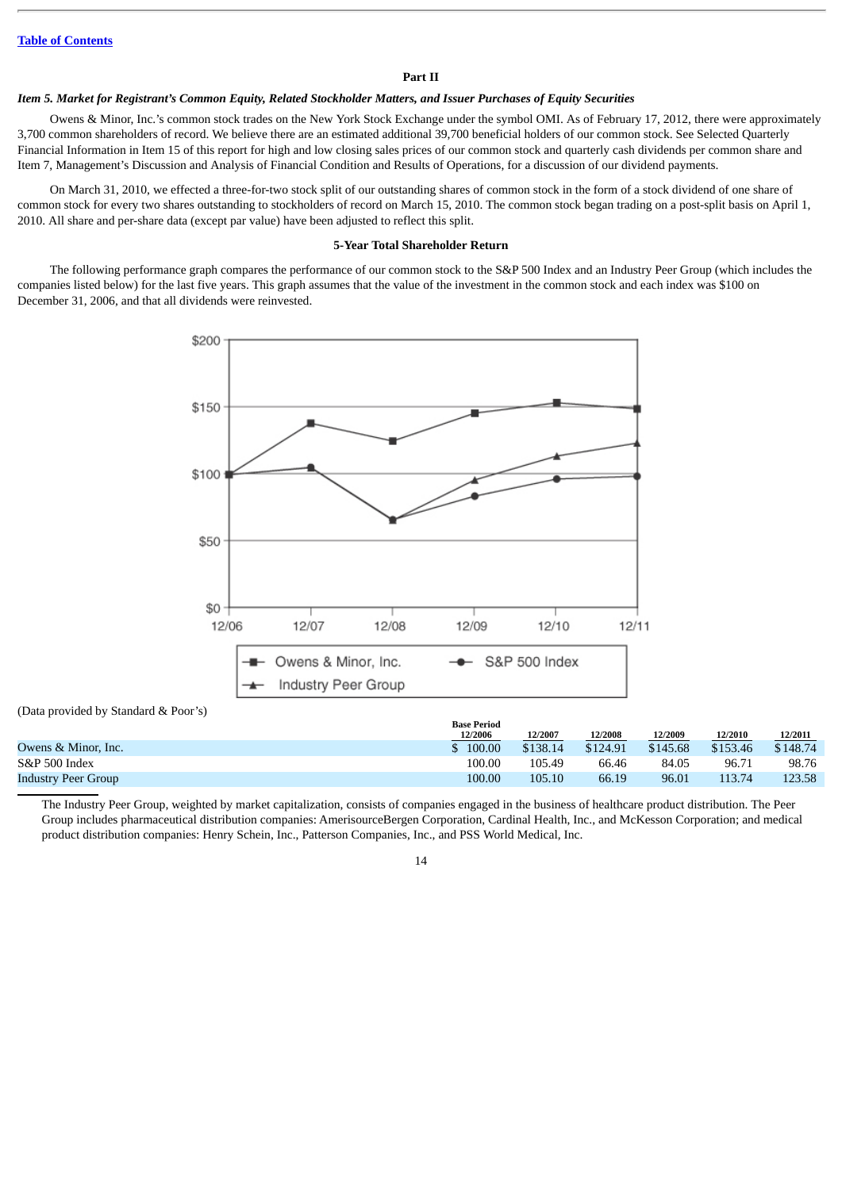[Table of Contents](#)

## Part II

### *Item 5. Market for Registrant's Common Equity, Related Stockholder Matters, and Issuer Purchases of Equity Securities*

Owens & Minor, Inc.'s common stock trades on the New York Stock Exchange under the symbol OMI. As of February 17, 2012, there were approximately 3,700 common shareholders of record. We believe there are an estimated additional 39,700 beneficial holders of our common stock. See Selected Quarterly Financial Information in Item 15 of this report for high and low closing sales prices of our common stock and quarterly cash dividends per common share and Item 7, Management's Discussion and Analysis of Financial Condition and Results of Operations, for a discussion of our dividend payments.

On March 31, 2010, we effected a three-for-two stock split of our outstanding shares of common stock in the form of a stock dividend of one share of common stock for every two shares outstanding to stockholders of record on March 15, 2010. The common stock began trading on a post-split basis on April 1, 2010. All share and per-share data (except par value) have been adjusted to reflect this split.

**5-Year Total Shareholder Return**

The following performance graph compares the performance of our common stock to the S&P 500 Index and an Industry Peer Group (which includes the companies listed below) for the last five years. This graph assumes that the value of the investment in the common stock and each index was $100 on December 31, 2006, and that all dividends were reinvested.

(Data provided by Standard & Poor's)

| | Base Period 12/2006 | 12/2007 | 12/2008 | 12/2009 | 12/2010 | 12/2011 |
|---|---|---|---|---|---|---|
| Owens & Minor, Inc. | $ 100.00 | $138.14 | $124.91 | $145.68 | $153.46 | $148.74 |
| S&P 500 Index | 100.00 | 105.49 | 66.46 | 84.05 | 96.71 | 98.76 |
| Industry Peer Group | 100.00 | 105.10 | 66.19 | 96.01 | 113.74 | 123.58 |

The Industry Peer Group, weighted by market capitalization, consists of companies engaged in the business of healthcare product distribution. The Peer Group includes pharmaceutical distribution companies: AmerisourceBergen Corporation, Cardinal Health, Inc., and McKesson Corporation; and medical product distribution companies: Henry Schein, Inc., Patterson Companies, Inc., and PSS World Medical, Inc.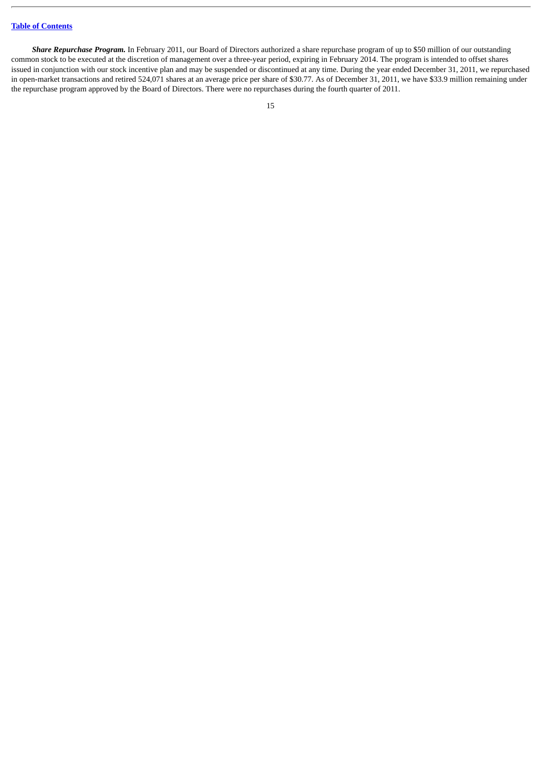***Share Repurchase Program.*** In February 2011, our Board of Directors authorized a share repurchase program of up to $50 million of our outstanding common stock to be executed at the discretion of management over a three-year period, expiring in February 2014. The program is intended to offset shares issued in conjunction with our stock incentive plan and may be suspended or discontinued at any time. During the year ended December 31, 2011, we repurchased in open-market transactions and retired 524,071 shares at an average price per share of $30.77. As of December 31, 2011, we have $33.9 million remaining under the repurchase program approved by the Board of Directors. There were no repurchases during the fourth quarter of 2011.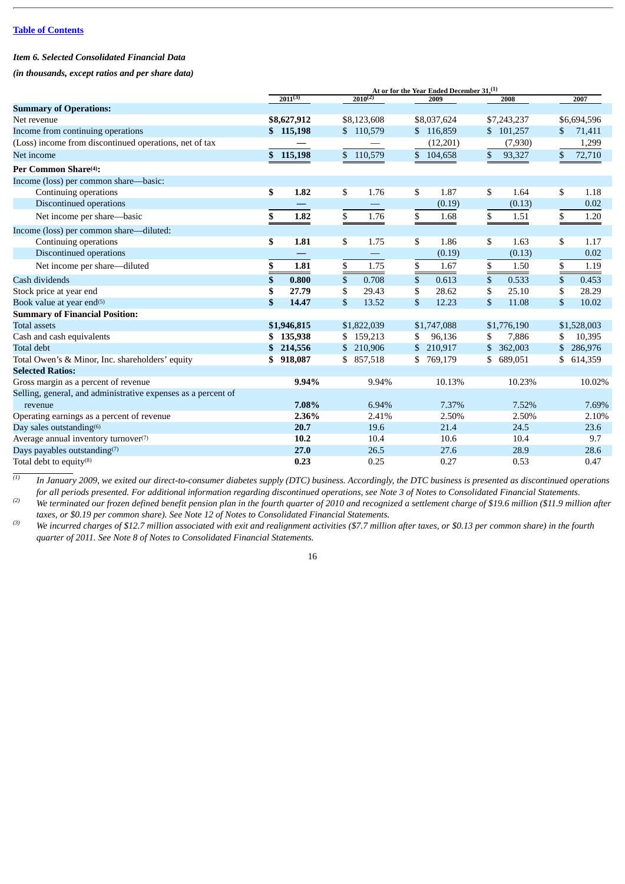Table of Contents

***Item 6. Selected Consolidated Financial Data***

***(in thousands, except ratios and per share data)***

| | At or for the Year Ended December 31,[1] | | | | |
|---|---|---|---|---|---|
| | **2011[3]** | 2010[2] | 2009 | 2008 | 2007 |
| **Summary of Operations:** | | | | | |
| Net revenue | **$8,627,912** | $8,123,608 | $8,037,624 | $7,243,237 | $6,694,596 |
| Income from continuing operations | **$ 115,198** | $ 110,579 | $ 116,859 | $ 101,257 | $ 71,411 |
| (Loss) income from discontinued operations, net of tax | **—** | — | (12,201) | (7,930) | 1,299 |
| Net income | **$ 115,198** | $ 110,579 | $ 104,658 | $ 93,327 | $ 72,710 |
| **Per Common Share[4]:** | | | | | |
| Income (loss) per common share—basic: | | | | | |
| Continuing operations | **$ 1.82** | $ 1.76 | $ 1.87 | $ 1.64 | $ 1.18 |
| Discontinued operations | **—** | — | (0.19) | (0.13) | 0.02 |
| Net income per share—basic | **$ 1.82** | $ 1.76 | $ 1.68 | $ 1.51 | $ 1.20 |
| Income (loss) per common share—diluted: | | | | | |
| Continuing operations | **$ 1.81** | $ 1.75 | $ 1.86 | $ 1.63 | $ 1.17 |
| Discontinued operations | **—** | — | (0.19) | (0.13) | 0.02 |
| Net income per share—diluted | **$ 1.81** | $ 1.75 | $ 1.67 | $ 1.50 | $ 1.19 |
| Cash dividends | **$ 0.800** | $ 0.708 | $ 0.613 | $ 0.533 | $ 0.453 |
| Stock price at year end | **$ 27.79** | $ 29.43 | $ 28.62 | $ 25.10 | $ 28.29 |
| Book value at year end[5] | **$ 14.47** | $ 13.52 | $ 12.23 | $ 11.08 | $ 10.02 |
| **Summary of Financial Position:** | | | | | |
| Total assets | **$1,946,815** | $1,822,039 | $1,747,088 | $1,776,190 | $1,528,003 |
| Cash and cash equivalents | **$ 135,938** | $ 159,213 | $ 96,136 | $ 7,886 | $ 10,395 |
| Total debt | **$ 214,556** | $ 210,906 | $ 210,917 | $ 362,003 | $ 286,976 |
| Total Owen's & Minor, Inc. shareholders' equity | **$ 918,087** | $ 857,518 | $ 769,179 | $ 689,051 | $ 614,359 |
| **Selected Ratios:** | | | | | |
| Gross margin as a percent of revenue | **9.94%** | 9.94% | 10.13% | 10.23% | 10.02% |
| Selling, general, and administrative expenses as a percent of revenue | **7.08%** | 6.94% | 7.37% | 7.52% | 7.69% |
| Operating earnings as a percent of revenue | **2.36%** | 2.41% | 2.50% | 2.50% | 2.10% |
| Day sales outstanding[6] | **20.7** | 19.6 | 21.4 | 24.5 | 23.6 |
| Average annual inventory turnover[7] | **10.2** | 10.4 | 10.6 | 10.4 | 9.7 |
| Days payables outstanding[7] | **27.0** | 26.5 | 27.6 | 28.9 | 28.6 |
| Total debt to equity[8] | **0.23** | 0.25 | 0.27 | 0.53 | 0.47 |

*(1) In January 2009, we exited our direct-to-consumer diabetes supply (DTC) business. Accordingly, the DTC business is presented as discontinued operations for all periods presented. For additional information regarding discontinued operations, see Note 3 of Notes to Consolidated Financial Statements.*

*(2) We terminated our frozen defined benefit pension plan in the fourth quarter of 2010 and recognized a settlement charge of $19.6 million ($11.9 million after taxes, or $0.19 per common share). See Note 12 of Notes to Consolidated Financial Statements.*

*(3) We incurred charges of $12.7 million associated with exit and realignment activities ($7.7 million after taxes, or $0.13 per common share) in the fourth quarter of 2011. See Note 8 of Notes to Consolidated Financial Statements.*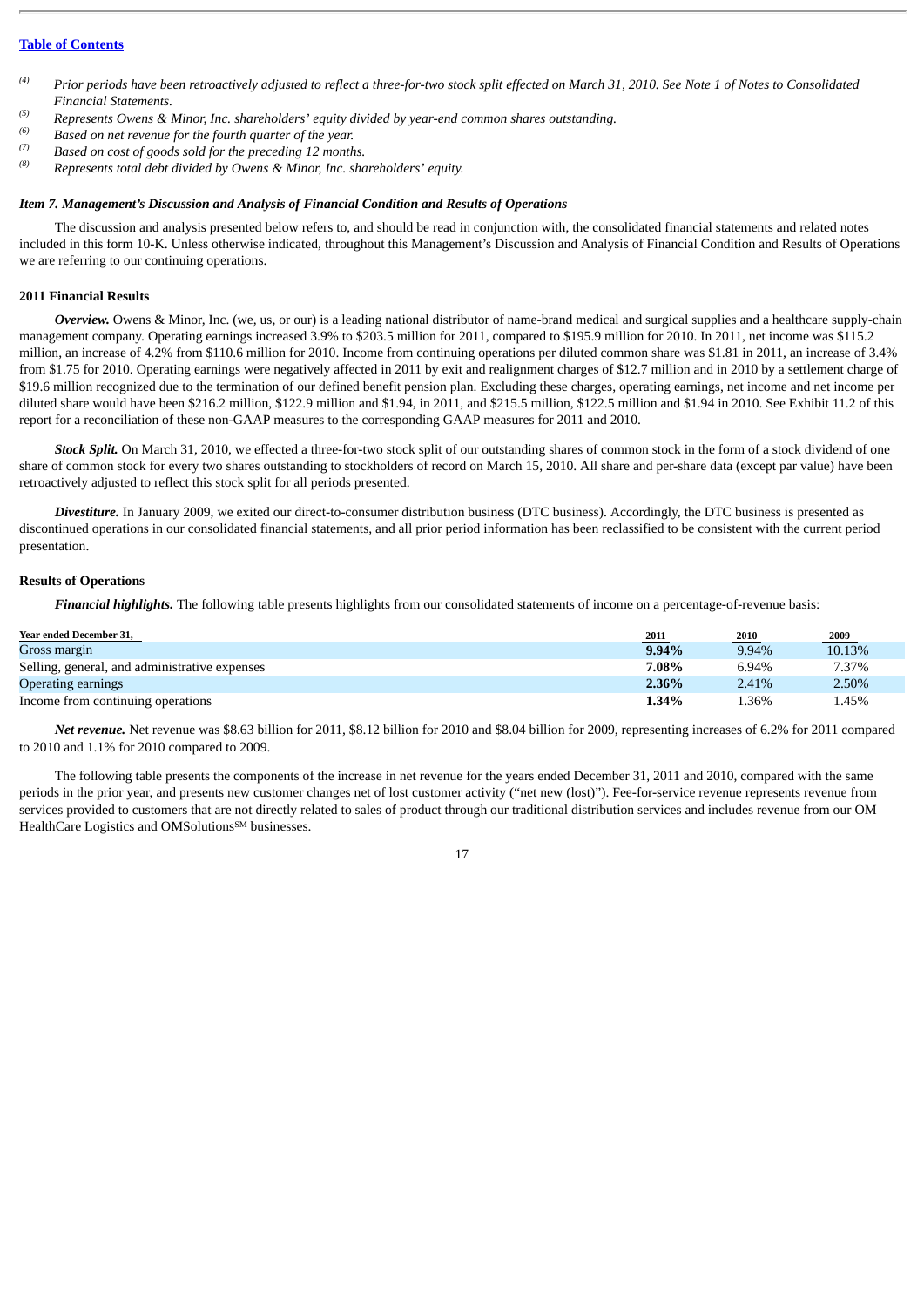[Table of Contents](#)

(4) *Prior periods have been retroactively adjusted to reflect a three-for-two stock split effected on March 31, 2010. See Note 1 of Notes to Consolidated Financial Statements.*

(5) *Represents Owens & Minor, Inc. shareholders' equity divided by year-end common shares outstanding.*

(6) *Based on net revenue for the fourth quarter of the year.*

(7) *Based on cost of goods sold for the preceding 12 months.*

(8) *Represents total debt divided by Owens & Minor, Inc. shareholders' equity.*

### *Item 7. Management's Discussion and Analysis of Financial Condition and Results of Operations*

The discussion and analysis presented below refers to, and should be read in conjunction with, the consolidated financial statements and related notes included in this form 10-K. Unless otherwise indicated, throughout this Management's Discussion and Analysis of Financial Condition and Results of Operations we are referring to our continuing operations.

#### 2011 Financial Results

***Overview.*** Owens & Minor, Inc. (we, us, or our) is a leading national distributor of name-brand medical and surgical supplies and a healthcare supply-chain management company. Operating earnings increased 3.9% to $203.5 million for 2011, compared to $195.9 million for 2010. In 2011, net income was $115.2 million, an increase of 4.2% from $110.6 million for 2010. Income from continuing operations per diluted common share was $1.81 in 2011, an increase of 3.4% from $1.75 for 2010. Operating earnings were negatively affected in 2011 by exit and realignment charges of $12.7 million and in 2010 by a settlement charge of $19.6 million recognized due to the termination of our defined benefit pension plan. Excluding these charges, operating earnings, net income and net income per diluted share would have been $216.2 million, $122.9 million and $1.94, in 2011, and $215.5 million, $122.5 million and $1.94 in 2010. See Exhibit 11.2 of this report for a reconciliation of these non-GAAP measures to the corresponding GAAP measures for 2011 and 2010.

***Stock Split.*** On March 31, 2010, we effected a three-for-two stock split of our outstanding shares of common stock in the form of a stock dividend of one share of common stock for every two shares outstanding to stockholders of record on March 15, 2010. All share and per-share data (except par value) have been retroactively adjusted to reflect this stock split for all periods presented.

***Divestiture.*** In January 2009, we exited our direct-to-consumer distribution business (DTC business). Accordingly, the DTC business is presented as discontinued operations in our consolidated financial statements, and all prior period information has been reclassified to be consistent with the current period presentation.

#### Results of Operations

***Financial highlights.*** The following table presents highlights from our consolidated statements of income on a percentage-of-revenue basis:

| Year ended December 31, | 2011 | 2010 | 2009 |
|---|---|---|---|
| Gross margin | **9.94%** | 9.94% | 10.13% |
| Selling, general, and administrative expenses | **7.08%** | 6.94% | 7.37% |
| Operating earnings | **2.36%** | 2.41% | 2.50% |
| Income from continuing operations | **1.34%** | 1.36% | 1.45% |

***Net revenue.*** Net revenue was $8.63 billion for 2011, $8.12 billion for 2010 and $8.04 billion for 2009, representing increases of 6.2% for 2011 compared to 2010 and 1.1% for 2010 compared to 2009.

The following table presents the components of the increase in net revenue for the years ended December 31, 2011 and 2010, compared with the same periods in the prior year, and presents new customer changes net of lost customer activity ("net new (lost)"). Fee-for-service revenue represents revenue from services provided to customers that are not directly related to sales of product through our traditional distribution services and includes revenue from our OM HealthCare Logistics and OMSolutions[SM] businesses.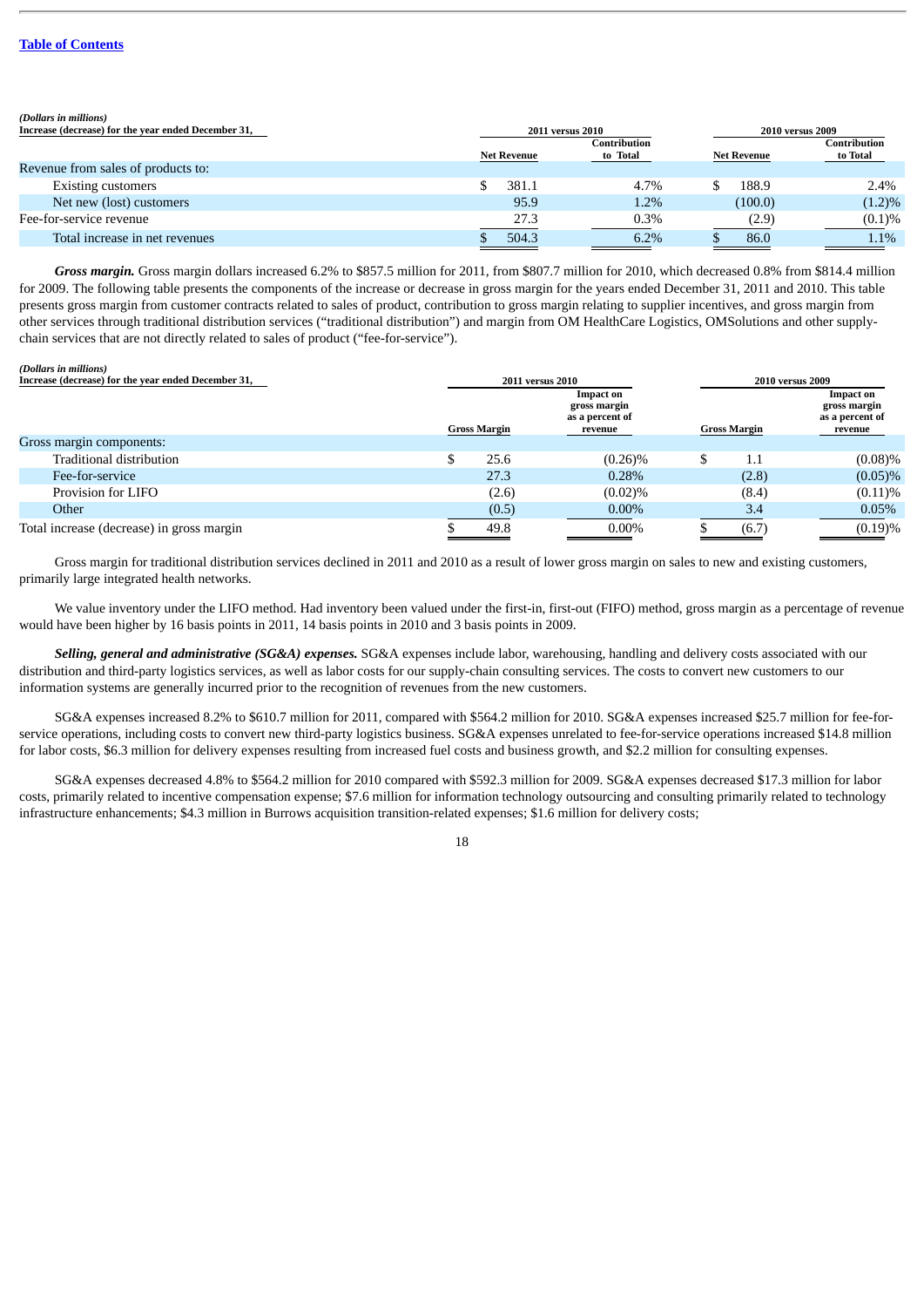*(Dollars in millions)*

| Increase (decrease) for the year ended December 31, | 2011 versus 2010 | | 2010 versus 2009 | |
|---|---|---|---|---|
| | Net Revenue | Contribution to Total | Net Revenue | Contribution to Total |
| Revenue from sales of products to: | | | | |
| Existing customers | $ 381.1 | 4.7% | $ 188.9 | 2.4% |
| Net new (lost) customers | 95.9 | 1.2% | (100.0) | (1.2)% |
| Fee-for-service revenue | 27.3 | 0.3% | (2.9) | (0.1)% |
| Total increase in net revenues | $ 504.3 | 6.2% | $ 86.0 | 1.1% |

***Gross margin.*** Gross margin dollars increased 6.2% to $857.5 million for 2011, from $807.7 million for 2010, which decreased 0.8% from $814.4 million for 2009. The following table presents the components of the increase or decrease in gross margin for the years ended December 31, 2011 and 2010. This table presents gross margin from customer contracts related to sales of product, contribution to gross margin relating to supplier incentives, and gross margin from other services through traditional distribution services ("traditional distribution") and margin from OM HealthCare Logistics, OMSolutions and other supply-chain services that are not directly related to sales of product ("fee-for-service").

*(Dollars in millions)*

| Increase (decrease) for the year ended December 31, | 2011 versus 2010 | | 2010 versus 2009 | |
|---|---|---|---|---|
| | Gross Margin | Impact on gross margin as a percent of revenue | Gross Margin | Impact on gross margin as a percent of revenue |
| Gross margin components: | | | | |
| Traditional distribution | $ 25.6 | (0.26)% | $ 1.1 | (0.08)% |
| Fee-for-service | 27.3 | 0.28% | (2.8) | (0.05)% |
| Provision for LIFO | (2.6) | (0.02)% | (8.4) | (0.11)% |
| Other | (0.5) | 0.00% | 3.4 | 0.05% |
| Total increase (decrease) in gross margin | $ 49.8 | 0.00% | $ (6.7) | (0.19)% |

Gross margin for traditional distribution services declined in 2011 and 2010 as a result of lower gross margin on sales to new and existing customers, primarily large integrated health networks.

We value inventory under the LIFO method. Had inventory been valued under the first-in, first-out (FIFO) method, gross margin as a percentage of revenue would have been higher by 16 basis points in 2011, 14 basis points in 2010 and 3 basis points in 2009.

***Selling, general and administrative (SG&A) expenses.*** SG&A expenses include labor, warehousing, handling and delivery costs associated with our distribution and third-party logistics services, as well as labor costs for our supply-chain consulting services. The costs to convert new customers to our information systems are generally incurred prior to the recognition of revenues from the new customers.

SG&A expenses increased 8.2% to $610.7 million for 2011, compared with $564.2 million for 2010. SG&A expenses increased $25.7 million for fee-for-service operations, including costs to convert new third-party logistics business. SG&A expenses unrelated to fee-for-service operations increased $14.8 million for labor costs, $6.3 million for delivery expenses resulting from increased fuel costs and business growth, and $2.2 million for consulting expenses.

SG&A expenses decreased 4.8% to $564.2 million for 2010 compared with $592.3 million for 2009. SG&A expenses decreased $17.3 million for labor costs, primarily related to incentive compensation expense; $7.6 million for information technology outsourcing and consulting primarily related to technology infrastructure enhancements; $4.3 million in Burrows acquisition transition-related expenses; $1.6 million for delivery costs;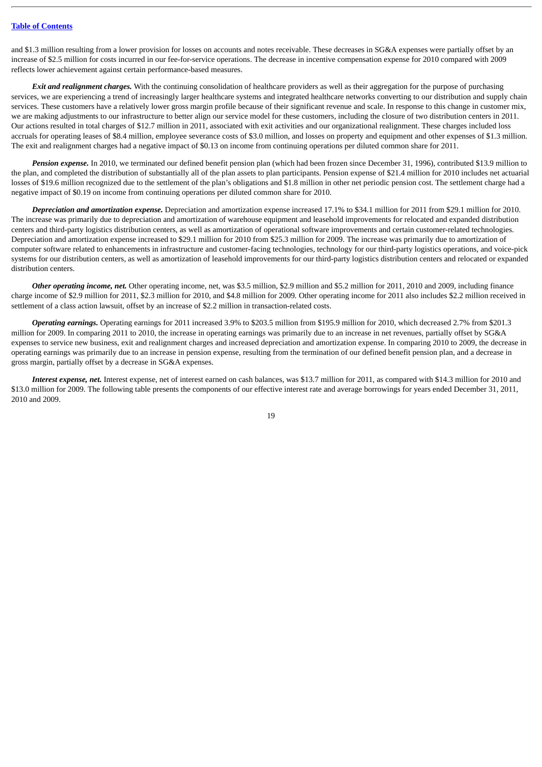and $1.3 million resulting from a lower provision for losses on accounts and notes receivable. These decreases in SG&A expenses were partially offset by an increase of $2.5 million for costs incurred in our fee-for-service operations. The decrease in incentive compensation expense for 2010 compared with 2009 reflects lower achievement against certain performance-based measures.

***Exit and realignment charges.*** With the continuing consolidation of healthcare providers as well as their aggregation for the purpose of purchasing services, we are experiencing a trend of increasingly larger healthcare systems and integrated healthcare networks converting to our distribution and supply chain services. These customers have a relatively lower gross margin profile because of their significant revenue and scale. In response to this change in customer mix, we are making adjustments to our infrastructure to better align our service model for these customers, including the closure of two distribution centers in 2011. Our actions resulted in total charges of $12.7 million in 2011, associated with exit activities and our organizational realignment. These charges included loss accruals for operating leases of $8.4 million, employee severance costs of $3.0 million, and losses on property and equipment and other expenses of $1.3 million. The exit and realignment charges had a negative impact of $0.13 on income from continuing operations per diluted common share for 2011.

***Pension expense.*** In 2010, we terminated our defined benefit pension plan (which had been frozen since December 31, 1996), contributed $13.9 million to the plan, and completed the distribution of substantially all of the plan assets to plan participants. Pension expense of $21.4 million for 2010 includes net actuarial losses of $19.6 million recognized due to the settlement of the plan's obligations and $1.8 million in other net periodic pension cost. The settlement charge had a negative impact of $0.19 on income from continuing operations per diluted common share for 2010.

***Depreciation and amortization expense.*** Depreciation and amortization expense increased 17.1% to $34.1 million for 2011 from $29.1 million for 2010. The increase was primarily due to depreciation and amortization of warehouse equipment and leasehold improvements for relocated and expanded distribution centers and third-party logistics distribution centers, as well as amortization of operational software improvements and certain customer-related technologies. Depreciation and amortization expense increased to $29.1 million for 2010 from $25.3 million for 2009. The increase was primarily due to amortization of computer software related to enhancements in infrastructure and customer-facing technologies, technology for our third-party logistics operations, and voice-pick systems for our distribution centers, as well as amortization of leasehold improvements for our third-party logistics distribution centers and relocated or expanded distribution centers.

***Other operating income, net.*** Other operating income, net, was $3.5 million, $2.9 million and $5.2 million for 2011, 2010 and 2009, including finance charge income of $2.9 million for 2011, $2.3 million for 2010, and $4.8 million for 2009. Other operating income for 2011 also includes $2.2 million received in settlement of a class action lawsuit, offset by an increase of $2.2 million in transaction-related costs.

***Operating earnings.*** Operating earnings for 2011 increased 3.9% to $203.5 million from $195.9 million for 2010, which decreased 2.7% from $201.3 million for 2009. In comparing 2011 to 2010, the increase in operating earnings was primarily due to an increase in net revenues, partially offset by SG&A expenses to service new business, exit and realignment charges and increased depreciation and amortization expense. In comparing 2010 to 2009, the decrease in operating earnings was primarily due to an increase in pension expense, resulting from the termination of our defined benefit pension plan, and a decrease in gross margin, partially offset by a decrease in SG&A expenses.

***Interest expense, net.*** Interest expense, net of interest earned on cash balances, was $13.7 million for 2011, as compared with $14.3 million for 2010 and $13.0 million for 2009. The following table presents the components of our effective interest rate and average borrowings for years ended December 31, 2011, 2010 and 2009.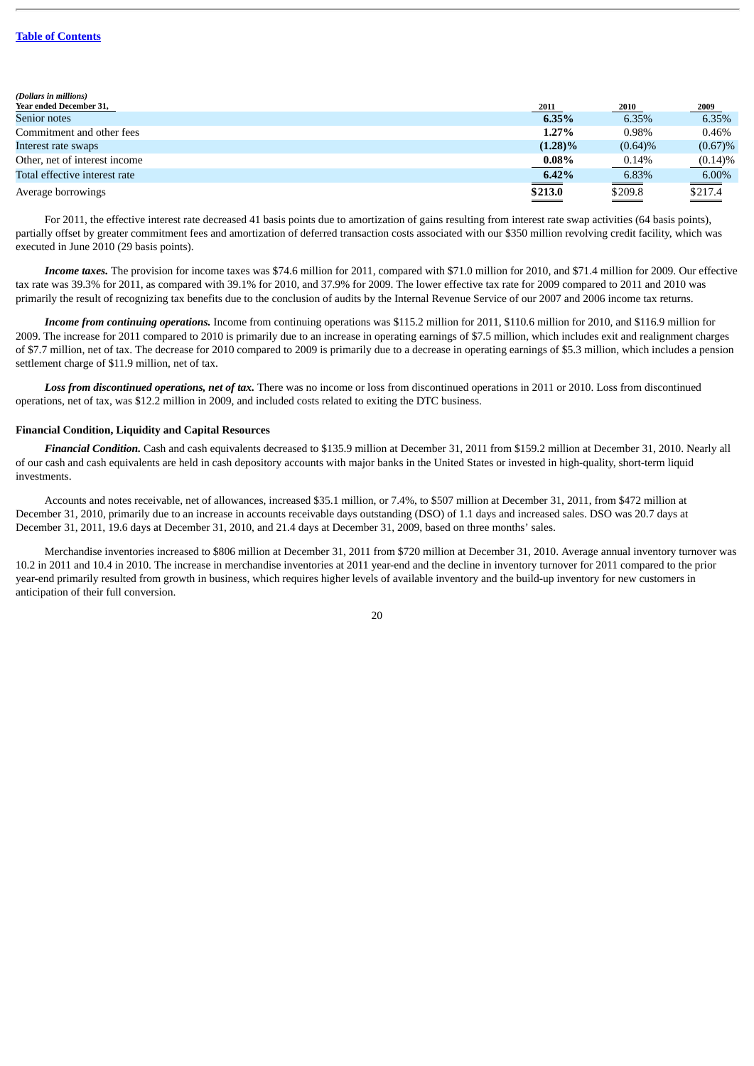| *(Dollars in millions)*<br>Year ended December 31, | 2011 | 2010 | 2009 |
|---|---|---|---|
| Senior notes | **6.35%** | 6.35% | 6.35% |
| Commitment and other fees | **1.27%** | 0.98% | 0.46% |
| Interest rate swaps | **(1.28)%** | (0.64)% | (0.67)% |
| Other, net of interest income | **0.08%** | 0.14% | (0.14)% |
| Total effective interest rate | **6.42%** | 6.83% | 6.00% |
| Average borrowings | **$213.0** | $209.8 | $217.4 |

For 2011, the effective interest rate decreased 41 basis points due to amortization of gains resulting from interest rate swap activities (64 basis points), partially offset by greater commitment fees and amortization of deferred transaction costs associated with our $350 million revolving credit facility, which was executed in June 2010 (29 basis points).

***Income taxes.*** The provision for income taxes was $74.6 million for 2011, compared with $71.0 million for 2010, and $71.4 million for 2009. Our effective tax rate was 39.3% for 2011, as compared with 39.1% for 2010, and 37.9% for 2009. The lower effective tax rate for 2009 compared to 2011 and 2010 was primarily the result of recognizing tax benefits due to the conclusion of audits by the Internal Revenue Service of our 2007 and 2006 income tax returns.

***Income from continuing operations.*** Income from continuing operations was $115.2 million for 2011, $110.6 million for 2010, and $116.9 million for 2009. The increase for 2011 compared to 2010 is primarily due to an increase in operating earnings of $7.5 million, which includes exit and realignment charges of $7.7 million, net of tax. The decrease for 2010 compared to 2009 is primarily due to a decrease in operating earnings of $5.3 million, which includes a pension settlement charge of $11.9 million, net of tax.

***Loss from discontinued operations, net of tax.*** There was no income or loss from discontinued operations in 2011 or 2010. Loss from discontinued operations, net of tax, was $12.2 million in 2009, and included costs related to exiting the DTC business.

**Financial Condition, Liquidity and Capital Resources**

***Financial Condition.*** Cash and cash equivalents decreased to $135.9 million at December 31, 2011 from $159.2 million at December 31, 2010. Nearly all of our cash and cash equivalents are held in cash depository accounts with major banks in the United States or invested in high-quality, short-term liquid investments.

Accounts and notes receivable, net of allowances, increased $35.1 million, or 7.4%, to $507 million at December 31, 2011, from $472 million at December 31, 2010, primarily due to an increase in accounts receivable days outstanding (DSO) of 1.1 days and increased sales. DSO was 20.7 days at December 31, 2011, 19.6 days at December 31, 2010, and 21.4 days at December 31, 2009, based on three months' sales.

Merchandise inventories increased to $806 million at December 31, 2011 from $720 million at December 31, 2010. Average annual inventory turnover was 10.2 in 2011 and 10.4 in 2010. The increase in merchandise inventories at 2011 year-end and the decline in inventory turnover for 2011 compared to the prior year-end primarily resulted from growth in business, which requires higher levels of available inventory and the build-up inventory for new customers in anticipation of their full conversion.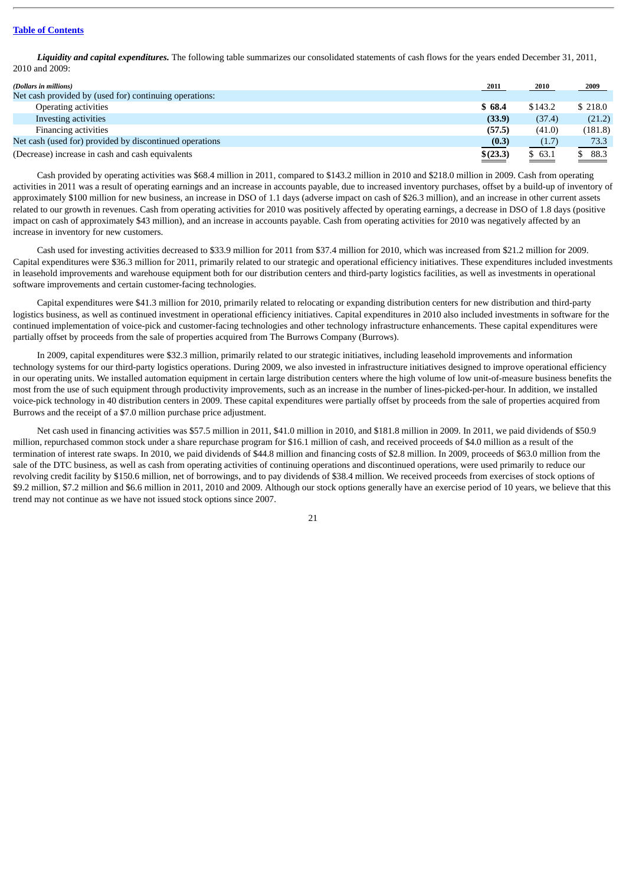***Liquidity and capital expenditures.*** The following table summarizes our consolidated statements of cash flows for the years ended December 31, 2011, 2010 and 2009:

| *(Dollars in millions)* | 2011 | 2010 | 2009 |
|---|---|---|---|
| Net cash provided by (used for) continuing operations: | | | |
| Operating activities | **$ 68.4** | $143.2 | $ 218.0 |
| Investing activities | **(33.9)** | (37.4) | (21.2) |
| Financing activities | **(57.5)** | (41.0) | (181.8) |
| Net cash (used for) provided by discontinued operations | **(0.3)** | (1.7) | 73.3 |
| (Decrease) increase in cash and cash equivalents | **$(23.3)** | $ 63.1 | $ 88.3 |

Cash provided by operating activities was $68.4 million in 2011, compared to $143.2 million in 2010 and $218.0 million in 2009. Cash from operating activities in 2011 was a result of operating earnings and an increase in accounts payable, due to increased inventory purchases, offset by a build-up of inventory of approximately $100 million for new business, an increase in DSO of 1.1 days (adverse impact on cash of $26.3 million), and an increase in other current assets related to our growth in revenues. Cash from operating activities for 2010 was positively affected by operating earnings, a decrease in DSO of 1.8 days (positive impact on cash of approximately $43 million), and an increase in accounts payable. Cash from operating activities for 2010 was negatively affected by an increase in inventory for new customers.

Cash used for investing activities decreased to $33.9 million for 2011 from $37.4 million for 2010, which was increased from $21.2 million for 2009. Capital expenditures were $36.3 million for 2011, primarily related to our strategic and operational efficiency initiatives. These expenditures included investments in leasehold improvements and warehouse equipment both for our distribution centers and third-party logistics facilities, as well as investments in operational software improvements and certain customer-facing technologies.

Capital expenditures were $41.3 million for 2010, primarily related to relocating or expanding distribution centers for new distribution and third-party logistics business, as well as continued investment in operational efficiency initiatives. Capital expenditures in 2010 also included investments in software for the continued implementation of voice-pick and customer-facing technologies and other technology infrastructure enhancements. These capital expenditures were partially offset by proceeds from the sale of properties acquired from The Burrows Company (Burrows).

In 2009, capital expenditures were $32.3 million, primarily related to our strategic initiatives, including leasehold improvements and information technology systems for our third-party logistics operations. During 2009, we also invested in infrastructure initiatives designed to improve operational efficiency in our operating units. We installed automation equipment in certain large distribution centers where the high volume of low unit-of-measure business benefits the most from the use of such equipment through productivity improvements, such as an increase in the number of lines-picked-per-hour. In addition, we installed voice-pick technology in 40 distribution centers in 2009. These capital expenditures were partially offset by proceeds from the sale of properties acquired from Burrows and the receipt of a $7.0 million purchase price adjustment.

Net cash used in financing activities was $57.5 million in 2011, $41.0 million in 2010, and $181.8 million in 2009. In 2011, we paid dividends of $50.9 million, repurchased common stock under a share repurchase program for $16.1 million of cash, and received proceeds of $4.0 million as a result of the termination of interest rate swaps. In 2010, we paid dividends of $44.8 million and financing costs of $2.8 million. In 2009, proceeds of $63.0 million from the sale of the DTC business, as well as cash from operating activities of continuing operations and discontinued operations, were used primarily to reduce our revolving credit facility by $150.6 million, net of borrowings, and to pay dividends of $38.4 million. We received proceeds from exercises of stock options of $9.2 million, $7.2 million and $6.6 million in 2011, 2010 and 2009. Although our stock options generally have an exercise period of 10 years, we believe that this trend may not continue as we have not issued stock options since 2007.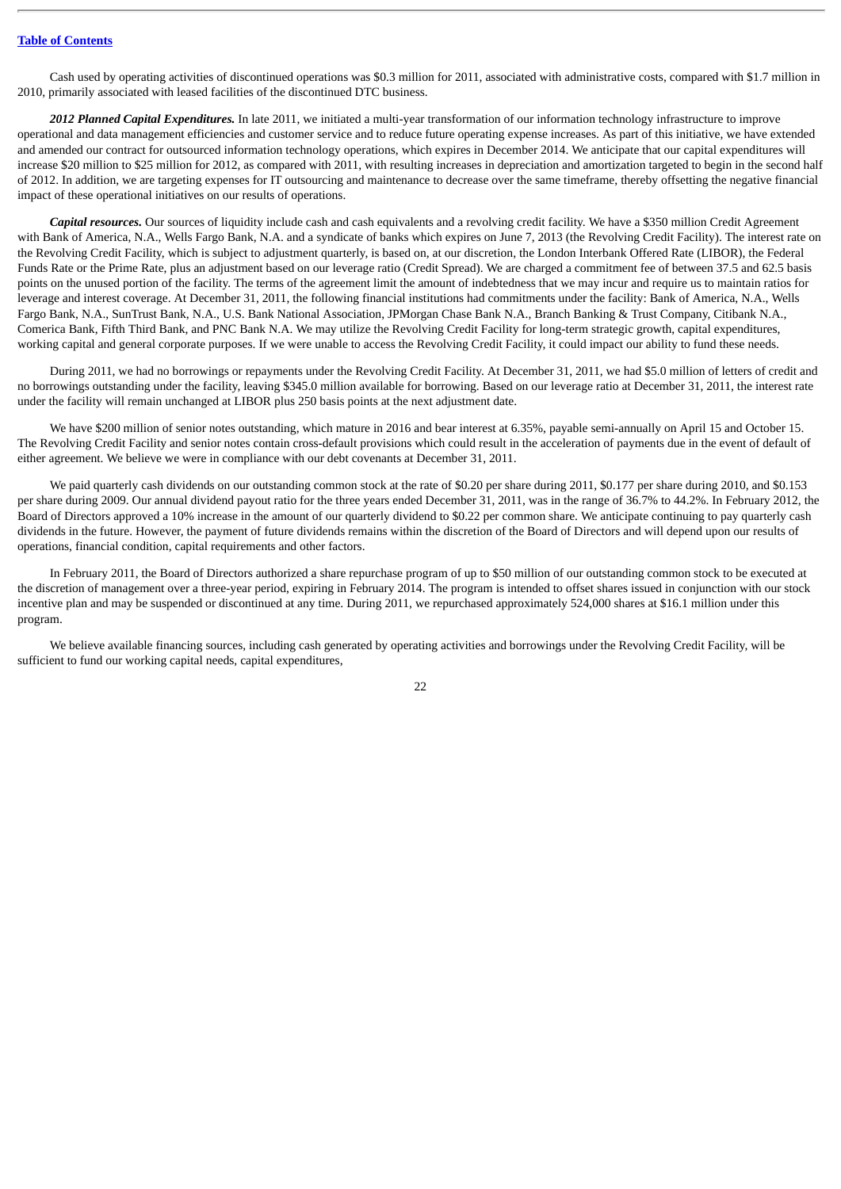Cash used by operating activities of discontinued operations was $0.3 million for 2011, associated with administrative costs, compared with $1.7 million in 2010, primarily associated with leased facilities of the discontinued DTC business.

***2012 Planned Capital Expenditures.*** In late 2011, we initiated a multi-year transformation of our information technology infrastructure to improve operational and data management efficiencies and customer service and to reduce future operating expense increases. As part of this initiative, we have extended and amended our contract for outsourced information technology operations, which expires in December 2014. We anticipate that our capital expenditures will increase $20 million to $25 million for 2012, as compared with 2011, with resulting increases in depreciation and amortization targeted to begin in the second half of 2012. In addition, we are targeting expenses for IT outsourcing and maintenance to decrease over the same timeframe, thereby offsetting the negative financial impact of these operational initiatives on our results of operations.

***Capital resources.*** Our sources of liquidity include cash and cash equivalents and a revolving credit facility. We have a $350 million Credit Agreement with Bank of America, N.A., Wells Fargo Bank, N.A. and a syndicate of banks which expires on June 7, 2013 (the Revolving Credit Facility). The interest rate on the Revolving Credit Facility, which is subject to adjustment quarterly, is based on, at our discretion, the London Interbank Offered Rate (LIBOR), the Federal Funds Rate or the Prime Rate, plus an adjustment based on our leverage ratio (Credit Spread). We are charged a commitment fee of between 37.5 and 62.5 basis points on the unused portion of the facility. The terms of the agreement limit the amount of indebtedness that we may incur and require us to maintain ratios for leverage and interest coverage. At December 31, 2011, the following financial institutions had commitments under the facility: Bank of America, N.A., Wells Fargo Bank, N.A., SunTrust Bank, N.A., U.S. Bank National Association, JPMorgan Chase Bank N.A., Branch Banking & Trust Company, Citibank N.A., Comerica Bank, Fifth Third Bank, and PNC Bank N.A. We may utilize the Revolving Credit Facility for long-term strategic growth, capital expenditures, working capital and general corporate purposes. If we were unable to access the Revolving Credit Facility, it could impact our ability to fund these needs.

During 2011, we had no borrowings or repayments under the Revolving Credit Facility. At December 31, 2011, we had $5.0 million of letters of credit and no borrowings outstanding under the facility, leaving $345.0 million available for borrowing. Based on our leverage ratio at December 31, 2011, the interest rate under the facility will remain unchanged at LIBOR plus 250 basis points at the next adjustment date.

We have $200 million of senior notes outstanding, which mature in 2016 and bear interest at 6.35%, payable semi-annually on April 15 and October 15. The Revolving Credit Facility and senior notes contain cross-default provisions which could result in the acceleration of payments due in the event of default of either agreement. We believe we were in compliance with our debt covenants at December 31, 2011.

We paid quarterly cash dividends on our outstanding common stock at the rate of $0.20 per share during 2011, $0.177 per share during 2010, and $0.153 per share during 2009. Our annual dividend payout ratio for the three years ended December 31, 2011, was in the range of 36.7% to 44.2%. In February 2012, the Board of Directors approved a 10% increase in the amount of our quarterly dividend to $0.22 per common share. We anticipate continuing to pay quarterly cash dividends in the future. However, the payment of future dividends remains within the discretion of the Board of Directors and will depend upon our results of operations, financial condition, capital requirements and other factors.

In February 2011, the Board of Directors authorized a share repurchase program of up to $50 million of our outstanding common stock to be executed at the discretion of management over a three-year period, expiring in February 2014. The program is intended to offset shares issued in conjunction with our stock incentive plan and may be suspended or discontinued at any time. During 2011, we repurchased approximately 524,000 shares at $16.1 million under this program.

We believe available financing sources, including cash generated by operating activities and borrowings under the Revolving Credit Facility, will be sufficient to fund our working capital needs, capital expenditures,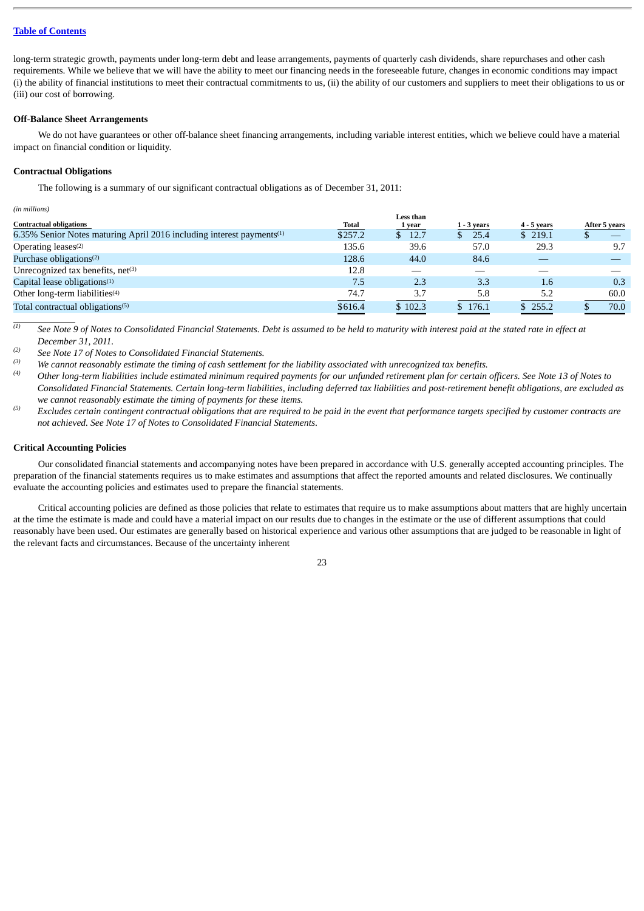long-term strategic growth, payments under long-term debt and lease arrangements, payments of quarterly cash dividends, share repurchases and other cash requirements. While we believe that we will have the ability to meet our financing needs in the foreseeable future, changes in economic conditions may impact (i) the ability of financial institutions to meet their contractual commitments to us, (ii) the ability of our customers and suppliers to meet their obligations to us or (iii) our cost of borrowing.

**Off-Balance Sheet Arrangements**

We do not have guarantees or other off-balance sheet financing arrangements, including variable interest entities, which we believe could have a material impact on financial condition or liquidity.

**Contractual Obligations**

The following is a summary of our significant contractual obligations as of December 31, 2011:

*(in millions)*

| Contractual obligations | Total | Less than 1 year | 1 - 3 years | 4 - 5 years | After 5 years |
|---|---|---|---|---|---|
| 6.35% Senior Notes maturing April 2016 including interest payments[1] | $257.2 | $ 12.7 | $ 25.4 | $ 219.1 | $ — |
| Operating leases[2] | 135.6 | 39.6 | 57.0 | 29.3 | 9.7 |
| Purchase obligations[2] | 128.6 | 44.0 | 84.6 | — | — |
| Unrecognized tax benefits, net[3] | 12.8 | — | — | — | — |
| Capital lease obligations[1] | 7.5 | 2.3 | 3.3 | 1.6 | 0.3 |
| Other long-term liabilities[4] | 74.7 | 3.7 | 5.8 | 5.2 | 60.0 |
| Total contractual obligations[5] | $616.4 | $ 102.3 | $ 176.1 | $ 255.2 | $ 70.0 |

(1) *See Note 9 of Notes to Consolidated Financial Statements. Debt is assumed to be held to maturity with interest paid at the stated rate in effect at December 31, 2011.*

(2) *See Note 17 of Notes to Consolidated Financial Statements.*

(3) *We cannot reasonably estimate the timing of cash settlement for the liability associated with unrecognized tax benefits.*

(4) *Other long-term liabilities include estimated minimum required payments for our unfunded retirement plan for certain officers. See Note 13 of Notes to Consolidated Financial Statements. Certain long-term liabilities, including deferred tax liabilities and post-retirement benefit obligations, are excluded as we cannot reasonably estimate the timing of payments for these items.*

(5) *Excludes certain contingent contractual obligations that are required to be paid in the event that performance targets specified by customer contracts are not achieved. See Note 17 of Notes to Consolidated Financial Statements.*

**Critical Accounting Policies**

Our consolidated financial statements and accompanying notes have been prepared in accordance with U.S. generally accepted accounting principles. The preparation of the financial statements requires us to make estimates and assumptions that affect the reported amounts and related disclosures. We continually evaluate the accounting policies and estimates used to prepare the financial statements.

Critical accounting policies are defined as those policies that relate to estimates that require us to make assumptions about matters that are highly uncertain at the time the estimate is made and could have a material impact on our results due to changes in the estimate or the use of different assumptions that could reasonably have been used. Our estimates are generally based on historical experience and various other assumptions that are judged to be reasonable in light of the relevant facts and circumstances. Because of the uncertainty inherent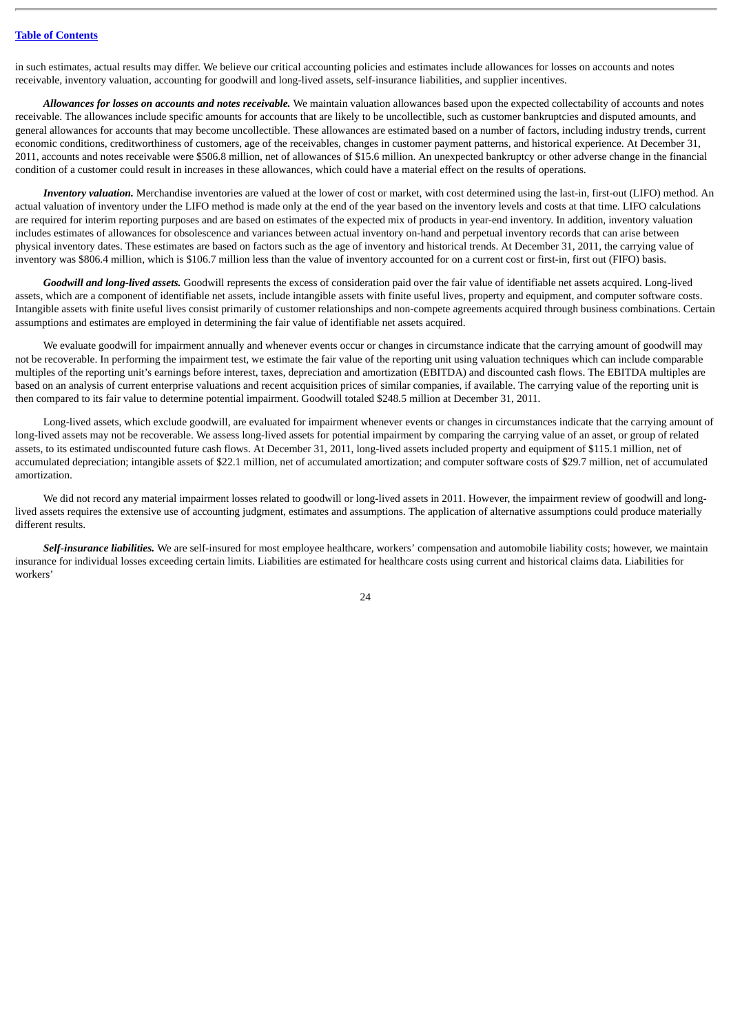in such estimates, actual results may differ. We believe our critical accounting policies and estimates include allowances for losses on accounts and notes receivable, inventory valuation, accounting for goodwill and long-lived assets, self-insurance liabilities, and supplier incentives.

***Allowances for losses on accounts and notes receivable.*** We maintain valuation allowances based upon the expected collectability of accounts and notes receivable. The allowances include specific amounts for accounts that are likely to be uncollectible, such as customer bankruptcies and disputed amounts, and general allowances for accounts that may become uncollectible. These allowances are estimated based on a number of factors, including industry trends, current economic conditions, creditworthiness of customers, age of the receivables, changes in customer payment patterns, and historical experience. At December 31, 2011, accounts and notes receivable were $506.8 million, net of allowances of $15.6 million. An unexpected bankruptcy or other adverse change in the financial condition of a customer could result in increases in these allowances, which could have a material effect on the results of operations.

***Inventory valuation.*** Merchandise inventories are valued at the lower of cost or market, with cost determined using the last-in, first-out (LIFO) method. An actual valuation of inventory under the LIFO method is made only at the end of the year based on the inventory levels and costs at that time. LIFO calculations are required for interim reporting purposes and are based on estimates of the expected mix of products in year-end inventory. In addition, inventory valuation includes estimates of allowances for obsolescence and variances between actual inventory on-hand and perpetual inventory records that can arise between physical inventory dates. These estimates are based on factors such as the age of inventory and historical trends. At December 31, 2011, the carrying value of inventory was $806.4 million, which is $106.7 million less than the value of inventory accounted for on a current cost or first-in, first out (FIFO) basis.

***Goodwill and long-lived assets.*** Goodwill represents the excess of consideration paid over the fair value of identifiable net assets acquired. Long-lived assets, which are a component of identifiable net assets, include intangible assets with finite useful lives, property and equipment, and computer software costs. Intangible assets with finite useful lives consist primarily of customer relationships and non-compete agreements acquired through business combinations. Certain assumptions and estimates are employed in determining the fair value of identifiable net assets acquired.

We evaluate goodwill for impairment annually and whenever events occur or changes in circumstance indicate that the carrying amount of goodwill may not be recoverable. In performing the impairment test, we estimate the fair value of the reporting unit using valuation techniques which can include comparable multiples of the reporting unit's earnings before interest, taxes, depreciation and amortization (EBITDA) and discounted cash flows. The EBITDA multiples are based on an analysis of current enterprise valuations and recent acquisition prices of similar companies, if available. The carrying value of the reporting unit is then compared to its fair value to determine potential impairment. Goodwill totaled $248.5 million at December 31, 2011.

Long-lived assets, which exclude goodwill, are evaluated for impairment whenever events or changes in circumstances indicate that the carrying amount of long-lived assets may not be recoverable. We assess long-lived assets for potential impairment by comparing the carrying value of an asset, or group of related assets, to its estimated undiscounted future cash flows. At December 31, 2011, long-lived assets included property and equipment of $115.1 million, net of accumulated depreciation; intangible assets of $22.1 million, net of accumulated amortization; and computer software costs of $29.7 million, net of accumulated amortization.

We did not record any material impairment losses related to goodwill or long-lived assets in 2011. However, the impairment review of goodwill and long-lived assets requires the extensive use of accounting judgment, estimates and assumptions. The application of alternative assumptions could produce materially different results.

***Self-insurance liabilities.*** We are self-insured for most employee healthcare, workers' compensation and automobile liability costs; however, we maintain insurance for individual losses exceeding certain limits. Liabilities are estimated for healthcare costs using current and historical claims data. Liabilities for workers'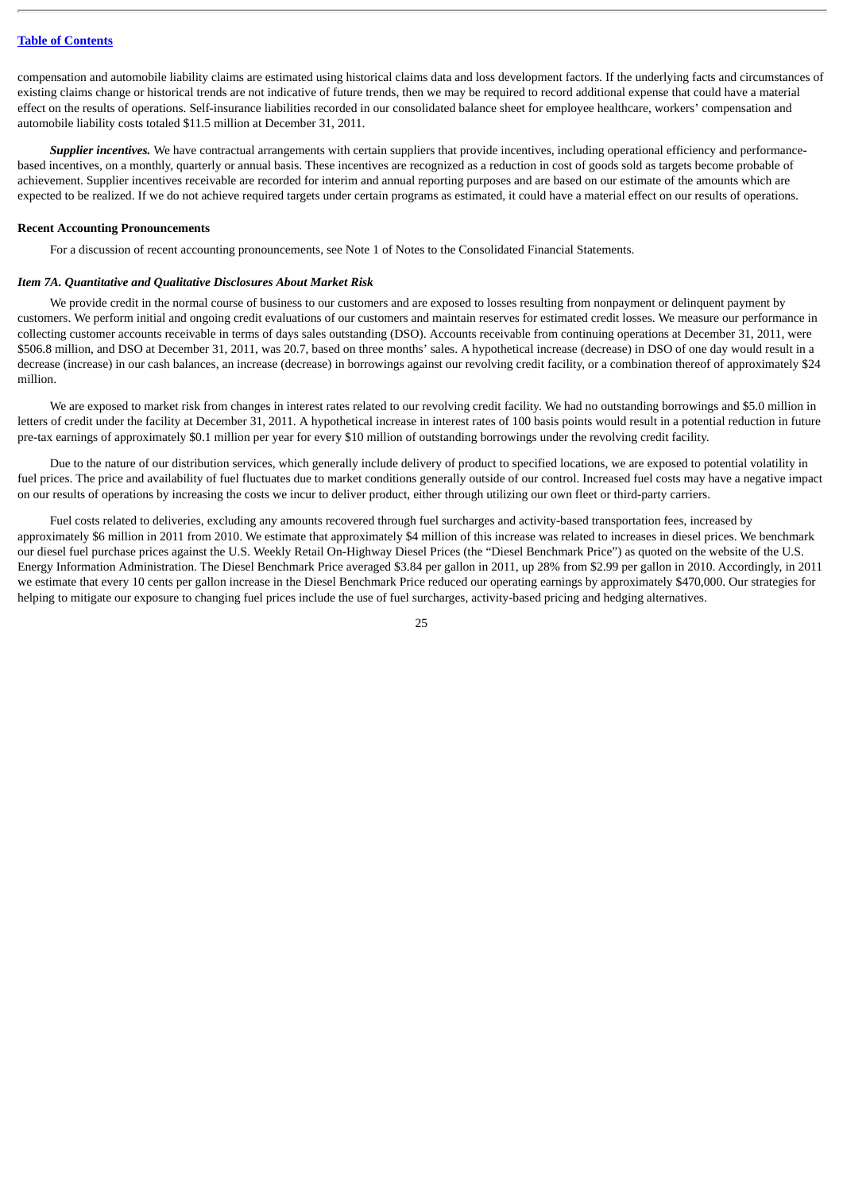compensation and automobile liability claims are estimated using historical claims data and loss development factors. If the underlying facts and circumstances of existing claims change or historical trends are not indicative of future trends, then we may be required to record additional expense that could have a material effect on the results of operations. Self-insurance liabilities recorded in our consolidated balance sheet for employee healthcare, workers' compensation and automobile liability costs totaled $11.5 million at December 31, 2011.

***Supplier incentives.*** We have contractual arrangements with certain suppliers that provide incentives, including operational efficiency and performance-based incentives, on a monthly, quarterly or annual basis. These incentives are recognized as a reduction in cost of goods sold as targets become probable of achievement. Supplier incentives receivable are recorded for interim and annual reporting purposes and are based on our estimate of the amounts which are expected to be realized. If we do not achieve required targets under certain programs as estimated, it could have a material effect on our results of operations.

**Recent Accounting Pronouncements**

For a discussion of recent accounting pronouncements, see Note 1 of Notes to the Consolidated Financial Statements.

***Item 7A. Quantitative and Qualitative Disclosures About Market Risk***

We provide credit in the normal course of business to our customers and are exposed to losses resulting from nonpayment or delinquent payment by customers. We perform initial and ongoing credit evaluations of our customers and maintain reserves for estimated credit losses. We measure our performance in collecting customer accounts receivable in terms of days sales outstanding (DSO). Accounts receivable from continuing operations at December 31, 2011, were $506.8 million, and DSO at December 31, 2011, was 20.7, based on three months' sales. A hypothetical increase (decrease) in DSO of one day would result in a decrease (increase) in our cash balances, an increase (decrease) in borrowings against our revolving credit facility, or a combination thereof of approximately $24 million.

We are exposed to market risk from changes in interest rates related to our revolving credit facility. We had no outstanding borrowings and $5.0 million in letters of credit under the facility at December 31, 2011. A hypothetical increase in interest rates of 100 basis points would result in a potential reduction in future pre-tax earnings of approximately $0.1 million per year for every $10 million of outstanding borrowings under the revolving credit facility.

Due to the nature of our distribution services, which generally include delivery of product to specified locations, we are exposed to potential volatility in fuel prices. The price and availability of fuel fluctuates due to market conditions generally outside of our control. Increased fuel costs may have a negative impact on our results of operations by increasing the costs we incur to deliver product, either through utilizing our own fleet or third-party carriers.

Fuel costs related to deliveries, excluding any amounts recovered through fuel surcharges and activity-based transportation fees, increased by approximately $6 million in 2011 from 2010. We estimate that approximately $4 million of this increase was related to increases in diesel prices. We benchmark our diesel fuel purchase prices against the U.S. Weekly Retail On-Highway Diesel Prices (the "Diesel Benchmark Price") as quoted on the website of the U.S. Energy Information Administration. The Diesel Benchmark Price averaged $3.84 per gallon in 2011, up 28% from $2.99 per gallon in 2010. Accordingly, in 2011 we estimate that every 10 cents per gallon increase in the Diesel Benchmark Price reduced our operating earnings by approximately $470,000. Our strategies for helping to mitigate our exposure to changing fuel prices include the use of fuel surcharges, activity-based pricing and hedging alternatives.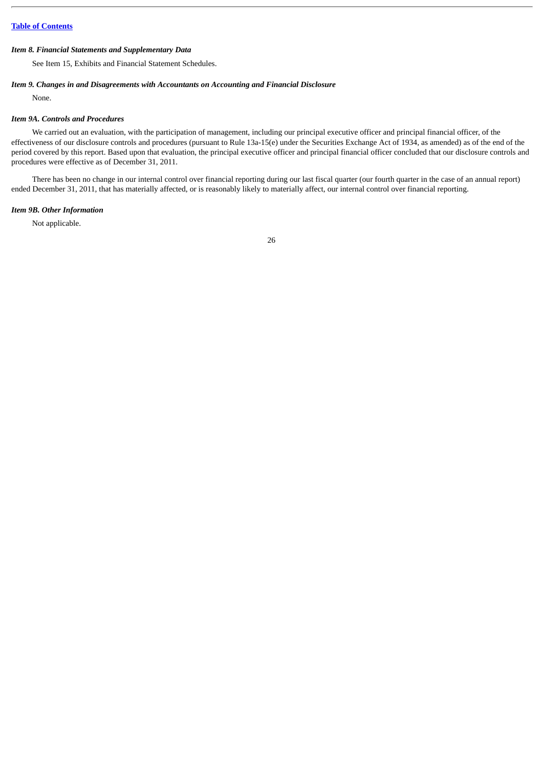Table of Contents

### *Item 8. Financial Statements and Supplementary Data*

See Item 15, Exhibits and Financial Statement Schedules.

### *Item 9. Changes in and Disagreements with Accountants on Accounting and Financial Disclosure*

None.

### *Item 9A. Controls and Procedures*

We carried out an evaluation, with the participation of management, including our principal executive officer and principal financial officer, of the effectiveness of our disclosure controls and procedures (pursuant to Rule 13a-15(e) under the Securities Exchange Act of 1934, as amended) as of the end of the period covered by this report. Based upon that evaluation, the principal executive officer and principal financial officer concluded that our disclosure controls and procedures were effective as of December 31, 2011.

There has been no change in our internal control over financial reporting during our last fiscal quarter (our fourth quarter in the case of an annual report) ended December 31, 2011, that has materially affected, or is reasonably likely to materially affect, our internal control over financial reporting.

### *Item 9B. Other Information*

Not applicable.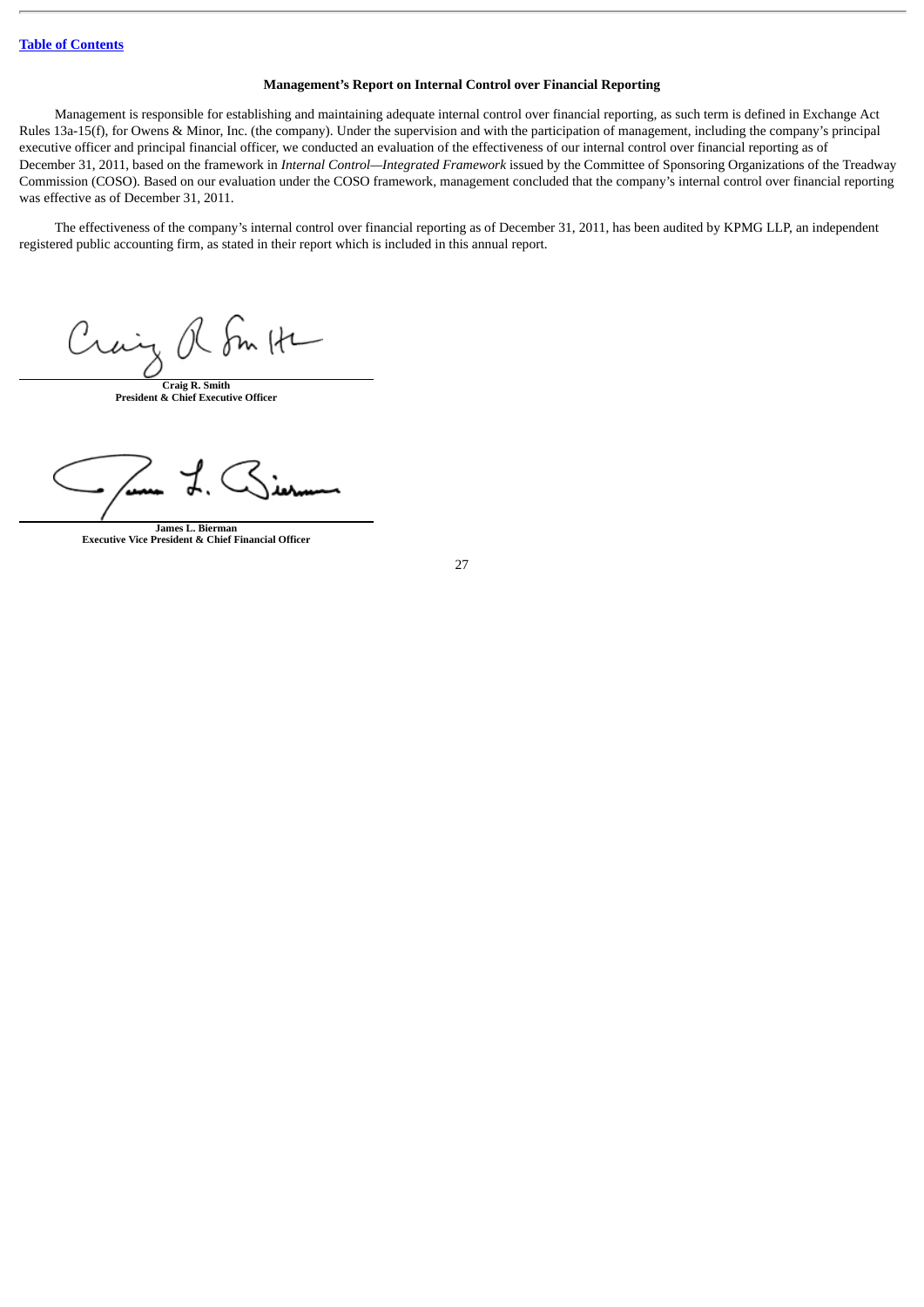[Table of Contents](#)

## Management's Report on Internal Control over Financial Reporting

Management is responsible for establishing and maintaining adequate internal control over financial reporting, as such term is defined in Exchange Act Rules 13a-15(f), for Owens & Minor, Inc. (the company). Under the supervision and with the participation of management, including the company's principal executive officer and principal financial officer, we conducted an evaluation of the effectiveness of our internal control over financial reporting as of December 31, 2011, based on the framework in *Internal Control—Integrated Framework* issued by the Committee of Sponsoring Organizations of the Treadway Commission (COSO). Based on our evaluation under the COSO framework, management concluded that the company's internal control over financial reporting was effective as of December 31, 2011.

The effectiveness of the company's internal control over financial reporting as of December 31, 2011, has been audited by KPMG LLP, an independent registered public accounting firm, as stated in their report which is included in this annual report.

**Craig R. Smith**
**President & Chief Executive Officer**

**James L. Bierman**
**Executive Vice President & Chief Financial Officer**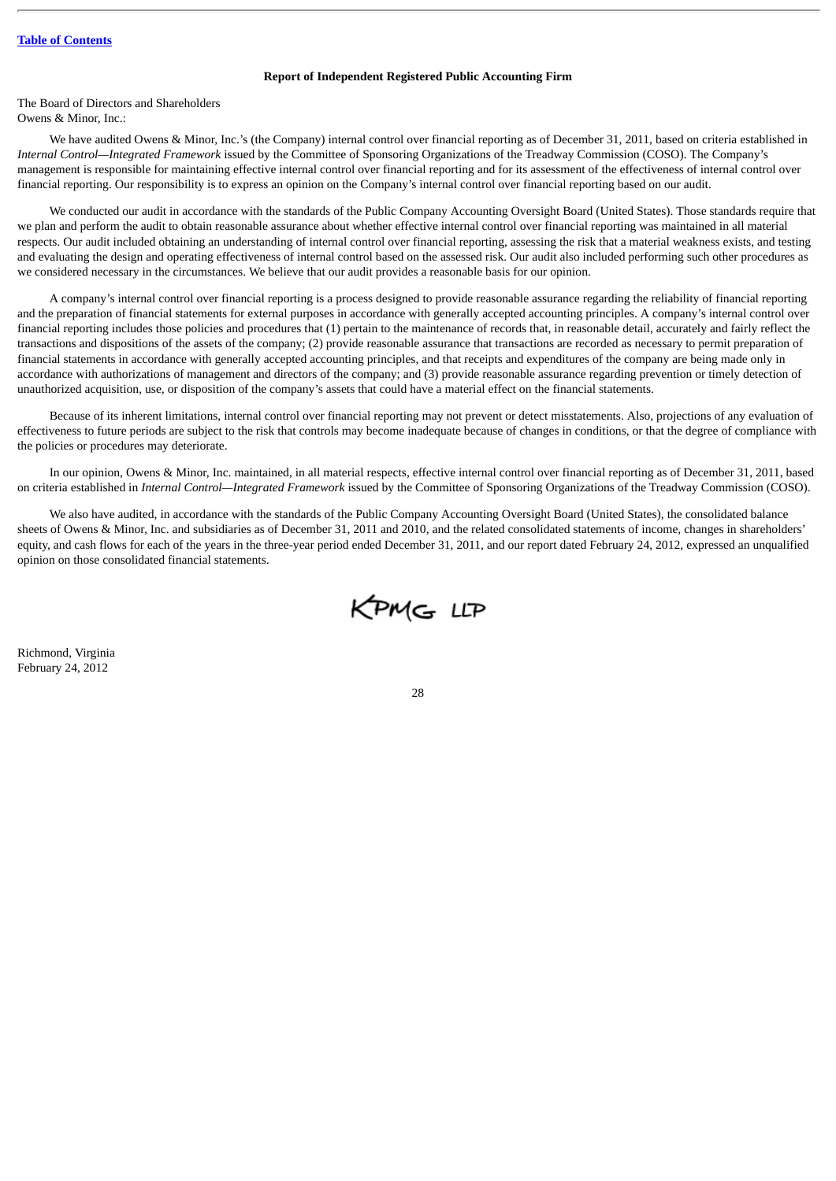**Report of Independent Registered Public Accounting Firm**

The Board of Directors and Shareholders
Owens & Minor, Inc.:

We have audited Owens & Minor, Inc.'s (the Company) internal control over financial reporting as of December 31, 2011, based on criteria established in *Internal Control—Integrated Framework* issued by the Committee of Sponsoring Organizations of the Treadway Commission (COSO). The Company's management is responsible for maintaining effective internal control over financial reporting and for its assessment of the effectiveness of internal control over financial reporting. Our responsibility is to express an opinion on the Company's internal control over financial reporting based on our audit.

We conducted our audit in accordance with the standards of the Public Company Accounting Oversight Board (United States). Those standards require that we plan and perform the audit to obtain reasonable assurance about whether effective internal control over financial reporting was maintained in all material respects. Our audit included obtaining an understanding of internal control over financial reporting, assessing the risk that a material weakness exists, and testing and evaluating the design and operating effectiveness of internal control based on the assessed risk. Our audit also included performing such other procedures as we considered necessary in the circumstances. We believe that our audit provides a reasonable basis for our opinion.

A company's internal control over financial reporting is a process designed to provide reasonable assurance regarding the reliability of financial reporting and the preparation of financial statements for external purposes in accordance with generally accepted accounting principles. A company's internal control over financial reporting includes those policies and procedures that (1) pertain to the maintenance of records that, in reasonable detail, accurately and fairly reflect the transactions and dispositions of the assets of the company; (2) provide reasonable assurance that transactions are recorded as necessary to permit preparation of financial statements in accordance with generally accepted accounting principles, and that receipts and expenditures of the company are being made only in accordance with authorizations of management and directors of the company; and (3) provide reasonable assurance regarding prevention or timely detection of unauthorized acquisition, use, or disposition of the company's assets that could have a material effect on the financial statements.

Because of its inherent limitations, internal control over financial reporting may not prevent or detect misstatements. Also, projections of any evaluation of effectiveness to future periods are subject to the risk that controls may become inadequate because of changes in conditions, or that the degree of compliance with the policies or procedures may deteriorate.

In our opinion, Owens & Minor, Inc. maintained, in all material respects, effective internal control over financial reporting as of December 31, 2011, based on criteria established in *Internal Control—Integrated Framework* issued by the Committee of Sponsoring Organizations of the Treadway Commission (COSO).

We also have audited, in accordance with the standards of the Public Company Accounting Oversight Board (United States), the consolidated balance sheets of Owens & Minor, Inc. and subsidiaries as of December 31, 2011 and 2010, and the related consolidated statements of income, changes in shareholders' equity, and cash flows for each of the years in the three-year period ended December 31, 2011, and our report dated February 24, 2012, expressed an unqualified opinion on those consolidated financial statements.

KPMG LLP

Richmond, Virginia
February 24, 2012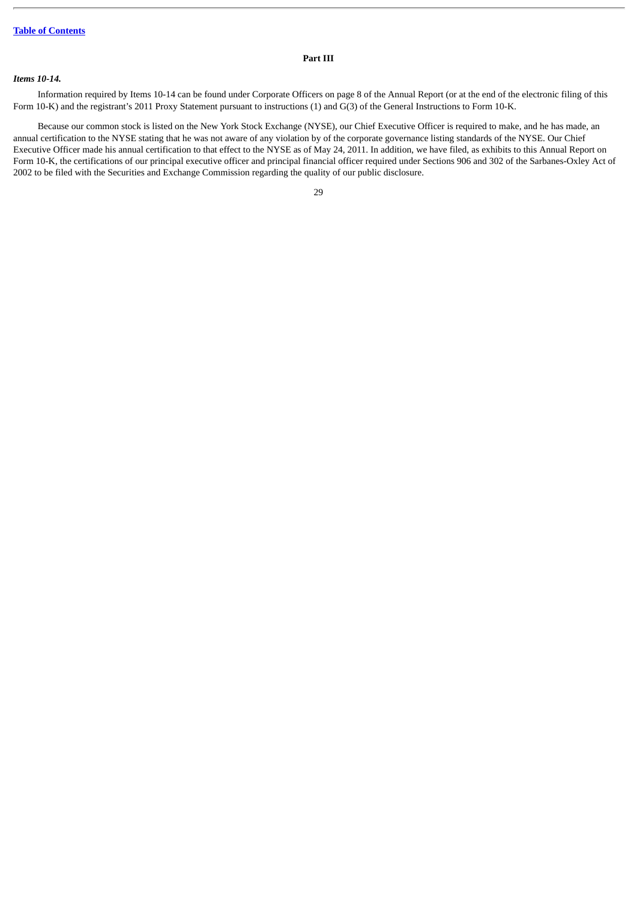## Part III

### *Items 10-14.*

Information required by Items 10-14 can be found under Corporate Officers on page 8 of the Annual Report (or at the end of the electronic filing of this Form 10-K) and the registrant's 2011 Proxy Statement pursuant to instructions (1) and G(3) of the General Instructions to Form 10-K.

Because our common stock is listed on the New York Stock Exchange (NYSE), our Chief Executive Officer is required to make, and he has made, an annual certification to the NYSE stating that he was not aware of any violation by of the corporate governance listing standards of the NYSE. Our Chief Executive Officer made his annual certification to that effect to the NYSE as of May 24, 2011. In addition, we have filed, as exhibits to this Annual Report on Form 10-K, the certifications of our principal executive officer and principal financial officer required under Sections 906 and 302 of the Sarbanes-Oxley Act of 2002 to be filed with the Securities and Exchange Commission regarding the quality of our public disclosure.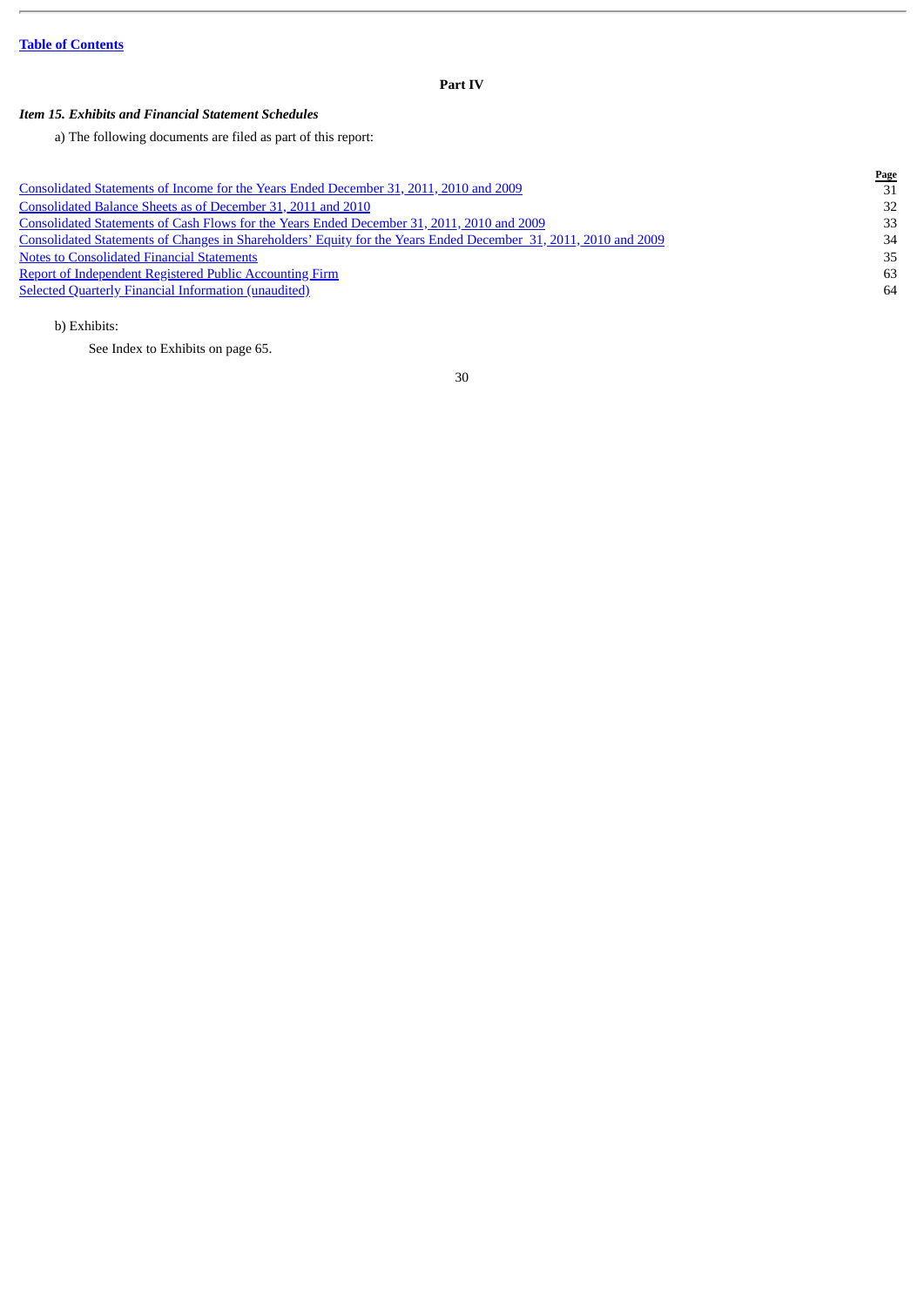## Part IV

### *Item 15. Exhibits and Financial Statement Schedules*

a) The following documents are filed as part of this report:

| | Page |
|---|---|
| Consolidated Statements of Income for the Years Ended December 31, 2011, 2010 and 2009 | 31 |
| Consolidated Balance Sheets as of December 31, 2011 and 2010 | 32 |
| Consolidated Statements of Cash Flows for the Years Ended December 31, 2011, 2010 and 2009 | 33 |
| Consolidated Statements of Changes in Shareholders' Equity for the Years Ended December 31, 2011, 2010 and 2009 | 34 |
| Notes to Consolidated Financial Statements | 35 |
| Report of Independent Registered Public Accounting Firm | 63 |
| Selected Quarterly Financial Information (unaudited) | 64 |

b) Exhibits:

See Index to Exhibits on page 65.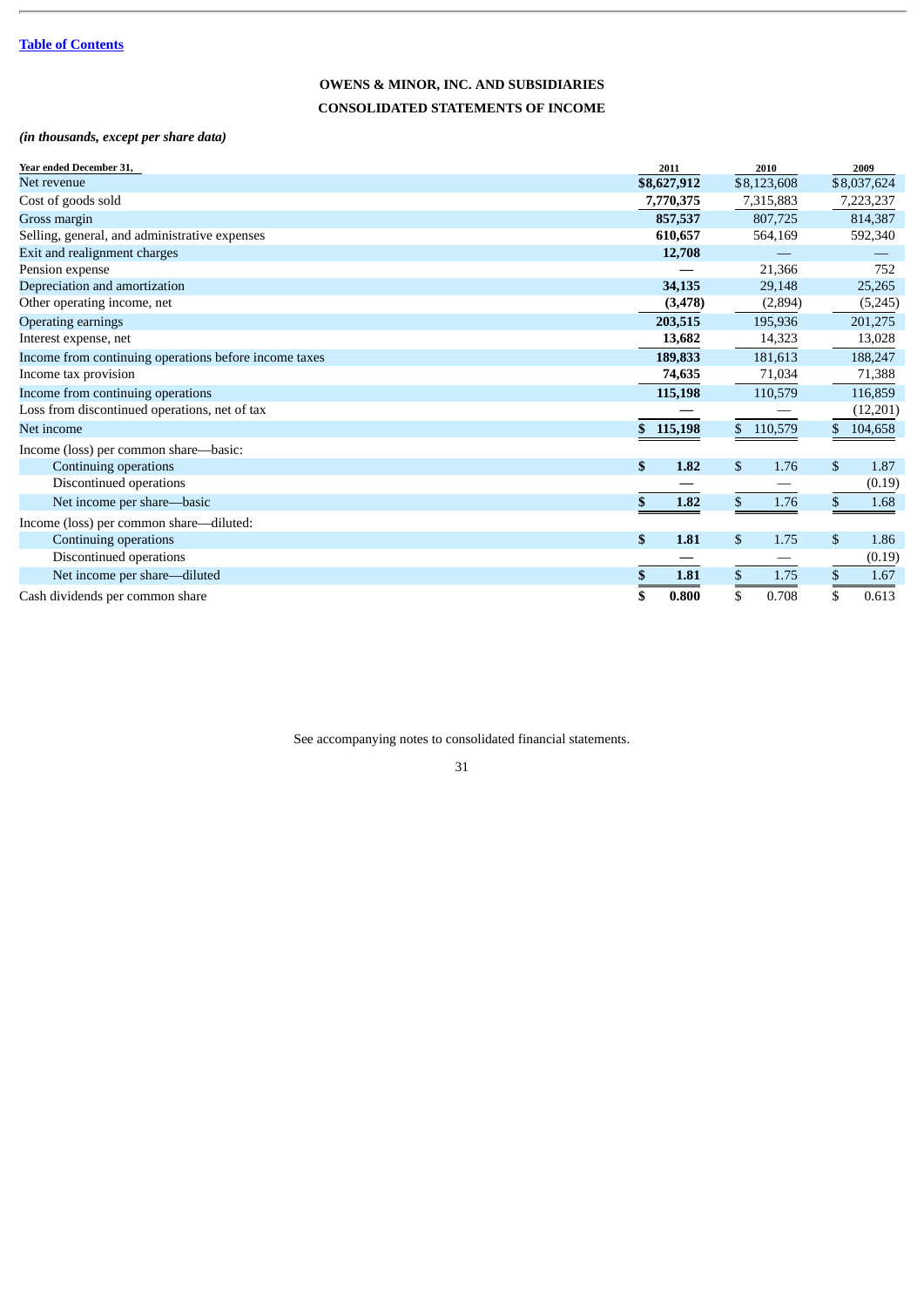Table of Contents

# OWENS & MINOR, INC. AND SUBSIDIARIES

## CONSOLIDATED STATEMENTS OF INCOME

*(in thousands, except per share data)*

| Year ended December 31, | 2011 | 2010 | 2009 |
|---|---|---|---|
| Net revenue | **$8,627,912** | $8,123,608 | $8,037,624 |
| Cost of goods sold | **7,770,375** | 7,315,883 | 7,223,237 |
| Gross margin | **857,537** | 807,725 | 814,387 |
| Selling, general, and administrative expenses | **610,657** | 564,169 | 592,340 |
| Exit and realignment charges | **12,708** | — | — |
| Pension expense | **—** | 21,366 | 752 |
| Depreciation and amortization | **34,135** | 29,148 | 25,265 |
| Other operating income, net | **(3,478)** | (2,894) | (5,245) |
| Operating earnings | **203,515** | 195,936 | 201,275 |
| Interest expense, net | **13,682** | 14,323 | 13,028 |
| Income from continuing operations before income taxes | **189,833** | 181,613 | 188,247 |
| Income tax provision | **74,635** | 71,034 | 71,388 |
| Income from continuing operations | **115,198** | 110,579 | 116,859 |
| Loss from discontinued operations, net of tax | **—** | — | (12,201) |
| Net income | **$ 115,198** | $ 110,579 | $ 104,658 |
| Income (loss) per common share—basic: | | | |
| Continuing operations | **$ 1.82** | $ 1.76 | $ 1.87 |
| Discontinued operations | **—** | — | (0.19) |
| Net income per share—basic | **$ 1.82** | $ 1.76 | $ 1.68 |
| Income (loss) per common share—diluted: | | | |
| Continuing operations | **$ 1.81** | $ 1.75 | $ 1.86 |
| Discontinued operations | **—** | — | (0.19) |
| Net income per share—diluted | **$ 1.81** | $ 1.75 | $ 1.67 |
| Cash dividends per common share | **$ 0.800** | $ 0.708 | $ 0.613 |

See accompanying notes to consolidated financial statements.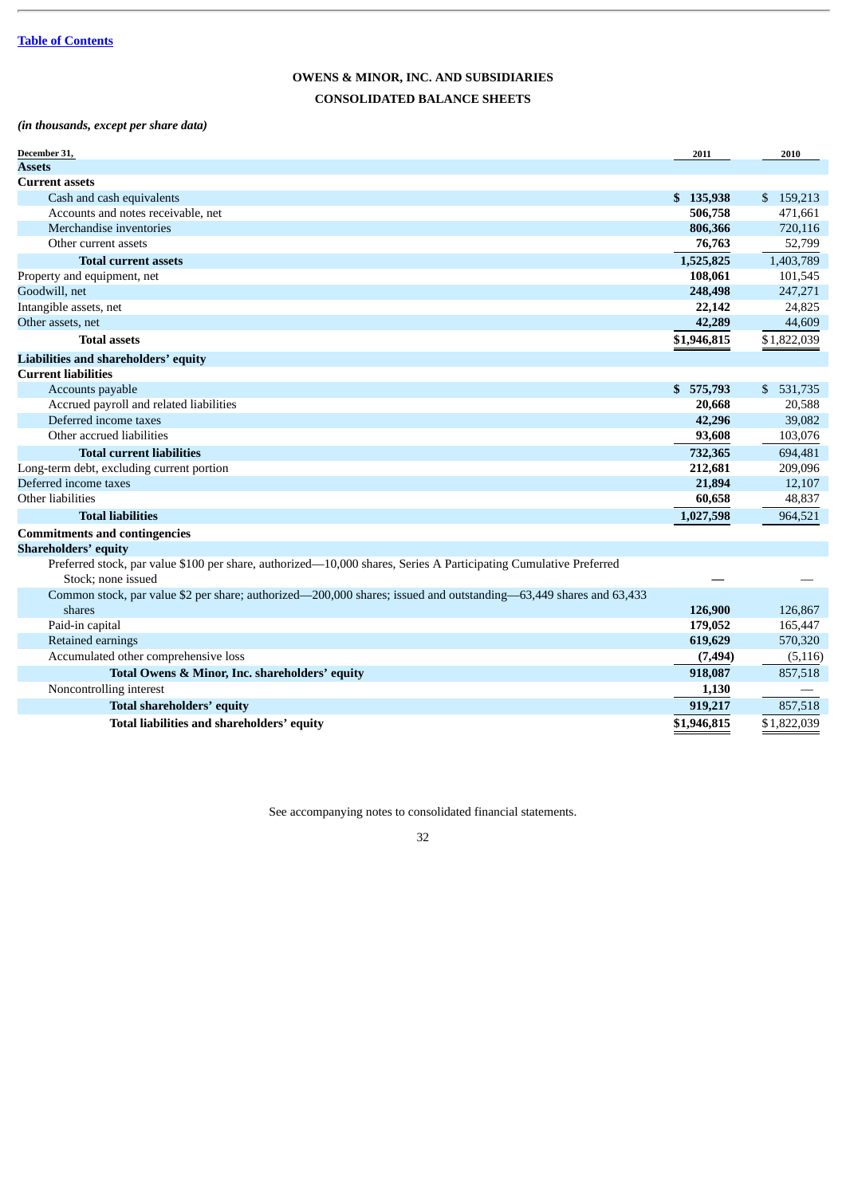Table of Contents

## OWENS & MINOR, INC. AND SUBSIDIARIES

## CONSOLIDATED BALANCE SHEETS

*(in thousands, except per share data)*

| December 31, | 2011 | 2010 |
|---|---|---|
| **Assets** | | |
| **Current assets** | | |
| Cash and cash equivalents | **$ 135,938** | $ 159,213 |
| Accounts and notes receivable, net | **506,758** | 471,661 |
| Merchandise inventories | **806,366** | 720,116 |
| Other current assets | **76,763** | 52,799 |
| **Total current assets** | **1,525,825** | 1,403,789 |
| Property and equipment, net | **108,061** | 101,545 |
| Goodwill, net | **248,498** | 247,271 |
| Intangible assets, net | **22,142** | 24,825 |
| Other assets, net | **42,289** | 44,609 |
| **Total assets** | **$1,946,815** | $1,822,039 |
| **Liabilities and shareholders' equity** | | |
| **Current liabilities** | | |
| Accounts payable | **$ 575,793** | $ 531,735 |
| Accrued payroll and related liabilities | **20,668** | 20,588 |
| Deferred income taxes | **42,296** | 39,082 |
| Other accrued liabilities | **93,608** | 103,076 |
| **Total current liabilities** | **732,365** | 694,481 |
| Long-term debt, excluding current portion | **212,681** | 209,096 |
| Deferred income taxes | **21,894** | 12,107 |
| Other liabilities | **60,658** | 48,837 |
| **Total liabilities** | **1,027,598** | 964,521 |
| **Commitments and contingencies** | | |
| **Shareholders' equity** | | |
| Preferred stock, par value $100 per share, authorized—10,000 shares, Series A Participating Cumulative Preferred Stock; none issued | **—** | — |
| Common stock, par value $2 per share; authorized—200,000 shares; issued and outstanding—63,449 shares and 63,433 shares | **126,900** | 126,867 |
| Paid-in capital | **179,052** | 165,447 |
| Retained earnings | **619,629** | 570,320 |
| Accumulated other comprehensive loss | **(7,494)** | (5,116) |
| **Total Owens & Minor, Inc. shareholders' equity** | **918,087** | 857,518 |
| Noncontrolling interest | **1,130** | — |
| **Total shareholders' equity** | **919,217** | 857,518 |
| **Total liabilities and shareholders' equity** | **$1,946,815** | $1,822,039 |

See accompanying notes to consolidated financial statements.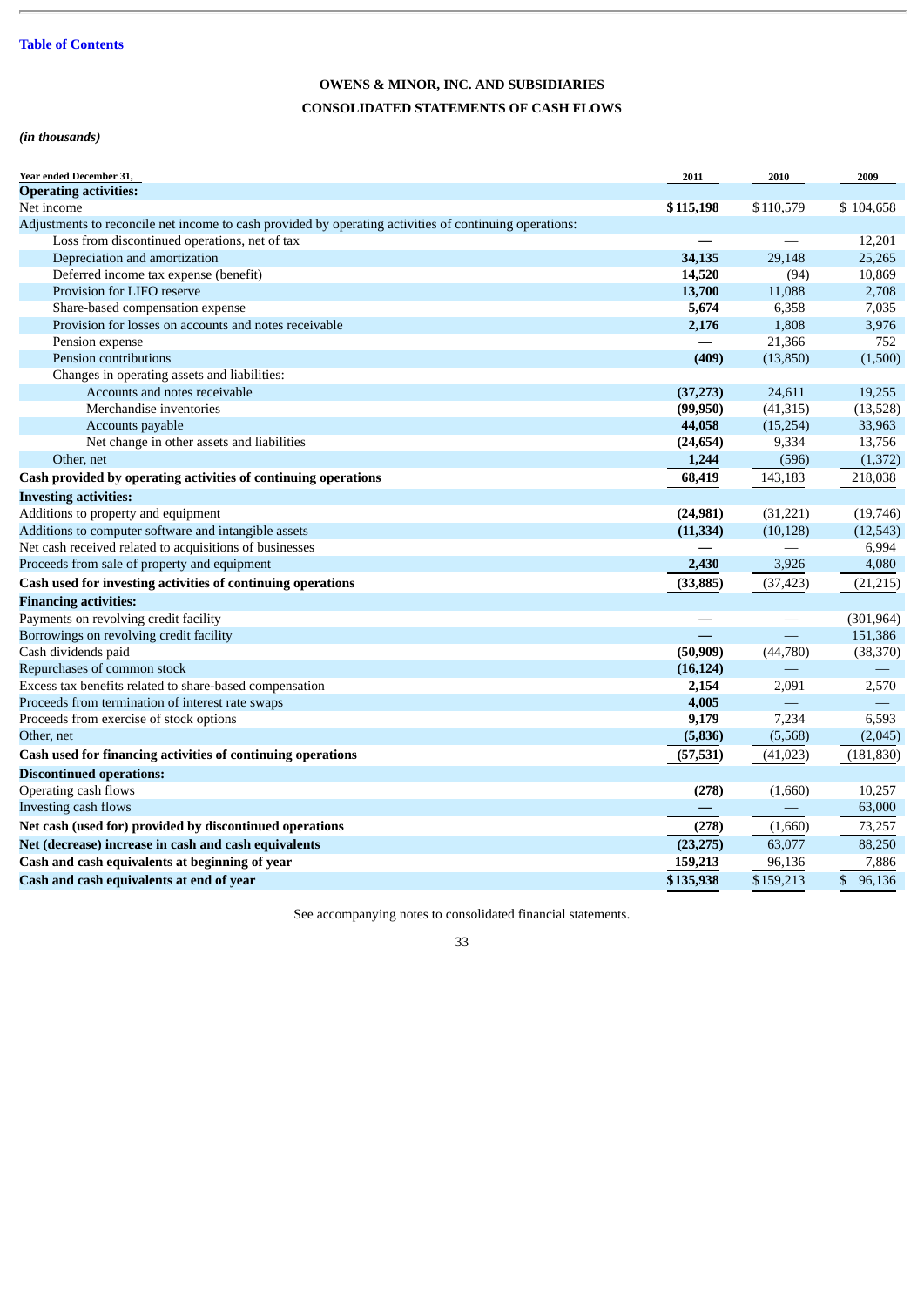[Table of Contents](#)

**OWENS & MINOR, INC. AND SUBSIDIARIES**

**CONSOLIDATED STATEMENTS OF CASH FLOWS**

*(in thousands)*

| Year ended December 31, | 2011 | 2010 | 2009 |
|---|---|---|---|
| **Operating activities:** | | | |
| Net income | **$115,198** | $110,579 | $ 104,658 |
| Adjustments to reconcile net income to cash provided by operating activities of continuing operations: | | | |
| Loss from discontinued operations, net of tax | **—** | — | 12,201 |
| Depreciation and amortization | **34,135** | 29,148 | 25,265 |
| Deferred income tax expense (benefit) | **14,520** | (94) | 10,869 |
| Provision for LIFO reserve | **13,700** | 11,088 | 2,708 |
| Share-based compensation expense | **5,674** | 6,358 | 7,035 |
| Provision for losses on accounts and notes receivable | **2,176** | 1,808 | 3,976 |
| Pension expense | **—** | 21,366 | 752 |
| Pension contributions | **(409)** | (13,850) | (1,500) |
| Changes in operating assets and liabilities: | | | |
| Accounts and notes receivable | **(37,273)** | 24,611 | 19,255 |
| Merchandise inventories | **(99,950)** | (41,315) | (13,528) |
| Accounts payable | **44,058** | (15,254) | 33,963 |
| Net change in other assets and liabilities | **(24,654)** | 9,334 | 13,756 |
| Other, net | **1,244** | (596) | (1,372) |
| **Cash provided by operating activities of continuing operations** | **68,419** | 143,183 | 218,038 |
| **Investing activities:** | | | |
| Additions to property and equipment | **(24,981)** | (31,221) | (19,746) |
| Additions to computer software and intangible assets | **(11,334)** | (10,128) | (12,543) |
| Net cash received related to acquisitions of businesses | **—** | — | 6,994 |
| Proceeds from sale of property and equipment | **2,430** | 3,926 | 4,080 |
| **Cash used for investing activities of continuing operations** | **(33,885)** | (37,423) | (21,215) |
| **Financing activities:** | | | |
| Payments on revolving credit facility | **—** | — | (301,964) |
| Borrowings on revolving credit facility | **—** | — | 151,386 |
| Cash dividends paid | **(50,909)** | (44,780) | (38,370) |
| Repurchases of common stock | **(16,124)** | — | — |
| Excess tax benefits related to share-based compensation | **2,154** | 2,091 | 2,570 |
| Proceeds from termination of interest rate swaps | **4,005** | — | — |
| Proceeds from exercise of stock options | **9,179** | 7,234 | 6,593 |
| Other, net | **(5,836)** | (5,568) | (2,045) |
| **Cash used for financing activities of continuing operations** | **(57,531)** | (41,023) | (181,830) |
| **Discontinued operations:** | | | |
| Operating cash flows | **(278)** | (1,660) | 10,257 |
| Investing cash flows | **—** | — | 63,000 |
| **Net cash (used for) provided by discontinued operations** | **(278)** | (1,660) | 73,257 |
| **Net (decrease) increase in cash and cash equivalents** | **(23,275)** | 63,077 | 88,250 |
| **Cash and cash equivalents at beginning of year** | **159,213** | 96,136 | 7,886 |
| **Cash and cash equivalents at end of year** | **$135,938** | $159,213 | $ 96,136 |

See accompanying notes to consolidated financial statements.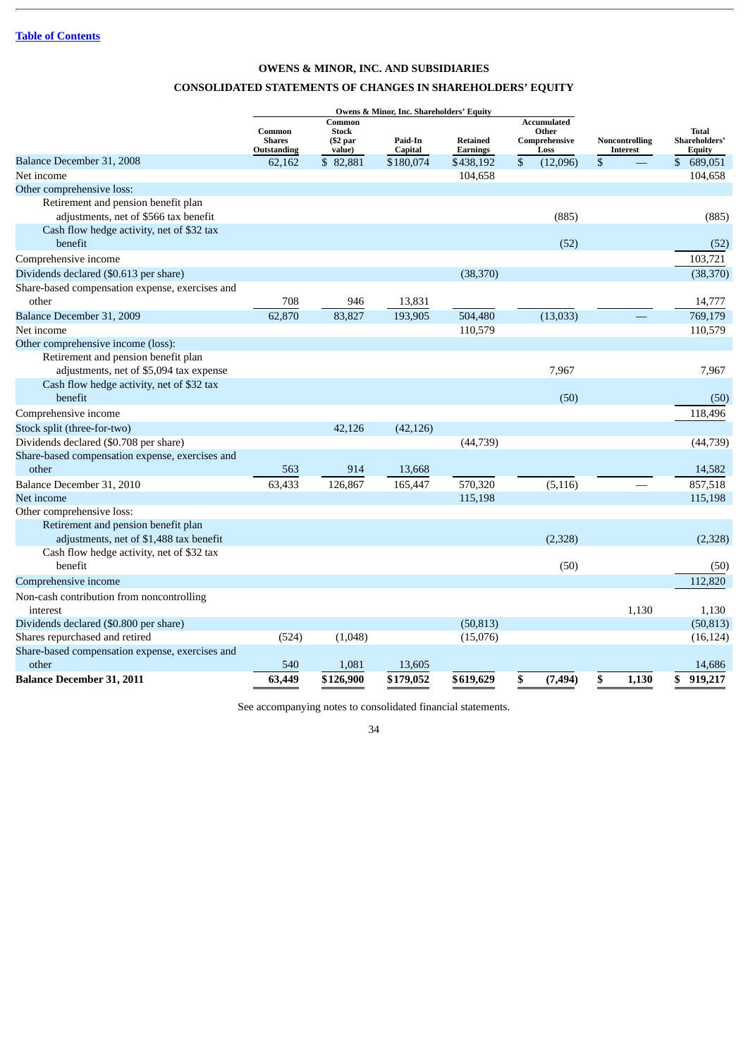Table of Contents

# OWENS & MINOR, INC. AND SUBSIDIARIES

## CONSOLIDATED STATEMENTS OF CHANGES IN SHAREHOLDERS' EQUITY

| | Owens & Minor, Inc. Shareholders' Equity | | | | | | |
|---|---|---|---|---|---|---|---|
| | Common Shares Outstanding | Common Stock ($2 par value) | Paid-In Capital | Retained Earnings | Accumulated Other Comprehensive Loss | Noncontrolling Interest | Total Shareholders' Equity |
| Balance December 31, 2008 | 62,162 | $ 82,881 | $180,074 | $438,192 | $ (12,096) | $ — | $ 689,051 |
| Net income | | | | 104,658 | | | 104,658 |
| Other comprehensive loss: | | | | | | | |
| Retirement and pension benefit plan adjustments, net of $566 tax benefit | | | | | (885) | | (885) |
| Cash flow hedge activity, net of $32 tax benefit | | | | | (52) | | (52) |
| Comprehensive income | | | | | | | 103,721 |
| Dividends declared ($0.613 per share) | | | | (38,370) | | | (38,370) |
| Share-based compensation expense, exercises and other | 708 | 946 | 13,831 | | | | 14,777 |
| Balance December 31, 2009 | 62,870 | 83,827 | 193,905 | 504,480 | (13,033) | — | 769,179 |
| Net income | | | | 110,579 | | | 110,579 |
| Other comprehensive income (loss): | | | | | | | |
| Retirement and pension benefit plan adjustments, net of $5,094 tax expense | | | | | 7,967 | | 7,967 |
| Cash flow hedge activity, net of $32 tax benefit | | | | | (50) | | (50) |
| Comprehensive income | | | | | | | 118,496 |
| Stock split (three-for-two) | | 42,126 | (42,126) | | | | |
| Dividends declared ($0.708 per share) | | | | (44,739) | | | (44,739) |
| Share-based compensation expense, exercises and other | 563 | 914 | 13,668 | | | | 14,582 |
| Balance December 31, 2010 | 63,433 | 126,867 | 165,447 | 570,320 | (5,116) | — | 857,518 |
| Net income | | | | 115,198 | | | 115,198 |
| Other comprehensive loss: | | | | | | | |
| Retirement and pension benefit plan adjustments, net of $1,488 tax benefit | | | | | (2,328) | | (2,328) |
| Cash flow hedge activity, net of $32 tax benefit | | | | | (50) | | (50) |
| Comprehensive income | | | | | | | 112,820 |
| Non-cash contribution from noncontrolling interest | | | | | | 1,130 | 1,130 |
| Dividends declared ($0.800 per share) | | | | (50,813) | | | (50,813) |
| Shares repurchased and retired | (524) | (1,048) | | (15,076) | | | (16,124) |
| Share-based compensation expense, exercises and other | 540 | 1,081 | 13,605 | | | | 14,686 |
| **Balance December 31, 2011** | **63,449** | **$126,900** | **$179,052** | **$619,629** | **$ (7,494)** | **$ 1,130** | **$ 919,217** |

See accompanying notes to consolidated financial statements.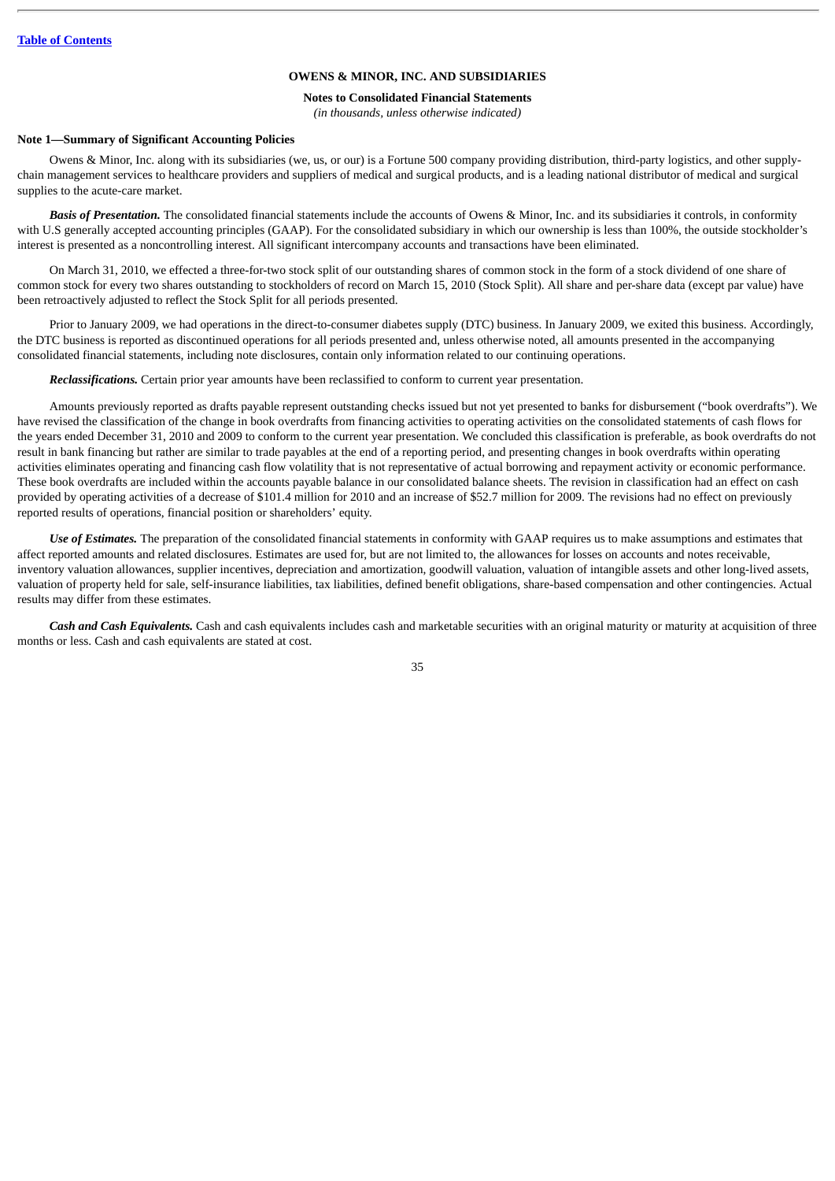**OWENS & MINOR, INC. AND SUBSIDIARIES**

**Notes to Consolidated Financial Statements**

*(in thousands, unless otherwise indicated)*

**Note 1—Summary of Significant Accounting Policies**

Owens & Minor, Inc. along with its subsidiaries (we, us, or our) is a Fortune 500 company providing distribution, third-party logistics, and other supply-chain management services to healthcare providers and suppliers of medical and surgical products, and is a leading national distributor of medical and surgical supplies to the acute-care market.

***Basis of Presentation.*** The consolidated financial statements include the accounts of Owens & Minor, Inc. and its subsidiaries it controls, in conformity with U.S generally accepted accounting principles (GAAP). For the consolidated subsidiary in which our ownership is less than 100%, the outside stockholder's interest is presented as a noncontrolling interest. All significant intercompany accounts and transactions have been eliminated.

On March 31, 2010, we effected a three-for-two stock split of our outstanding shares of common stock in the form of a stock dividend of one share of common stock for every two shares outstanding to stockholders of record on March 15, 2010 (Stock Split). All share and per-share data (except par value) have been retroactively adjusted to reflect the Stock Split for all periods presented.

Prior to January 2009, we had operations in the direct-to-consumer diabetes supply (DTC) business. In January 2009, we exited this business. Accordingly, the DTC business is reported as discontinued operations for all periods presented and, unless otherwise noted, all amounts presented in the accompanying consolidated financial statements, including note disclosures, contain only information related to our continuing operations.

***Reclassifications.*** Certain prior year amounts have been reclassified to conform to current year presentation.

Amounts previously reported as drafts payable represent outstanding checks issued but not yet presented to banks for disbursement ("book overdrafts"). We have revised the classification of the change in book overdrafts from financing activities to operating activities on the consolidated statements of cash flows for the years ended December 31, 2010 and 2009 to conform to the current year presentation. We concluded this classification is preferable, as book overdrafts do not result in bank financing but rather are similar to trade payables at the end of a reporting period, and presenting changes in book overdrafts within operating activities eliminates operating and financing cash flow volatility that is not representative of actual borrowing and repayment activity or economic performance. These book overdrafts are included within the accounts payable balance in our consolidated balance sheets. The revision in classification had an effect on cash provided by operating activities of a decrease of $101.4 million for 2010 and an increase of $52.7 million for 2009. The revisions had no effect on previously reported results of operations, financial position or shareholders' equity.

***Use of Estimates.*** The preparation of the consolidated financial statements in conformity with GAAP requires us to make assumptions and estimates that affect reported amounts and related disclosures. Estimates are used for, but are not limited to, the allowances for losses on accounts and notes receivable, inventory valuation allowances, supplier incentives, depreciation and amortization, goodwill valuation, valuation of intangible assets and other long-lived assets, valuation of property held for sale, self-insurance liabilities, tax liabilities, defined benefit obligations, share-based compensation and other contingencies. Actual results may differ from these estimates.

***Cash and Cash Equivalents.*** Cash and cash equivalents includes cash and marketable securities with an original maturity or maturity at acquisition of three months or less. Cash and cash equivalents are stated at cost.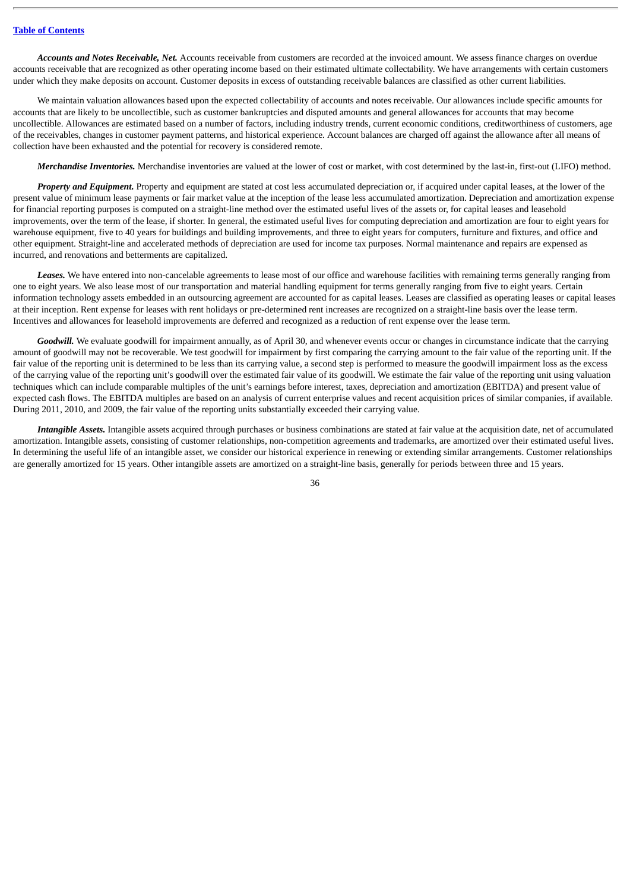***Accounts and Notes Receivable, Net.*** Accounts receivable from customers are recorded at the invoiced amount. We assess finance charges on overdue accounts receivable that are recognized as other operating income based on their estimated ultimate collectability. We have arrangements with certain customers under which they make deposits on account. Customer deposits in excess of outstanding receivable balances are classified as other current liabilities.

We maintain valuation allowances based upon the expected collectability of accounts and notes receivable. Our allowances include specific amounts for accounts that are likely to be uncollectible, such as customer bankruptcies and disputed amounts and general allowances for accounts that may become uncollectible. Allowances are estimated based on a number of factors, including industry trends, current economic conditions, creditworthiness of customers, age of the receivables, changes in customer payment patterns, and historical experience. Account balances are charged off against the allowance after all means of collection have been exhausted and the potential for recovery is considered remote.

***Merchandise Inventories.*** Merchandise inventories are valued at the lower of cost or market, with cost determined by the last-in, first-out (LIFO) method.

***Property and Equipment.*** Property and equipment are stated at cost less accumulated depreciation or, if acquired under capital leases, at the lower of the present value of minimum lease payments or fair market value at the inception of the lease less accumulated amortization. Depreciation and amortization expense for financial reporting purposes is computed on a straight-line method over the estimated useful lives of the assets or, for capital leases and leasehold improvements, over the term of the lease, if shorter. In general, the estimated useful lives for computing depreciation and amortization are four to eight years for warehouse equipment, five to 40 years for buildings and building improvements, and three to eight years for computers, furniture and fixtures, and office and other equipment. Straight-line and accelerated methods of depreciation are used for income tax purposes. Normal maintenance and repairs are expensed as incurred, and renovations and betterments are capitalized.

***Leases.*** We have entered into non-cancelable agreements to lease most of our office and warehouse facilities with remaining terms generally ranging from one to eight years. We also lease most of our transportation and material handling equipment for terms generally ranging from five to eight years. Certain information technology assets embedded in an outsourcing agreement are accounted for as capital leases. Leases are classified as operating leases or capital leases at their inception. Rent expense for leases with rent holidays or pre-determined rent increases are recognized on a straight-line basis over the lease term. Incentives and allowances for leasehold improvements are deferred and recognized as a reduction of rent expense over the lease term.

***Goodwill.*** We evaluate goodwill for impairment annually, as of April 30, and whenever events occur or changes in circumstance indicate that the carrying amount of goodwill may not be recoverable. We test goodwill for impairment by first comparing the carrying amount to the fair value of the reporting unit. If the fair value of the reporting unit is determined to be less than its carrying value, a second step is performed to measure the goodwill impairment loss as the excess of the carrying value of the reporting unit's goodwill over the estimated fair value of its goodwill. We estimate the fair value of the reporting unit using valuation techniques which can include comparable multiples of the unit's earnings before interest, taxes, depreciation and amortization (EBITDA) and present value of expected cash flows. The EBITDA multiples are based on an analysis of current enterprise values and recent acquisition prices of similar companies, if available. During 2011, 2010, and 2009, the fair value of the reporting units substantially exceeded their carrying value.

***Intangible Assets.*** Intangible assets acquired through purchases or business combinations are stated at fair value at the acquisition date, net of accumulated amortization. Intangible assets, consisting of customer relationships, non-competition agreements and trademarks, are amortized over their estimated useful lives. In determining the useful life of an intangible asset, we consider our historical experience in renewing or extending similar arrangements. Customer relationships are generally amortized for 15 years. Other intangible assets are amortized on a straight-line basis, generally for periods between three and 15 years.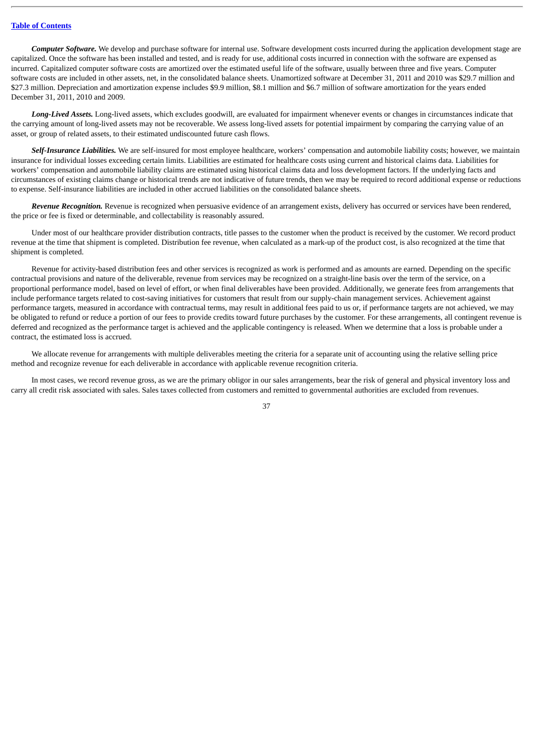***Computer Software.*** We develop and purchase software for internal use. Software development costs incurred during the application development stage are capitalized. Once the software has been installed and tested, and is ready for use, additional costs incurred in connection with the software are expensed as incurred. Capitalized computer software costs are amortized over the estimated useful life of the software, usually between three and five years. Computer software costs are included in other assets, net, in the consolidated balance sheets. Unamortized software at December 31, 2011 and 2010 was $29.7 million and $27.3 million. Depreciation and amortization expense includes $9.9 million, $8.1 million and $6.7 million of software amortization for the years ended December 31, 2011, 2010 and 2009.

***Long-Lived Assets.*** Long-lived assets, which excludes goodwill, are evaluated for impairment whenever events or changes in circumstances indicate that the carrying amount of long-lived assets may not be recoverable. We assess long-lived assets for potential impairment by comparing the carrying value of an asset, or group of related assets, to their estimated undiscounted future cash flows.

***Self-Insurance Liabilities.*** We are self-insured for most employee healthcare, workers' compensation and automobile liability costs; however, we maintain insurance for individual losses exceeding certain limits. Liabilities are estimated for healthcare costs using current and historical claims data. Liabilities for workers' compensation and automobile liability claims are estimated using historical claims data and loss development factors. If the underlying facts and circumstances of existing claims change or historical trends are not indicative of future trends, then we may be required to record additional expense or reductions to expense. Self-insurance liabilities are included in other accrued liabilities on the consolidated balance sheets.

***Revenue Recognition.*** Revenue is recognized when persuasive evidence of an arrangement exists, delivery has occurred or services have been rendered, the price or fee is fixed or determinable, and collectability is reasonably assured.

Under most of our healthcare provider distribution contracts, title passes to the customer when the product is received by the customer. We record product revenue at the time that shipment is completed. Distribution fee revenue, when calculated as a mark-up of the product cost, is also recognized at the time that shipment is completed.

Revenue for activity-based distribution fees and other services is recognized as work is performed and as amounts are earned. Depending on the specific contractual provisions and nature of the deliverable, revenue from services may be recognized on a straight-line basis over the term of the service, on a proportional performance model, based on level of effort, or when final deliverables have been provided. Additionally, we generate fees from arrangements that include performance targets related to cost-saving initiatives for customers that result from our supply-chain management services. Achievement against performance targets, measured in accordance with contractual terms, may result in additional fees paid to us or, if performance targets are not achieved, we may be obligated to refund or reduce a portion of our fees to provide credits toward future purchases by the customer. For these arrangements, all contingent revenue is deferred and recognized as the performance target is achieved and the applicable contingency is released. When we determine that a loss is probable under a contract, the estimated loss is accrued.

We allocate revenue for arrangements with multiple deliverables meeting the criteria for a separate unit of accounting using the relative selling price method and recognize revenue for each deliverable in accordance with applicable revenue recognition criteria.

In most cases, we record revenue gross, as we are the primary obligor in our sales arrangements, bear the risk of general and physical inventory loss and carry all credit risk associated with sales. Sales taxes collected from customers and remitted to governmental authorities are excluded from revenues.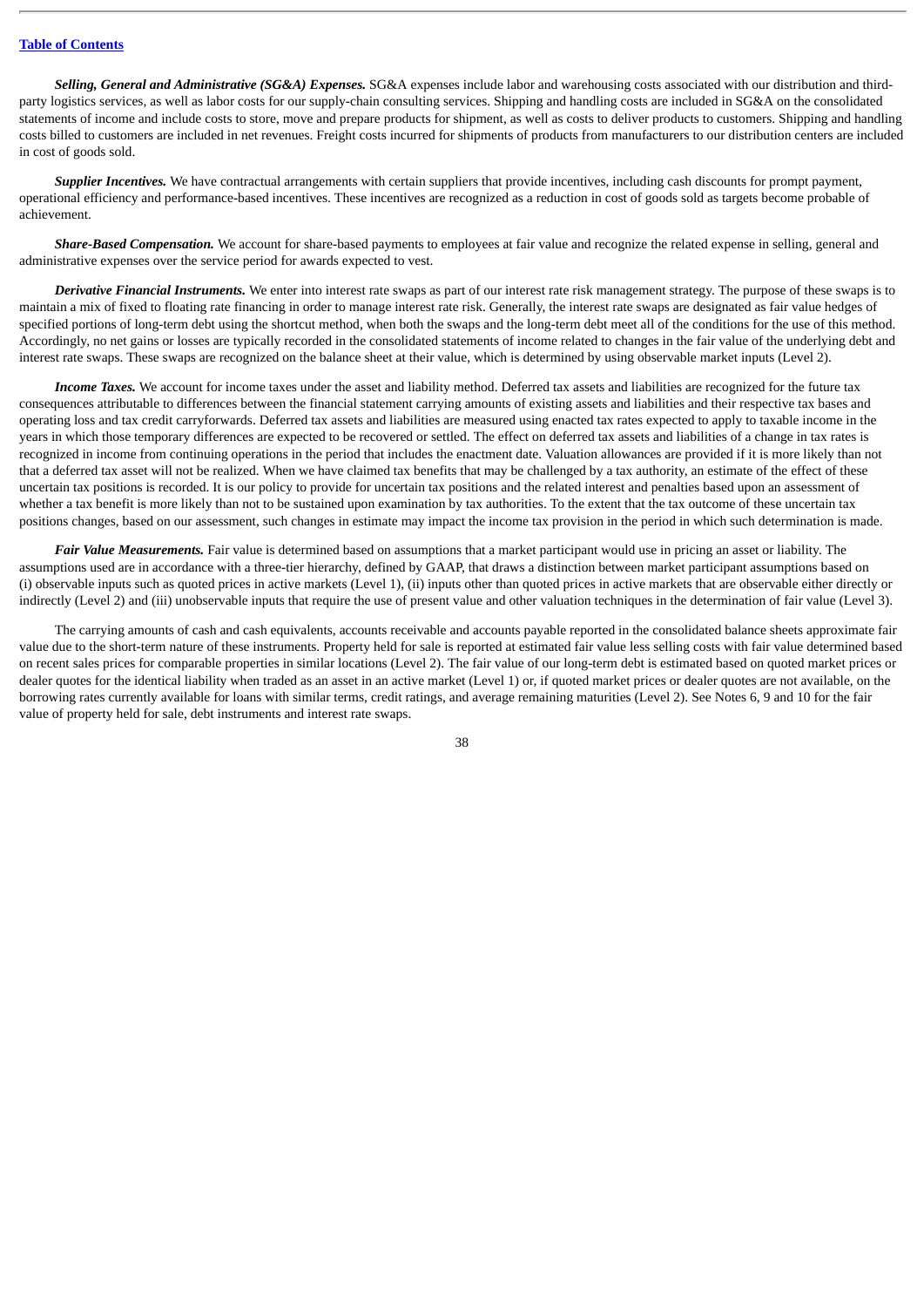*Selling, General and Administrative (SG&A) Expenses.* SG&A expenses include labor and warehousing costs associated with our distribution and third-party logistics services, as well as labor costs for our supply-chain consulting services. Shipping and handling costs are included in SG&A on the consolidated statements of income and include costs to store, move and prepare products for shipment, as well as costs to deliver products to customers. Shipping and handling costs billed to customers are included in net revenues. Freight costs incurred for shipments of products from manufacturers to our distribution centers are included in cost of goods sold.

*Supplier Incentives.* We have contractual arrangements with certain suppliers that provide incentives, including cash discounts for prompt payment, operational efficiency and performance-based incentives. These incentives are recognized as a reduction in cost of goods sold as targets become probable of achievement.

*Share-Based Compensation.* We account for share-based payments to employees at fair value and recognize the related expense in selling, general and administrative expenses over the service period for awards expected to vest.

*Derivative Financial Instruments.* We enter into interest rate swaps as part of our interest rate risk management strategy. The purpose of these swaps is to maintain a mix of fixed to floating rate financing in order to manage interest rate risk. Generally, the interest rate swaps are designated as fair value hedges of specified portions of long-term debt using the shortcut method, when both the swaps and the long-term debt meet all of the conditions for the use of this method. Accordingly, no net gains or losses are typically recorded in the consolidated statements of income related to changes in the fair value of the underlying debt and interest rate swaps. These swaps are recognized on the balance sheet at their value, which is determined by using observable market inputs (Level 2).

*Income Taxes.* We account for income taxes under the asset and liability method. Deferred tax assets and liabilities are recognized for the future tax consequences attributable to differences between the financial statement carrying amounts of existing assets and liabilities and their respective tax bases and operating loss and tax credit carryforwards. Deferred tax assets and liabilities are measured using enacted tax rates expected to apply to taxable income in the years in which those temporary differences are expected to be recovered or settled. The effect on deferred tax assets and liabilities of a change in tax rates is recognized in income from continuing operations in the period that includes the enactment date. Valuation allowances are provided if it is more likely than not that a deferred tax asset will not be realized. When we have claimed tax benefits that may be challenged by a tax authority, an estimate of the effect of these uncertain tax positions is recorded. It is our policy to provide for uncertain tax positions and the related interest and penalties based upon an assessment of whether a tax benefit is more likely than not to be sustained upon examination by tax authorities. To the extent that the tax outcome of these uncertain tax positions changes, based on our assessment, such changes in estimate may impact the income tax provision in the period in which such determination is made.

*Fair Value Measurements.* Fair value is determined based on assumptions that a market participant would use in pricing an asset or liability. The assumptions used are in accordance with a three-tier hierarchy, defined by GAAP, that draws a distinction between market participant assumptions based on (i) observable inputs such as quoted prices in active markets (Level 1), (ii) inputs other than quoted prices in active markets that are observable either directly or indirectly (Level 2) and (iii) unobservable inputs that require the use of present value and other valuation techniques in the determination of fair value (Level 3).

The carrying amounts of cash and cash equivalents, accounts receivable and accounts payable reported in the consolidated balance sheets approximate fair value due to the short-term nature of these instruments. Property held for sale is reported at estimated fair value less selling costs with fair value determined based on recent sales prices for comparable properties in similar locations (Level 2). The fair value of our long-term debt is estimated based on quoted market prices or dealer quotes for the identical liability when traded as an asset in an active market (Level 1) or, if quoted market prices or dealer quotes are not available, on the borrowing rates currently available for loans with similar terms, credit ratings, and average remaining maturities (Level 2). See Notes 6, 9 and 10 for the fair value of property held for sale, debt instruments and interest rate swaps.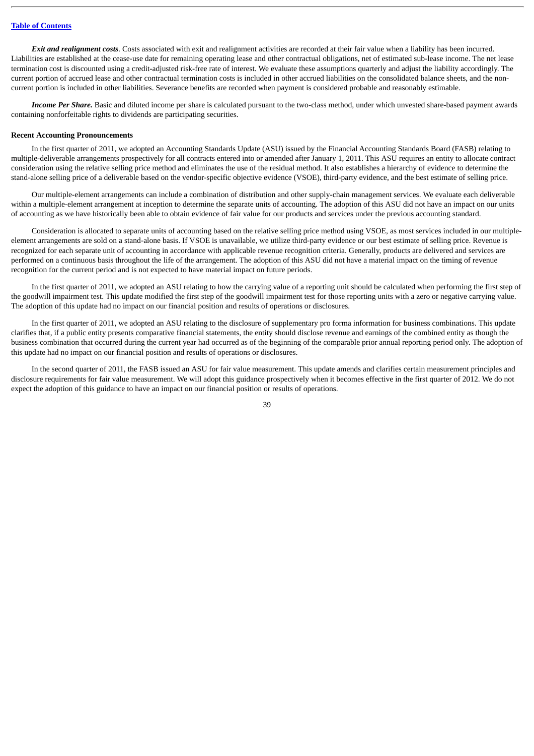***Exit and realignment costs*.** Costs associated with exit and realignment activities are recorded at their fair value when a liability has been incurred. Liabilities are established at the cease-use date for remaining operating lease and other contractual obligations, net of estimated sub-lease income. The net lease termination cost is discounted using a credit-adjusted risk-free rate of interest. We evaluate these assumptions quarterly and adjust the liability accordingly. The current portion of accrued lease and other contractual termination costs is included in other accrued liabilities on the consolidated balance sheets, and the non-current portion is included in other liabilities. Severance benefits are recorded when payment is considered probable and reasonably estimable.

***Income Per Share.*** Basic and diluted income per share is calculated pursuant to the two-class method, under which unvested share-based payment awards containing nonforfeitable rights to dividends are participating securities.

**Recent Accounting Pronouncements**

In the first quarter of 2011, we adopted an Accounting Standards Update (ASU) issued by the Financial Accounting Standards Board (FASB) relating to multiple-deliverable arrangements prospectively for all contracts entered into or amended after January 1, 2011. This ASU requires an entity to allocate contract consideration using the relative selling price method and eliminates the use of the residual method. It also establishes a hierarchy of evidence to determine the stand-alone selling price of a deliverable based on the vendor-specific objective evidence (VSOE), third-party evidence, and the best estimate of selling price.

Our multiple-element arrangements can include a combination of distribution and other supply-chain management services. We evaluate each deliverable within a multiple-element arrangement at inception to determine the separate units of accounting. The adoption of this ASU did not have an impact on our units of accounting as we have historically been able to obtain evidence of fair value for our products and services under the previous accounting standard.

Consideration is allocated to separate units of accounting based on the relative selling price method using VSOE, as most services included in our multiple-element arrangements are sold on a stand-alone basis. If VSOE is unavailable, we utilize third-party evidence or our best estimate of selling price. Revenue is recognized for each separate unit of accounting in accordance with applicable revenue recognition criteria. Generally, products are delivered and services are performed on a continuous basis throughout the life of the arrangement. The adoption of this ASU did not have a material impact on the timing of revenue recognition for the current period and is not expected to have material impact on future periods.

In the first quarter of 2011, we adopted an ASU relating to how the carrying value of a reporting unit should be calculated when performing the first step of the goodwill impairment test. This update modified the first step of the goodwill impairment test for those reporting units with a zero or negative carrying value. The adoption of this update had no impact on our financial position and results of operations or disclosures.

In the first quarter of 2011, we adopted an ASU relating to the disclosure of supplementary pro forma information for business combinations. This update clarifies that, if a public entity presents comparative financial statements, the entity should disclose revenue and earnings of the combined entity as though the business combination that occurred during the current year had occurred as of the beginning of the comparable prior annual reporting period only. The adoption of this update had no impact on our financial position and results of operations or disclosures.

In the second quarter of 2011, the FASB issued an ASU for fair value measurement. This update amends and clarifies certain measurement principles and disclosure requirements for fair value measurement. We will adopt this guidance prospectively when it becomes effective in the first quarter of 2012. We do not expect the adoption of this guidance to have an impact on our financial position or results of operations.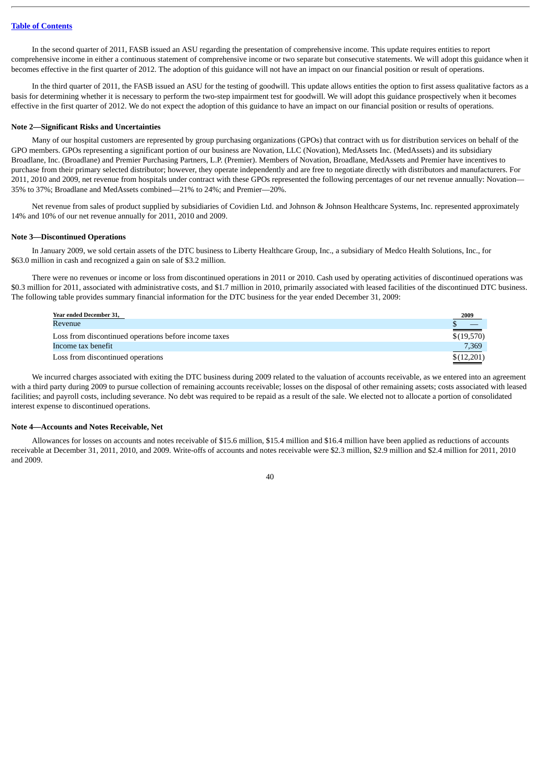[Table of Contents](#)

In the second quarter of 2011, FASB issued an ASU regarding the presentation of comprehensive income. This update requires entities to report comprehensive income in either a continuous statement of comprehensive income or two separate but consecutive statements. We will adopt this guidance when it becomes effective in the first quarter of 2012. The adoption of this guidance will not have an impact on our financial position or result of operations.

In the third quarter of 2011, the FASB issued an ASU for the testing of goodwill. This update allows entities the option to first assess qualitative factors as a basis for determining whether it is necessary to perform the two-step impairment test for goodwill. We will adopt this guidance prospectively when it becomes effective in the first quarter of 2012. We do not expect the adoption of this guidance to have an impact on our financial position or results of operations.

**Note 2—Significant Risks and Uncertainties**

Many of our hospital customers are represented by group purchasing organizations (GPOs) that contract with us for distribution services on behalf of the GPO members. GPOs representing a significant portion of our business are Novation, LLC (Novation), MedAssets Inc. (MedAssets) and its subsidiary Broadlane, Inc. (Broadlane) and Premier Purchasing Partners, L.P. (Premier). Members of Novation, Broadlane, MedAssets and Premier have incentives to purchase from their primary selected distributor; however, they operate independently and are free to negotiate directly with distributors and manufacturers. For 2011, 2010 and 2009, net revenue from hospitals under contract with these GPOs represented the following percentages of our net revenue annually: Novation—35% to 37%; Broadlane and MedAssets combined—21% to 24%; and Premier—20%.

Net revenue from sales of product supplied by subsidiaries of Covidien Ltd. and Johnson & Johnson Healthcare Systems, Inc. represented approximately 14% and 10% of our net revenue annually for 2011, 2010 and 2009.

**Note 3—Discontinued Operations**

In January 2009, we sold certain assets of the DTC business to Liberty Healthcare Group, Inc., a subsidiary of Medco Health Solutions, Inc., for $63.0 million in cash and recognized a gain on sale of $3.2 million.

There were no revenues or income or loss from discontinued operations in 2011 or 2010. Cash used by operating activities of discontinued operations was $0.3 million for 2011, associated with administrative costs, and $1.7 million in 2010, primarily associated with leased facilities of the discontinued DTC business. The following table provides summary financial information for the DTC business for the year ended December 31, 2009:

| Year ended December 31, | 2009 |
|---|---|
| Revenue | $ — |
| Loss from discontinued operations before income taxes | $(19,570) |
| Income tax benefit | 7,369 |
| Loss from discontinued operations | $(12,201) |

We incurred charges associated with exiting the DTC business during 2009 related to the valuation of accounts receivable, as we entered into an agreement with a third party during 2009 to pursue collection of remaining accounts receivable; losses on the disposal of other remaining assets; costs associated with leased facilities; and payroll costs, including severance. No debt was required to be repaid as a result of the sale. We elected not to allocate a portion of consolidated interest expense to discontinued operations.

**Note 4—Accounts and Notes Receivable, Net**

Allowances for losses on accounts and notes receivable of $15.6 million, $15.4 million and $16.4 million have been applied as reductions of accounts receivable at December 31, 2011, 2010, and 2009. Write-offs of accounts and notes receivable were $2.3 million, $2.9 million and $2.4 million for 2011, 2010 and 2009.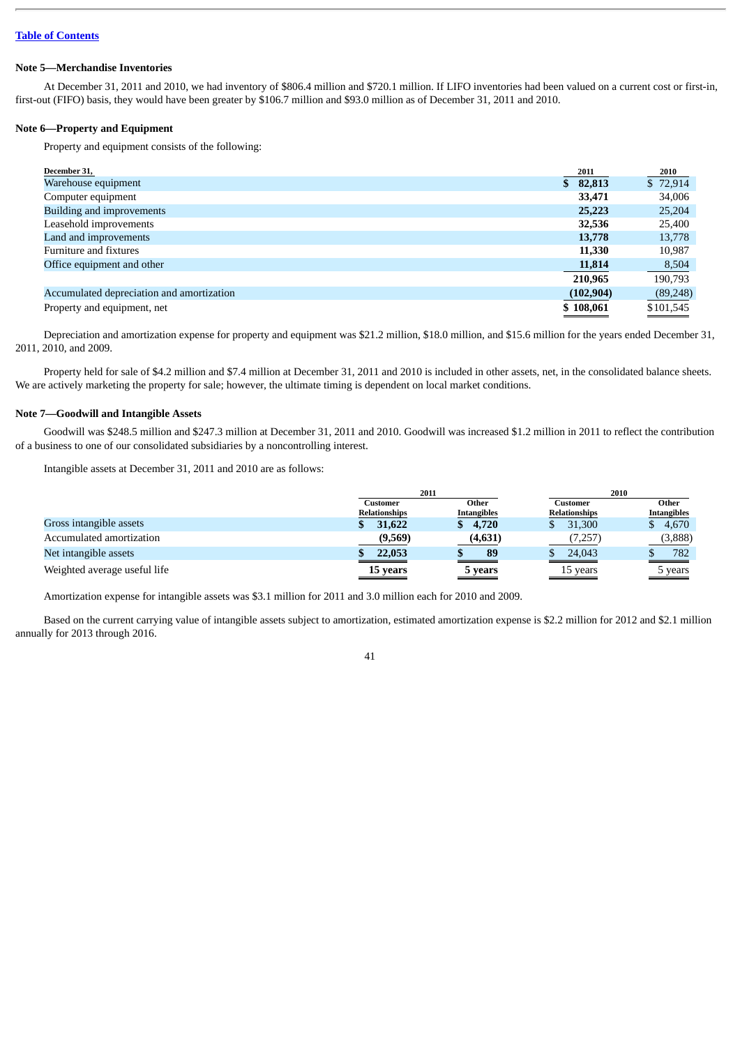[Table of Contents](#)

### Note 5—Merchandise Inventories

At December 31, 2011 and 2010, we had inventory of $806.4 million and $720.1 million. If LIFO inventories had been valued on a current cost or first-in, first-out (FIFO) basis, they would have been greater by $106.7 million and $93.0 million as of December 31, 2011 and 2010.

### Note 6—Property and Equipment

Property and equipment consists of the following:

| December 31, | 2011 | 2010 |
|---|---|---|
| Warehouse equipment | **$ 82,813** | $ 72,914 |
| Computer equipment | **33,471** | 34,006 |
| Building and improvements | **25,223** | 25,204 |
| Leasehold improvements | **32,536** | 25,400 |
| Land and improvements | **13,778** | 13,778 |
| Furniture and fixtures | **11,330** | 10,987 |
| Office equipment and other | **11,814** | 8,504 |
| | **210,965** | 190,793 |
| Accumulated depreciation and amortization | **(102,904)** | (89,248) |
| Property and equipment, net | **$ 108,061** | $101,545 |

Depreciation and amortization expense for property and equipment was $21.2 million, $18.0 million, and $15.6 million for the years ended December 31, 2011, 2010, and 2009.

Property held for sale of $4.2 million and $7.4 million at December 31, 2011 and 2010 is included in other assets, net, in the consolidated balance sheets. We are actively marketing the property for sale; however, the ultimate timing is dependent on local market conditions.

### Note 7—Goodwill and Intangible Assets

Goodwill was $248.5 million and $247.3 million at December 31, 2011 and 2010. Goodwill was increased $1.2 million in 2011 to reflect the contribution of a business to one of our consolidated subsidiaries by a noncontrolling interest.

Intangible assets at December 31, 2011 and 2010 are as follows:

| | 2011 | | 2010 | |
|---|---|---|---|---|
| | Customer Relationships | Other Intangibles | Customer Relationships | Other Intangibles |
| Gross intangible assets | **$ 31,622** | **$ 4,720** | $ 31,300 | $ 4,670 |
| Accumulated amortization | **(9,569)** | **(4,631)** | (7,257) | (3,888) |
| Net intangible assets | **$ 22,053** | **$ 89** | $ 24,043 | $ 782 |
| Weighted average useful life | **15 years** | **5 years** | 15 years | 5 years |

Amortization expense for intangible assets was $3.1 million for 2011 and 3.0 million each for 2010 and 2009.

Based on the current carrying value of intangible assets subject to amortization, estimated amortization expense is $2.2 million for 2012 and $2.1 million annually for 2013 through 2016.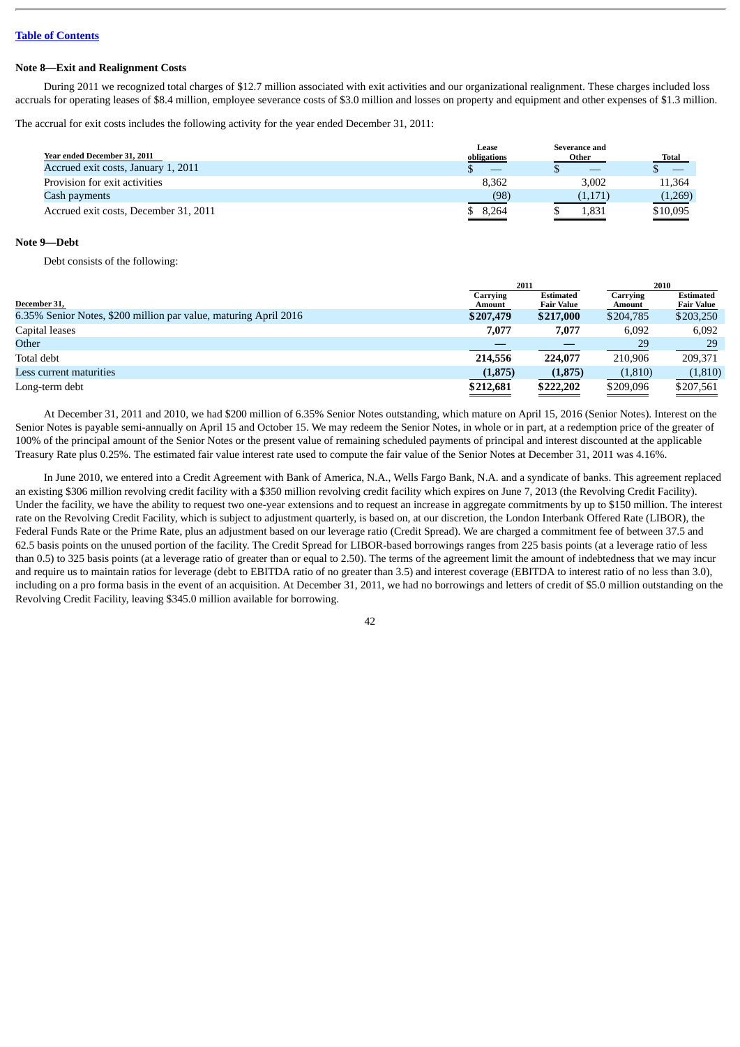[Table of Contents](#)

**Note 8—Exit and Realignment Costs**

During 2011 we recognized total charges of $12.7 million associated with exit activities and our organizational realignment. These charges included loss accruals for operating leases of $8.4 million, employee severance costs of $3.0 million and losses on property and equipment and other expenses of $1.3 million.

The accrual for exit costs includes the following activity for the year ended December 31, 2011:

| Year ended December 31, 2011 | Lease obligations | Severance and Other | Total |
|---|---|---|---|
| Accrued exit costs, January 1, 2011 | $ — | $ — | $ — |
| Provision for exit activities | 8,362 | 3,002 | 11,364 |
| Cash payments | (98) | (1,171) | (1,269) |
| Accrued exit costs, December 31, 2011 | $ 8,264 | $ 1,831 | $10,095 |

**Note 9—Debt**

Debt consists of the following:

| December 31, | 2011 | | 2010 | |
|---|---|---|---|---|
| | Carrying Amount | Estimated Fair Value | Carrying Amount | Estimated Fair Value |
| 6.35% Senior Notes, $200 million par value, maturing April 2016 | **$207,479** | **$217,000** | $204,785 | $203,250 |
| Capital leases | **7,077** | **7,077** | 6,092 | 6,092 |
| Other | **—** | **—** | 29 | 29 |
| Total debt | **214,556** | **224,077** | 210,906 | 209,371 |
| Less current maturities | **(1,875)** | **(1,875)** | (1,810) | (1,810) |
| Long-term debt | **$212,681** | **$222,202** | $209,096 | $207,561 |

At December 31, 2011 and 2010, we had $200 million of 6.35% Senior Notes outstanding, which mature on April 15, 2016 (Senior Notes). Interest on the Senior Notes is payable semi-annually on April 15 and October 15. We may redeem the Senior Notes, in whole or in part, at a redemption price of the greater of 100% of the principal amount of the Senior Notes or the present value of remaining scheduled payments of principal and interest discounted at the applicable Treasury Rate plus 0.25%. The estimated fair value interest rate used to compute the fair value of the Senior Notes at December 31, 2011 was 4.16%.

In June 2010, we entered into a Credit Agreement with Bank of America, N.A., Wells Fargo Bank, N.A. and a syndicate of banks. This agreement replaced an existing $306 million revolving credit facility with a $350 million revolving credit facility which expires on June 7, 2013 (the Revolving Credit Facility). Under the facility, we have the ability to request two one-year extensions and to request an increase in aggregate commitments by up to $150 million. The interest rate on the Revolving Credit Facility, which is subject to adjustment quarterly, is based on, at our discretion, the London Interbank Offered Rate (LIBOR), the Federal Funds Rate or the Prime Rate, plus an adjustment based on our leverage ratio (Credit Spread). We are charged a commitment fee of between 37.5 and 62.5 basis points on the unused portion of the facility. The Credit Spread for LIBOR-based borrowings ranges from 225 basis points (at a leverage ratio of less than 0.5) to 325 basis points (at a leverage ratio of greater than or equal to 2.50). The terms of the agreement limit the amount of indebtedness that we may incur and require us to maintain ratios for leverage (debt to EBITDA ratio of no greater than 3.5) and interest coverage (EBITDA to interest ratio of no less than 3.0), including on a pro forma basis in the event of an acquisition. At December 31, 2011, we had no borrowings and letters of credit of $5.0 million outstanding on the Revolving Credit Facility, leaving $345.0 million available for borrowing.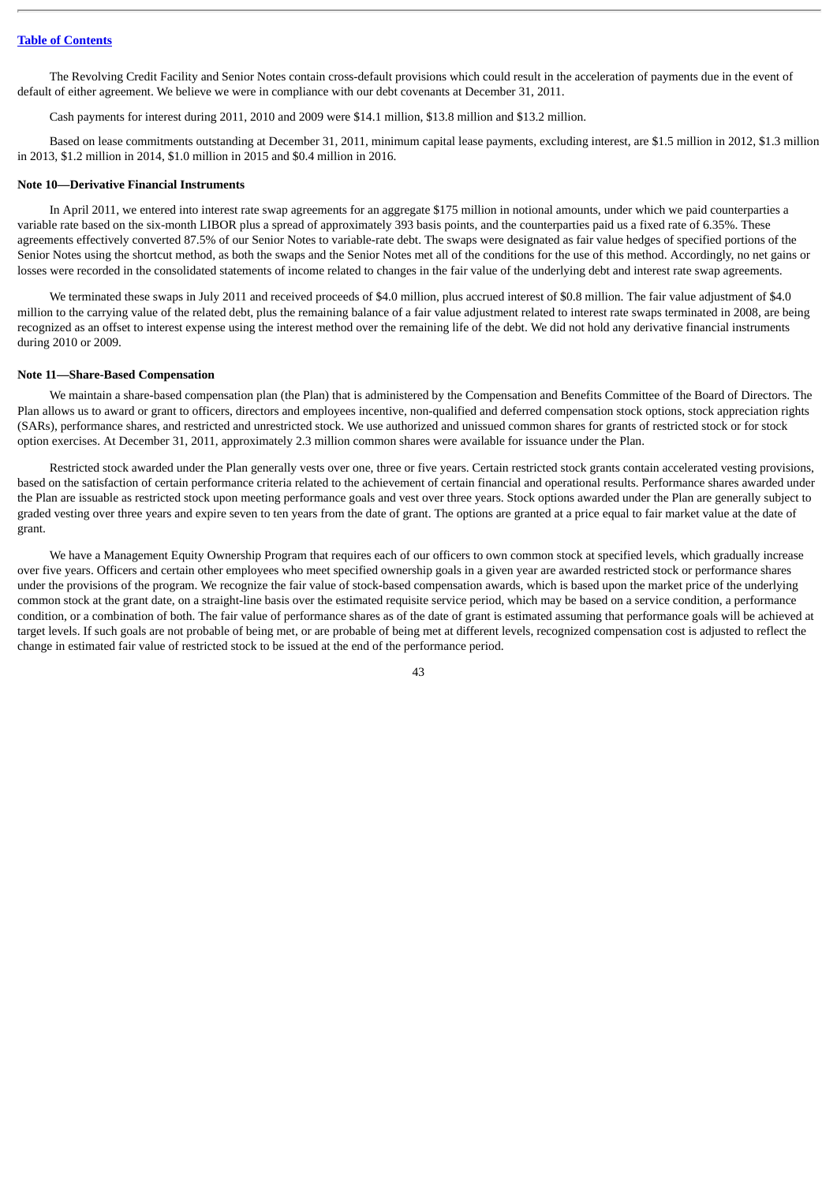The Revolving Credit Facility and Senior Notes contain cross-default provisions which could result in the acceleration of payments due in the event of default of either agreement. We believe we were in compliance with our debt covenants at December 31, 2011.

Cash payments for interest during 2011, 2010 and 2009 were $14.1 million, $13.8 million and $13.2 million.

Based on lease commitments outstanding at December 31, 2011, minimum capital lease payments, excluding interest, are $1.5 million in 2012, $1.3 million in 2013, $1.2 million in 2014, $1.0 million in 2015 and $0.4 million in 2016.

**Note 10—Derivative Financial Instruments**

In April 2011, we entered into interest rate swap agreements for an aggregate $175 million in notional amounts, under which we paid counterparties a variable rate based on the six-month LIBOR plus a spread of approximately 393 basis points, and the counterparties paid us a fixed rate of 6.35%. These agreements effectively converted 87.5% of our Senior Notes to variable-rate debt. The swaps were designated as fair value hedges of specified portions of the Senior Notes using the shortcut method, as both the swaps and the Senior Notes met all of the conditions for the use of this method. Accordingly, no net gains or losses were recorded in the consolidated statements of income related to changes in the fair value of the underlying debt and interest rate swap agreements.

We terminated these swaps in July 2011 and received proceeds of $4.0 million, plus accrued interest of $0.8 million. The fair value adjustment of $4.0 million to the carrying value of the related debt, plus the remaining balance of a fair value adjustment related to interest rate swaps terminated in 2008, are being recognized as an offset to interest expense using the interest method over the remaining life of the debt. We did not hold any derivative financial instruments during 2010 or 2009.

**Note 11—Share-Based Compensation**

We maintain a share-based compensation plan (the Plan) that is administered by the Compensation and Benefits Committee of the Board of Directors. The Plan allows us to award or grant to officers, directors and employees incentive, non-qualified and deferred compensation stock options, stock appreciation rights (SARs), performance shares, and restricted and unrestricted stock. We use authorized and unissued common shares for grants of restricted stock or for stock option exercises. At December 31, 2011, approximately 2.3 million common shares were available for issuance under the Plan.

Restricted stock awarded under the Plan generally vests over one, three or five years. Certain restricted stock grants contain accelerated vesting provisions, based on the satisfaction of certain performance criteria related to the achievement of certain financial and operational results. Performance shares awarded under the Plan are issuable as restricted stock upon meeting performance goals and vest over three years. Stock options awarded under the Plan are generally subject to graded vesting over three years and expire seven to ten years from the date of grant. The options are granted at a price equal to fair market value at the date of grant.

We have a Management Equity Ownership Program that requires each of our officers to own common stock at specified levels, which gradually increase over five years. Officers and certain other employees who meet specified ownership goals in a given year are awarded restricted stock or performance shares under the provisions of the program. We recognize the fair value of stock-based compensation awards, which is based upon the market price of the underlying common stock at the grant date, on a straight-line basis over the estimated requisite service period, which may be based on a service condition, a performance condition, or a combination of both. The fair value of performance shares as of the date of grant is estimated assuming that performance goals will be achieved at target levels. If such goals are not probable of being met, or are probable of being met at different levels, recognized compensation cost is adjusted to reflect the change in estimated fair value of restricted stock to be issued at the end of the performance period.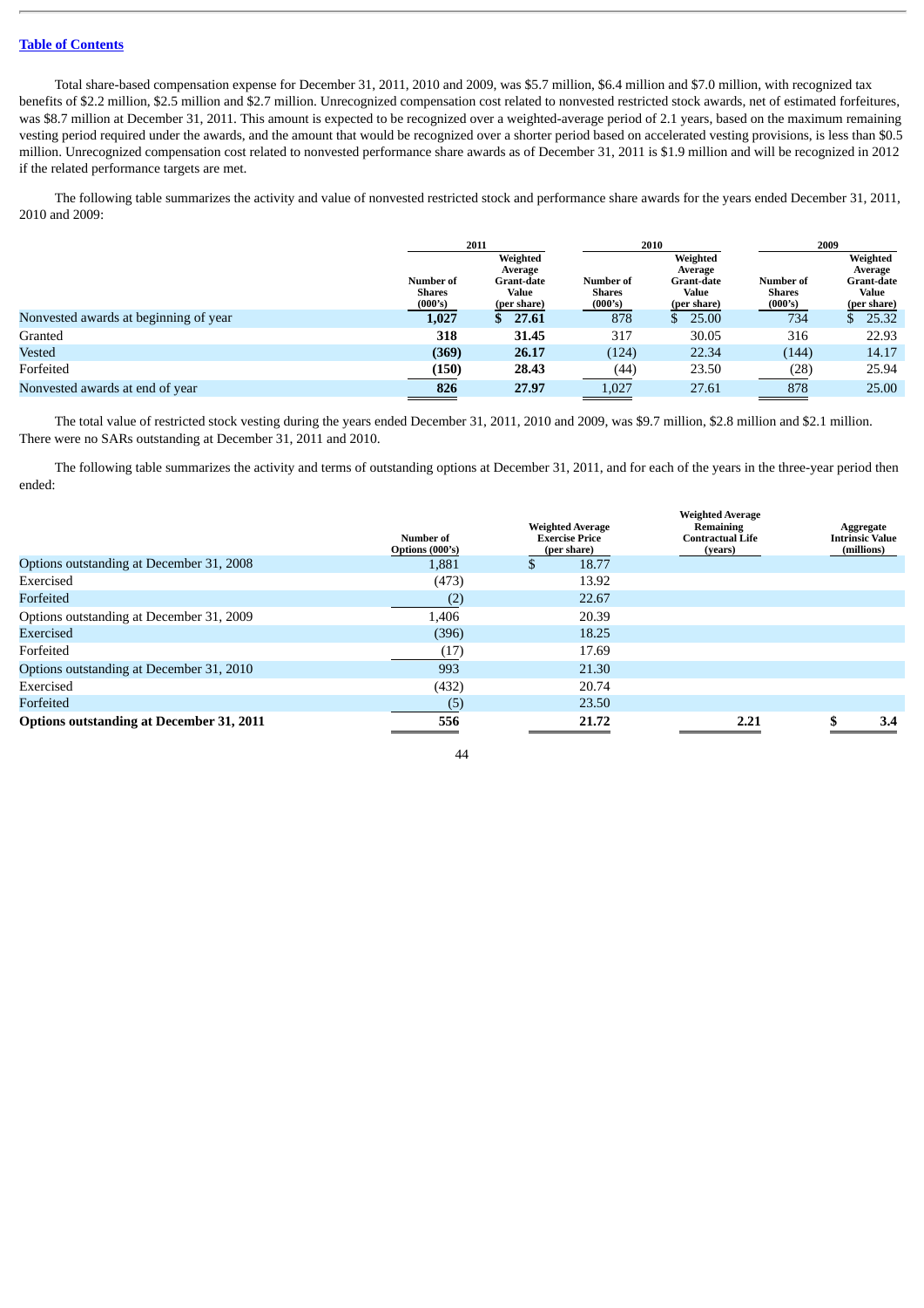Table of Contents

Total share-based compensation expense for December 31, 2011, 2010 and 2009, was $5.7 million, $6.4 million and $7.0 million, with recognized tax benefits of $2.2 million, $2.5 million and $2.7 million. Unrecognized compensation cost related to nonvested restricted stock awards, net of estimated forfeitures, was $8.7 million at December 31, 2011. This amount is expected to be recognized over a weighted-average period of 2.1 years, based on the maximum remaining vesting period required under the awards, and the amount that would be recognized over a shorter period based on accelerated vesting provisions, is less than $0.5 million. Unrecognized compensation cost related to nonvested performance share awards as of December 31, 2011 is $1.9 million and will be recognized in 2012 if the related performance targets are met.

The following table summarizes the activity and value of nonvested restricted stock and performance share awards for the years ended December 31, 2011, 2010 and 2009:

| | 2011 | | 2010 | | 2009 | |
|---|---|---|---|---|---|---|
| | Number of Shares (000's) | Weighted Average Grant-date Value (per share) | Number of Shares (000's) | Weighted Average Grant-date Value (per share) | Number of Shares (000's) | Weighted Average Grant-date Value (per share) |
| Nonvested awards at beginning of year | **1,027** | **$ 27.61** | 878 | $ 25.00 | 734 | $ 25.32 |
| Granted | **318** | **31.45** | 317 | 30.05 | 316 | 22.93 |
| Vested | **(369)** | **26.17** | (124) | 22.34 | (144) | 14.17 |
| Forfeited | **(150)** | **28.43** | (44) | 23.50 | (28) | 25.94 |
| Nonvested awards at end of year | **826** | **27.97** | 1,027 | 27.61 | 878 | 25.00 |

The total value of restricted stock vesting during the years ended December 31, 2011, 2010 and 2009, was $9.7 million, $2.8 million and $2.1 million. There were no SARs outstanding at December 31, 2011 and 2010.

The following table summarizes the activity and terms of outstanding options at December 31, 2011, and for each of the years in the three-year period then ended:

| | Number of Options (000's) | Weighted Average Exercise Price (per share) | Weighted Average Remaining Contractual Life (years) | Aggregate Intrinsic Value (millions) |
|---|---|---|---|---|
| Options outstanding at December 31, 2008 | 1,881 | $ 18.77 | | |
| Exercised | (473) | 13.92 | | |
| Forfeited | (2) | 22.67 | | |
| Options outstanding at December 31, 2009 | 1,406 | 20.39 | | |
| Exercised | (396) | 18.25 | | |
| Forfeited | (17) | 17.69 | | |
| Options outstanding at December 31, 2010 | 993 | 21.30 | | |
| Exercised | (432) | 20.74 | | |
| Forfeited | (5) | 23.50 | | |
| **Options outstanding at December 31, 2011** | **556** | **21.72** | **2.21** | **$ 3.4** |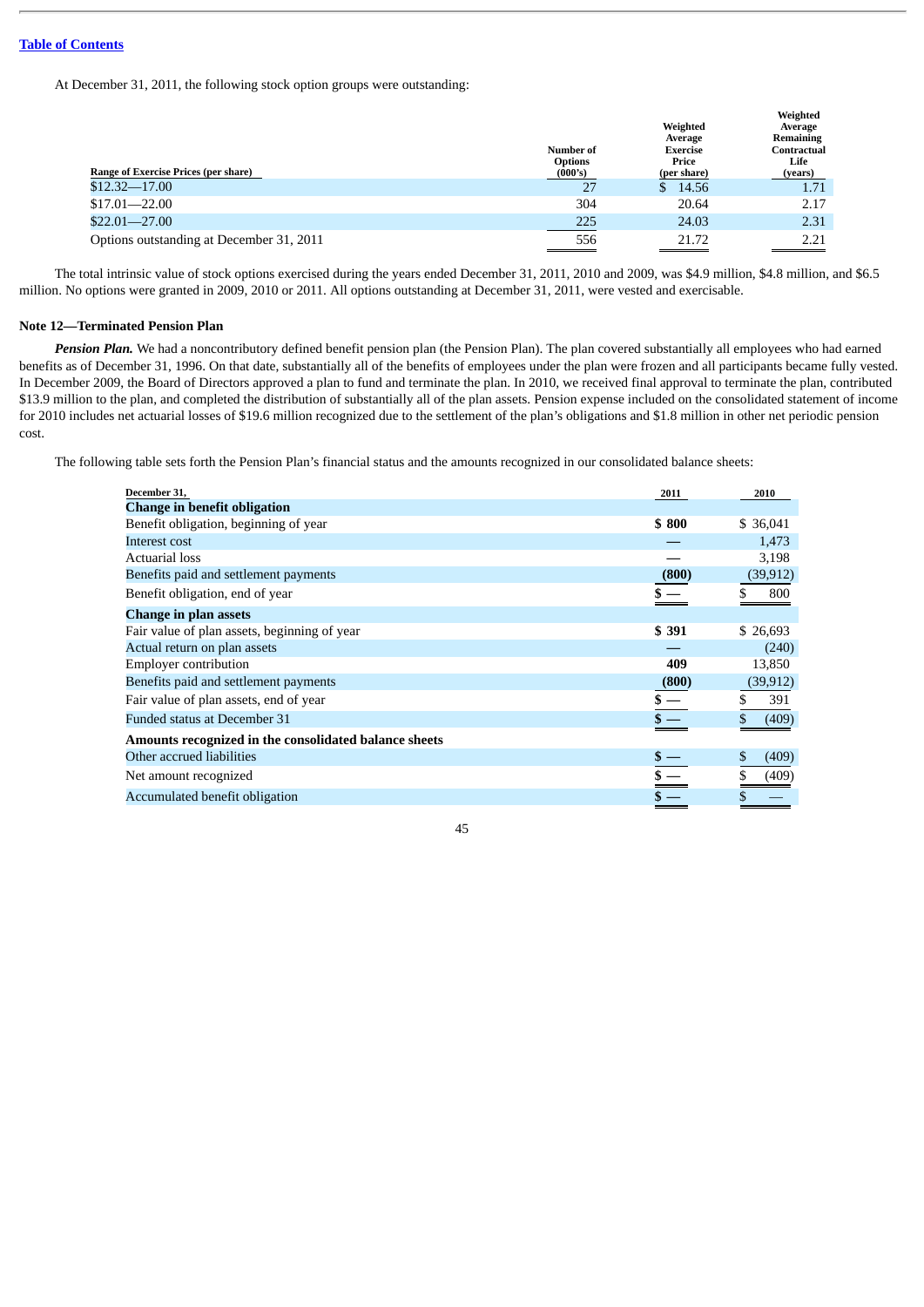[Table of Contents](#)

At December 31, 2011, the following stock option groups were outstanding:

| Range of Exercise Prices (per share) | Number of Options (000's) | Weighted Average Exercise Price (per share) | Weighted Average Remaining Contractual Life (years) |
|---|---|---|---|
| $12.32—17.00 | 27 | $ 14.56 | 1.71 |
| $17.01—22.00 | 304 | 20.64 | 2.17 |
| $22.01—27.00 | 225 | 24.03 | 2.31 |
| Options outstanding at December 31, 2011 | 556 | 21.72 | 2.21 |

The total intrinsic value of stock options exercised during the years ended December 31, 2011, 2010 and 2009, was $4.9 million, $4.8 million, and $6.5 million. No options were granted in 2009, 2010 or 2011. All options outstanding at December 31, 2011, were vested and exercisable.

### Note 12—Terminated Pension Plan

***Pension Plan.*** We had a noncontributory defined benefit pension plan (the Pension Plan). The plan covered substantially all employees who had earned benefits as of December 31, 1996. On that date, substantially all of the benefits of employees under the plan were frozen and all participants became fully vested. In December 2009, the Board of Directors approved a plan to fund and terminate the plan. In 2010, we received final approval to terminate the plan, contributed $13.9 million to the plan, and completed the distribution of substantially all of the plan assets. Pension expense included on the consolidated statement of income for 2010 includes net actuarial losses of $19.6 million recognized due to the settlement of the plan's obligations and $1.8 million in other net periodic pension cost.

The following table sets forth the Pension Plan's financial status and the amounts recognized in our consolidated balance sheets:

| December 31, | 2011 | 2010 |
|---|---|---|
| **Change in benefit obligation** | | |
| Benefit obligation, beginning of year | **$ 800** | $ 36,041 |
| Interest cost | **—** | 1,473 |
| Actuarial loss | **—** | 3,198 |
| Benefits paid and settlement payments | **(800)** | (39,912) |
| Benefit obligation, end of year | **$ —** | $ 800 |
| **Change in plan assets** | | |
| Fair value of plan assets, beginning of year | **$ 391** | $ 26,693 |
| Actual return on plan assets | **—** | (240) |
| Employer contribution | **409** | 13,850 |
| Benefits paid and settlement payments | **(800)** | (39,912) |
| Fair value of plan assets, end of year | **$ —** | $ 391 |
| Funded status at December 31 | **$ —** | $ (409) |
| **Amounts recognized in the consolidated balance sheets** | | |
| Other accrued liabilities | **$ —** | $ (409) |
| Net amount recognized | **$ —** | $ (409) |
| Accumulated benefit obligation | **$ —** | $ — |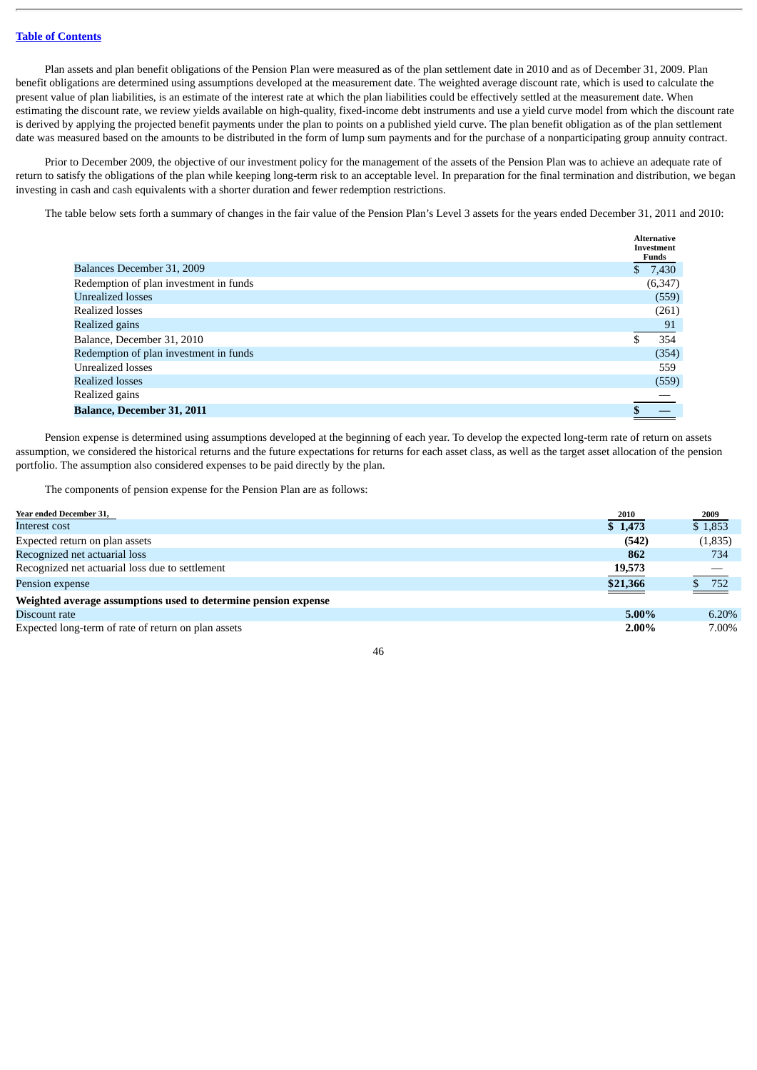[Table of Contents]

Plan assets and plan benefit obligations of the Pension Plan were measured as of the plan settlement date in 2010 and as of December 31, 2009. Plan benefit obligations are determined using assumptions developed at the measurement date. The weighted average discount rate, which is used to calculate the present value of plan liabilities, is an estimate of the interest rate at which the plan liabilities could be effectively settled at the measurement date. When estimating the discount rate, we review yields available on high-quality, fixed-income debt instruments and use a yield curve model from which the discount rate is derived by applying the projected benefit payments under the plan to points on a published yield curve. The plan benefit obligation as of the plan settlement date was measured based on the amounts to be distributed in the form of lump sum payments and for the purchase of a nonparticipating group annuity contract.

Prior to December 2009, the objective of our investment policy for the management of the assets of the Pension Plan was to achieve an adequate rate of return to satisfy the obligations of the plan while keeping long-term risk to an acceptable level. In preparation for the final termination and distribution, we began investing in cash and cash equivalents with a shorter duration and fewer redemption restrictions.

The table below sets forth a summary of changes in the fair value of the Pension Plan's Level 3 assets for the years ended December 31, 2011 and 2010:

| | Alternative Investment Funds |
|---|---|
| Balances December 31, 2009 | $ 7,430 |
| Redemption of plan investment in funds | (6,347) |
| Unrealized losses | (559) |
| Realized losses | (261) |
| Realized gains | 91 |
| Balance, December 31, 2010 | $ 354 |
| Redemption of plan investment in funds | (354) |
| Unrealized losses | 559 |
| Realized losses | (559) |
| Realized gains | — |
| **Balance, December 31, 2011** | **$ —** |

Pension expense is determined using assumptions developed at the beginning of each year. To develop the expected long-term rate of return on assets assumption, we considered the historical returns and the future expectations for returns for each asset class, as well as the target asset allocation of the pension portfolio. The assumption also considered expenses to be paid directly by the plan.

The components of pension expense for the Pension Plan are as follows:

| Year ended December 31, | 2010 | 2009 |
|---|---|---|
| Interest cost | **$ 1,473** | $ 1,853 |
| Expected return on plan assets | **(542)** | (1,835) |
| Recognized net actuarial loss | **862** | 734 |
| Recognized net actuarial loss due to settlement | **19,573** | — |
| Pension expense | **$21,366** | $ 752 |
| **Weighted average assumptions used to determine pension expense** | | |
| Discount rate | **5.00%** | 6.20% |
| Expected long-term of rate of return on plan assets | **2.00%** | 7.00% |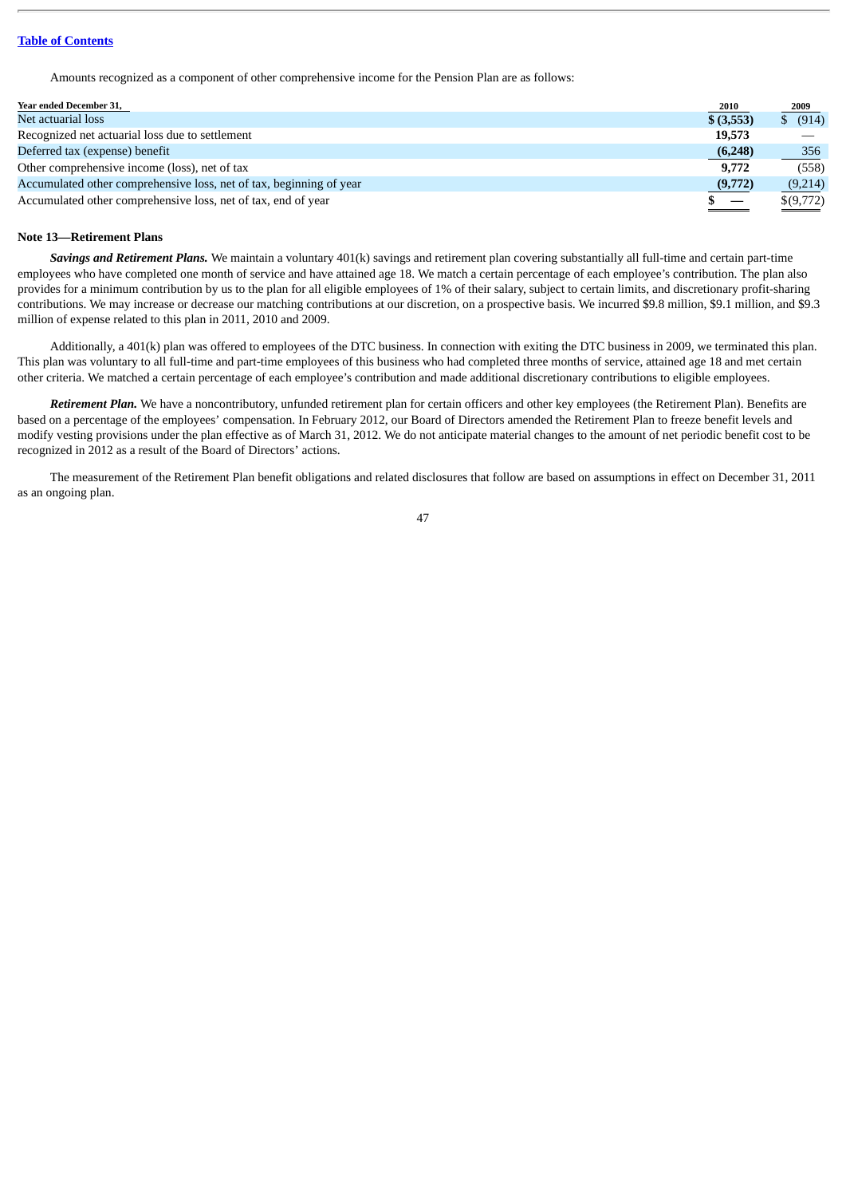Amounts recognized as a component of other comprehensive income for the Pension Plan are as follows:

| Year ended December 31, | 2010 | 2009 |
|---|---|---|
| Net actuarial loss | **$ (3,553)** | $ (914) |
| Recognized net actuarial loss due to settlement | **19,573** | — |
| Deferred tax (expense) benefit | **(6,248)** | 356 |
| Other comprehensive income (loss), net of tax | **9,772** | (558) |
| Accumulated other comprehensive loss, net of tax, beginning of year | **(9,772)** | (9,214) |
| Accumulated other comprehensive loss, net of tax, end of year | **$ —** | $(9,772) |

**Note 13—Retirement Plans**

***Savings and Retirement Plans.*** We maintain a voluntary 401(k) savings and retirement plan covering substantially all full-time and certain part-time employees who have completed one month of service and have attained age 18. We match a certain percentage of each employee's contribution. The plan also provides for a minimum contribution by us to the plan for all eligible employees of 1% of their salary, subject to certain limits, and discretionary profit-sharing contributions. We may increase or decrease our matching contributions at our discretion, on a prospective basis. We incurred $9.8 million, $9.1 million, and $9.3 million of expense related to this plan in 2011, 2010 and 2009.

Additionally, a 401(k) plan was offered to employees of the DTC business. In connection with exiting the DTC business in 2009, we terminated this plan. This plan was voluntary to all full-time and part-time employees of this business who had completed three months of service, attained age 18 and met certain other criteria. We matched a certain percentage of each employee's contribution and made additional discretionary contributions to eligible employees.

***Retirement Plan.*** We have a noncontributory, unfunded retirement plan for certain officers and other key employees (the Retirement Plan). Benefits are based on a percentage of the employees' compensation. In February 2012, our Board of Directors amended the Retirement Plan to freeze benefit levels and modify vesting provisions under the plan effective as of March 31, 2012. We do not anticipate material changes to the amount of net periodic benefit cost to be recognized in 2012 as a result of the Board of Directors' actions.

The measurement of the Retirement Plan benefit obligations and related disclosures that follow are based on assumptions in effect on December 31, 2011 as an ongoing plan.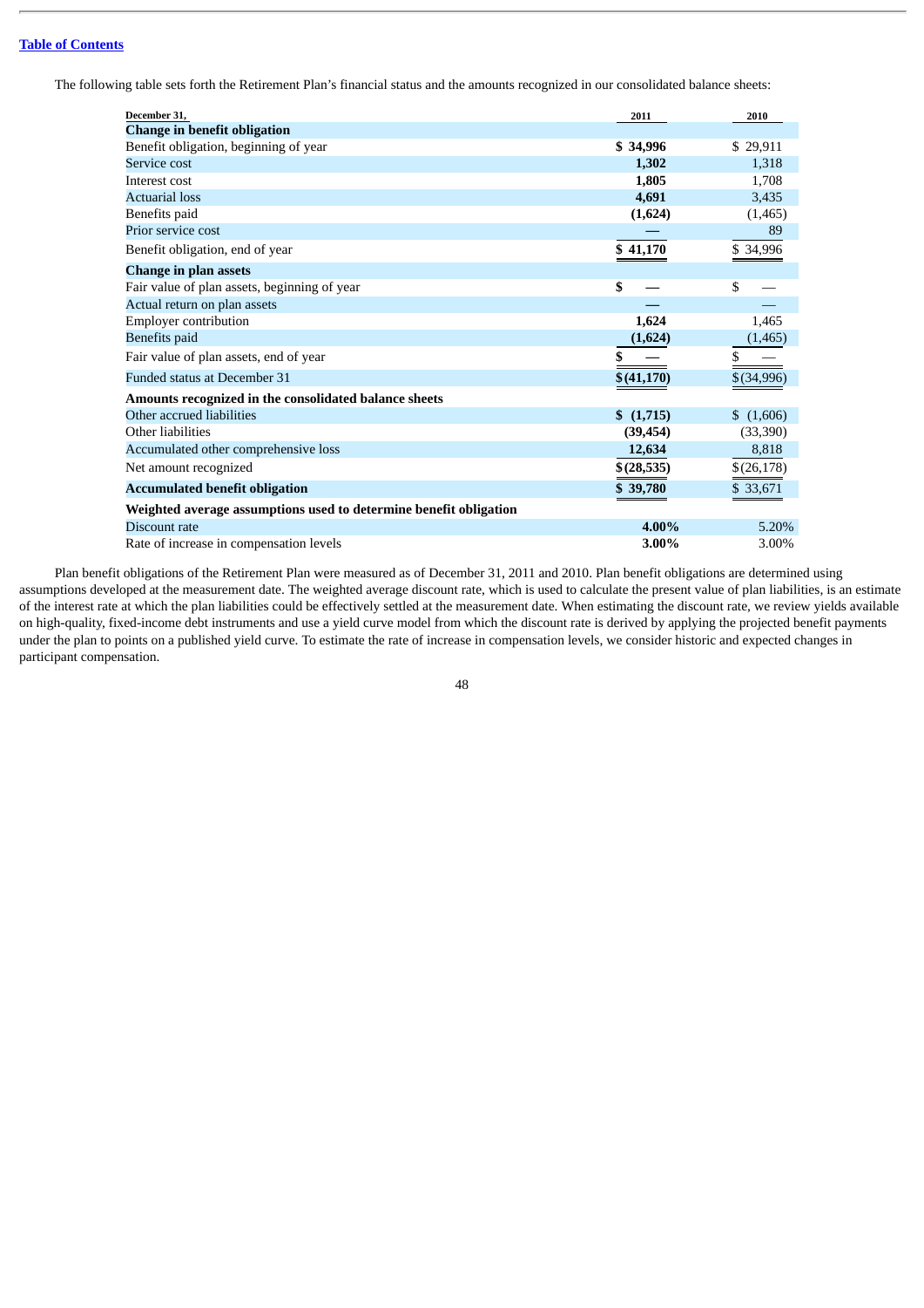The following table sets forth the Retirement Plan's financial status and the amounts recognized in our consolidated balance sheets:

| December 31, | 2011 | 2010 |
|---|---|---|
| **Change in benefit obligation** | | |
| Benefit obligation, beginning of year | **$ 34,996** | $ 29,911 |
| Service cost | **1,302** | 1,318 |
| Interest cost | **1,805** | 1,708 |
| Actuarial loss | **4,691** | 3,435 |
| Benefits paid | **(1,624)** | (1,465) |
| Prior service cost | **—** | 89 |
| Benefit obligation, end of year | **$ 41,170** | $ 34,996 |
| **Change in plan assets** | | |
| Fair value of plan assets, beginning of year | **$ —** | $ — |
| Actual return on plan assets | **—** | — |
| Employer contribution | **1,624** | 1,465 |
| Benefits paid | **(1,624)** | (1,465) |
| Fair value of plan assets, end of year | **$ —** | $ — |
| Funded status at December 31 | **$ (41,170)** | $ (34,996) |
| **Amounts recognized in the consolidated balance sheets** | | |
| Other accrued liabilities | **$ (1,715)** | $ (1,606) |
| Other liabilities | **(39,454)** | (33,390) |
| Accumulated other comprehensive loss | **12,634** | 8,818 |
| Net amount recognized | **$ (28,535)** | $ (26,178) |
| **Accumulated benefit obligation** | **$ 39,780** | $ 33,671 |
| **Weighted average assumptions used to determine benefit obligation** | | |
| Discount rate | **4.00%** | 5.20% |
| Rate of increase in compensation levels | **3.00%** | 3.00% |

Plan benefit obligations of the Retirement Plan were measured as of December 31, 2011 and 2010. Plan benefit obligations are determined using assumptions developed at the measurement date. The weighted average discount rate, which is used to calculate the present value of plan liabilities, is an estimate of the interest rate at which the plan liabilities could be effectively settled at the measurement date. When estimating the discount rate, we review yields available on high-quality, fixed-income debt instruments and use a yield curve model from which the discount rate is derived by applying the projected benefit payments under the plan to points on a published yield curve. To estimate the rate of increase in compensation levels, we consider historic and expected changes in participant compensation.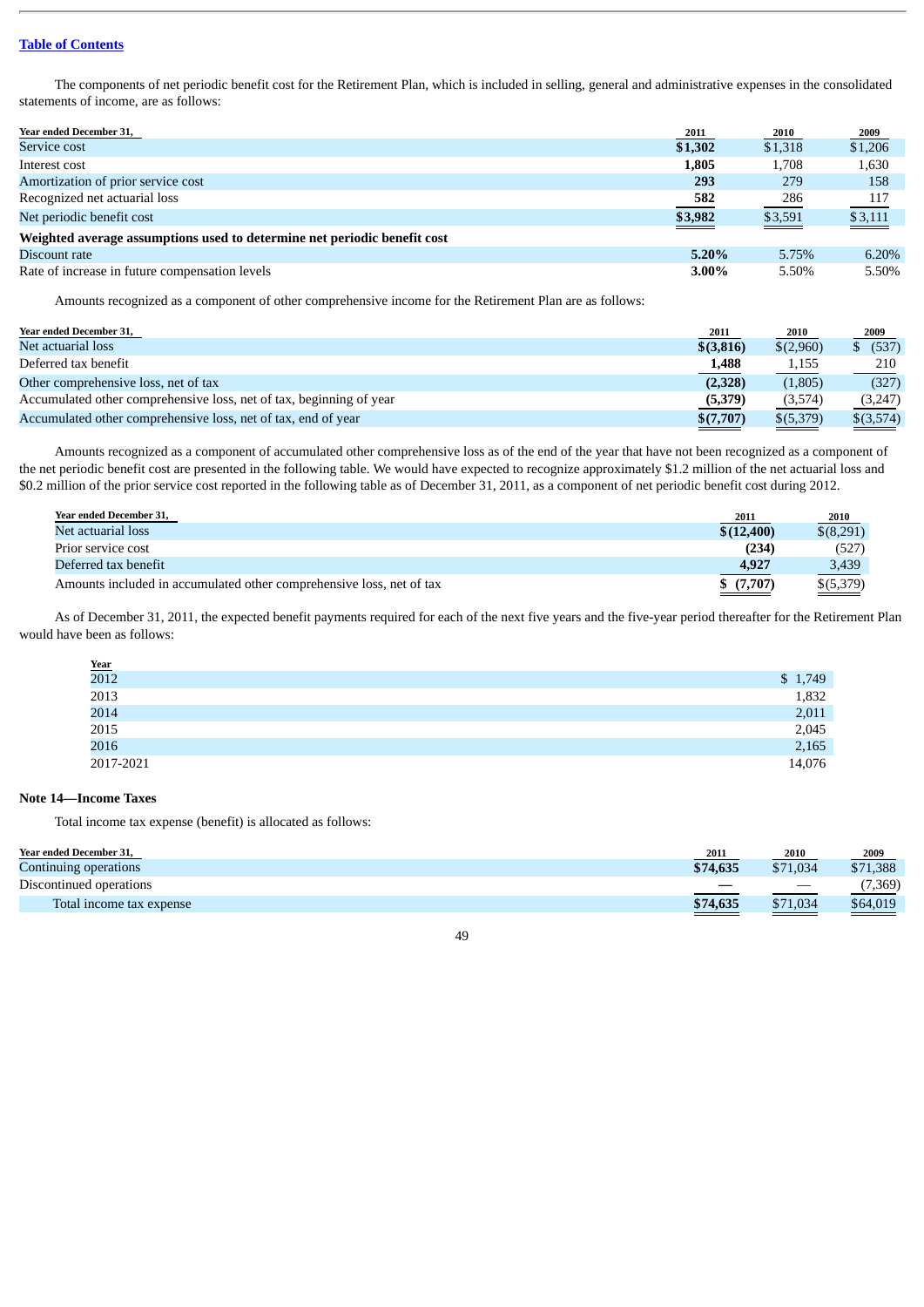Table of Contents

The components of net periodic benefit cost for the Retirement Plan, which is included in selling, general and administrative expenses in the consolidated statements of income, are as follows:

| Year ended December 31, | 2011 | 2010 | 2009 |
|---|---|---|---|
| Service cost | **$1,302** | $1,318 | $1,206 |
| Interest cost | **1,805** | 1,708 | 1,630 |
| Amortization of prior service cost | **293** | 279 | 158 |
| Recognized net actuarial loss | **582** | 286 | 117 |
| Net periodic benefit cost | **$3,982** | $3,591 | $3,111 |
| **Weighted average assumptions used to determine net periodic benefit cost** | | | |
| Discount rate | **5.20%** | 5.75% | 6.20% |
| Rate of increase in future compensation levels | **3.00%** | 5.50% | 5.50% |

Amounts recognized as a component of other comprehensive income for the Retirement Plan are as follows:

| Year ended December 31, | 2011 | 2010 | 2009 |
|---|---|---|---|
| Net actuarial loss | **$(3,816)** | $(2,960) | $ (537) |
| Deferred tax benefit | **1,488** | 1,155 | 210 |
| Other comprehensive loss, net of tax | **(2,328)** | (1,805) | (327) |
| Accumulated other comprehensive loss, net of tax, beginning of year | **(5,379)** | (3,574) | (3,247) |
| Accumulated other comprehensive loss, net of tax, end of year | **$(7,707)** | $(5,379) | $(3,574) |

Amounts recognized as a component of accumulated other comprehensive loss as of the end of the year that have not been recognized as a component of the net periodic benefit cost are presented in the following table. We would have expected to recognize approximately $1.2 million of the net actuarial loss and $0.2 million of the prior service cost reported in the following table as of December 31, 2011, as a component of net periodic benefit cost during 2012.

| Year ended December 31, | 2011 | 2010 |
|---|---|---|
| Net actuarial loss | **$(12,400)** | $(8,291) |
| Prior service cost | **(234)** | (527) |
| Deferred tax benefit | **4,927** | 3,439 |
| Amounts included in accumulated other comprehensive loss, net of tax | **$ (7,707)** | $(5,379) |

As of December 31, 2011, the expected benefit payments required for each of the next five years and the five-year period thereafter for the Retirement Plan would have been as follows:

| Year | |
|---|---|
| 2012 | $ 1,749 |
| 2013 | 1,832 |
| 2014 | 2,011 |
| 2015 | 2,045 |
| 2016 | 2,165 |
| 2017-2021 | 14,076 |

**Note 14—Income Taxes**

Total income tax expense (benefit) is allocated as follows:

| Year ended December 31, | 2011 | 2010 | 2009 |
|---|---|---|---|
| Continuing operations | **$74,635** | $71,034 | $71,388 |
| Discontinued operations | **—** | — | (7,369) |
| Total income tax expense | **$74,635** | $71,034 | $64,019 |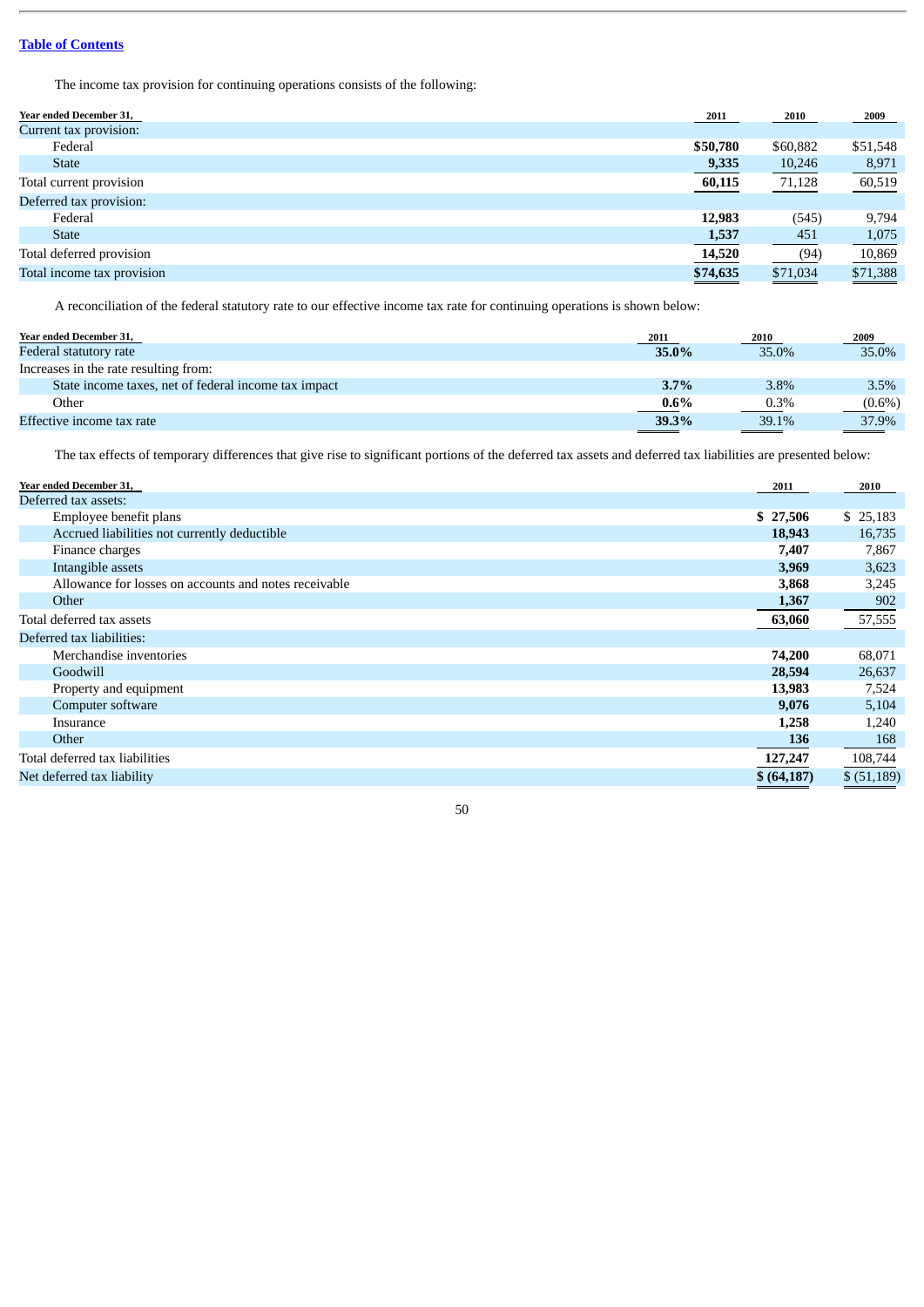[Table of Contents](#)

The income tax provision for continuing operations consists of the following:

| Year ended December 31, | 2011 | 2010 | 2009 |
|---|---|---|---|
| Current tax provision: | | | |
| Federal | **$50,780** | $60,882 | $51,548 |
| State | **9,335** | 10,246 | 8,971 |
| Total current provision | **60,115** | 71,128 | 60,519 |
| Deferred tax provision: | | | |
| Federal | **12,983** | (545) | 9,794 |
| State | **1,537** | 451 | 1,075 |
| Total deferred provision | **14,520** | (94) | 10,869 |
| Total income tax provision | **$74,635** | $71,034 | $71,388 |

A reconciliation of the federal statutory rate to our effective income tax rate for continuing operations is shown below:

| Year ended December 31, | 2011 | 2010 | 2009 |
|---|---|---|---|
| Federal statutory rate | **35.0%** | 35.0% | 35.0% |
| Increases in the rate resulting from: | | | |
| State income taxes, net of federal income tax impact | **3.7%** | 3.8% | 3.5% |
| Other | **0.6%** | 0.3% | (0.6%) |
| Effective income tax rate | **39.3%** | 39.1% | 37.9% |

The tax effects of temporary differences that give rise to significant portions of the deferred tax assets and deferred tax liabilities are presented below:

| Year ended December 31, | 2011 | 2010 |
|---|---|---|
| Deferred tax assets: | | |
| Employee benefit plans | **$ 27,506** | $ 25,183 |
| Accrued liabilities not currently deductible | **18,943** | 16,735 |
| Finance charges | **7,407** | 7,867 |
| Intangible assets | **3,969** | 3,623 |
| Allowance for losses on accounts and notes receivable | **3,868** | 3,245 |
| Other | **1,367** | 902 |
| Total deferred tax assets | **63,060** | 57,555 |
| Deferred tax liabilities: | | |
| Merchandise inventories | **74,200** | 68,071 |
| Goodwill | **28,594** | 26,637 |
| Property and equipment | **13,983** | 7,524 |
| Computer software | **9,076** | 5,104 |
| Insurance | **1,258** | 1,240 |
| Other | **136** | 168 |
| Total deferred tax liabilities | **127,247** | 108,744 |
| Net deferred tax liability | **$ (64,187)** | $ (51,189) |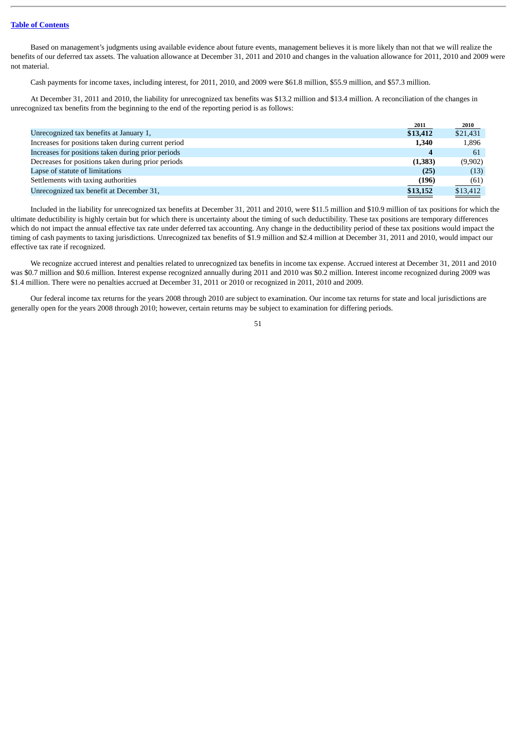[Table of Contents](#)

Based on management's judgments using available evidence about future events, management believes it is more likely than not that we will realize the benefits of our deferred tax assets. The valuation allowance at December 31, 2011 and 2010 and changes in the valuation allowance for 2011, 2010 and 2009 were not material.

Cash payments for income taxes, including interest, for 2011, 2010, and 2009 were $61.8 million, $55.9 million, and $57.3 million.

At December 31, 2011 and 2010, the liability for unrecognized tax benefits was $13.2 million and $13.4 million. A reconciliation of the changes in unrecognized tax benefits from the beginning to the end of the reporting period is as follows:

| | 2011 | 2010 |
|---|---|---|
| Unrecognized tax benefits at January 1, | **$13,412** | $21,431 |
| Increases for positions taken during current period | **1,340** | 1,896 |
| Increases for positions taken during prior periods | **4** | 61 |
| Decreases for positions taken during prior periods | **(1,383)** | (9,902) |
| Lapse of statute of limitations | **(25)** | (13) |
| Settlements with taxing authorities | **(196)** | (61) |
| Unrecognized tax benefit at December 31, | **$13,152** | $13,412 |

Included in the liability for unrecognized tax benefits at December 31, 2011 and 2010, were $11.5 million and $10.9 million of tax positions for which the ultimate deductibility is highly certain but for which there is uncertainty about the timing of such deductibility. These tax positions are temporary differences which do not impact the annual effective tax rate under deferred tax accounting. Any change in the deductibility period of these tax positions would impact the timing of cash payments to taxing jurisdictions. Unrecognized tax benefits of $1.9 million and $2.4 million at December 31, 2011 and 2010, would impact our effective tax rate if recognized.

We recognize accrued interest and penalties related to unrecognized tax benefits in income tax expense. Accrued interest at December 31, 2011 and 2010 was $0.7 million and $0.6 million. Interest expense recognized annually during 2011 and 2010 was $0.2 million. Interest income recognized during 2009 was $1.4 million. There were no penalties accrued at December 31, 2011 or 2010 or recognized in 2011, 2010 and 2009.

Our federal income tax returns for the years 2008 through 2010 are subject to examination. Our income tax returns for state and local jurisdictions are generally open for the years 2008 through 2010; however, certain returns may be subject to examination for differing periods.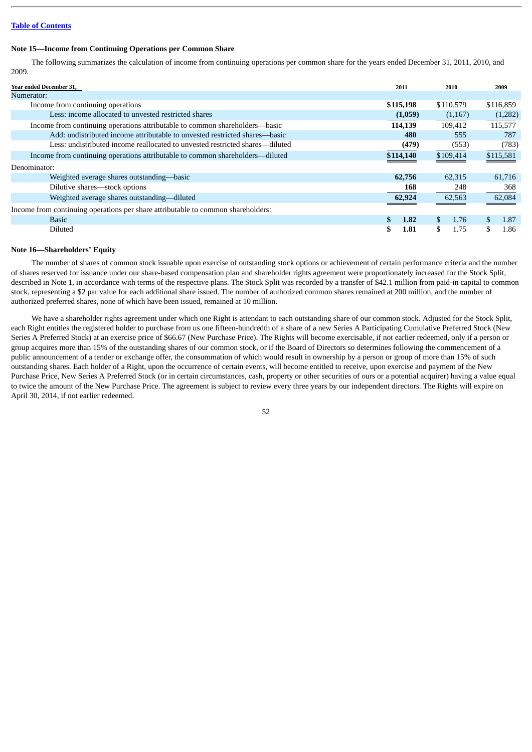[Table of Contents](#)

### Note 15—Income from Continuing Operations per Common Share

The following summarizes the calculation of income from continuing operations per common share for the years ended December 31, 2011, 2010, and 2009.

| Year ended December 31, | 2011 | 2010 | 2009 |
|---|---|---|---|
| Numerator: | | | |
| Income from continuing operations | **$115,198** | $110,579 | $116,859 |
| Less: income allocated to unvested restricted shares | **(1,059)** | (1,167) | (1,282) |
| Income from continuing operations attributable to common shareholders—basic | **114,139** | 109,412 | 115,577 |
| Add: undistributed income attributable to unvested restricted shares—basic | **480** | 555 | 787 |
| Less: undistributed income reallocated to unvested restricted shares—diluted | **(479)** | (553) | (783) |
| Income from continuing operations attributable to common shareholders—diluted | **$114,140** | $109,414 | $115,581 |
| Denominator: | | | |
| Weighted average shares outstanding—basic | **62,756** | 62,315 | 61,716 |
| Dilutive shares—stock options | **168** | 248 | 368 |
| Weighted average shares outstanding—diluted | **62,924** | 62,563 | 62,084 |
| Income from continuing operations per share attributable to common shareholders: | | | |
| Basic | **$ 1.82** | $ 1.76 | $ 1.87 |
| Diluted | **$ 1.81** | $ 1.75 | $ 1.86 |

### Note 16—Shareholders' Equity

The number of shares of common stock issuable upon exercise of outstanding stock options or achievement of certain performance criteria and the number of shares reserved for issuance under our share-based compensation plan and shareholder rights agreement were proportionately increased for the Stock Split, described in Note 1, in accordance with terms of the respective plans. The Stock Split was recorded by a transfer of $42.1 million from paid-in capital to common stock, representing a $2 par value for each additional share issued. The number of authorized common shares remained at 200 million, and the number of authorized preferred shares, none of which have been issued, remained at 10 million.

We have a shareholder rights agreement under which one Right is attendant to each outstanding share of our common stock. Adjusted for the Stock Split, each Right entitles the registered holder to purchase from us one fifteen-hundredth of a share of a new Series A Participating Cumulative Preferred Stock (New Series A Preferred Stock) at an exercise price of $66.67 (New Purchase Price). The Rights will become exercisable, if not earlier redeemed, only if a person or group acquires more than 15% of the outstanding shares of our common stock, or if the Board of Directors so determines following the commencement of a public announcement of a tender or exchange offer, the consummation of which would result in ownership by a person or group of more than 15% of such outstanding shares. Each holder of a Right, upon the occurrence of certain events, will become entitled to receive, upon exercise and payment of the New Purchase Price, New Series A Preferred Stock (or in certain circumstances, cash, property or other securities of ours or a potential acquirer) having a value equal to twice the amount of the New Purchase Price. The agreement is subject to review every three years by our independent directors. The Rights will expire on April 30, 2014, if not earlier redeemed.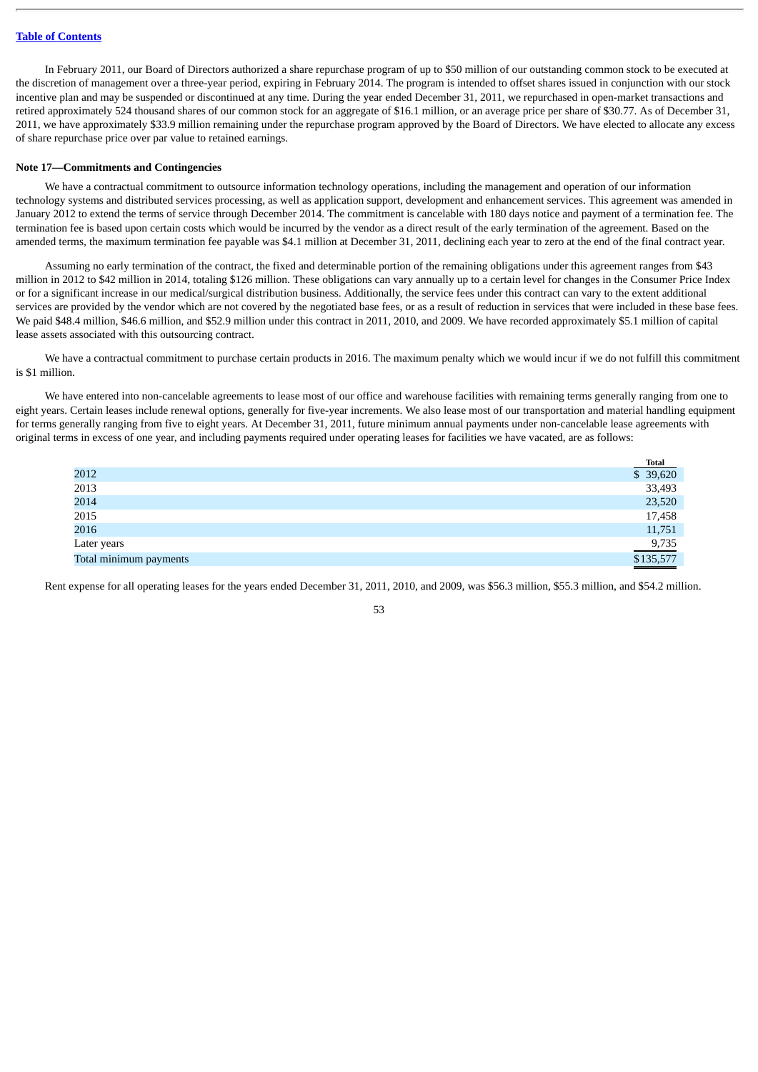In February 2011, our Board of Directors authorized a share repurchase program of up to $50 million of our outstanding common stock to be executed at the discretion of management over a three-year period, expiring in February 2014. The program is intended to offset shares issued in conjunction with our stock incentive plan and may be suspended or discontinued at any time. During the year ended December 31, 2011, we repurchased in open-market transactions and retired approximately 524 thousand shares of our common stock for an aggregate of $16.1 million, or an average price per share of $30.77. As of December 31, 2011, we have approximately $33.9 million remaining under the repurchase program approved by the Board of Directors. We have elected to allocate any excess of share repurchase price over par value to retained earnings.

**Note 17—Commitments and Contingencies**

We have a contractual commitment to outsource information technology operations, including the management and operation of our information technology systems and distributed services processing, as well as application support, development and enhancement services. This agreement was amended in January 2012 to extend the terms of service through December 2014. The commitment is cancelable with 180 days notice and payment of a termination fee. The termination fee is based upon certain costs which would be incurred by the vendor as a direct result of the early termination of the agreement. Based on the amended terms, the maximum termination fee payable was $4.1 million at December 31, 2011, declining each year to zero at the end of the final contract year.

Assuming no early termination of the contract, the fixed and determinable portion of the remaining obligations under this agreement ranges from $43 million in 2012 to $42 million in 2014, totaling $126 million. These obligations can vary annually up to a certain level for changes in the Consumer Price Index or for a significant increase in our medical/surgical distribution business. Additionally, the service fees under this contract can vary to the extent additional services are provided by the vendor which are not covered by the negotiated base fees, or as a result of reduction in services that were included in these base fees. We paid $48.4 million, $46.6 million, and $52.9 million under this contract in 2011, 2010, and 2009. We have recorded approximately $5.1 million of capital lease assets associated with this outsourcing contract.

We have a contractual commitment to purchase certain products in 2016. The maximum penalty which we would incur if we do not fulfill this commitment is $1 million.

We have entered into non-cancelable agreements to lease most of our office and warehouse facilities with remaining terms generally ranging from one to eight years. Certain leases include renewal options, generally for five-year increments. We also lease most of our transportation and material handling equipment for terms generally ranging from five to eight years. At December 31, 2011, future minimum annual payments under non-cancelable lease agreements with original terms in excess of one year, and including payments required under operating leases for facilities we have vacated, are as follows:

| | Total |
|---|---|
| 2012 | $ 39,620 |
| 2013 | 33,493 |
| 2014 | 23,520 |
| 2015 | 17,458 |
| 2016 | 11,751 |
| Later years | 9,735 |
| Total minimum payments | $135,577 |

Rent expense for all operating leases for the years ended December 31, 2011, 2010, and 2009, was $56.3 million, $55.3 million, and $54.2 million.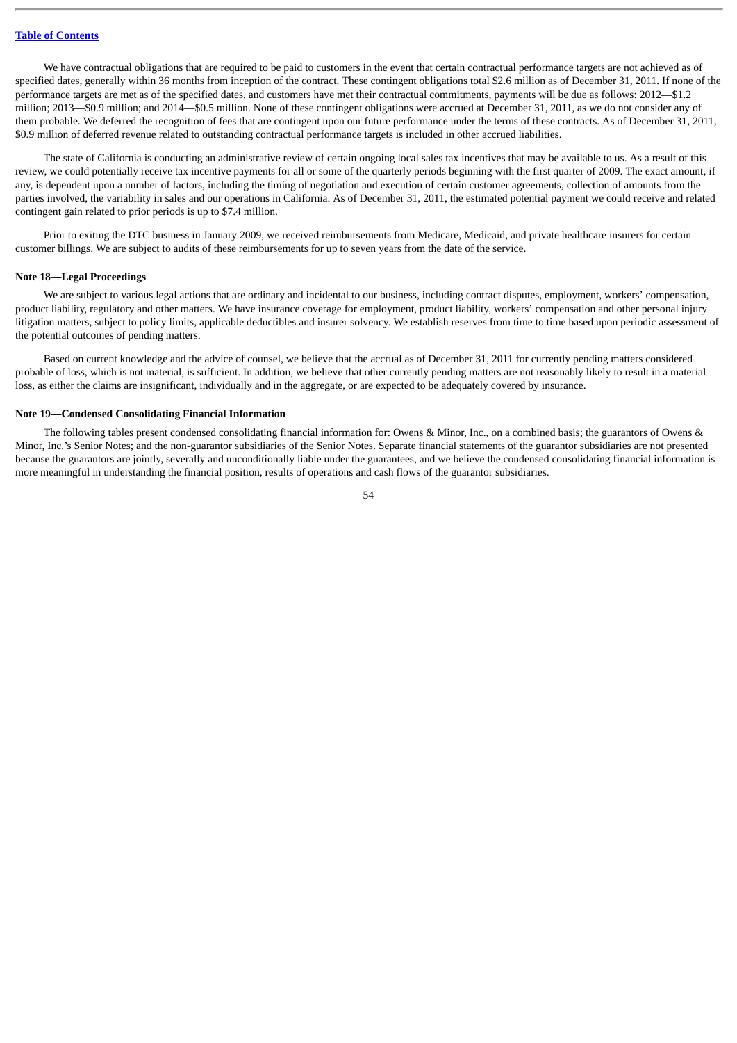We have contractual obligations that are required to be paid to customers in the event that certain contractual performance targets are not achieved as of specified dates, generally within 36 months from inception of the contract. These contingent obligations total $2.6 million as of December 31, 2011. If none of the performance targets are met as of the specified dates, and customers have met their contractual commitments, payments will be due as follows: 2012—$1.2 million; 2013—$0.9 million; and 2014—$0.5 million. None of these contingent obligations were accrued at December 31, 2011, as we do not consider any of them probable. We deferred the recognition of fees that are contingent upon our future performance under the terms of these contracts. As of December 31, 2011, $0.9 million of deferred revenue related to outstanding contractual performance targets is included in other accrued liabilities.

The state of California is conducting an administrative review of certain ongoing local sales tax incentives that may be available to us. As a result of this review, we could potentially receive tax incentive payments for all or some of the quarterly periods beginning with the first quarter of 2009. The exact amount, if any, is dependent upon a number of factors, including the timing of negotiation and execution of certain customer agreements, collection of amounts from the parties involved, the variability in sales and our operations in California. As of December 31, 2011, the estimated potential payment we could receive and related contingent gain related to prior periods is up to $7.4 million.

Prior to exiting the DTC business in January 2009, we received reimbursements from Medicare, Medicaid, and private healthcare insurers for certain customer billings. We are subject to audits of these reimbursements for up to seven years from the date of the service.

### Note 18—Legal Proceedings

We are subject to various legal actions that are ordinary and incidental to our business, including contract disputes, employment, workers' compensation, product liability, regulatory and other matters. We have insurance coverage for employment, product liability, workers' compensation and other personal injury litigation matters, subject to policy limits, applicable deductibles and insurer solvency. We establish reserves from time to time based upon periodic assessment of the potential outcomes of pending matters.

Based on current knowledge and the advice of counsel, we believe that the accrual as of December 31, 2011 for currently pending matters considered probable of loss, which is not material, is sufficient. In addition, we believe that other currently pending matters are not reasonably likely to result in a material loss, as either the claims are insignificant, individually and in the aggregate, or are expected to be adequately covered by insurance.

### Note 19—Condensed Consolidating Financial Information

The following tables present condensed consolidating financial information for: Owens & Minor, Inc., on a combined basis; the guarantors of Owens & Minor, Inc.'s Senior Notes; and the non-guarantor subsidiaries of the Senior Notes. Separate financial statements of the guarantor subsidiaries are not presented because the guarantors are jointly, severally and unconditionally liable under the guarantees, and we believe the condensed consolidating financial information is more meaningful in understanding the financial position, results of operations and cash flows of the guarantor subsidiaries.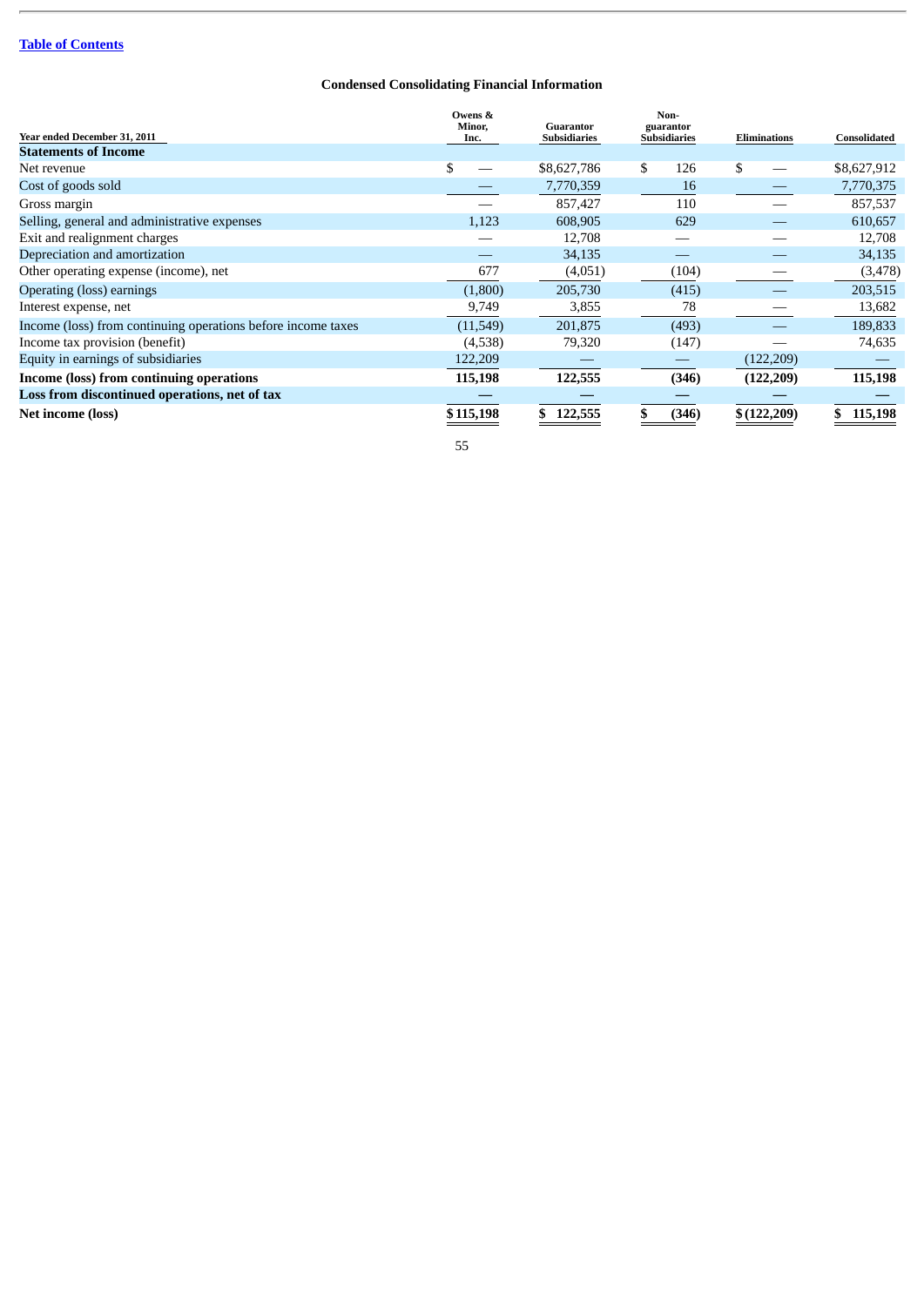Table of Contents

## Condensed Consolidating Financial Information

| Year ended December 31, 2011 | Owens & Minor, Inc. | Guarantor Subsidiaries | Non-guarantor Subsidiaries | Eliminations | Consolidated |
|---|---|---|---|---|---|
| **Statements of Income** | | | | | |
| Net revenue | $ — | $8,627,786 | $ 126 | $ — | $8,627,912 |
| Cost of goods sold | — | 7,770,359 | 16 | — | 7,770,375 |
| Gross margin | — | 857,427 | 110 | — | 857,537 |
| Selling, general and administrative expenses | 1,123 | 608,905 | 629 | — | 610,657 |
| Exit and realignment charges | — | 12,708 | — | — | 12,708 |
| Depreciation and amortization | — | 34,135 | — | — | 34,135 |
| Other operating expense (income), net | 677 | (4,051) | (104) | — | (3,478) |
| Operating (loss) earnings | (1,800) | 205,730 | (415) | — | 203,515 |
| Interest expense, net | 9,749 | 3,855 | 78 | — | 13,682 |
| Income (loss) from continuing operations before income taxes | (11,549) | 201,875 | (493) | — | 189,833 |
| Income tax provision (benefit) | (4,538) | 79,320 | (147) | — | 74,635 |
| Equity in earnings of subsidiaries | 122,209 | — | — | (122,209) | — |
| **Income (loss) from continuing operations** | **115,198** | **122,555** | **(346)** | **(122,209)** | **115,198** |
| **Loss from discontinued operations, net of tax** | **—** | **—** | **—** | **—** | **—** |
| **Net income (loss)** | **$115,198** | **$ 122,555** | **$ (346)** | **$(122,209)** | **$ 115,198** |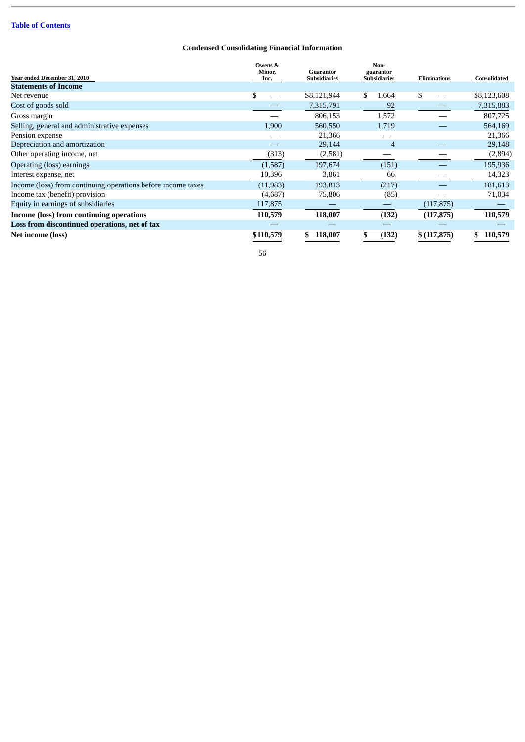[Table of Contents](#)

## Condensed Consolidating Financial Information

| Year ended December 31, 2010 | Owens & Minor, Inc. | Guarantor Subsidiaries | Non-guarantor Subsidiaries | Eliminations | Consolidated |
|---|---|---|---|---|---|
| **Statements of Income** | | | | | |
| Net revenue | $ — | $8,121,944 | $ 1,664 | $ — | $8,123,608 |
| Cost of goods sold | — | 7,315,791 | 92 | — | 7,315,883 |
| Gross margin | — | 806,153 | 1,572 | — | 807,725 |
| Selling, general and administrative expenses | 1,900 | 560,550 | 1,719 | — | 564,169 |
| Pension expense | — | 21,366 | — | | 21,366 |
| Depreciation and amortization | — | 29,144 | 4 | — | 29,148 |
| Other operating income, net | (313) | (2,581) | — | — | (2,894) |
| Operating (loss) earnings | (1,587) | 197,674 | (151) | — | 195,936 |
| Interest expense, net | 10,396 | 3,861 | 66 | — | 14,323 |
| Income (loss) from continuing operations before income taxes | (11,983) | 193,813 | (217) | — | 181,613 |
| Income tax (benefit) provision | (4,687) | 75,806 | (85) | — | 71,034 |
| Equity in earnings of subsidiaries | 117,875 | — | — | (117,875) | — |
| **Income (loss) from continuing operations** | **110,579** | **118,007** | **(132)** | **(117,875)** | **110,579** |
| **Loss from discontinued operations, net of tax** | **—** | **—** | **—** | **—** | **—** |
| **Net income (loss)** | **$110,579** | **$ 118,007** | **$ (132)** | **$ (117,875)** | **$ 110,579** |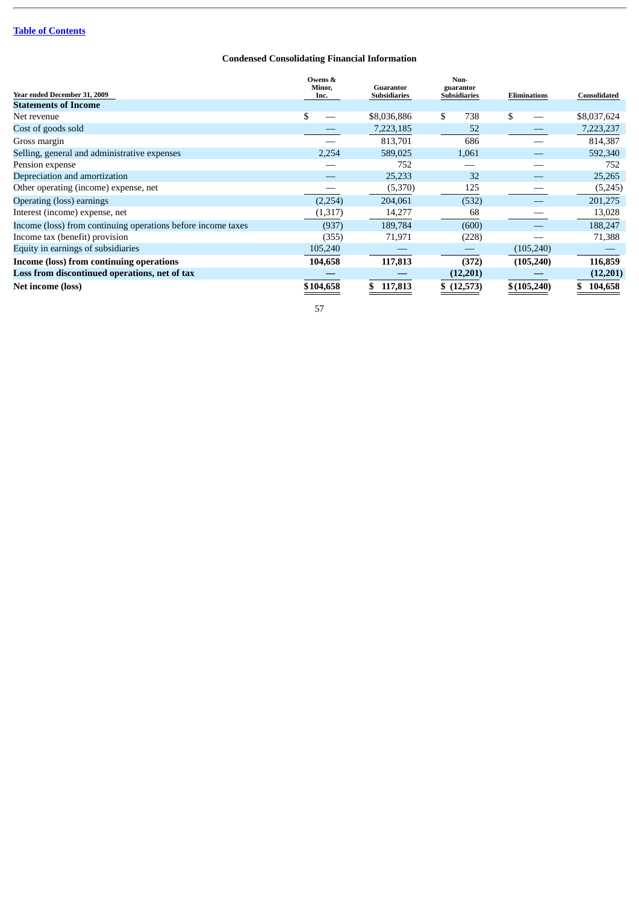## Condensed Consolidating Financial Information

| Year ended December 31, 2009 | Owens & Minor, Inc. | Guarantor Subsidiaries | Non-guarantor Subsidiaries | Eliminations | Consolidated |
|---|---|---|---|---|---|
| **Statements of Income** | | | | | |
| Net revenue | $ — | $8,036,886 | $ 738 | $ — | $8,037,624 |
| Cost of goods sold | — | 7,223,185 | 52 | — | 7,223,237 |
| Gross margin | — | 813,701 | 686 | — | 814,387 |
| Selling, general and administrative expenses | 2,254 | 589,025 | 1,061 | — | 592,340 |
| Pension expense | — | 752 | — | — | 752 |
| Depreciation and amortization | — | 25,233 | 32 | — | 25,265 |
| Other operating (income) expense, net | — | (5,370) | 125 | — | (5,245) |
| Operating (loss) earnings | (2,254) | 204,061 | (532) | — | 201,275 |
| Interest (income) expense, net | (1,317) | 14,277 | 68 | — | 13,028 |
| Income (loss) from continuing operations before income taxes | (937) | 189,784 | (600) | — | 188,247 |
| Income tax (benefit) provision | (355) | 71,971 | (228) | — | 71,388 |
| Equity in earnings of subsidiaries | 105,240 | — | — | (105,240) | — |
| **Income (loss) from continuing operations** | **104,658** | **117,813** | **(372)** | **(105,240)** | **116,859** |
| **Loss from discontinued operations, net of tax** | **—** | **—** | **(12,201)** | **—** | **(12,201)** |
| **Net income (loss)** | **$104,658** | **$ 117,813** | **$ (12,573)** | **$(105,240)** | **$ 104,658** |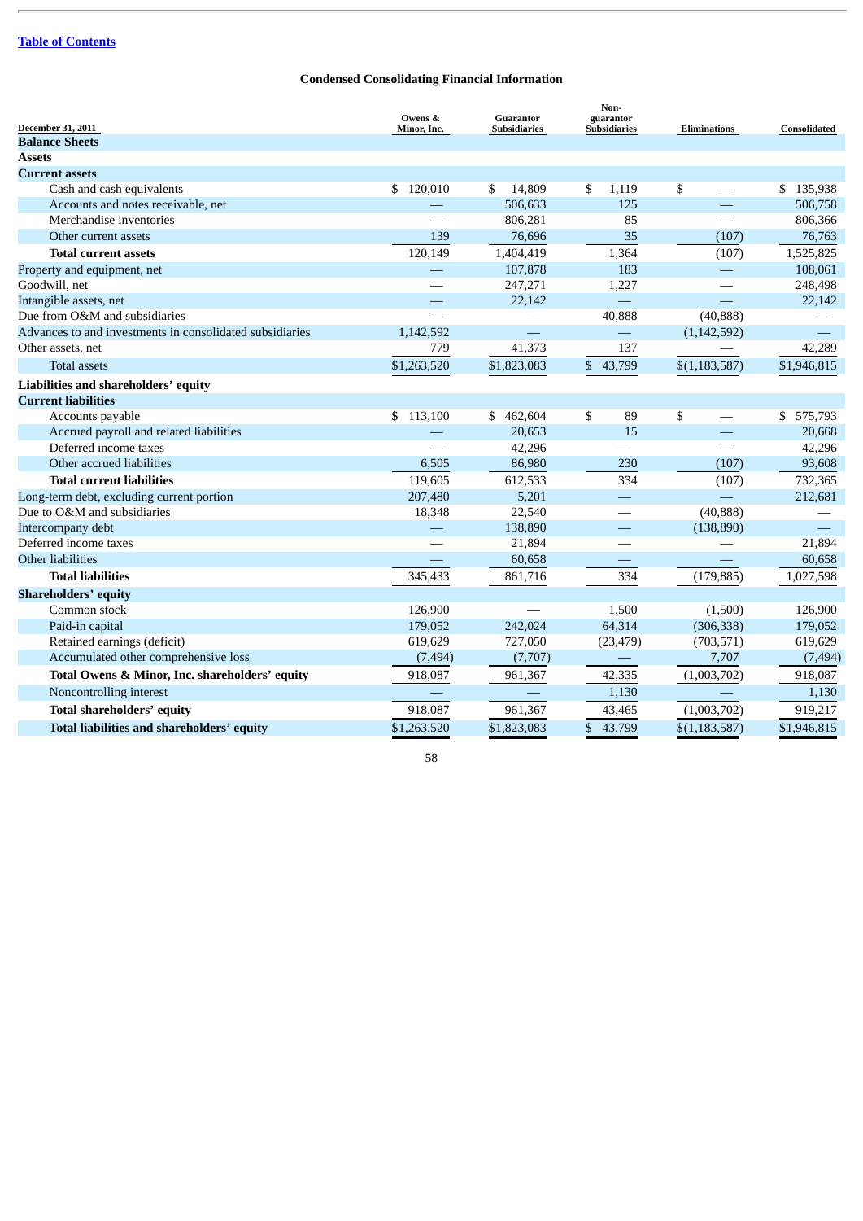Table of Contents

## Condensed Consolidating Financial Information

| December 31, 2011 | Owens & Minor, Inc. | Guarantor Subsidiaries | Non-guarantor Subsidiaries | Eliminations | Consolidated |
|---|---|---|---|---|---|
| **Balance Sheets** | | | | | |
| **Assets** | | | | | |
| **Current assets** | | | | | |
| Cash and cash equivalents | $ 120,010 | $ 14,809 | $ 1,119 | $ — | $ 135,938 |
| Accounts and notes receivable, net | — | 506,633 | 125 | — | 506,758 |
| Merchandise inventories | — | 806,281 | 85 | — | 806,366 |
| Other current assets | 139 | 76,696 | 35 | (107) | 76,763 |
| **Total current assets** | 120,149 | 1,404,419 | 1,364 | (107) | 1,525,825 |
| Property and equipment, net | — | 107,878 | 183 | — | 108,061 |
| Goodwill, net | — | 247,271 | 1,227 | — | 248,498 |
| Intangible assets, net | — | 22,142 | — | — | 22,142 |
| Due from O&M and subsidiaries | — | — | 40,888 | (40,888) | — |
| Advances to and investments in consolidated subsidiaries | 1,142,592 | — | — | (1,142,592) | — |
| Other assets, net | 779 | 41,373 | 137 | — | 42,289 |
| Total assets | $1,263,520 | $1,823,083 | $ 43,799 | $(1,183,587) | $1,946,815 |
| **Liabilities and shareholders' equity** | | | | | |
| **Current liabilities** | | | | | |
| Accounts payable | $ 113,100 | $ 462,604 | $ 89 | $ — | $ 575,793 |
| Accrued payroll and related liabilities | — | 20,653 | 15 | — | 20,668 |
| Deferred income taxes | — | 42,296 | — | — | 42,296 |
| Other accrued liabilities | 6,505 | 86,980 | 230 | (107) | 93,608 |
| **Total current liabilities** | 119,605 | 612,533 | 334 | (107) | 732,365 |
| Long-term debt, excluding current portion | 207,480 | 5,201 | — | — | 212,681 |
| Due to O&M and subsidiaries | 18,348 | 22,540 | — | (40,888) | — |
| Intercompany debt | — | 138,890 | — | (138,890) | — |
| Deferred income taxes | — | 21,894 | — | — | 21,894 |
| Other liabilities | — | 60,658 | — | — | 60,658 |
| **Total liabilities** | 345,433 | 861,716 | 334 | (179,885) | 1,027,598 |
| **Shareholders' equity** | | | | | |
| Common stock | 126,900 | — | 1,500 | (1,500) | 126,900 |
| Paid-in capital | 179,052 | 242,024 | 64,314 | (306,338) | 179,052 |
| Retained earnings (deficit) | 619,629 | 727,050 | (23,479) | (703,571) | 619,629 |
| Accumulated other comprehensive loss | (7,494) | (7,707) | — | 7,707 | (7,494) |
| **Total Owens & Minor, Inc. shareholders' equity** | 918,087 | 961,367 | 42,335 | (1,003,702) | 918,087 |
| Noncontrolling interest | — | — | 1,130 | — | 1,130 |
| **Total shareholders' equity** | 918,087 | 961,367 | 43,465 | (1,003,702) | 919,217 |
| **Total liabilities and shareholders' equity** | $1,263,520 | $1,823,083 | $ 43,799 | $(1,183,587) | $1,946,815 |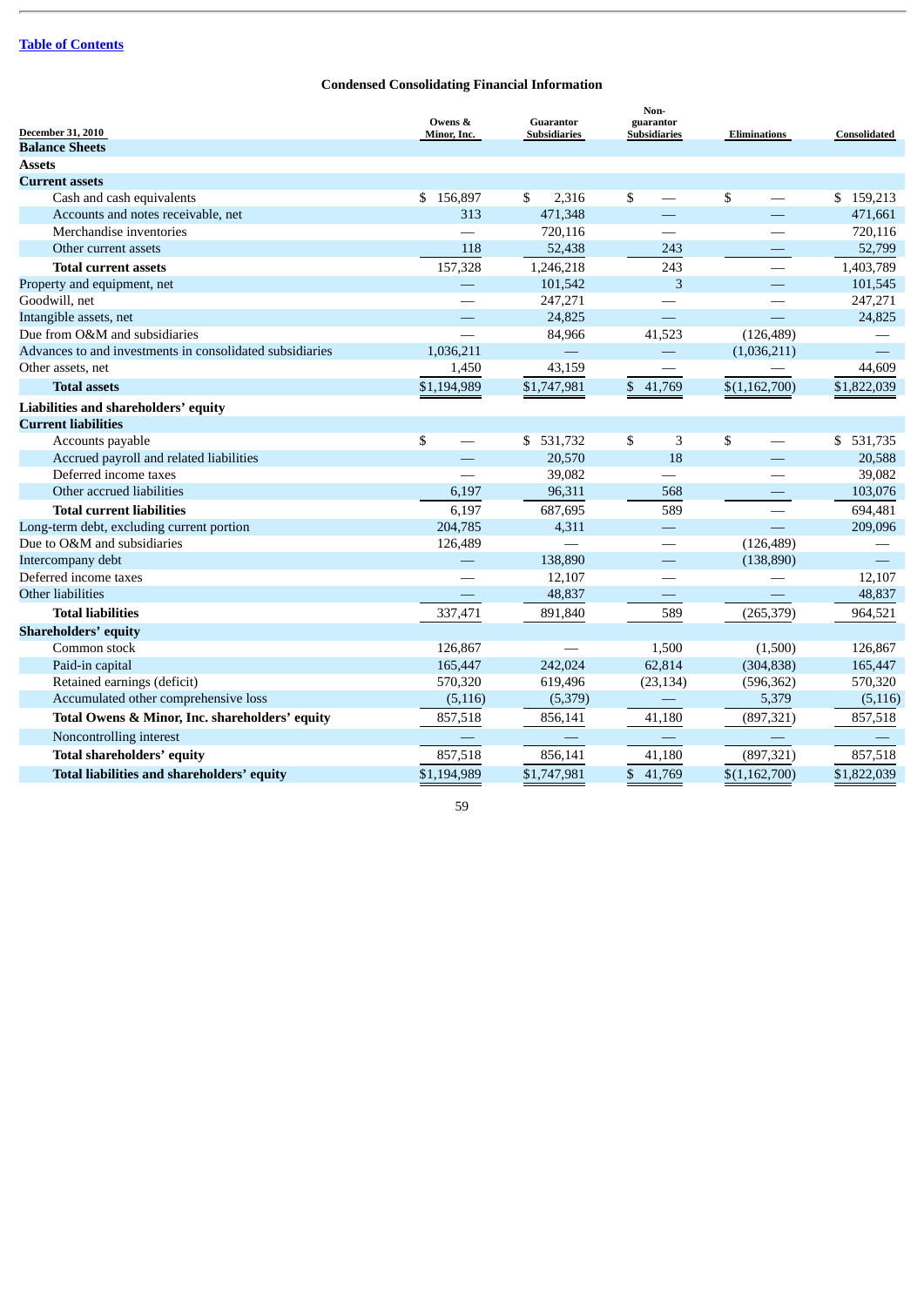[Table of Contents]

**Condensed Consolidating Financial Information**

| December 31, 2010 | Owens & Minor, Inc. | Guarantor Subsidiaries | Non-guarantor Subsidiaries | Eliminations | Consolidated |
|---|---|---|---|---|---|
| **Balance Sheets** | | | | | |
| **Assets** | | | | | |
| **Current assets** | | | | | |
| Cash and cash equivalents | $ 156,897 | $ 2,316 | $ — | $ — | $ 159,213 |
| Accounts and notes receivable, net | 313 | 471,348 | — | — | 471,661 |
| Merchandise inventories | — | 720,116 | — | — | 720,116 |
| Other current assets | 118 | 52,438 | 243 | — | 52,799 |
| **Total current assets** | 157,328 | 1,246,218 | 243 | — | 1,403,789 |
| Property and equipment, net | — | 101,542 | 3 | — | 101,545 |
| Goodwill, net | — | 247,271 | — | — | 247,271 |
| Intangible assets, net | — | 24,825 | — | — | 24,825 |
| Due from O&M and subsidiaries | — | 84,966 | 41,523 | (126,489) | — |
| Advances to and investments in consolidated subsidiaries | 1,036,211 | — | — | (1,036,211) | — |
| Other assets, net | 1,450 | 43,159 | — | — | 44,609 |
| **Total assets** | $1,194,989 | $1,747,981 | $ 41,769 | $(1,162,700) | $1,822,039 |
| **Liabilities and shareholders' equity** | | | | | |
| **Current liabilities** | | | | | |
| Accounts payable | $ — | $ 531,732 | $ 3 | $ — | $ 531,735 |
| Accrued payroll and related liabilities | — | 20,570 | 18 | — | 20,588 |
| Deferred income taxes | — | 39,082 | — | — | 39,082 |
| Other accrued liabilities | 6,197 | 96,311 | 568 | — | 103,076 |
| **Total current liabilities** | 6,197 | 687,695 | 589 | — | 694,481 |
| Long-term debt, excluding current portion | 204,785 | 4,311 | — | — | 209,096 |
| Due to O&M and subsidiaries | 126,489 | — | — | (126,489) | — |
| Intercompany debt | — | 138,890 | — | (138,890) | — |
| Deferred income taxes | — | 12,107 | — | — | 12,107 |
| Other liabilities | — | 48,837 | — | — | 48,837 |
| **Total liabilities** | 337,471 | 891,840 | 589 | (265,379) | 964,521 |
| **Shareholders' equity** | | | | | |
| Common stock | 126,867 | — | 1,500 | (1,500) | 126,867 |
| Paid-in capital | 165,447 | 242,024 | 62,814 | (304,838) | 165,447 |
| Retained earnings (deficit) | 570,320 | 619,496 | (23,134) | (596,362) | 570,320 |
| Accumulated other comprehensive loss | (5,116) | (5,379) | — | 5,379 | (5,116) |
| **Total Owens & Minor, Inc. shareholders' equity** | 857,518 | 856,141 | 41,180 | (897,321) | 857,518 |
| Noncontrolling interest | — | — | — | — | — |
| **Total shareholders' equity** | 857,518 | 856,141 | 41,180 | (897,321) | 857,518 |
| **Total liabilities and shareholders' equity** | $1,194,989 | $1,747,981 | $ 41,769 | $(1,162,700) | $1,822,039 |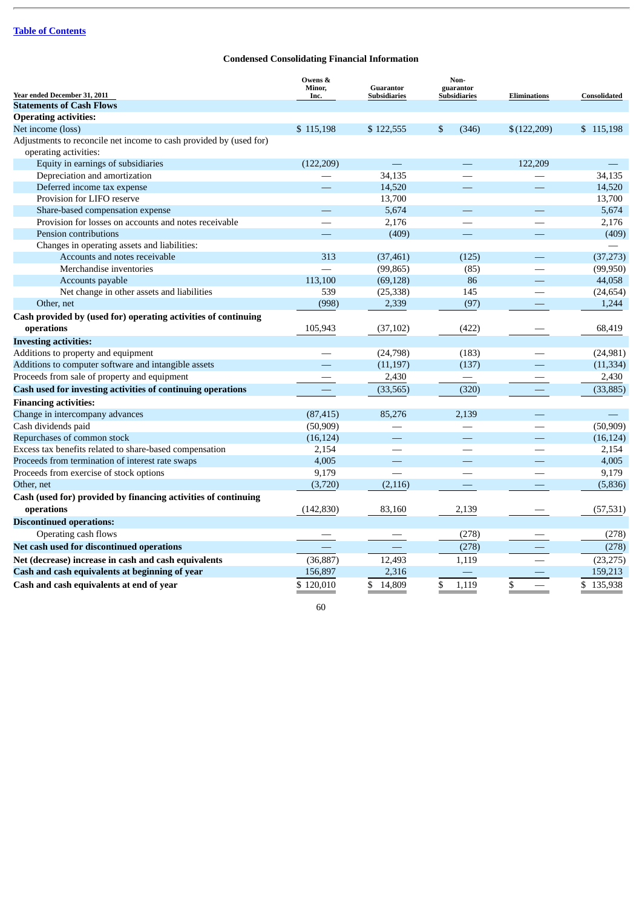Table of Contents

## Condensed Consolidating Financial Information

| Year ended December 31, 2011 | Owens & Minor, Inc. | Guarantor Subsidiaries | Non-guarantor Subsidiaries | Eliminations | Consolidated |
|---|---|---|---|---|---|
| **Statements of Cash Flows** | | | | | |
| **Operating activities:** | | | | | |
| Net income (loss) | $ 115,198 | $ 122,555 | $ (346) | $ (122,209) | $ 115,198 |
| Adjustments to reconcile net income to cash provided by (used for) operating activities: | | | | | |
| Equity in earnings of subsidiaries | (122,209) | — | — | 122,209 | — |
| Depreciation and amortization | — | 34,135 | — | — | 34,135 |
| Deferred income tax expense | — | 14,520 | — | — | 14,520 |
| Provision for LIFO reserve | | 13,700 | | | 13,700 |
| Share-based compensation expense | — | 5,674 | — | — | 5,674 |
| Provision for losses on accounts and notes receivable | — | 2,176 | — | — | 2,176 |
| Pension contributions | — | (409) | — | — | (409) |
| Changes in operating assets and liabilities: | | | | | — |
| Accounts and notes receivable | 313 | (37,461) | (125) | — | (37,273) |
| Merchandise inventories | — | (99,865) | (85) | — | (99,950) |
| Accounts payable | 113,100 | (69,128) | 86 | — | 44,058 |
| Net change in other assets and liabilities | 539 | (25,338) | 145 | — | (24,654) |
| Other, net | (998) | 2,339 | (97) | — | 1,244 |
| **Cash provided by (used for) operating activities of continuing operations** | 105,943 | (37,102) | (422) | — | 68,419 |
| **Investing activities:** | | | | | |
| Additions to property and equipment | — | (24,798) | (183) | — | (24,981) |
| Additions to computer software and intangible assets | — | (11,197) | (137) | — | (11,334) |
| Proceeds from sale of property and equipment | — | 2,430 | — | — | 2,430 |
| **Cash used for investing activities of continuing operations** | — | (33,565) | (320) | — | (33,885) |
| **Financing activities:** | | | | | |
| Change in intercompany advances | (87,415) | 85,276 | 2,139 | — | — |
| Cash dividends paid | (50,909) | — | — | — | (50,909) |
| Repurchases of common stock | (16,124) | — | — | — | (16,124) |
| Excess tax benefits related to share-based compensation | 2,154 | — | — | — | 2,154 |
| Proceeds from termination of interest rate swaps | 4,005 | — | — | — | 4,005 |
| Proceeds from exercise of stock options | 9,179 | — | — | — | 9,179 |
| Other, net | (3,720) | (2,116) | — | — | (5,836) |
| **Cash (used for) provided by financing activities of continuing operations** | (142,830) | 83,160 | 2,139 | — | (57,531) |
| **Discontinued operations:** | | | | | |
| Operating cash flows | — | — | (278) | — | (278) |
| **Net cash used for discontinued operations** | — | — | (278) | — | (278) |
| **Net (decrease) increase in cash and cash equivalents** | (36,887) | 12,493 | 1,119 | — | (23,275) |
| **Cash and cash equivalents at beginning of year** | 156,897 | 2,316 | — | — | 159,213 |
| **Cash and cash equivalents at end of year** | $ 120,010 | $ 14,809 | $ 1,119 | $ — | $ 135,938 |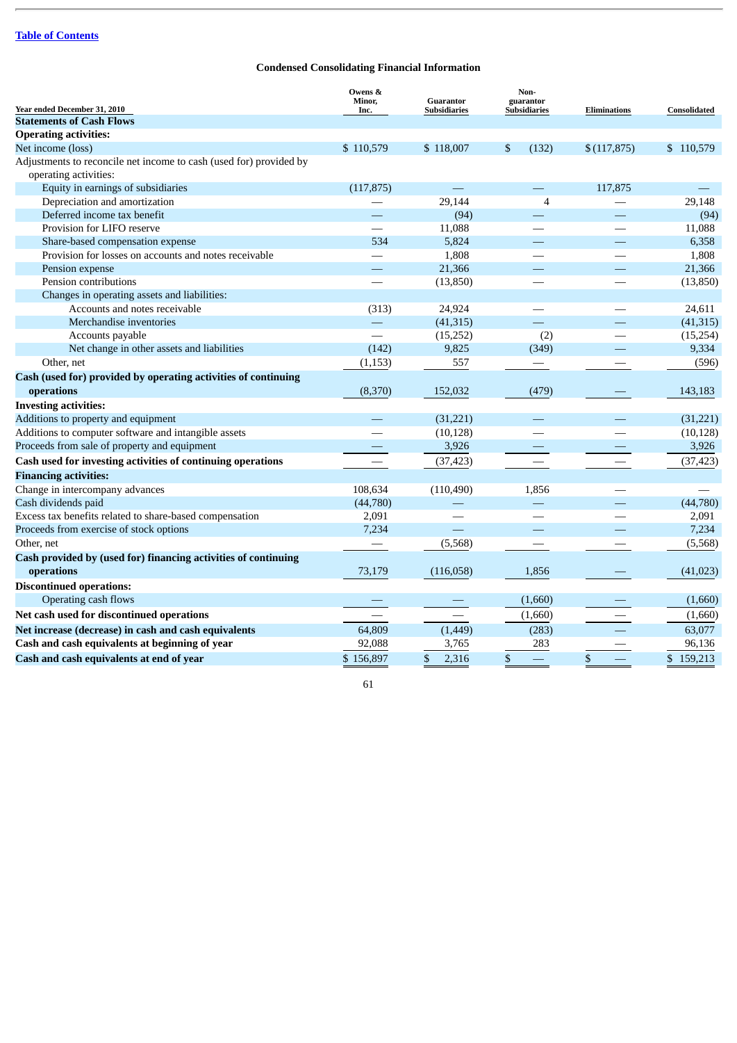[Table of Contents]

**Condensed Consolidating Financial Information**

| Year ended December 31, 2010 | Owens & Minor, Inc. | Guarantor Subsidiaries | Non-guarantor Subsidiaries | Eliminations | Consolidated |
|---|---|---|---|---|---|
| **Statements of Cash Flows** | | | | | |
| **Operating activities:** | | | | | |
| Net income (loss) | $ 110,579 | $ 118,007 | $ (132) | $ (117,875) | $ 110,579 |
| Adjustments to reconcile net income to cash (used for) provided by operating activities: | | | | | |
| Equity in earnings of subsidiaries | (117,875) | — | — | 117,875 | — |
| Depreciation and amortization | — | 29,144 | 4 | — | 29,148 |
| Deferred income tax benefit | — | (94) | — | — | (94) |
| Provision for LIFO reserve | — | 11,088 | — | — | 11,088 |
| Share-based compensation expense | 534 | 5,824 | — | — | 6,358 |
| Provision for losses on accounts and notes receivable | — | 1,808 | — | — | 1,808 |
| Pension expense | — | 21,366 | — | — | 21,366 |
| Pension contributions | — | (13,850) | — | — | (13,850) |
| Changes in operating assets and liabilities: | | | | | |
| Accounts and notes receivable | (313) | 24,924 | — | — | 24,611 |
| Merchandise inventories | — | (41,315) | — | — | (41,315) |
| Accounts payable | — | (15,252) | (2) | — | (15,254) |
| Net change in other assets and liabilities | (142) | 9,825 | (349) | — | 9,334 |
| Other, net | (1,153) | 557 | — | — | (596) |
| **Cash (used for) provided by operating activities of continuing operations** | (8,370) | 152,032 | (479) | — | 143,183 |
| **Investing activities:** | | | | | |
| Additions to property and equipment | — | (31,221) | — | — | (31,221) |
| Additions to computer software and intangible assets | — | (10,128) | — | — | (10,128) |
| Proceeds from sale of property and equipment | — | 3,926 | — | — | 3,926 |
| **Cash used for investing activities of continuing operations** | — | (37,423) | — | — | (37,423) |
| **Financing activities:** | | | | | |
| Change in intercompany advances | 108,634 | (110,490) | 1,856 | — | — |
| Cash dividends paid | (44,780) | — | — | — | (44,780) |
| Excess tax benefits related to share-based compensation | 2,091 | — | — | — | 2,091 |
| Proceeds from exercise of stock options | 7,234 | — | — | — | 7,234 |
| Other, net | — | (5,568) | — | — | (5,568) |
| **Cash provided by (used for) financing activities of continuing operations** | 73,179 | (116,058) | 1,856 | — | (41,023) |
| **Discontinued operations:** | | | | | |
| Operating cash flows | — | — | (1,660) | — | (1,660) |
| **Net cash used for discontinued operations** | — | — | (1,660) | — | (1,660) |
| **Net increase (decrease) in cash and cash equivalents** | 64,809 | (1,449) | (283) | — | 63,077 |
| **Cash and cash equivalents at beginning of year** | 92,088 | 3,765 | 283 | — | 96,136 |
| **Cash and cash equivalents at end of year** | $ 156,897 | $ 2,316 | $ — | $ — | $ 159,213 |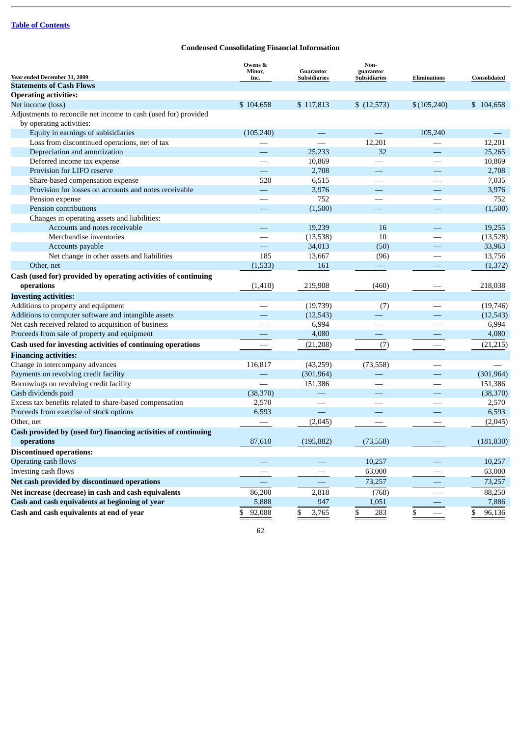[Table of Contents](#)

**Condensed Consolidating Financial Information**

| Year ended December 31, 2009 | Owens & Minor, Inc. | Guarantor Subsidiaries | Non-guarantor Subsidiaries | Eliminations | Consolidated |
|---|---|---|---|---|---|
| **Statements of Cash Flows** | | | | | |
| **Operating activities:** | | | | | |
| Net income (loss) | $ 104,658 | $ 117,813 | $ (12,573) | $ (105,240) | $ 104,658 |
| Adjustments to reconcile net income to cash (used for) provided by operating activities: | | | | | |
| Equity in earnings of subisidiaries | (105,240) | — | — | 105,240 | — |
| Loss from discontinued operations, net of tax | — | — | 12,201 | — | 12,201 |
| Depreciation and amortization | — | 25,233 | 32 | — | 25,265 |
| Deferred income tax expense | — | 10,869 | — | — | 10,869 |
| Provision for LIFO reserve | — | 2,708 | — | — | 2,708 |
| Share-based compensation expense | 520 | 6,515 | — | — | 7,035 |
| Provision for losses on accounts and notes receivable | — | 3,976 | — | — | 3,976 |
| Pension expense | — | 752 | — | — | 752 |
| Pension contributions | — | (1,500) | — | — | (1,500) |
| Changes in operating assets and liabilities: | | | | | |
| Accounts and notes receivable | — | 19,239 | 16 | — | 19,255 |
| Merchandise inventories | — | (13,538) | 10 | — | (13,528) |
| Accounts payable | — | 34,013 | (50) | — | 33,963 |
| Net change in other assets and liabilities | 185 | 13,667 | (96) | — | 13,756 |
| Other, net | (1,533) | 161 | — | — | (1,372) |
| **Cash (used for) provided by operating activities of continuing operations** | (1,410) | 219,908 | (460) | — | 218,038 |
| **Investing activities:** | | | | | |
| Additions to property and equipment | — | (19,739) | (7) | — | (19,746) |
| Additions to computer software and intangible assets | — | (12,543) | — | — | (12,543) |
| Net cash received related to acquisition of business | — | 6,994 | — | — | 6,994 |
| Proceeds from sale of property and equipment | — | 4,080 | — | — | 4,080 |
| **Cash used for investing activities of continuing operations** | — | (21,208) | (7) | — | (21,215) |
| **Financing activities:** | | | | | |
| Change in intercompany advances | 116,817 | (43,259) | (73,558) | — | — |
| Payments on revolving credit facility | — | (301,964) | — | — | (301,964) |
| Borrowings on revolving credit facility | — | 151,386 | — | — | 151,386 |
| Cash dividends paid | (38,370) | — | — | — | (38,370) |
| Excess tax benefits related to share-based compensation | 2,570 | — | — | — | 2,570 |
| Proceeds from exercise of stock options | 6,593 | — | — | — | 6,593 |
| Other, net | — | (2,045) | — | — | (2,045) |
| **Cash provided by (used for) financing activities of continuing operations** | 87,610 | (195,882) | (73,558) | — | (181,830) |
| **Discontinued operations:** | | | | | |
| Operating cash flows | — | — | 10,257 | — | 10,257 |
| Investing cash flows | — | — | 63,000 | — | 63,000 |
| **Net cash provided by discontinued operations** | — | — | 73,257 | — | 73,257 |
| **Net increase (decrease) in cash and cash equivalents** | 86,200 | 2,818 | (768) | — | 88,250 |
| **Cash and cash equivalents at beginning of year** | 5,888 | 947 | 1,051 | — | 7,886 |
| **Cash and cash equivalents at end of year** | $ 92,088 | $ 3,765 | $ 283 | $ — | $ 96,136 |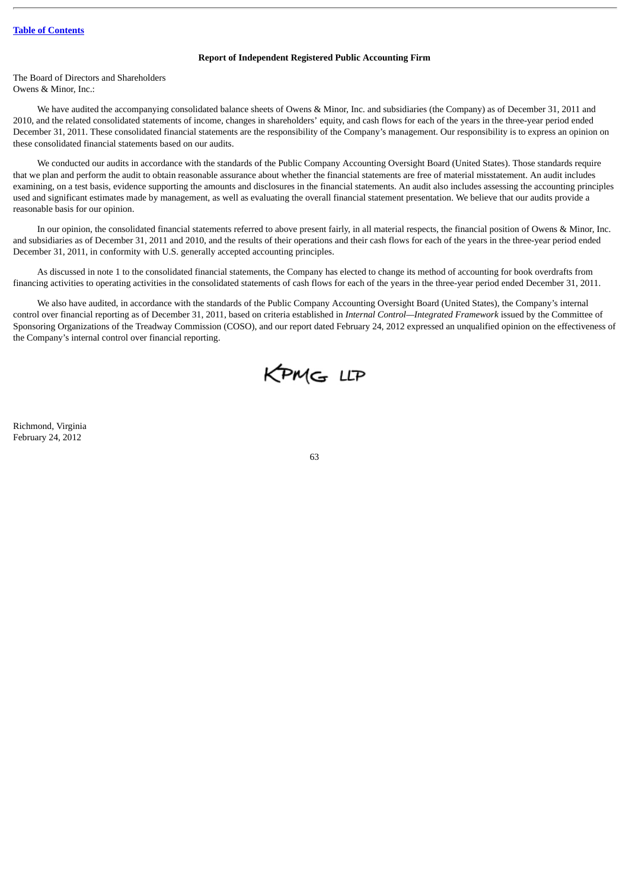**Report of Independent Registered Public Accounting Firm**

The Board of Directors and Shareholders
Owens & Minor, Inc.:

We have audited the accompanying consolidated balance sheets of Owens & Minor, Inc. and subsidiaries (the Company) as of December 31, 2011 and 2010, and the related consolidated statements of income, changes in shareholders' equity, and cash flows for each of the years in the three-year period ended December 31, 2011. These consolidated financial statements are the responsibility of the Company's management. Our responsibility is to express an opinion on these consolidated financial statements based on our audits.

We conducted our audits in accordance with the standards of the Public Company Accounting Oversight Board (United States). Those standards require that we plan and perform the audit to obtain reasonable assurance about whether the financial statements are free of material misstatement. An audit includes examining, on a test basis, evidence supporting the amounts and disclosures in the financial statements. An audit also includes assessing the accounting principles used and significant estimates made by management, as well as evaluating the overall financial statement presentation. We believe that our audits provide a reasonable basis for our opinion.

In our opinion, the consolidated financial statements referred to above present fairly, in all material respects, the financial position of Owens & Minor, Inc. and subsidiaries as of December 31, 2011 and 2010, and the results of their operations and their cash flows for each of the years in the three-year period ended December 31, 2011, in conformity with U.S. generally accepted accounting principles.

As discussed in note 1 to the consolidated financial statements, the Company has elected to change its method of accounting for book overdrafts from financing activities to operating activities in the consolidated statements of cash flows for each of the years in the three-year period ended December 31, 2011.

We also have audited, in accordance with the standards of the Public Company Accounting Oversight Board (United States), the Company's internal control over financial reporting as of December 31, 2011, based on criteria established in *Internal Control—Integrated Framework* issued by the Committee of Sponsoring Organizations of the Treadway Commission (COSO), and our report dated February 24, 2012 expressed an unqualified opinion on the effectiveness of the Company's internal control over financial reporting.

KPMG LLP

Richmond, Virginia
February 24, 2012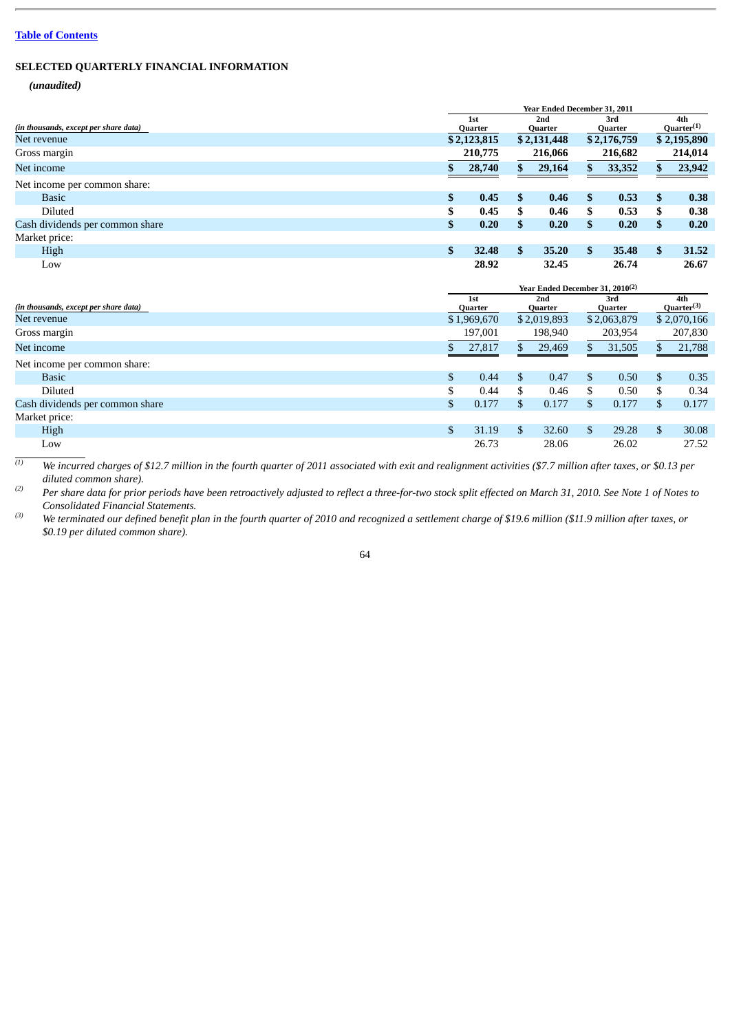[Table of Contents](#)

## SELECTED QUARTERLY FINANCIAL INFORMATION

***(unaudited)***

| (in thousands, except per share data) | Year Ended December 31, 2011 | | | |
|---|---|---|---|---|
| | 1st Quarter | 2nd Quarter | 3rd Quarter | 4th Quarter[(1)] |
| Net revenue | **$ 2,123,815** | **$ 2,131,448** | **$ 2,176,759** | **$ 2,195,890** |
| Gross margin | **210,775** | **216,066** | **216,682** | **214,014** |
| Net income | **$ 28,740** | **$ 29,164** | **$ 33,352** | **$ 23,942** |
| Net income per common share: | | | | |
| Basic | **$ 0.45** | **$ 0.46** | **$ 0.53** | **$ 0.38** |
| Diluted | **$ 0.45** | **$ 0.46** | **$ 0.53** | **$ 0.38** |
| Cash dividends per common share | **$ 0.20** | **$ 0.20** | **$ 0.20** | **$ 0.20** |
| Market price: | | | | |
| High | **$ 32.48** | **$ 35.20** | **$ 35.48** | **$ 31.52** |
| Low | **28.92** | **32.45** | **26.74** | **26.67** |

| (in thousands, except per share data) | Year Ended December 31, 2010[(2)] | | | |
|---|---|---|---|---|
| | 1st Quarter | 2nd Quarter | 3rd Quarter | 4th Quarter[(3)] |
| Net revenue | $ 1,969,670 | $ 2,019,893 | $ 2,063,879 | $ 2,070,166 |
| Gross margin | 197,001 | 198,940 | 203,954 | 207,830 |
| Net income | $ 27,817 | $ 29,469 | $ 31,505 | $ 21,788 |
| Net income per common share: | | | | |
| Basic | $ 0.44 | $ 0.47 | $ 0.50 | $ 0.35 |
| Diluted | $ 0.44 | $ 0.46 | $ 0.50 | $ 0.34 |
| Cash dividends per common share | $ 0.177 | $ 0.177 | $ 0.177 | $ 0.177 |
| Market price: | | | | |
| High | $ 31.19 | $ 32.60 | $ 29.28 | $ 30.08 |
| Low | 26.73 | 28.06 | 26.02 | 27.52 |

*(1) We incurred charges of $12.7 million in the fourth quarter of 2011 associated with exit and realignment activities ($7.7 million after taxes, or $0.13 per diluted common share).*

*(2) Per share data for prior periods have been retroactively adjusted to reflect a three-for-two stock split effected on March 31, 2010. See Note 1 of Notes to Consolidated Financial Statements.*

*(3) We terminated our defined benefit plan in the fourth quarter of 2010 and recognized a settlement charge of $19.6 million ($11.9 million after taxes, or $0.19 per diluted common share).*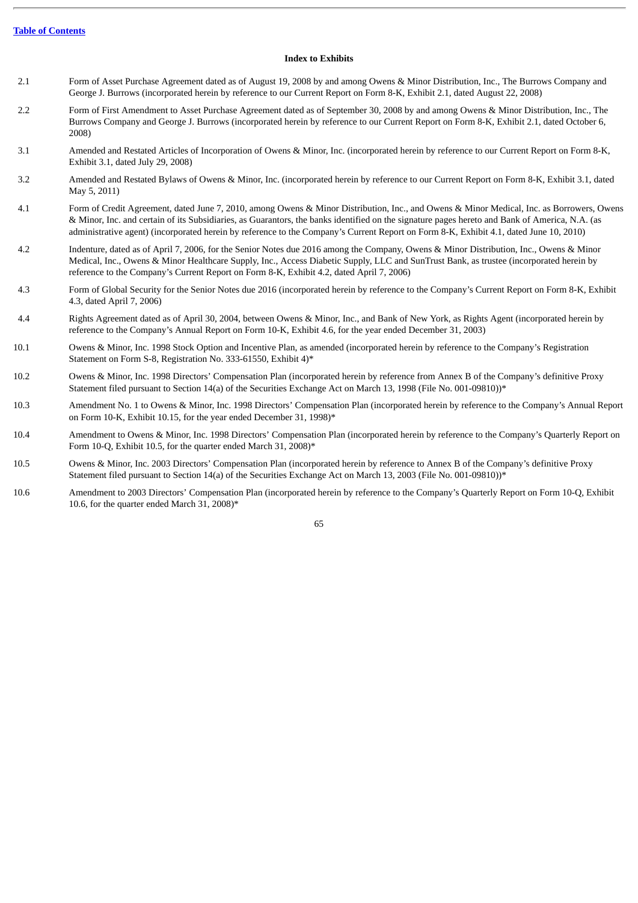**Index to Exhibits**

| | |
|---|---|
| 2.1 | Form of Asset Purchase Agreement dated as of August 19, 2008 by and among Owens & Minor Distribution, Inc., The Burrows Company and George J. Burrows (incorporated herein by reference to our Current Report on Form 8-K, Exhibit 2.1, dated August 22, 2008) |
| 2.2 | Form of First Amendment to Asset Purchase Agreement dated as of September 30, 2008 by and among Owens & Minor Distribution, Inc., The Burrows Company and George J. Burrows (incorporated herein by reference to our Current Report on Form 8-K, Exhibit 2.1, dated October 6, 2008) |
| 3.1 | Amended and Restated Articles of Incorporation of Owens & Minor, Inc. (incorporated herein by reference to our Current Report on Form 8-K, Exhibit 3.1, dated July 29, 2008) |
| 3.2 | Amended and Restated Bylaws of Owens & Minor, Inc. (incorporated herein by reference to our Current Report on Form 8-K, Exhibit 3.1, dated May 5, 2011) |
| 4.1 | Form of Credit Agreement, dated June 7, 2010, among Owens & Minor Distribution, Inc., and Owens & Minor Medical, Inc. as Borrowers, Owens & Minor, Inc. and certain of its Subsidiaries, as Guarantors, the banks identified on the signature pages hereto and Bank of America, N.A. (as administrative agent) (incorporated herein by reference to the Company's Current Report on Form 8-K, Exhibit 4.1, dated June 10, 2010) |
| 4.2 | Indenture, dated as of April 7, 2006, for the Senior Notes due 2016 among the Company, Owens & Minor Distribution, Inc., Owens & Minor Medical, Inc., Owens & Minor Healthcare Supply, Inc., Access Diabetic Supply, LLC and SunTrust Bank, as trustee (incorporated herein by reference to the Company's Current Report on Form 8-K, Exhibit 4.2, dated April 7, 2006) |
| 4.3 | Form of Global Security for the Senior Notes due 2016 (incorporated herein by reference to the Company's Current Report on Form 8-K, Exhibit 4.3, dated April 7, 2006) |
| 4.4 | Rights Agreement dated as of April 30, 2004, between Owens & Minor, Inc., and Bank of New York, as Rights Agent (incorporated herein by reference to the Company's Annual Report on Form 10-K, Exhibit 4.6, for the year ended December 31, 2003) |
| 10.1 | Owens & Minor, Inc. 1998 Stock Option and Incentive Plan, as amended (incorporated herein by reference to the Company's Registration Statement on Form S-8, Registration No. 333-61550, Exhibit 4)* |
| 10.2 | Owens & Minor, Inc. 1998 Directors' Compensation Plan (incorporated herein by reference from Annex B of the Company's definitive Proxy Statement filed pursuant to Section 14(a) of the Securities Exchange Act on March 13, 1998 (File No. 001-09810))* |
| 10.3 | Amendment No. 1 to Owens & Minor, Inc. 1998 Directors' Compensation Plan (incorporated herein by reference to the Company's Annual Report on Form 10-K, Exhibit 10.15, for the year ended December 31, 1998)* |
| 10.4 | Amendment to Owens & Minor, Inc. 1998 Directors' Compensation Plan (incorporated herein by reference to the Company's Quarterly Report on Form 10-Q, Exhibit 10.5, for the quarter ended March 31, 2008)* |
| 10.5 | Owens & Minor, Inc. 2003 Directors' Compensation Plan (incorporated herein by reference to Annex B of the Company's definitive Proxy Statement filed pursuant to Section 14(a) of the Securities Exchange Act on March 13, 2003 (File No. 001-09810))* |
| 10.6 | Amendment to 2003 Directors' Compensation Plan (incorporated herein by reference to the Company's Quarterly Report on Form 10-Q, Exhibit 10.6, for the quarter ended March 31, 2008)* |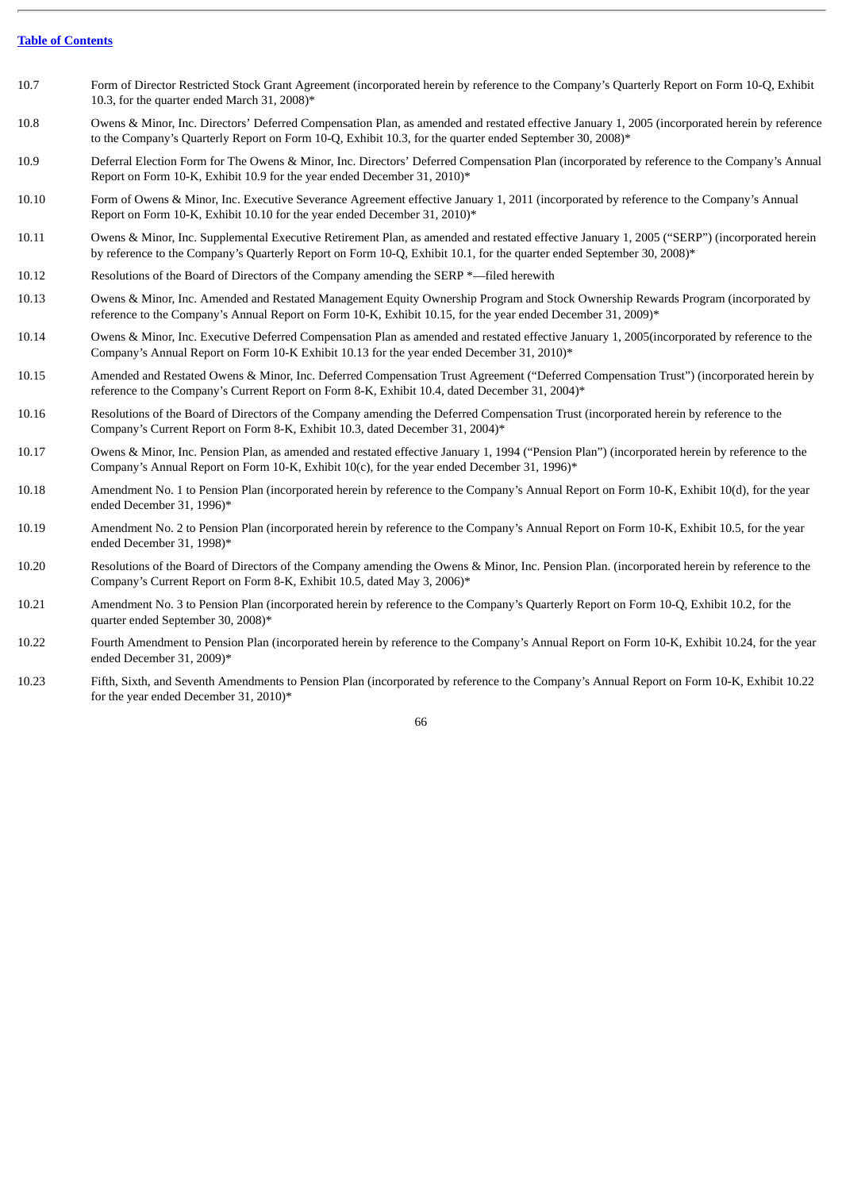[Table of Contents](#)

| | |
|---|---|
| 10.7 | Form of Director Restricted Stock Grant Agreement (incorporated herein by reference to the Company's Quarterly Report on Form 10-Q, Exhibit 10.3, for the quarter ended March 31, 2008)* |
| 10.8 | Owens & Minor, Inc. Directors' Deferred Compensation Plan, as amended and restated effective January 1, 2005 (incorporated herein by reference to the Company's Quarterly Report on Form 10-Q, Exhibit 10.3, for the quarter ended September 30, 2008)* |
| 10.9 | Deferral Election Form for The Owens & Minor, Inc. Directors' Deferred Compensation Plan (incorporated by reference to the Company's Annual Report on Form 10-K, Exhibit 10.9 for the year ended December 31, 2010)* |
| 10.10 | Form of Owens & Minor, Inc. Executive Severance Agreement effective January 1, 2011 (incorporated by reference to the Company's Annual Report on Form 10-K, Exhibit 10.10 for the year ended December 31, 2010)* |
| 10.11 | Owens & Minor, Inc. Supplemental Executive Retirement Plan, as amended and restated effective January 1, 2005 ("SERP") (incorporated herein by reference to the Company's Quarterly Report on Form 10-Q, Exhibit 10.1, for the quarter ended September 30, 2008)* |
| 10.12 | Resolutions of the Board of Directors of the Company amending the SERP *—filed herewith |
| 10.13 | Owens & Minor, Inc. Amended and Restated Management Equity Ownership Program and Stock Ownership Rewards Program (incorporated by reference to the Company's Annual Report on Form 10-K, Exhibit 10.15, for the year ended December 31, 2009)* |
| 10.14 | Owens & Minor, Inc. Executive Deferred Compensation Plan as amended and restated effective January 1, 2005(incorporated by reference to the Company's Annual Report on Form 10-K Exhibit 10.13 for the year ended December 31, 2010)* |
| 10.15 | Amended and Restated Owens & Minor, Inc. Deferred Compensation Trust Agreement ("Deferred Compensation Trust") (incorporated herein by reference to the Company's Current Report on Form 8-K, Exhibit 10.4, dated December 31, 2004)* |
| 10.16 | Resolutions of the Board of Directors of the Company amending the Deferred Compensation Trust (incorporated herein by reference to the Company's Current Report on Form 8-K, Exhibit 10.3, dated December 31, 2004)* |
| 10.17 | Owens & Minor, Inc. Pension Plan, as amended and restated effective January 1, 1994 ("Pension Plan") (incorporated herein by reference to the Company's Annual Report on Form 10-K, Exhibit 10(c), for the year ended December 31, 1996)* |
| 10.18 | Amendment No. 1 to Pension Plan (incorporated herein by reference to the Company's Annual Report on Form 10-K, Exhibit 10(d), for the year ended December 31, 1996)* |
| 10.19 | Amendment No. 2 to Pension Plan (incorporated herein by reference to the Company's Annual Report on Form 10-K, Exhibit 10.5, for the year ended December 31, 1998)* |
| 10.20 | Resolutions of the Board of Directors of the Company amending the Owens & Minor, Inc. Pension Plan. (incorporated herein by reference to the Company's Current Report on Form 8-K, Exhibit 10.5, dated May 3, 2006)* |
| 10.21 | Amendment No. 3 to Pension Plan (incorporated herein by reference to the Company's Quarterly Report on Form 10-Q, Exhibit 10.2, for the quarter ended September 30, 2008)* |
| 10.22 | Fourth Amendment to Pension Plan (incorporated herein by reference to the Company's Annual Report on Form 10-K, Exhibit 10.24, for the year ended December 31, 2009)* |
| 10.23 | Fifth, Sixth, and Seventh Amendments to Pension Plan (incorporated by reference to the Company's Annual Report on Form 10-K, Exhibit 10.22 for the year ended December 31, 2010)* |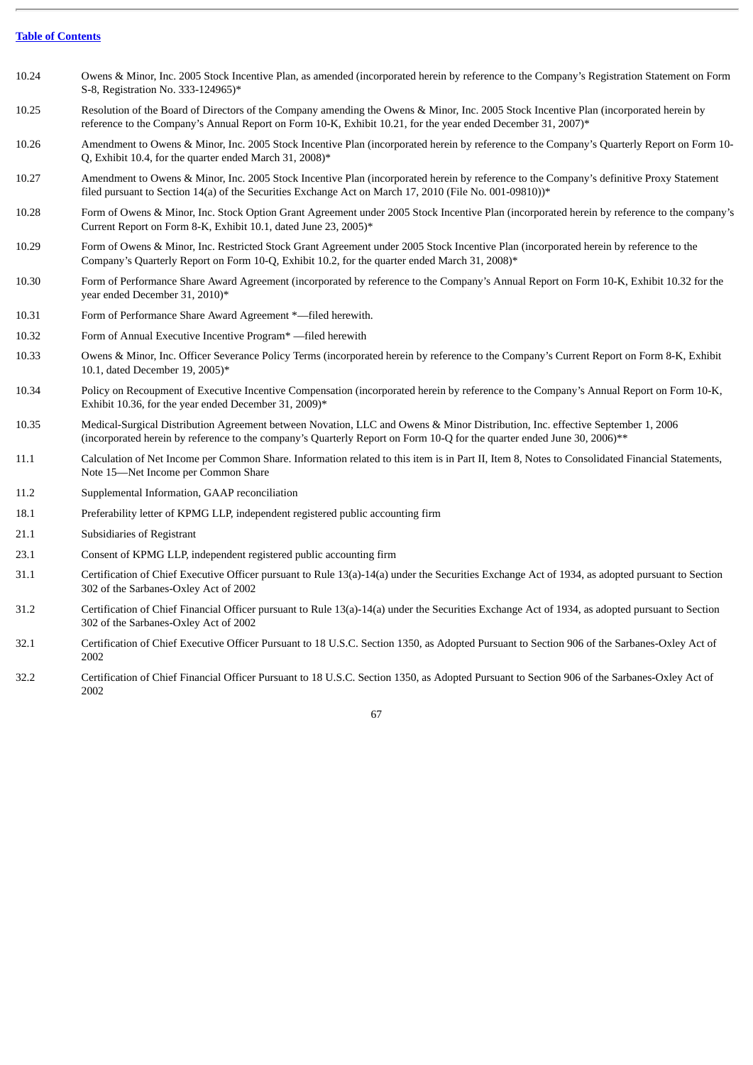| | |
|---|---|
| 10.24 | Owens & Minor, Inc. 2005 Stock Incentive Plan, as amended (incorporated herein by reference to the Company's Registration Statement on Form S-8, Registration No. 333-124965)* |
| 10.25 | Resolution of the Board of Directors of the Company amending the Owens & Minor, Inc. 2005 Stock Incentive Plan (incorporated herein by reference to the Company's Annual Report on Form 10-K, Exhibit 10.21, for the year ended December 31, 2007)* |
| 10.26 | Amendment to Owens & Minor, Inc. 2005 Stock Incentive Plan (incorporated herein by reference to the Company's Quarterly Report on Form 10-Q, Exhibit 10.4, for the quarter ended March 31, 2008)* |
| 10.27 | Amendment to Owens & Minor, Inc. 2005 Stock Incentive Plan (incorporated herein by reference to the Company's definitive Proxy Statement filed pursuant to Section 14(a) of the Securities Exchange Act on March 17, 2010 (File No. 001-09810))* |
| 10.28 | Form of Owens & Minor, Inc. Stock Option Grant Agreement under 2005 Stock Incentive Plan (incorporated herein by reference to the company's Current Report on Form 8-K, Exhibit 10.1, dated June 23, 2005)* |
| 10.29 | Form of Owens & Minor, Inc. Restricted Stock Grant Agreement under 2005 Stock Incentive Plan (incorporated herein by reference to the Company's Quarterly Report on Form 10-Q, Exhibit 10.2, for the quarter ended March 31, 2008)* |
| 10.30 | Form of Performance Share Award Agreement (incorporated by reference to the Company's Annual Report on Form 10-K, Exhibit 10.32 for the year ended December 31, 2010)* |
| 10.31 | Form of Performance Share Award Agreement *—filed herewith. |
| 10.32 | Form of Annual Executive Incentive Program* —filed herewith |
| 10.33 | Owens & Minor, Inc. Officer Severance Policy Terms (incorporated herein by reference to the Company's Current Report on Form 8-K, Exhibit 10.1, dated December 19, 2005)* |
| 10.34 | Policy on Recoupment of Executive Incentive Compensation (incorporated herein by reference to the Company's Annual Report on Form 10-K, Exhibit 10.36, for the year ended December 31, 2009)* |
| 10.35 | Medical-Surgical Distribution Agreement between Novation, LLC and Owens & Minor Distribution, Inc. effective September 1, 2006 (incorporated herein by reference to the company's Quarterly Report on Form 10-Q for the quarter ended June 30, 2006)** |
| 11.1 | Calculation of Net Income per Common Share. Information related to this item is in Part II, Item 8, Notes to Consolidated Financial Statements, Note 15—Net Income per Common Share |
| 11.2 | Supplemental Information, GAAP reconciliation |
| 18.1 | Preferability letter of KPMG LLP, independent registered public accounting firm |
| 21.1 | Subsidiaries of Registrant |
| 23.1 | Consent of KPMG LLP, independent registered public accounting firm |
| 31.1 | Certification of Chief Executive Officer pursuant to Rule 13(a)-14(a) under the Securities Exchange Act of 1934, as adopted pursuant to Section 302 of the Sarbanes-Oxley Act of 2002 |
| 31.2 | Certification of Chief Financial Officer pursuant to Rule 13(a)-14(a) under the Securities Exchange Act of 1934, as adopted pursuant to Section 302 of the Sarbanes-Oxley Act of 2002 |
| 32.1 | Certification of Chief Executive Officer Pursuant to 18 U.S.C. Section 1350, as Adopted Pursuant to Section 906 of the Sarbanes-Oxley Act of 2002 |
| 32.2 | Certification of Chief Financial Officer Pursuant to 18 U.S.C. Section 1350, as Adopted Pursuant to Section 906 of the Sarbanes-Oxley Act of 2002 |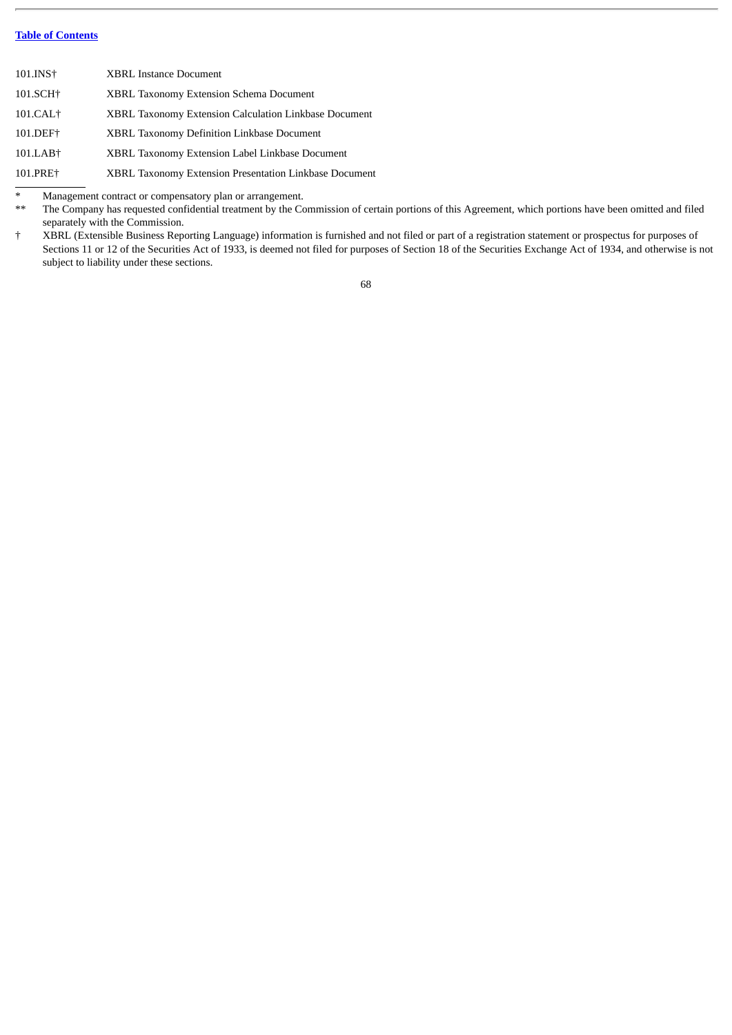[Table of Contents](#)

| | |
|---|---|
| 101.INS† | XBRL Instance Document |
| 101.SCH† | XBRL Taxonomy Extension Schema Document |
| 101.CAL† | XBRL Taxonomy Extension Calculation Linkbase Document |
| 101.DEF† | XBRL Taxonomy Definition Linkbase Document |
| 101.LAB† | XBRL Taxonomy Extension Label Linkbase Document |
| 101.PRE† | XBRL Taxonomy Extension Presentation Linkbase Document |

---

\* Management contract or compensatory plan or arrangement.

\** The Company has requested confidential treatment by the Commission of certain portions of this Agreement, which portions have been omitted and filed separately with the Commission.

† XBRL (Extensible Business Reporting Language) information is furnished and not filed or part of a registration statement or prospectus for purposes of Sections 11 or 12 of the Securities Act of 1933, is deemed not filed for purposes of Section 18 of the Securities Exchange Act of 1934, and otherwise is not subject to liability under these sections.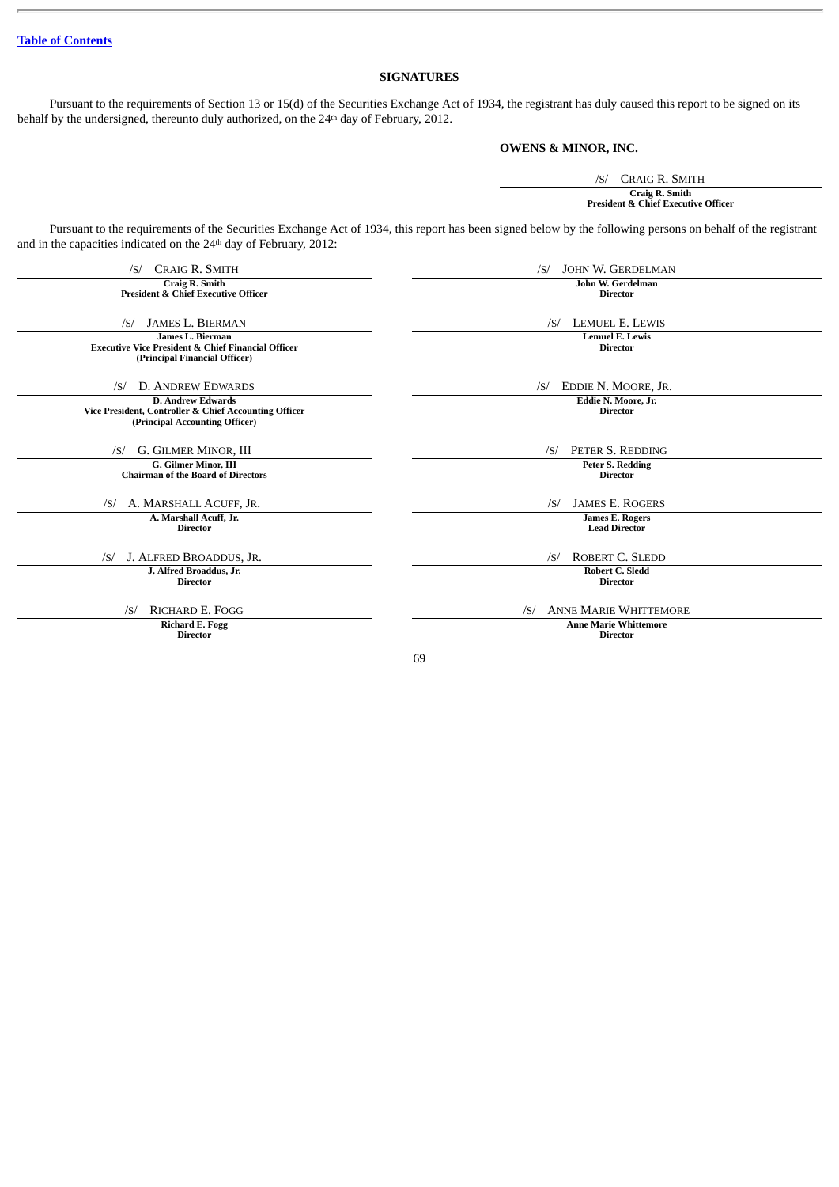[Table of Contents](#)

## SIGNATURES

Pursuant to the requirements of Section 13 or 15(d) of the Securities Exchange Act of 1934, the registrant has duly caused this report to be signed on its behalf by the undersigned, thereunto duly authorized, on the 24th day of February, 2012.

**OWENS & MINOR, INC.**

/S/ CRAIG R. SMITH
**Craig R. Smith**
**President & Chief Executive Officer**

Pursuant to the requirements of the Securities Exchange Act of 1934, this report has been signed below by the following persons on behalf of the registrant and in the capacities indicated on the 24th day of February, 2012:

| | |
|---|---|
| /S/ CRAIG R. SMITH<br>**Craig R. Smith**<br>**President & Chief Executive Officer** | /S/ JOHN W. GERDELMAN<br>**John W. Gerdelman**<br>**Director** |
| /S/ JAMES L. BIERMAN<br>**James L. Bierman**<br>**Executive Vice President & Chief Financial Officer**<br>**(Principal Financial Officer)** | /S/ LEMUEL E. LEWIS<br>**Lemuel E. Lewis**<br>**Director** |
| /S/ D. ANDREW EDWARDS<br>**D. Andrew Edwards**<br>**Vice President, Controller & Chief Accounting Officer**<br>**(Principal Accounting Officer)** | /S/ EDDIE N. MOORE, JR.<br>**Eddie N. Moore, Jr.**<br>**Director** |
| /S/ G. GILMER MINOR, III<br>**G. Gilmer Minor, III**<br>**Chairman of the Board of Directors** | /S/ PETER S. REDDING<br>**Peter S. Redding**<br>**Director** |
| /S/ A. MARSHALL ACUFF, JR.<br>**A. Marshall Acuff, Jr.**<br>**Director** | /S/ JAMES E. ROGERS<br>**James E. Rogers**<br>**Lead Director** |
| /S/ J. ALFRED BROADDUS, JR.<br>**J. Alfred Broaddus, Jr.**<br>**Director** | /S/ ROBERT C. SLEDD<br>**Robert C. Sledd**<br>**Director** |
| /S/ RICHARD E. FOGG<br>**Richard E. Fogg**<br>**Director** | /S/ ANNE MARIE WHITTEMORE<br>**Anne Marie Whittemore**<br>**Director** |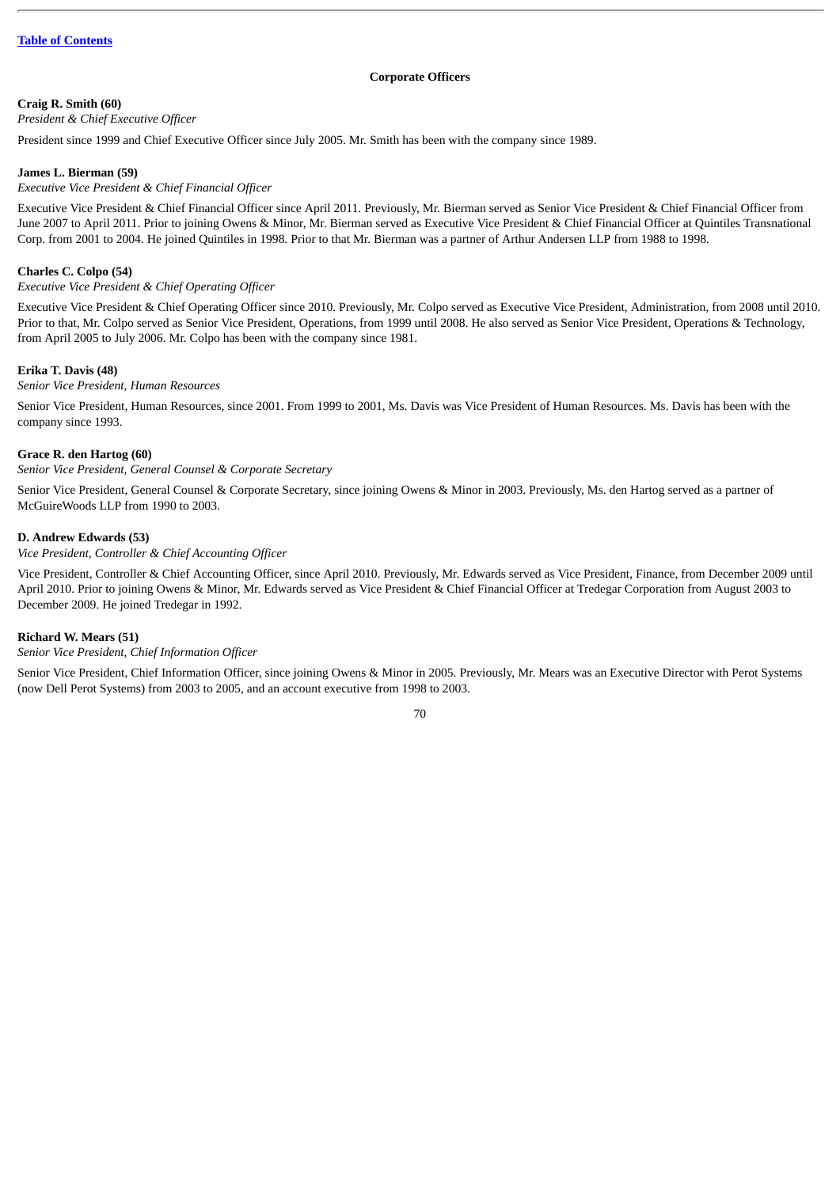[Table of Contents](#)

## Corporate Officers

**Craig R. Smith (60)**
*President & Chief Executive Officer*

President since 1999 and Chief Executive Officer since July 2005. Mr. Smith has been with the company since 1989.

**James L. Bierman (59)**
*Executive Vice President & Chief Financial Officer*

Executive Vice President & Chief Financial Officer since April 2011. Previously, Mr. Bierman served as Senior Vice President & Chief Financial Officer from June 2007 to April 2011. Prior to joining Owens & Minor, Mr. Bierman served as Executive Vice President & Chief Financial Officer at Quintiles Transnational Corp. from 2001 to 2004. He joined Quintiles in 1998. Prior to that Mr. Bierman was a partner of Arthur Andersen LLP from 1988 to 1998.

**Charles C. Colpo (54)**
*Executive Vice President & Chief Operating Officer*

Executive Vice President & Chief Operating Officer since 2010. Previously, Mr. Colpo served as Executive Vice President, Administration, from 2008 until 2010. Prior to that, Mr. Colpo served as Senior Vice President, Operations, from 1999 until 2008. He also served as Senior Vice President, Operations & Technology, from April 2005 to July 2006. Mr. Colpo has been with the company since 1981.

**Erika T. Davis (48)**
*Senior Vice President, Human Resources*

Senior Vice President, Human Resources, since 2001. From 1999 to 2001, Ms. Davis was Vice President of Human Resources. Ms. Davis has been with the company since 1993.

**Grace R. den Hartog (60)**
*Senior Vice President, General Counsel & Corporate Secretary*

Senior Vice President, General Counsel & Corporate Secretary, since joining Owens & Minor in 2003. Previously, Ms. den Hartog served as a partner of McGuireWoods LLP from 1990 to 2003.

**D. Andrew Edwards (53)**
*Vice President, Controller & Chief Accounting Officer*

Vice President, Controller & Chief Accounting Officer, since April 2010. Previously, Mr. Edwards served as Vice President, Finance, from December 2009 until April 2010. Prior to joining Owens & Minor, Mr. Edwards served as Vice President & Chief Financial Officer at Tredegar Corporation from August 2003 to December 2009. He joined Tredegar in 1992.

**Richard W. Mears (51)**
*Senior Vice President, Chief Information Officer*

Senior Vice President, Chief Information Officer, since joining Owens & Minor in 2005. Previously, Mr. Mears was an Executive Director with Perot Systems (now Dell Perot Systems) from 2003 to 2005, and an account executive from 1998 to 2003.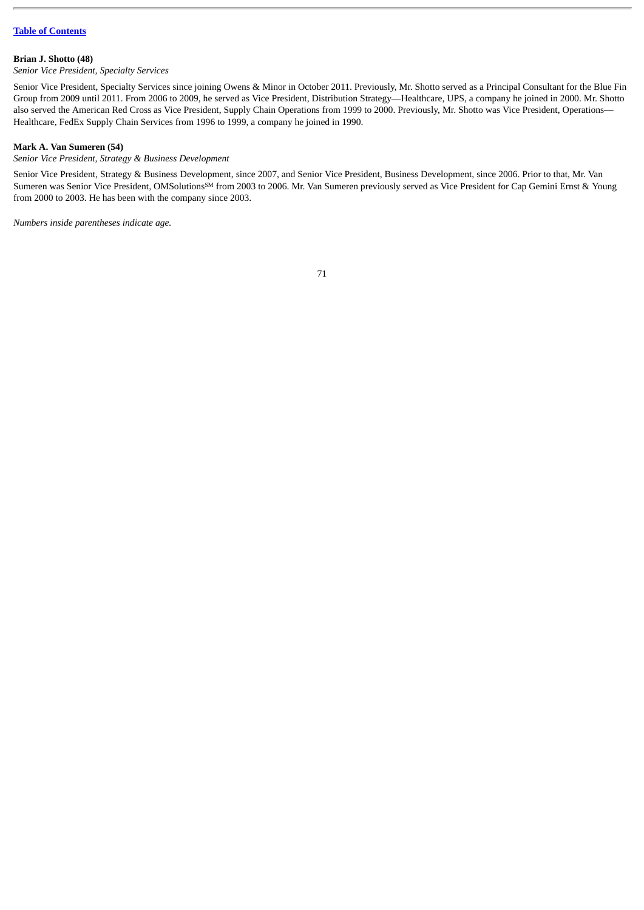**Brian J. Shotto (48)**

*Senior Vice President, Specialty Services*

Senior Vice President, Specialty Services since joining Owens & Minor in October 2011. Previously, Mr. Shotto served as a Principal Consultant for the Blue Fin Group from 2009 until 2011. From 2006 to 2009, he served as Vice President, Distribution Strategy—Healthcare, UPS, a company he joined in 2000. Mr. Shotto also served the American Red Cross as Vice President, Supply Chain Operations from 1999 to 2000. Previously, Mr. Shotto was Vice President, Operations—Healthcare, FedEx Supply Chain Services from 1996 to 1999, a company he joined in 1990.

**Mark A. Van Sumeren (54)**

*Senior Vice President, Strategy & Business Development*

Senior Vice President, Strategy & Business Development, since 2007, and Senior Vice President, Business Development, since 2006. Prior to that, Mr. Van Sumeren was Senior Vice President, OMSolutions℠ from 2003 to 2006. Mr. Van Sumeren previously served as Vice President for Cap Gemini Ernst & Young from 2000 to 2003. He has been with the company since 2003.

*Numbers inside parentheses indicate age.*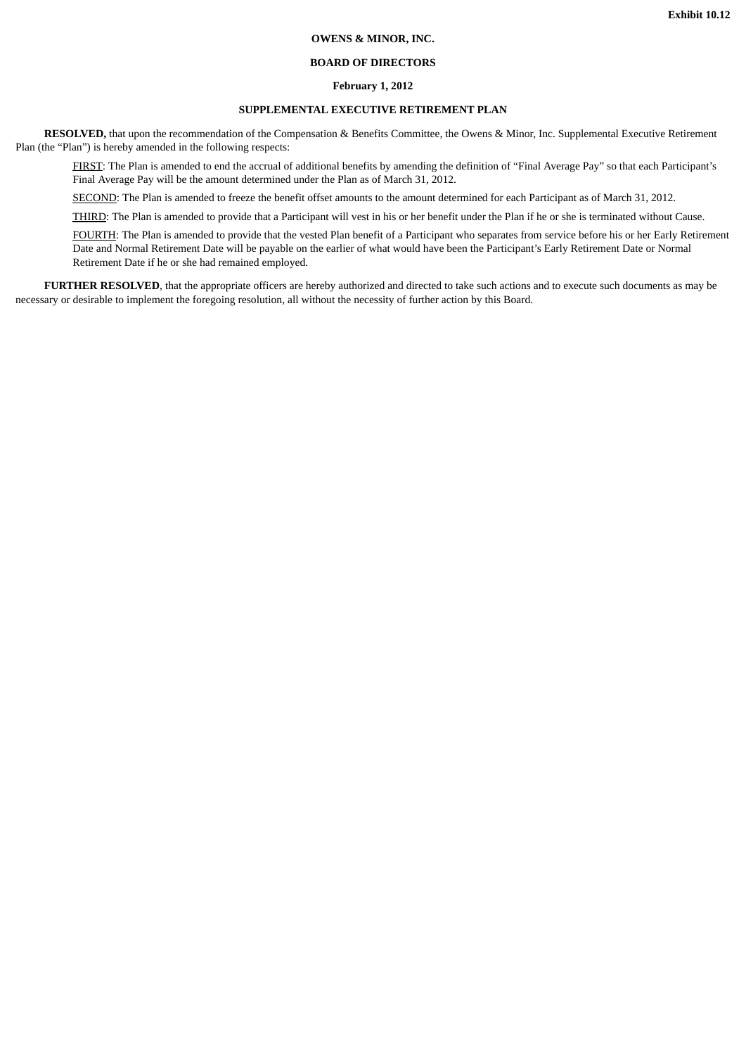**Exhibit 10.12**

**OWENS & MINOR, INC.**

**BOARD OF DIRECTORS**

**February 1, 2012**

**SUPPLEMENTAL EXECUTIVE RETIREMENT PLAN**

**RESOLVED,** that upon the recommendation of the Compensation & Benefits Committee, the Owens & Minor, Inc. Supplemental Executive Retirement Plan (the "Plan") is hereby amended in the following respects:

FIRST: The Plan is amended to end the accrual of additional benefits by amending the definition of "Final Average Pay" so that each Participant's Final Average Pay will be the amount determined under the Plan as of March 31, 2012.

SECOND: The Plan is amended to freeze the benefit offset amounts to the amount determined for each Participant as of March 31, 2012.

THIRD: The Plan is amended to provide that a Participant will vest in his or her benefit under the Plan if he or she is terminated without Cause.

FOURTH: The Plan is amended to provide that the vested Plan benefit of a Participant who separates from service before his or her Early Retirement Date and Normal Retirement Date will be payable on the earlier of what would have been the Participant's Early Retirement Date or Normal Retirement Date if he or she had remained employed.

**FURTHER RESOLVED**, that the appropriate officers are hereby authorized and directed to take such actions and to execute such documents as may be necessary or desirable to implement the foregoing resolution, all without the necessity of further action by this Board.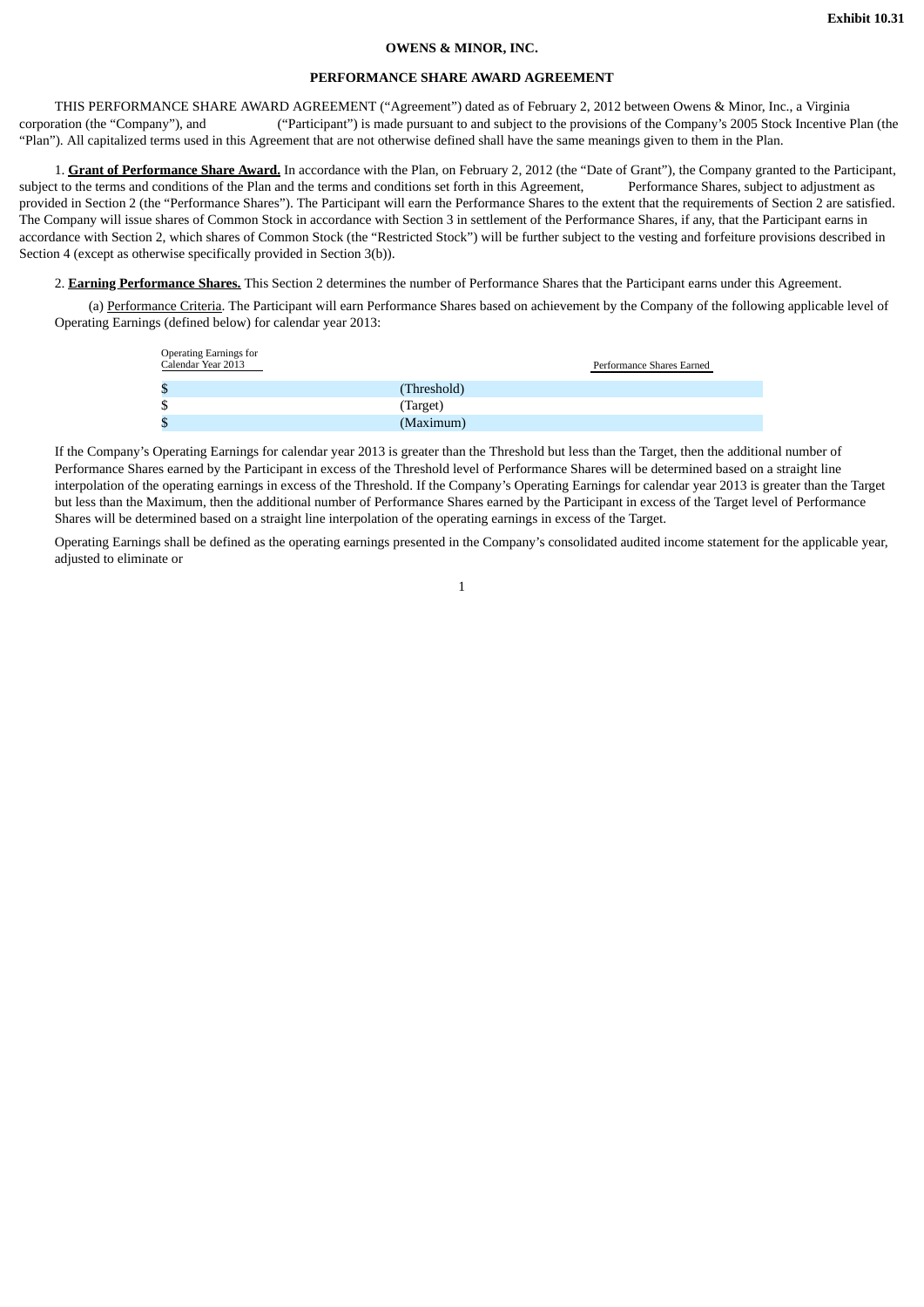**Exhibit 10.31**

**OWENS & MINOR, INC.**

**PERFORMANCE SHARE AWARD AGREEMENT**

THIS PERFORMANCE SHARE AWARD AGREEMENT ("Agreement") dated as of February 2, 2012 between Owens & Minor, Inc., a Virginia corporation (the "Company"), and                ("Participant") is made pursuant to and subject to the provisions of the Company's 2005 Stock Incentive Plan (the "Plan"). All capitalized terms used in this Agreement that are not otherwise defined shall have the same meanings given to them in the Plan.

1. **Grant of Performance Share Award.** In accordance with the Plan, on February 2, 2012 (the "Date of Grant"), the Company granted to the Participant, subject to the terms and conditions of the Plan and the terms and conditions set forth in this Agreement,            Performance Shares, subject to adjustment as provided in Section 2 (the "Performance Shares"). The Participant will earn the Performance Shares to the extent that the requirements of Section 2 are satisfied. The Company will issue shares of Common Stock in accordance with Section 3 in settlement of the Performance Shares, if any, that the Participant earns in accordance with Section 2, which shares of Common Stock (the "Restricted Stock") will be further subject to the vesting and forfeiture provisions described in Section 4 (except as otherwise specifically provided in Section 3(b)).

2. **Earning Performance Shares.** This Section 2 determines the number of Performance Shares that the Participant earns under this Agreement.

(a) Performance Criteria. The Participant will earn Performance Shares based on achievement by the Company of the following applicable level of Operating Earnings (defined below) for calendar year 2013:

| Operating Earnings for Calendar Year 2013 | | Performance Shares Earned |
|---|---|---|
| $ | (Threshold) | |
| $ | (Target) | |
| $ | (Maximum) | |

If the Company's Operating Earnings for calendar year 2013 is greater than the Threshold but less than the Target, then the additional number of Performance Shares earned by the Participant in excess of the Threshold level of Performance Shares will be determined based on a straight line interpolation of the operating earnings in excess of the Threshold. If the Company's Operating Earnings for calendar year 2013 is greater than the Target but less than the Maximum, then the additional number of Performance Shares earned by the Participant in excess of the Target level of Performance Shares will be determined based on a straight line interpolation of the operating earnings in excess of the Target.

Operating Earnings shall be defined as the operating earnings presented in the Company's consolidated audited income statement for the applicable year, adjusted to eliminate or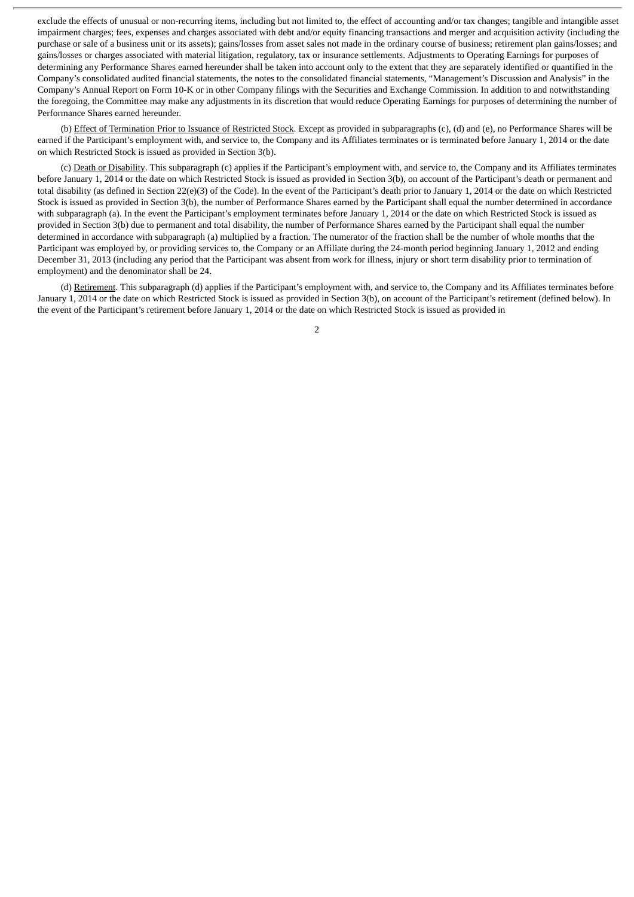exclude the effects of unusual or non-recurring items, including but not limited to, the effect of accounting and/or tax changes; tangible and intangible asset impairment charges; fees, expenses and charges associated with debt and/or equity financing transactions and merger and acquisition activity (including the purchase or sale of a business unit or its assets); gains/losses from asset sales not made in the ordinary course of business; retirement plan gains/losses; and gains/losses or charges associated with material litigation, regulatory, tax or insurance settlements. Adjustments to Operating Earnings for purposes of determining any Performance Shares earned hereunder shall be taken into account only to the extent that they are separately identified or quantified in the Company's consolidated audited financial statements, the notes to the consolidated financial statements, "Management's Discussion and Analysis" in the Company's Annual Report on Form 10-K or in other Company filings with the Securities and Exchange Commission. In addition to and notwithstanding the foregoing, the Committee may make any adjustments in its discretion that would reduce Operating Earnings for purposes of determining the number of Performance Shares earned hereunder.

(b) Effect of Termination Prior to Issuance of Restricted Stock. Except as provided in subparagraphs (c), (d) and (e), no Performance Shares will be earned if the Participant's employment with, and service to, the Company and its Affiliates terminates or is terminated before January 1, 2014 or the date on which Restricted Stock is issued as provided in Section 3(b).

(c) Death or Disability. This subparagraph (c) applies if the Participant's employment with, and service to, the Company and its Affiliates terminates before January 1, 2014 or the date on which Restricted Stock is issued as provided in Section 3(b), on account of the Participant's death or permanent and total disability (as defined in Section 22(e)(3) of the Code). In the event of the Participant's death prior to January 1, 2014 or the date on which Restricted Stock is issued as provided in Section 3(b), the number of Performance Shares earned by the Participant shall equal the number determined in accordance with subparagraph (a). In the event the Participant's employment terminates before January 1, 2014 or the date on which Restricted Stock is issued as provided in Section 3(b) due to permanent and total disability, the number of Performance Shares earned by the Participant shall equal the number determined in accordance with subparagraph (a) multiplied by a fraction. The numerator of the fraction shall be the number of whole months that the Participant was employed by, or providing services to, the Company or an Affiliate during the 24-month period beginning January 1, 2012 and ending December 31, 2013 (including any period that the Participant was absent from work for illness, injury or short term disability prior to termination of employment) and the denominator shall be 24.

(d) Retirement. This subparagraph (d) applies if the Participant's employment with, and service to, the Company and its Affiliates terminates before January 1, 2014 or the date on which Restricted Stock is issued as provided in Section 3(b), on account of the Participant's retirement (defined below). In the event of the Participant's retirement before January 1, 2014 or the date on which Restricted Stock is issued as provided in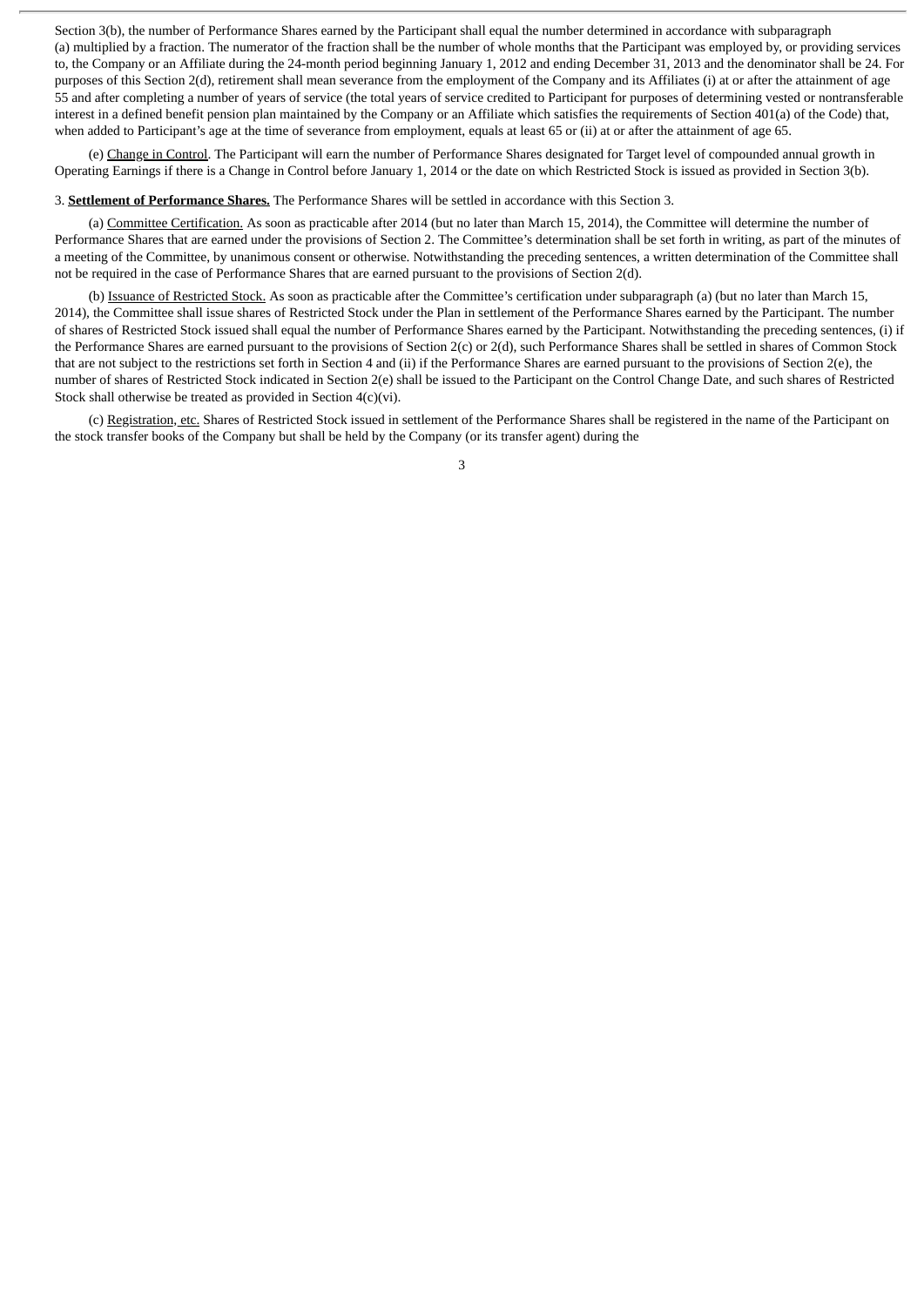Section 3(b), the number of Performance Shares earned by the Participant shall equal the number determined in accordance with subparagraph (a) multiplied by a fraction. The numerator of the fraction shall be the number of whole months that the Participant was employed by, or providing services to, the Company or an Affiliate during the 24-month period beginning January 1, 2012 and ending December 31, 2013 and the denominator shall be 24. For purposes of this Section 2(d), retirement shall mean severance from the employment of the Company and its Affiliates (i) at or after the attainment of age 55 and after completing a number of years of service (the total years of service credited to Participant for purposes of determining vested or nontransferable interest in a defined benefit pension plan maintained by the Company or an Affiliate which satisfies the requirements of Section 401(a) of the Code) that, when added to Participant's age at the time of severance from employment, equals at least 65 or (ii) at or after the attainment of age 65.

(e) Change in Control. The Participant will earn the number of Performance Shares designated for Target level of compounded annual growth in Operating Earnings if there is a Change in Control before January 1, 2014 or the date on which Restricted Stock is issued as provided in Section 3(b).

3. **Settlement of Performance Shares.** The Performance Shares will be settled in accordance with this Section 3.

(a) Committee Certification. As soon as practicable after 2014 (but no later than March 15, 2014), the Committee will determine the number of Performance Shares that are earned under the provisions of Section 2. The Committee's determination shall be set forth in writing, as part of the minutes of a meeting of the Committee, by unanimous consent or otherwise. Notwithstanding the preceding sentences, a written determination of the Committee shall not be required in the case of Performance Shares that are earned pursuant to the provisions of Section 2(d).

(b) Issuance of Restricted Stock. As soon as practicable after the Committee's certification under subparagraph (a) (but no later than March 15, 2014), the Committee shall issue shares of Restricted Stock under the Plan in settlement of the Performance Shares earned by the Participant. The number of shares of Restricted Stock issued shall equal the number of Performance Shares earned by the Participant. Notwithstanding the preceding sentences, (i) if the Performance Shares are earned pursuant to the provisions of Section 2(c) or 2(d), such Performance Shares shall be settled in shares of Common Stock that are not subject to the restrictions set forth in Section 4 and (ii) if the Performance Shares are earned pursuant to the provisions of Section 2(e), the number of shares of Restricted Stock indicated in Section 2(e) shall be issued to the Participant on the Control Change Date, and such shares of Restricted Stock shall otherwise be treated as provided in Section 4(c)(vi).

(c) Registration, etc. Shares of Restricted Stock issued in settlement of the Performance Shares shall be registered in the name of the Participant on the stock transfer books of the Company but shall be held by the Company (or its transfer agent) during the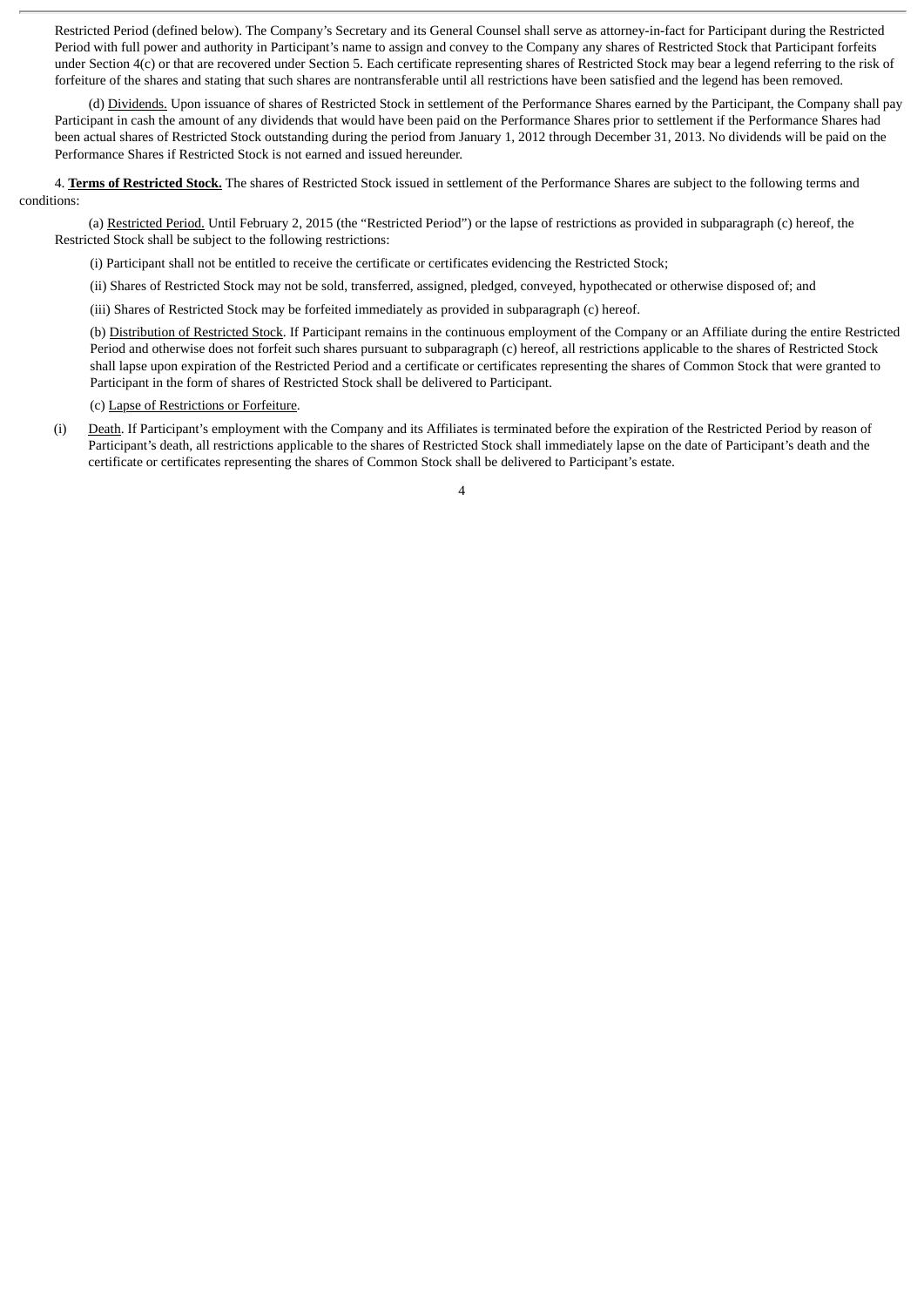Restricted Period (defined below). The Company's Secretary and its General Counsel shall serve as attorney-in-fact for Participant during the Restricted Period with full power and authority in Participant's name to assign and convey to the Company any shares of Restricted Stock that Participant forfeits under Section 4(c) or that are recovered under Section 5. Each certificate representing shares of Restricted Stock may bear a legend referring to the risk of forfeiture of the shares and stating that such shares are nontransferable until all restrictions have been satisfied and the legend has been removed.

(d) Dividends. Upon issuance of shares of Restricted Stock in settlement of the Performance Shares earned by the Participant, the Company shall pay Participant in cash the amount of any dividends that would have been paid on the Performance Shares prior to settlement if the Performance Shares had been actual shares of Restricted Stock outstanding during the period from January 1, 2012 through December 31, 2013. No dividends will be paid on the Performance Shares if Restricted Stock is not earned and issued hereunder.

4. **Terms of Restricted Stock.** The shares of Restricted Stock issued in settlement of the Performance Shares are subject to the following terms and conditions:

(a) Restricted Period. Until February 2, 2015 (the "Restricted Period") or the lapse of restrictions as provided in subparagraph (c) hereof, the Restricted Stock shall be subject to the following restrictions:

(i) Participant shall not be entitled to receive the certificate or certificates evidencing the Restricted Stock;

(ii) Shares of Restricted Stock may not be sold, transferred, assigned, pledged, conveyed, hypothecated or otherwise disposed of; and

(iii) Shares of Restricted Stock may be forfeited immediately as provided in subparagraph (c) hereof.

(b) Distribution of Restricted Stock. If Participant remains in the continuous employment of the Company or an Affiliate during the entire Restricted Period and otherwise does not forfeit such shares pursuant to subparagraph (c) hereof, all restrictions applicable to the shares of Restricted Stock shall lapse upon expiration of the Restricted Period and a certificate or certificates representing the shares of Common Stock that were granted to Participant in the form of shares of Restricted Stock shall be delivered to Participant.

(c) Lapse of Restrictions or Forfeiture.

(i) Death. If Participant's employment with the Company and its Affiliates is terminated before the expiration of the Restricted Period by reason of Participant's death, all restrictions applicable to the shares of Restricted Stock shall immediately lapse on the date of Participant's death and the certificate or certificates representing the shares of Common Stock shall be delivered to Participant's estate.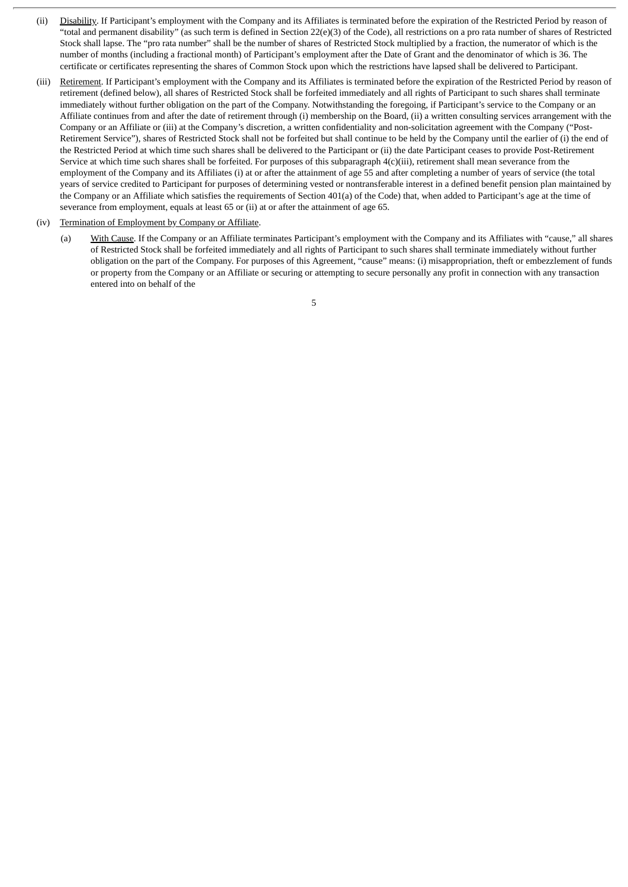(ii) Disability. If Participant's employment with the Company and its Affiliates is terminated before the expiration of the Restricted Period by reason of "total and permanent disability" (as such term is defined in Section 22(e)(3) of the Code), all restrictions on a pro rata number of shares of Restricted Stock shall lapse. The "pro rata number" shall be the number of shares of Restricted Stock multiplied by a fraction, the numerator of which is the number of months (including a fractional month) of Participant's employment after the Date of Grant and the denominator of which is 36. The certificate or certificates representing the shares of Common Stock upon which the restrictions have lapsed shall be delivered to Participant.

(iii) Retirement. If Participant's employment with the Company and its Affiliates is terminated before the expiration of the Restricted Period by reason of retirement (defined below), all shares of Restricted Stock shall be forfeited immediately and all rights of Participant to such shares shall terminate immediately without further obligation on the part of the Company. Notwithstanding the foregoing, if Participant's service to the Company or an Affiliate continues from and after the date of retirement through (i) membership on the Board, (ii) a written consulting services arrangement with the Company or an Affiliate or (iii) at the Company's discretion, a written confidentiality and non-solicitation agreement with the Company ("Post-Retirement Service"), shares of Restricted Stock shall not be forfeited but shall continue to be held by the Company until the earlier of (i) the end of the Restricted Period at which time such shares shall be delivered to the Participant or (ii) the date Participant ceases to provide Post-Retirement Service at which time such shares shall be forfeited. For purposes of this subparagraph 4(c)(iii), retirement shall mean severance from the employment of the Company and its Affiliates (i) at or after the attainment of age 55 and after completing a number of years of service (the total years of service credited to Participant for purposes of determining vested or nontransferable interest in a defined benefit pension plan maintained by the Company or an Affiliate which satisfies the requirements of Section 401(a) of the Code) that, when added to Participant's age at the time of severance from employment, equals at least 65 or (ii) at or after the attainment of age 65.

(iv) Termination of Employment by Company or Affiliate.

(a) With Cause. If the Company or an Affiliate terminates Participant's employment with the Company and its Affiliates with "cause," all shares of Restricted Stock shall be forfeited immediately and all rights of Participant to such shares shall terminate immediately without further obligation on the part of the Company. For purposes of this Agreement, "cause" means: (i) misappropriation, theft or embezzlement of funds or property from the Company or an Affiliate or securing or attempting to secure personally any profit in connection with any transaction entered into on behalf of the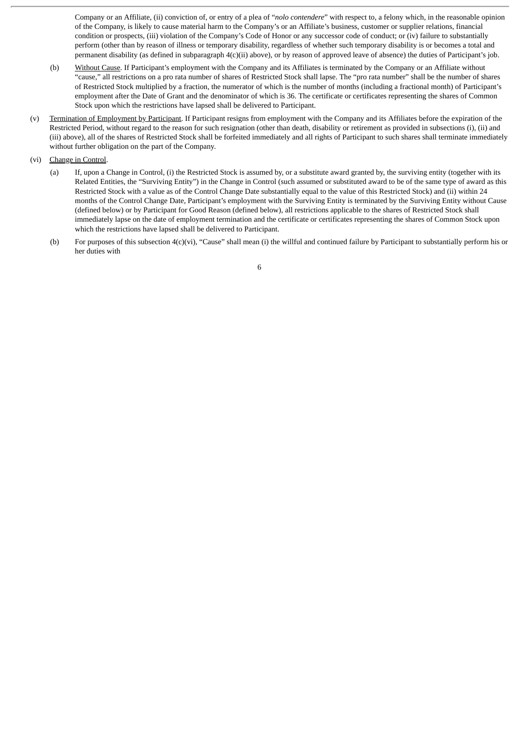Company or an Affiliate, (ii) conviction of, or entry of a plea of "*nolo contendere*" with respect to, a felony which, in the reasonable opinion of the Company, is likely to cause material harm to the Company's or an Affiliate's business, customer or supplier relations, financial condition or prospects, (iii) violation of the Company's Code of Honor or any successor code of conduct; or (iv) failure to substantially perform (other than by reason of illness or temporary disability, regardless of whether such temporary disability is or becomes a total and permanent disability (as defined in subparagraph 4(c)(ii) above), or by reason of approved leave of absence) the duties of Participant's job.

(b) Without Cause. If Participant's employment with the Company and its Affiliates is terminated by the Company or an Affiliate without "cause," all restrictions on a pro rata number of shares of Restricted Stock shall lapse. The "pro rata number" shall be the number of shares of Restricted Stock multiplied by a fraction, the numerator of which is the number of months (including a fractional month) of Participant's employment after the Date of Grant and the denominator of which is 36. The certificate or certificates representing the shares of Common Stock upon which the restrictions have lapsed shall be delivered to Participant.

(v) Termination of Employment by Participant. If Participant resigns from employment with the Company and its Affiliates before the expiration of the Restricted Period, without regard to the reason for such resignation (other than death, disability or retirement as provided in subsections (i), (ii) and (iii) above), all of the shares of Restricted Stock shall be forfeited immediately and all rights of Participant to such shares shall terminate immediately without further obligation on the part of the Company.

(vi) Change in Control.

(a) If, upon a Change in Control, (i) the Restricted Stock is assumed by, or a substitute award granted by, the surviving entity (together with its Related Entities, the "Surviving Entity") in the Change in Control (such assumed or substituted award to be of the same type of award as this Restricted Stock with a value as of the Control Change Date substantially equal to the value of this Restricted Stock) and (ii) within 24 months of the Control Change Date, Participant's employment with the Surviving Entity is terminated by the Surviving Entity without Cause (defined below) or by Participant for Good Reason (defined below), all restrictions applicable to the shares of Restricted Stock shall immediately lapse on the date of employment termination and the certificate or certificates representing the shares of Common Stock upon which the restrictions have lapsed shall be delivered to Participant.

(b) For purposes of this subsection 4(c)(vi), "Cause" shall mean (i) the willful and continued failure by Participant to substantially perform his or her duties with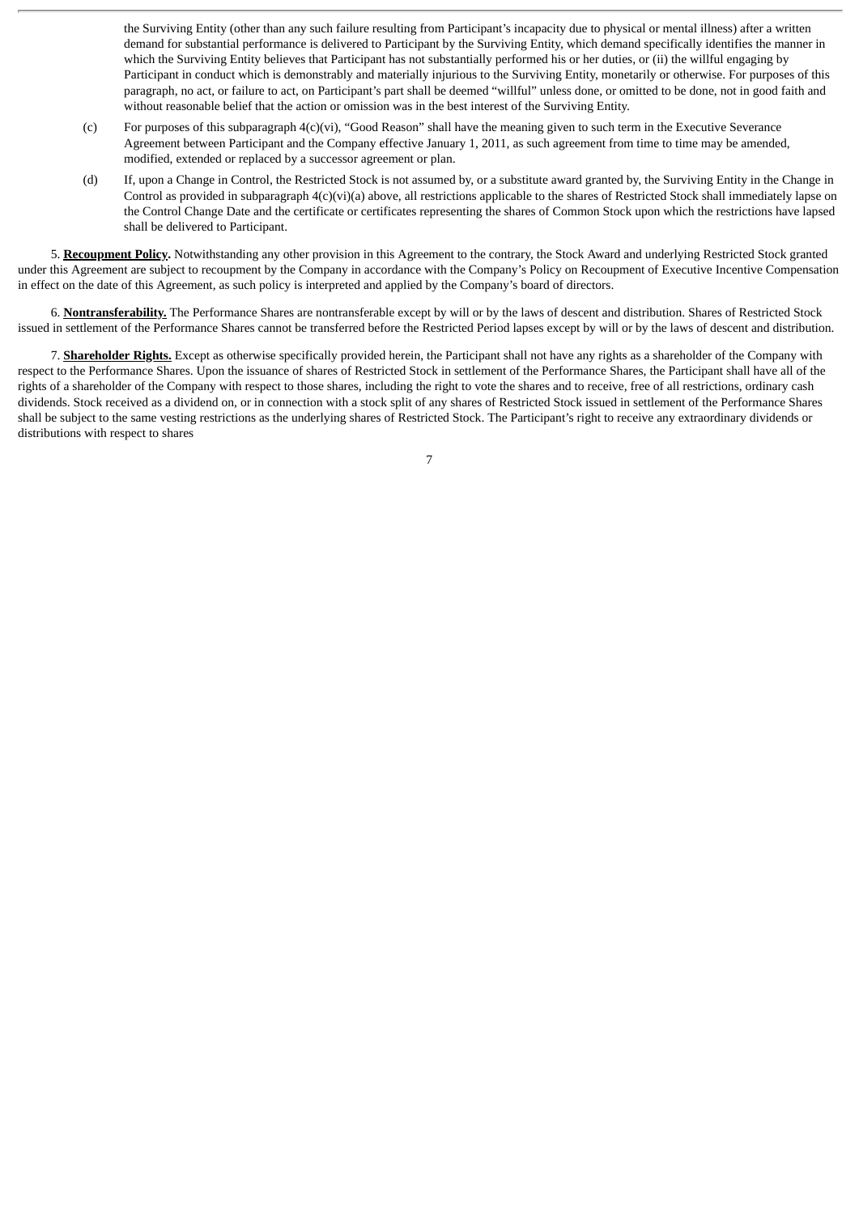the Surviving Entity (other than any such failure resulting from Participant's incapacity due to physical or mental illness) after a written demand for substantial performance is delivered to Participant by the Surviving Entity, which demand specifically identifies the manner in which the Surviving Entity believes that Participant has not substantially performed his or her duties, or (ii) the willful engaging by Participant in conduct which is demonstrably and materially injurious to the Surviving Entity, monetarily or otherwise. For purposes of this paragraph, no act, or failure to act, on Participant's part shall be deemed "willful" unless done, or omitted to be done, not in good faith and without reasonable belief that the action or omission was in the best interest of the Surviving Entity.

(c) For purposes of this subparagraph 4(c)(vi), "Good Reason" shall have the meaning given to such term in the Executive Severance Agreement between Participant and the Company effective January 1, 2011, as such agreement from time to time may be amended, modified, extended or replaced by a successor agreement or plan.

(d) If, upon a Change in Control, the Restricted Stock is not assumed by, or a substitute award granted by, the Surviving Entity in the Change in Control as provided in subparagraph 4(c)(vi)(a) above, all restrictions applicable to the shares of Restricted Stock shall immediately lapse on the Control Change Date and the certificate or certificates representing the shares of Common Stock upon which the restrictions have lapsed shall be delivered to Participant.

5. **Recoupment Policy.** Notwithstanding any other provision in this Agreement to the contrary, the Stock Award and underlying Restricted Stock granted under this Agreement are subject to recoupment by the Company in accordance with the Company's Policy on Recoupment of Executive Incentive Compensation in effect on the date of this Agreement, as such policy is interpreted and applied by the Company's board of directors.

6. **Nontransferability.** The Performance Shares are nontransferable except by will or by the laws of descent and distribution. Shares of Restricted Stock issued in settlement of the Performance Shares cannot be transferred before the Restricted Period lapses except by will or by the laws of descent and distribution.

7. **Shareholder Rights.** Except as otherwise specifically provided herein, the Participant shall not have any rights as a shareholder of the Company with respect to the Performance Shares. Upon the issuance of shares of Restricted Stock in settlement of the Performance Shares, the Participant shall have all of the rights of a shareholder of the Company with respect to those shares, including the right to vote the shares and to receive, free of all restrictions, ordinary cash dividends. Stock received as a dividend on, or in connection with a stock split of any shares of Restricted Stock issued in settlement of the Performance Shares shall be subject to the same vesting restrictions as the underlying shares of Restricted Stock. The Participant's right to receive any extraordinary dividends or distributions with respect to shares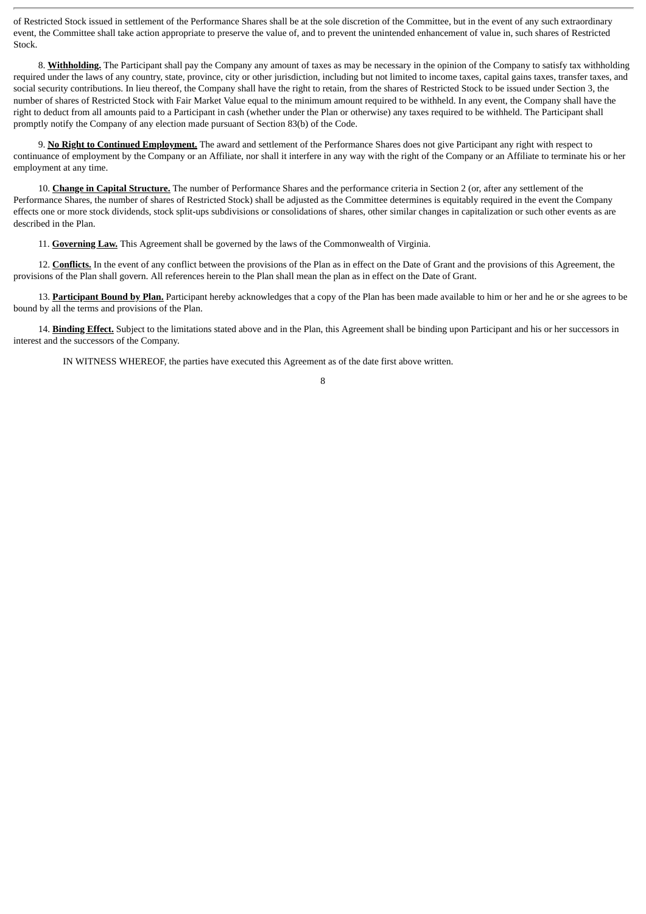of Restricted Stock issued in settlement of the Performance Shares shall be at the sole discretion of the Committee, but in the event of any such extraordinary event, the Committee shall take action appropriate to preserve the value of, and to prevent the unintended enhancement of value in, such shares of Restricted Stock.

8. **Withholding.** The Participant shall pay the Company any amount of taxes as may be necessary in the opinion of the Company to satisfy tax withholding required under the laws of any country, state, province, city or other jurisdiction, including but not limited to income taxes, capital gains taxes, transfer taxes, and social security contributions. In lieu thereof, the Company shall have the right to retain, from the shares of Restricted Stock to be issued under Section 3, the number of shares of Restricted Stock with Fair Market Value equal to the minimum amount required to be withheld. In any event, the Company shall have the right to deduct from all amounts paid to a Participant in cash (whether under the Plan or otherwise) any taxes required to be withheld. The Participant shall promptly notify the Company of any election made pursuant of Section 83(b) of the Code.

9. **No Right to Continued Employment.** The award and settlement of the Performance Shares does not give Participant any right with respect to continuance of employment by the Company or an Affiliate, nor shall it interfere in any way with the right of the Company or an Affiliate to terminate his or her employment at any time.

10. **Change in Capital Structure.** The number of Performance Shares and the performance criteria in Section 2 (or, after any settlement of the Performance Shares, the number of shares of Restricted Stock) shall be adjusted as the Committee determines is equitably required in the event the Company effects one or more stock dividends, stock split-ups subdivisions or consolidations of shares, other similar changes in capitalization or such other events as are described in the Plan.

11. **Governing Law.** This Agreement shall be governed by the laws of the Commonwealth of Virginia.

12. **Conflicts.** In the event of any conflict between the provisions of the Plan as in effect on the Date of Grant and the provisions of this Agreement, the provisions of the Plan shall govern. All references herein to the Plan shall mean the plan as in effect on the Date of Grant.

13. **Participant Bound by Plan.** Participant hereby acknowledges that a copy of the Plan has been made available to him or her and he or she agrees to be bound by all the terms and provisions of the Plan.

14. **Binding Effect.** Subject to the limitations stated above and in the Plan, this Agreement shall be binding upon Participant and his or her successors in interest and the successors of the Company.

IN WITNESS WHEREOF, the parties have executed this Agreement as of the date first above written.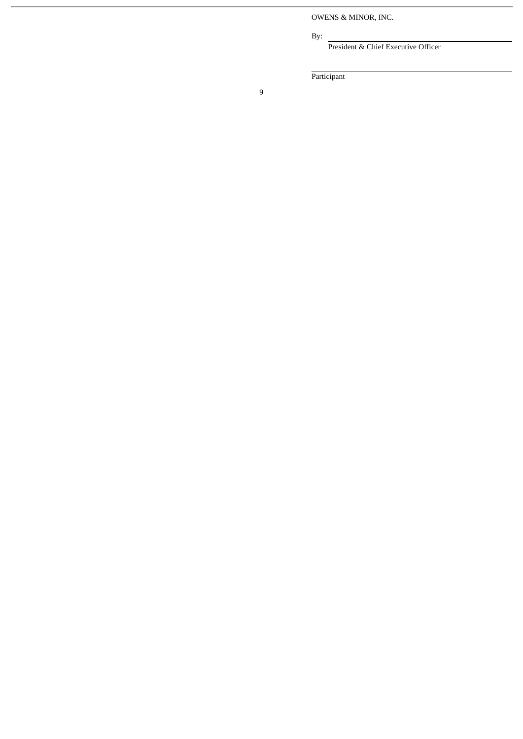OWENS & MINOR, INC.

By: \_\_\_\_\_\_\_\_\_\_\_\_\_\_\_\_\_\_\_\_\_\_\_\_\_\_\_\_\_\_

President & Chief Executive Officer

\_\_\_\_\_\_\_\_\_\_\_\_\_\_\_\_\_\_\_\_\_\_\_\_\_\_\_\_\_\_

Participant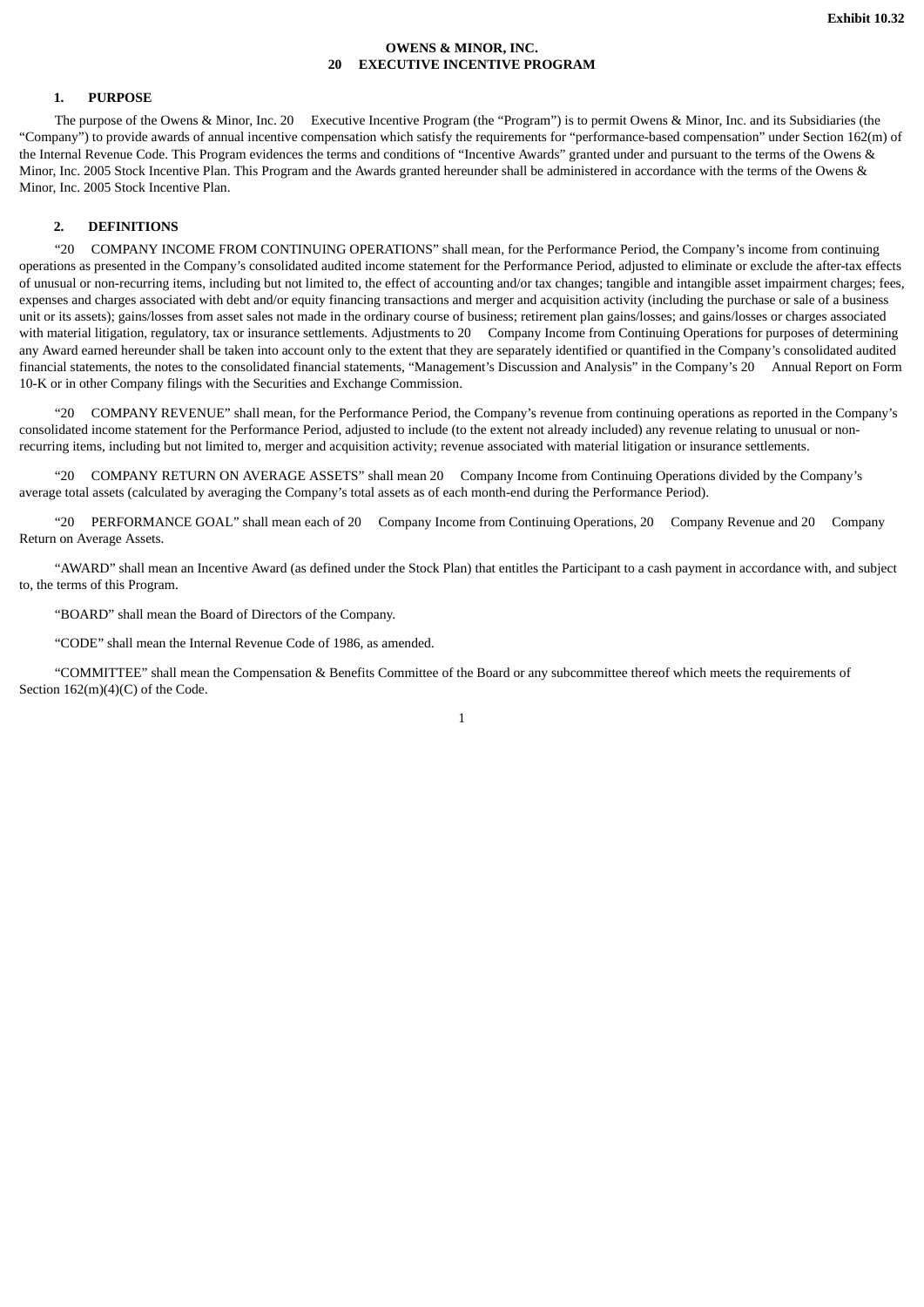Exhibit 10.32

**OWENS & MINOR, INC.**
**20     EXECUTIVE INCENTIVE PROGRAM**

## 1. PURPOSE

The purpose of the Owens & Minor, Inc. 20     Executive Incentive Program (the "Program") is to permit Owens & Minor, Inc. and its Subsidiaries (the "Company") to provide awards of annual incentive compensation which satisfy the requirements for "performance-based compensation" under Section 162(m) of the Internal Revenue Code. This Program evidences the terms and conditions of "Incentive Awards" granted under and pursuant to the terms of the Owens & Minor, Inc. 2005 Stock Incentive Plan. This Program and the Awards granted hereunder shall be administered in accordance with the terms of the Owens & Minor, Inc. 2005 Stock Incentive Plan.

## 2. DEFINITIONS

"20     COMPANY INCOME FROM CONTINUING OPERATIONS" shall mean, for the Performance Period, the Company's income from continuing operations as presented in the Company's consolidated audited income statement for the Performance Period, adjusted to eliminate or exclude the after-tax effects of unusual or non-recurring items, including but not limited to, the effect of accounting and/or tax changes; tangible and intangible asset impairment charges; fees, expenses and charges associated with debt and/or equity financing transactions and merger and acquisition activity (including the purchase or sale of a business unit or its assets); gains/losses from asset sales not made in the ordinary course of business; retirement plan gains/losses; and gains/losses or charges associated with material litigation, regulatory, tax or insurance settlements. Adjustments to 20     Company Income from Continuing Operations for purposes of determining any Award earned hereunder shall be taken into account only to the extent that they are separately identified or quantified in the Company's consolidated audited financial statements, the notes to the consolidated financial statements, "Management's Discussion and Analysis" in the Company's 20     Annual Report on Form 10-K or in other Company filings with the Securities and Exchange Commission.

"20     COMPANY REVENUE" shall mean, for the Performance Period, the Company's revenue from continuing operations as reported in the Company's consolidated income statement for the Performance Period, adjusted to include (to the extent not already included) any revenue relating to unusual or non-recurring items, including but not limited to, merger and acquisition activity; revenue associated with material litigation or insurance settlements.

"20     COMPANY RETURN ON AVERAGE ASSETS" shall mean 20     Company Income from Continuing Operations divided by the Company's average total assets (calculated by averaging the Company's total assets as of each month-end during the Performance Period).

"20     PERFORMANCE GOAL" shall mean each of 20     Company Income from Continuing Operations, 20     Company Revenue and 20     Company Return on Average Assets.

"AWARD" shall mean an Incentive Award (as defined under the Stock Plan) that entitles the Participant to a cash payment in accordance with, and subject to, the terms of this Program.

"BOARD" shall mean the Board of Directors of the Company.

"CODE" shall mean the Internal Revenue Code of 1986, as amended.

"COMMITTEE" shall mean the Compensation & Benefits Committee of the Board or any subcommittee thereof which meets the requirements of Section 162(m)(4)(C) of the Code.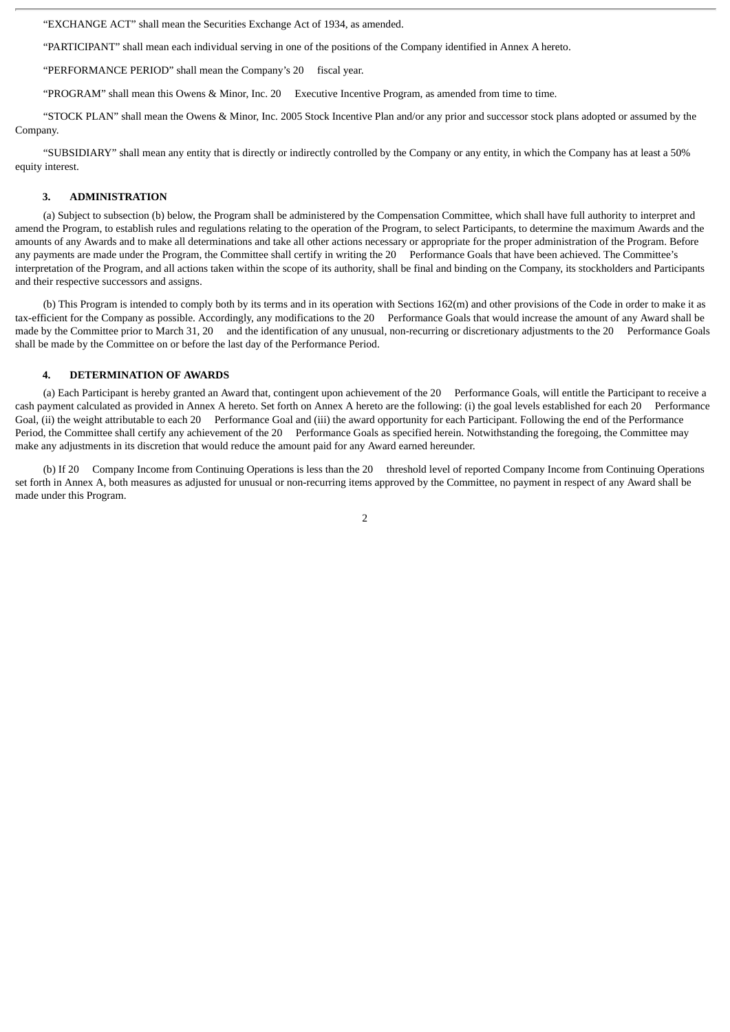"EXCHANGE ACT" shall mean the Securities Exchange Act of 1934, as amended.

"PARTICIPANT" shall mean each individual serving in one of the positions of the Company identified in Annex A hereto.

"PERFORMANCE PERIOD" shall mean the Company's 20     fiscal year.

"PROGRAM" shall mean this Owens & Minor, Inc. 20     Executive Incentive Program, as amended from time to time.

"STOCK PLAN" shall mean the Owens & Minor, Inc. 2005 Stock Incentive Plan and/or any prior and successor stock plans adopted or assumed by the Company.

"SUBSIDIARY" shall mean any entity that is directly or indirectly controlled by the Company or any entity, in which the Company has at least a 50% equity interest.

### 3. ADMINISTRATION

(a) Subject to subsection (b) below, the Program shall be administered by the Compensation Committee, which shall have full authority to interpret and amend the Program, to establish rules and regulations relating to the operation of the Program, to select Participants, to determine the maximum Awards and the amounts of any Awards and to make all determinations and take all other actions necessary or appropriate for the proper administration of the Program. Before any payments are made under the Program, the Committee shall certify in writing the 20     Performance Goals that have been achieved. The Committee's interpretation of the Program, and all actions taken within the scope of its authority, shall be final and binding on the Company, its stockholders and Participants and their respective successors and assigns.

(b) This Program is intended to comply both by its terms and in its operation with Sections 162(m) and other provisions of the Code in order to make it as tax-efficient for the Company as possible. Accordingly, any modifications to the 20     Performance Goals that would increase the amount of any Award shall be made by the Committee prior to March 31, 20     and the identification of any unusual, non-recurring or discretionary adjustments to the 20     Performance Goals shall be made by the Committee on or before the last day of the Performance Period.

### 4. DETERMINATION OF AWARDS

(a) Each Participant is hereby granted an Award that, contingent upon achievement of the 20     Performance Goals, will entitle the Participant to receive a cash payment calculated as provided in Annex A hereto. Set forth on Annex A hereto are the following: (i) the goal levels established for each 20     Performance Goal, (ii) the weight attributable to each 20     Performance Goal and (iii) the award opportunity for each Participant. Following the end of the Performance Period, the Committee shall certify any achievement of the 20     Performance Goals as specified herein. Notwithstanding the foregoing, the Committee may make any adjustments in its discretion that would reduce the amount paid for any Award earned hereunder.

(b) If 20     Company Income from Continuing Operations is less than the 20     threshold level of reported Company Income from Continuing Operations set forth in Annex A, both measures as adjusted for unusual or non-recurring items approved by the Committee, no payment in respect of any Award shall be made under this Program.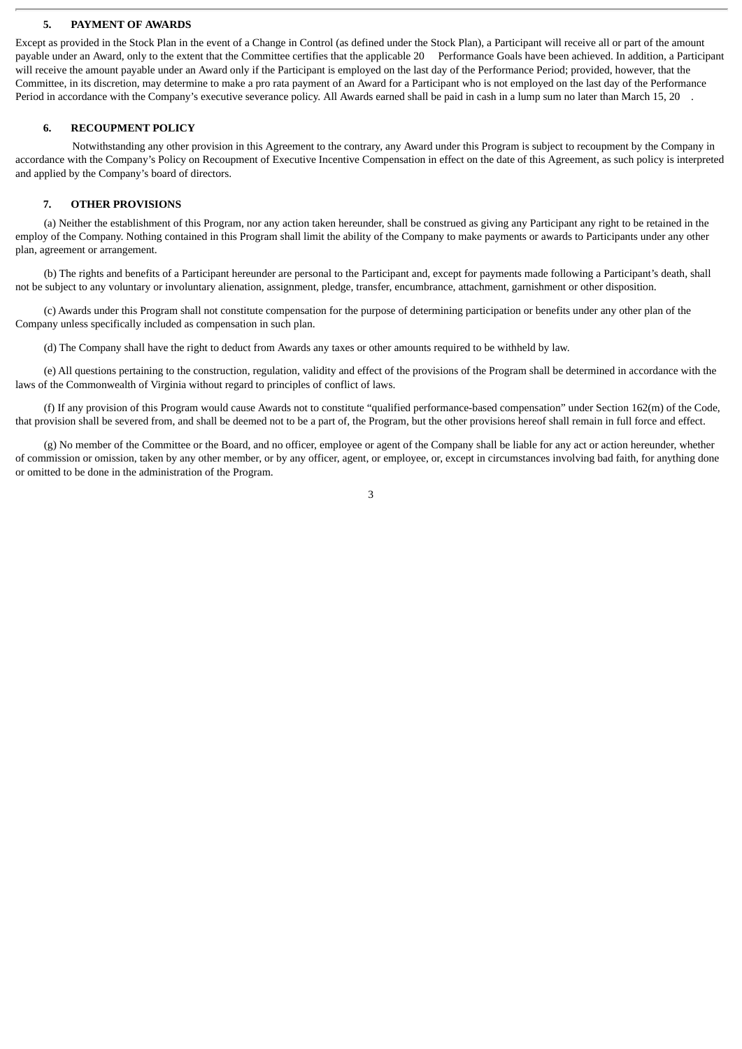## 5. PAYMENT OF AWARDS

Except as provided in the Stock Plan in the event of a Change in Control (as defined under the Stock Plan), a Participant will receive all or part of the amount payable under an Award, only to the extent that the Committee certifies that the applicable 20 Performance Goals have been achieved. In addition, a Participant will receive the amount payable under an Award only if the Participant is employed on the last day of the Performance Period; provided, however, that the Committee, in its discretion, may determine to make a pro rata payment of an Award for a Participant who is not employed on the last day of the Performance Period in accordance with the Company's executive severance policy. All Awards earned shall be paid in cash in a lump sum no later than March 15, 20 .

## 6. RECOUPMENT POLICY

Notwithstanding any other provision in this Agreement to the contrary, any Award under this Program is subject to recoupment by the Company in accordance with the Company's Policy on Recoupment of Executive Incentive Compensation in effect on the date of this Agreement, as such policy is interpreted and applied by the Company's board of directors.

## 7. OTHER PROVISIONS

(a) Neither the establishment of this Program, nor any action taken hereunder, shall be construed as giving any Participant any right to be retained in the employ of the Company. Nothing contained in this Program shall limit the ability of the Company to make payments or awards to Participants under any other plan, agreement or arrangement.

(b) The rights and benefits of a Participant hereunder are personal to the Participant and, except for payments made following a Participant's death, shall not be subject to any voluntary or involuntary alienation, assignment, pledge, transfer, encumbrance, attachment, garnishment or other disposition.

(c) Awards under this Program shall not constitute compensation for the purpose of determining participation or benefits under any other plan of the Company unless specifically included as compensation in such plan.

(d) The Company shall have the right to deduct from Awards any taxes or other amounts required to be withheld by law.

(e) All questions pertaining to the construction, regulation, validity and effect of the provisions of the Program shall be determined in accordance with the laws of the Commonwealth of Virginia without regard to principles of conflict of laws.

(f) If any provision of this Program would cause Awards not to constitute "qualified performance-based compensation" under Section 162(m) of the Code, that provision shall be severed from, and shall be deemed not to be a part of, the Program, but the other provisions hereof shall remain in full force and effect.

(g) No member of the Committee or the Board, and no officer, employee or agent of the Company shall be liable for any act or action hereunder, whether of commission or omission, taken by any other member, or by any officer, agent, or employee, or, except in circumstances involving bad faith, for anything done or omitted to be done in the administration of the Program.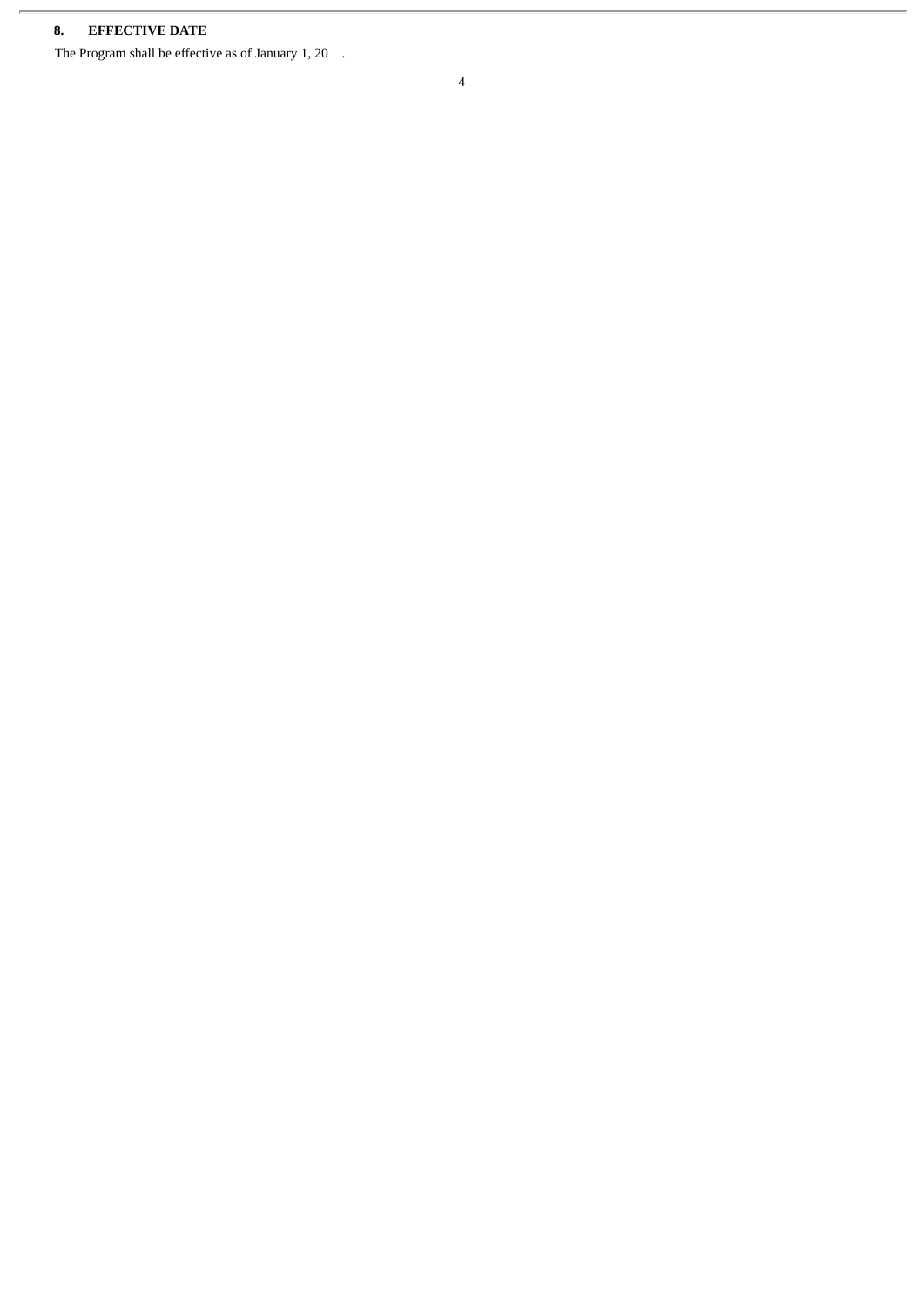## 8. EFFECTIVE DATE

The Program shall be effective as of January 1, 20 .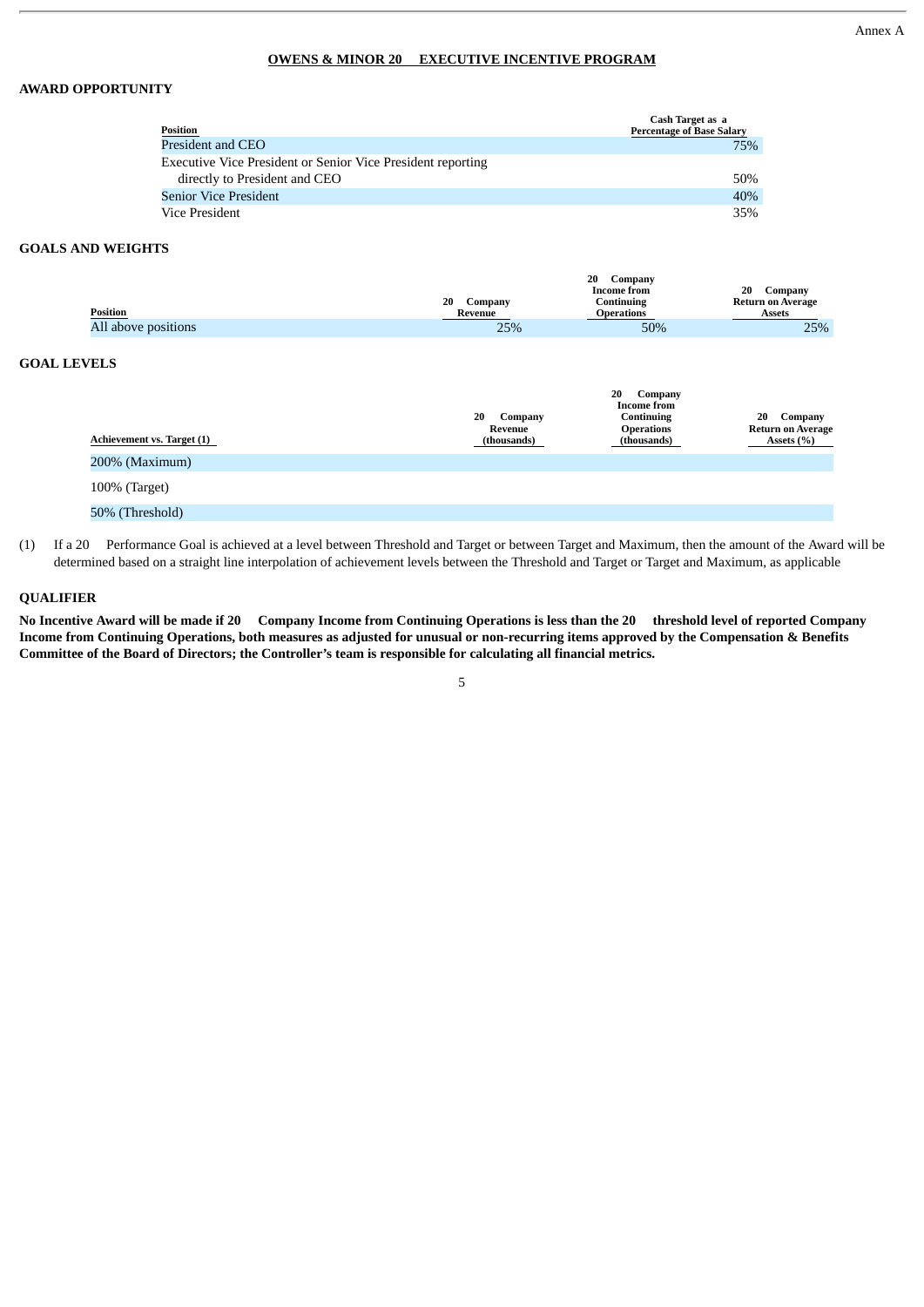Annex A

## OWENS & MINOR 20 EXECUTIVE INCENTIVE PROGRAM

### AWARD OPPORTUNITY

| Position | Cash Target as a Percentage of Base Salary |
|---|---|
| President and CEO | 75% |
| Executive Vice President or Senior Vice President reporting directly to President and CEO | 50% |
| Senior Vice President | 40% |
| Vice President | 35% |

### GOALS AND WEIGHTS

| Position | 20 Company Revenue | 20 Company Income from Continuing Operations | 20 Company Return on Average Assets |
|---|---|---|---|
| All above positions | 25% | 50% | 25% |

### GOAL LEVELS

| Achievement vs. Target (1) | 20 Company Revenue (thousands) | 20 Company Income from Continuing Operations (thousands) | 20 Company Return on Average Assets (%) |
|---|---|---|---|
| 200% (Maximum) | | | |
| 100% (Target) | | | |
| 50% (Threshold) | | | |

(1) If a 20 Performance Goal is achieved at a level between Threshold and Target or between Target and Maximum, then the amount of the Award will be determined based on a straight line interpolation of achievement levels between the Threshold and Target or Target and Maximum, as applicable

### QUALIFIER

**No Incentive Award will be made if 20 Company Income from Continuing Operations is less than the 20 threshold level of reported Company Income from Continuing Operations, both measures as adjusted for unusual or non-recurring items approved by the Compensation & Benefits Committee of the Board of Directors; the Controller's team is responsible for calculating all financial metrics.**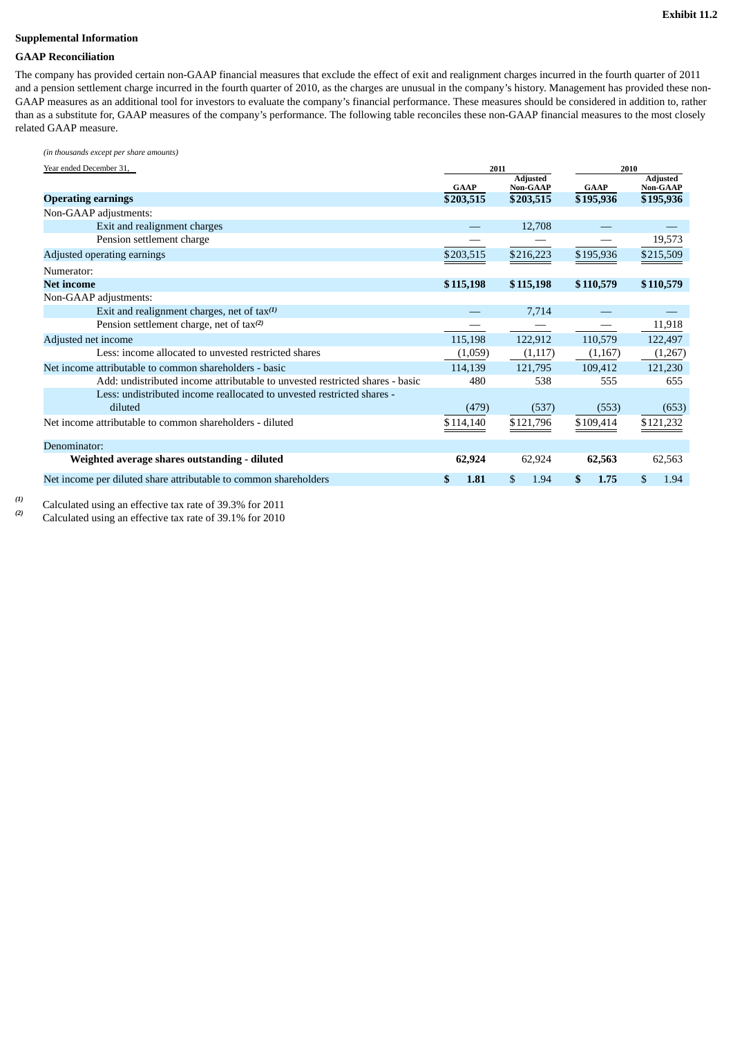Exhibit 11.2

**Supplemental Information**

**GAAP Reconciliation**

The company has provided certain non-GAAP financial measures that exclude the effect of exit and realignment charges incurred in the fourth quarter of 2011 and a pension settlement charge incurred in the fourth quarter of 2010, as the charges are unusual in the company's history. Management has provided these non-GAAP measures as an additional tool for investors to evaluate the company's financial performance. These measures should be considered in addition to, rather than as a substitute for, GAAP measures of the company's performance. The following table reconciles these non-GAAP financial measures to the most closely related GAAP measure.

*(in thousands except per share amounts)*

| Year ended December 31, | 2011 | | 2010 | |
|---|---|---|---|---|
| | GAAP | Adjusted Non-GAAP | GAAP | Adjusted Non-GAAP |
| **Operating earnings** | $203,515 | $203,515 | $195,936 | $195,936 |
| Non-GAAP adjustments: | | | | |
| Exit and realignment charges | — | 12,708 | — | — |
| Pension settlement charge | — | — | — | 19,573 |
| Adjusted operating earnings | $203,515 | $216,223 | $195,936 | $215,509 |
| Numerator: | | | | |
| **Net income** | **$115,198** | **$115,198** | **$110,579** | **$110,579** |
| Non-GAAP adjustments: | | | | |
| Exit and realignment charges, net of tax[(1)] | — | 7,714 | — | — |
| Pension settlement charge, net of tax[(2)] | — | — | — | 11,918 |
| Adjusted net income | 115,198 | 122,912 | 110,579 | 122,497 |
| Less: income allocated to unvested restricted shares | (1,059) | (1,117) | (1,167) | (1,267) |
| Net income attributable to common shareholders - basic | 114,139 | 121,795 | 109,412 | 121,230 |
| Add: undistributed income attributable to unvested restricted shares - basic | 480 | 538 | 555 | 655 |
| Less: undistributed income reallocated to unvested restricted shares - diluted | (479) | (537) | (553) | (653) |
| Net income attributable to common shareholders - diluted | $114,140 | $121,796 | $109,414 | $121,232 |
| Denominator: | | | | |
| **Weighted average shares outstanding - diluted** | **62,924** | 62,924 | **62,563** | 62,563 |
| Net income per diluted share attributable to common shareholders | **$ 1.81** | $ 1.94 | **$ 1.75** | $ 1.94 |

(1) Calculated using an effective tax rate of 39.3% for 2011

(2) Calculated using an effective tax rate of 39.1% for 2010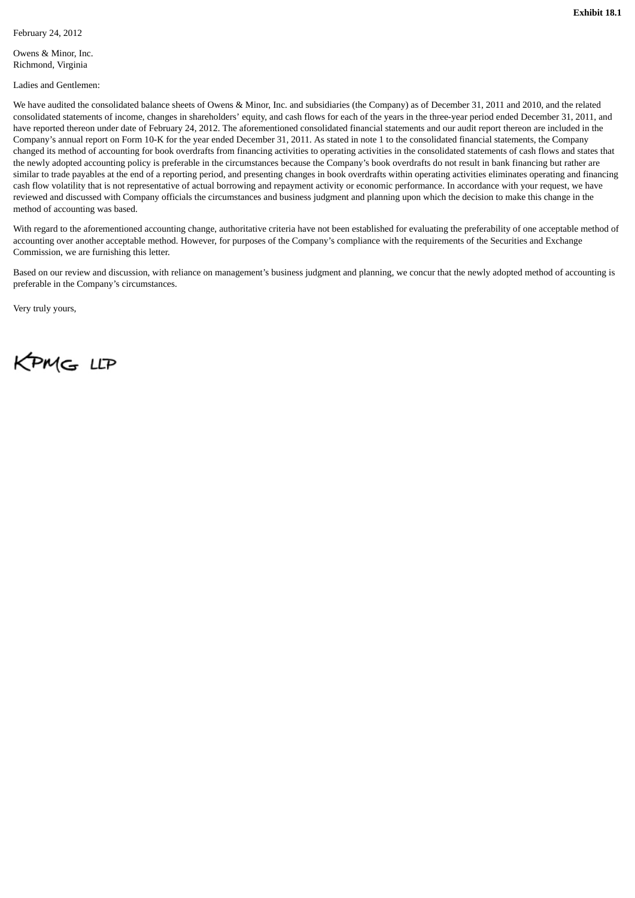**Exhibit 18.1**

February 24, 2012

Owens & Minor, Inc.
Richmond, Virginia

Ladies and Gentlemen:

We have audited the consolidated balance sheets of Owens & Minor, Inc. and subsidiaries (the Company) as of December 31, 2011 and 2010, and the related consolidated statements of income, changes in shareholders' equity, and cash flows for each of the years in the three-year period ended December 31, 2011, and have reported thereon under date of February 24, 2012. The aforementioned consolidated financial statements and our audit report thereon are included in the Company's annual report on Form 10-K for the year ended December 31, 2011. As stated in note 1 to the consolidated financial statements, the Company changed its method of accounting for book overdrafts from financing activities to operating activities in the consolidated statements of cash flows and states that the newly adopted accounting policy is preferable in the circumstances because the Company's book overdrafts do not result in bank financing but rather are similar to trade payables at the end of a reporting period, and presenting changes in book overdrafts within operating activities eliminates operating and financing cash flow volatility that is not representative of actual borrowing and repayment activity or economic performance. In accordance with your request, we have reviewed and discussed with Company officials the circumstances and business judgment and planning upon which the decision to make this change in the method of accounting was based.

With regard to the aforementioned accounting change, authoritative criteria have not been established for evaluating the preferability of one acceptable method of accounting over another acceptable method. However, for purposes of the Company's compliance with the requirements of the Securities and Exchange Commission, we are furnishing this letter.

Based on our review and discussion, with reliance on management's business judgment and planning, we concur that the newly adopted method of accounting is preferable in the Company's circumstances.

Very truly yours,

KPMG LLP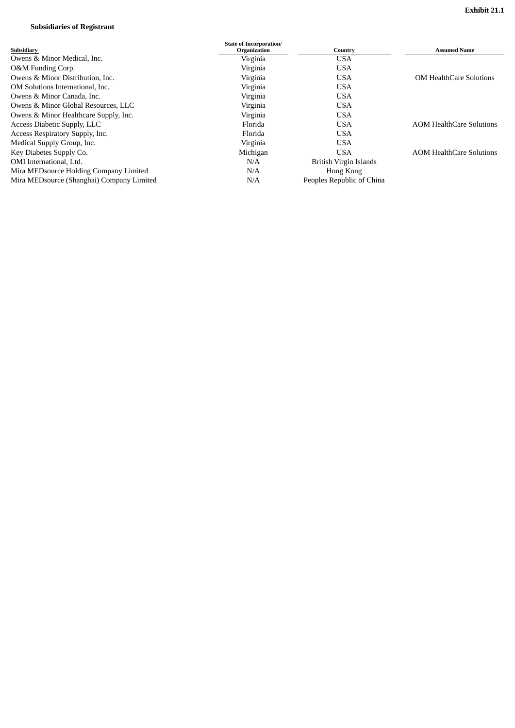Exhibit 21.1

**Subsidiaries of Registrant**

| Subsidiary | State of Incorporation/ Organization | Country | Assumed Name |
|---|---|---|---|
| Owens & Minor Medical, Inc. | Virginia | USA | |
| O&M Funding Corp. | Virginia | USA | |
| Owens & Minor Distribution, Inc. | Virginia | USA | OM HealthCare Solutions |
| OM Solutions International, Inc. | Virginia | USA | |
| Owens & Minor Canada, Inc. | Virginia | USA | |
| Owens & Minor Global Resources, LLC | Virginia | USA | |
| Owens & Minor Healthcare Supply, Inc. | Virginia | USA | |
| Access Diabetic Supply, LLC | Florida | USA | AOM HealthCare Solutions |
| Access Respiratory Supply, Inc. | Florida | USA | |
| Medical Supply Group, Inc. | Virginia | USA | |
| Key Diabetes Supply Co. | Michigan | USA | AOM HealthCare Solutions |
| OMI International, Ltd. | N/A | British Virgin Islands | |
| Mira MEDsource Holding Company Limited | N/A | Hong Kong | |
| Mira MEDsource (Shanghai) Company Limited | N/A | Peoples Republic of China | |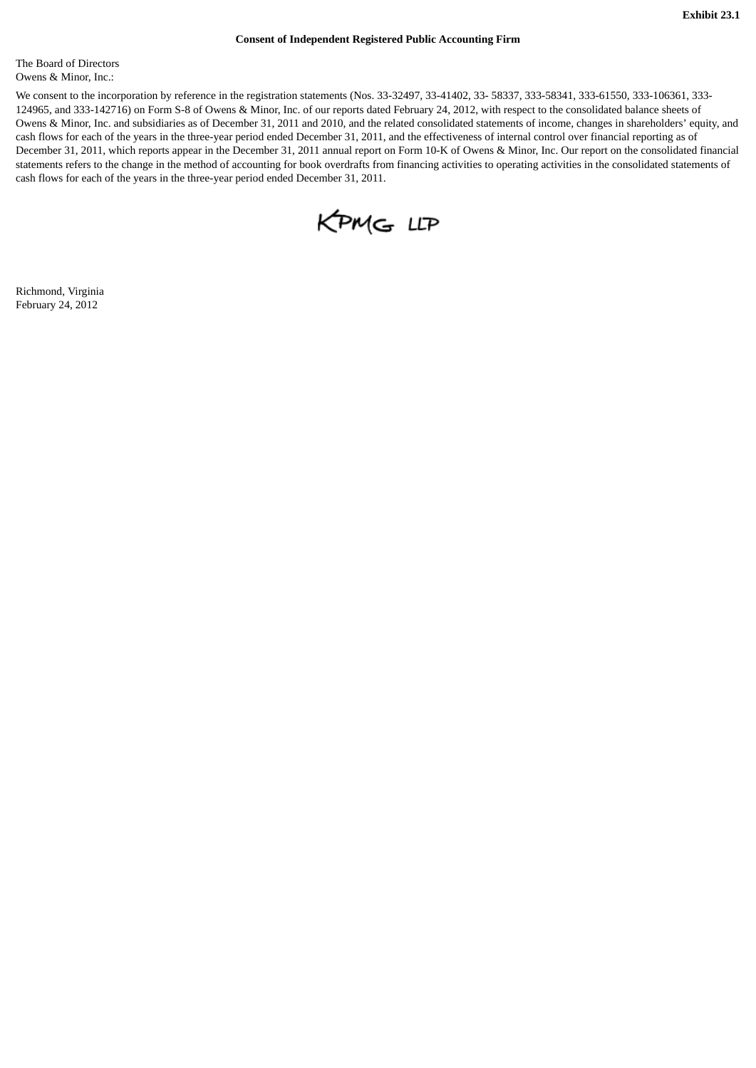**Exhibit 23.1**

**Consent of Independent Registered Public Accounting Firm**

The Board of Directors
Owens & Minor, Inc.:

We consent to the incorporation by reference in the registration statements (Nos. 33-32497, 33-41402, 33- 58337, 333-58341, 333-61550, 333-106361, 333-124965, and 333-142716) on Form S-8 of Owens & Minor, Inc. of our reports dated February 24, 2012, with respect to the consolidated balance sheets of Owens & Minor, Inc. and subsidiaries as of December 31, 2011 and 2010, and the related consolidated statements of income, changes in shareholders' equity, and cash flows for each of the years in the three-year period ended December 31, 2011, and the effectiveness of internal control over financial reporting as of December 31, 2011, which reports appear in the December 31, 2011 annual report on Form 10-K of Owens & Minor, Inc. Our report on the consolidated financial statements refers to the change in the method of accounting for book overdrafts from financing activities to operating activities in the consolidated statements of cash flows for each of the years in the three-year period ended December 31, 2011.

KPMG LLP

Richmond, Virginia
February 24, 2012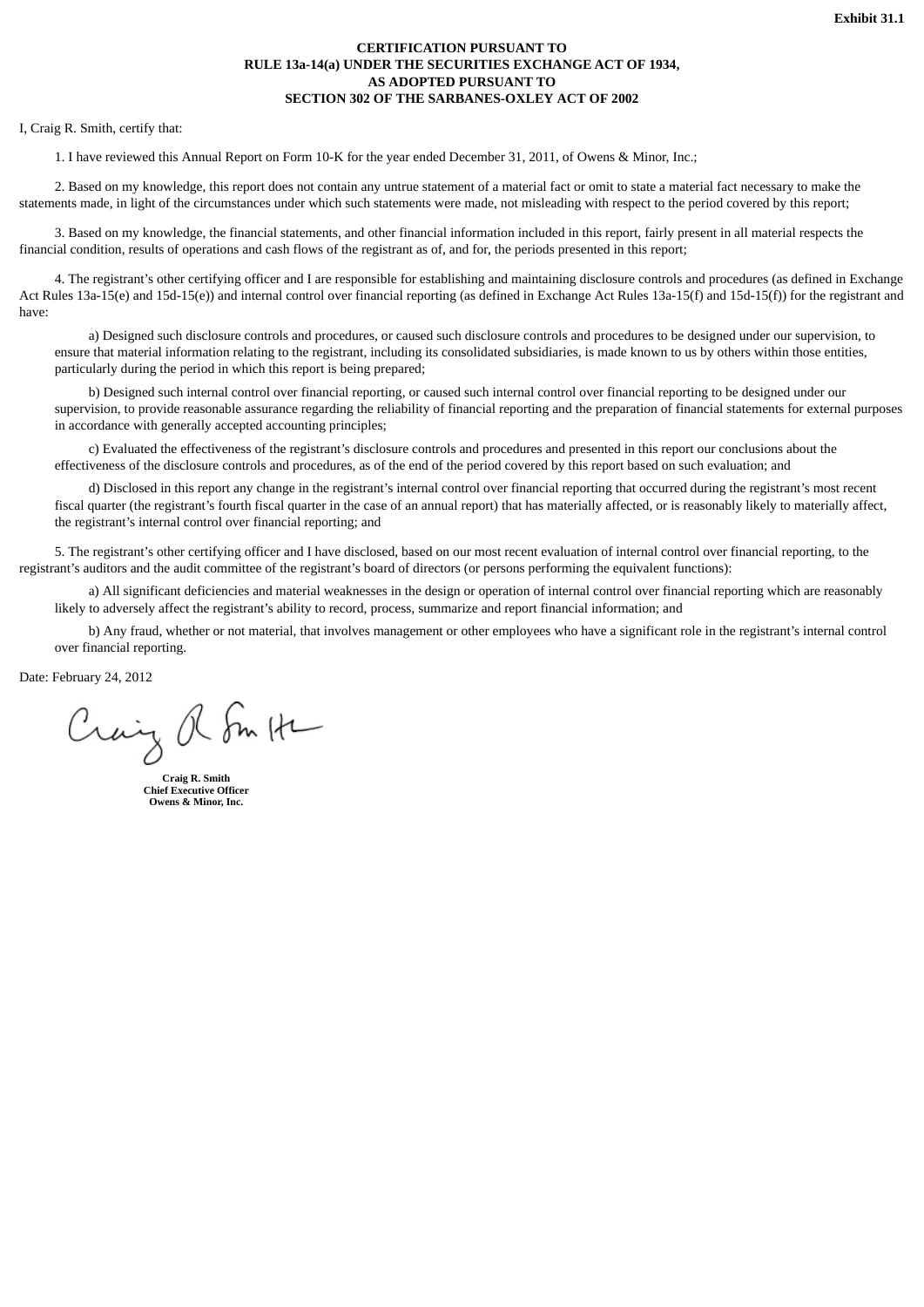**Exhibit 31.1**

**CERTIFICATION PURSUANT TO**
**RULE 13a-14(a) UNDER THE SECURITIES EXCHANGE ACT OF 1934,**
**AS ADOPTED PURSUANT TO**
**SECTION 302 OF THE SARBANES-OXLEY ACT OF 2002**

I, Craig R. Smith, certify that:

1. I have reviewed this Annual Report on Form 10-K for the year ended December 31, 2011, of Owens & Minor, Inc.;

2. Based on my knowledge, this report does not contain any untrue statement of a material fact or omit to state a material fact necessary to make the statements made, in light of the circumstances under which such statements were made, not misleading with respect to the period covered by this report;

3. Based on my knowledge, the financial statements, and other financial information included in this report, fairly present in all material respects the financial condition, results of operations and cash flows of the registrant as of, and for, the periods presented in this report;

4. The registrant's other certifying officer and I are responsible for establishing and maintaining disclosure controls and procedures (as defined in Exchange Act Rules 13a-15(e) and 15d-15(e)) and internal control over financial reporting (as defined in Exchange Act Rules 13a-15(f) and 15d-15(f)) for the registrant and have:

a) Designed such disclosure controls and procedures, or caused such disclosure controls and procedures to be designed under our supervision, to ensure that material information relating to the registrant, including its consolidated subsidiaries, is made known to us by others within those entities, particularly during the period in which this report is being prepared;

b) Designed such internal control over financial reporting, or caused such internal control over financial reporting to be designed under our supervision, to provide reasonable assurance regarding the reliability of financial reporting and the preparation of financial statements for external purposes in accordance with generally accepted accounting principles;

c) Evaluated the effectiveness of the registrant's disclosure controls and procedures and presented in this report our conclusions about the effectiveness of the disclosure controls and procedures, as of the end of the period covered by this report based on such evaluation; and

d) Disclosed in this report any change in the registrant's internal control over financial reporting that occurred during the registrant's most recent fiscal quarter (the registrant's fourth fiscal quarter in the case of an annual report) that has materially affected, or is reasonably likely to materially affect, the registrant's internal control over financial reporting; and

5. The registrant's other certifying officer and I have disclosed, based on our most recent evaluation of internal control over financial reporting, to the registrant's auditors and the audit committee of the registrant's board of directors (or persons performing the equivalent functions):

a) All significant deficiencies and material weaknesses in the design or operation of internal control over financial reporting which are reasonably likely to adversely affect the registrant's ability to record, process, summarize and report financial information; and

b) Any fraud, whether or not material, that involves management or other employees who have a significant role in the registrant's internal control over financial reporting.

Date: February 24, 2012

**Craig R. Smith**
**Chief Executive Officer**
**Owens & Minor, Inc.**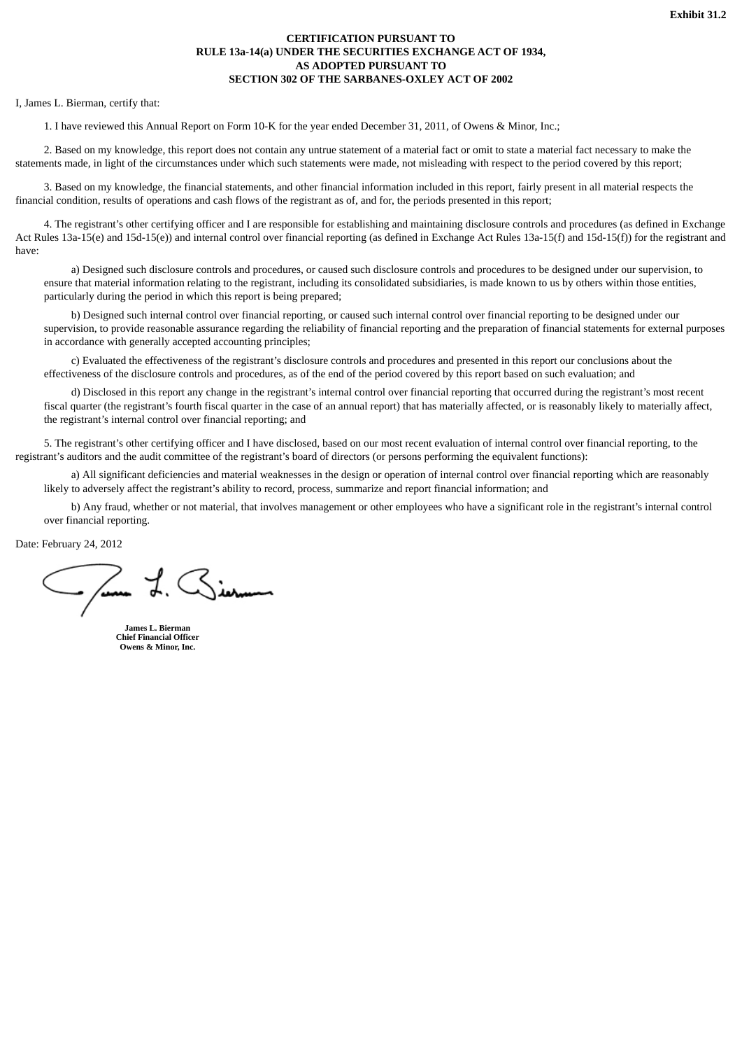**Exhibit 31.2**

**CERTIFICATION PURSUANT TO
RULE 13a-14(a) UNDER THE SECURITIES EXCHANGE ACT OF 1934,
AS ADOPTED PURSUANT TO
SECTION 302 OF THE SARBANES-OXLEY ACT OF 2002**

I, James L. Bierman, certify that:

1. I have reviewed this Annual Report on Form 10-K for the year ended December 31, 2011, of Owens & Minor, Inc.;

2. Based on my knowledge, this report does not contain any untrue statement of a material fact or omit to state a material fact necessary to make the statements made, in light of the circumstances under which such statements were made, not misleading with respect to the period covered by this report;

3. Based on my knowledge, the financial statements, and other financial information included in this report, fairly present in all material respects the financial condition, results of operations and cash flows of the registrant as of, and for, the periods presented in this report;

4. The registrant's other certifying officer and I are responsible for establishing and maintaining disclosure controls and procedures (as defined in Exchange Act Rules 13a-15(e) and 15d-15(e)) and internal control over financial reporting (as defined in Exchange Act Rules 13a-15(f) and 15d-15(f)) for the registrant and have:

a) Designed such disclosure controls and procedures, or caused such disclosure controls and procedures to be designed under our supervision, to ensure that material information relating to the registrant, including its consolidated subsidiaries, is made known to us by others within those entities, particularly during the period in which this report is being prepared;

b) Designed such internal control over financial reporting, or caused such internal control over financial reporting to be designed under our supervision, to provide reasonable assurance regarding the reliability of financial reporting and the preparation of financial statements for external purposes in accordance with generally accepted accounting principles;

c) Evaluated the effectiveness of the registrant's disclosure controls and procedures and presented in this report our conclusions about the effectiveness of the disclosure controls and procedures, as of the end of the period covered by this report based on such evaluation; and

d) Disclosed in this report any change in the registrant's internal control over financial reporting that occurred during the registrant's most recent fiscal quarter (the registrant's fourth fiscal quarter in the case of an annual report) that has materially affected, or is reasonably likely to materially affect, the registrant's internal control over financial reporting; and

5. The registrant's other certifying officer and I have disclosed, based on our most recent evaluation of internal control over financial reporting, to the registrant's auditors and the audit committee of the registrant's board of directors (or persons performing the equivalent functions):

a) All significant deficiencies and material weaknesses in the design or operation of internal control over financial reporting which are reasonably likely to adversely affect the registrant's ability to record, process, summarize and report financial information; and

b) Any fraud, whether or not material, that involves management or other employees who have a significant role in the registrant's internal control over financial reporting.

Date: February 24, 2012

**James L. Bierman**
**Chief Financial Officer**
**Owens & Minor, Inc.**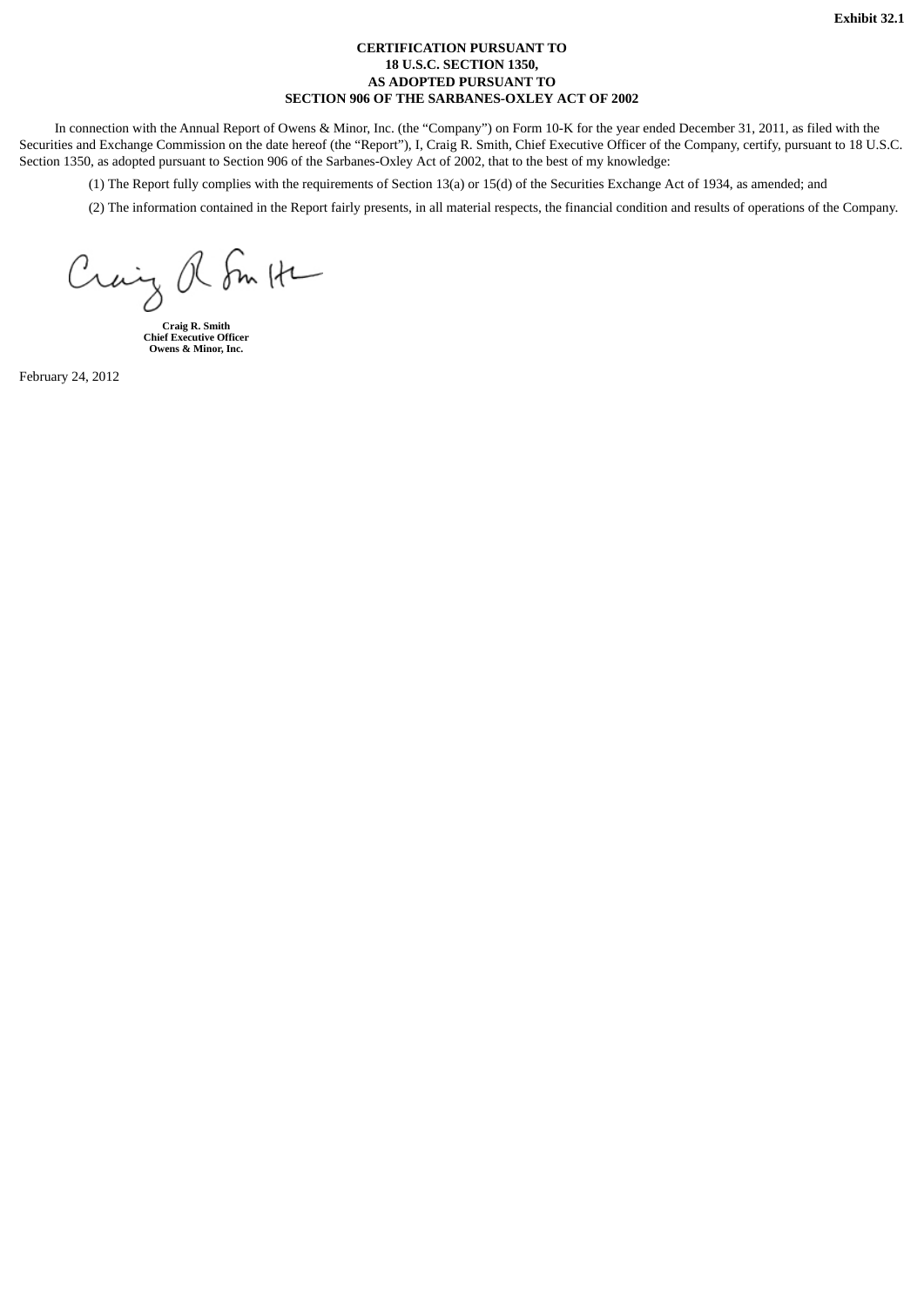**Exhibit 32.1**

**CERTIFICATION PURSUANT TO**
**18 U.S.C. SECTION 1350,**
**AS ADOPTED PURSUANT TO**
**SECTION 906 OF THE SARBANES-OXLEY ACT OF 2002**

In connection with the Annual Report of Owens & Minor, Inc. (the "Company") on Form 10-K for the year ended December 31, 2011, as filed with the Securities and Exchange Commission on the date hereof (the "Report"), I, Craig R. Smith, Chief Executive Officer of the Company, certify, pursuant to 18 U.S.C. Section 1350, as adopted pursuant to Section 906 of the Sarbanes-Oxley Act of 2002, that to the best of my knowledge:

(1) The Report fully complies with the requirements of Section 13(a) or 15(d) of the Securities Exchange Act of 1934, as amended; and

(2) The information contained in the Report fairly presents, in all material respects, the financial condition and results of operations of the Company.

Craig R. Smith

**Craig R. Smith**
**Chief Executive Officer**
**Owens & Minor, Inc.**

February 24, 2012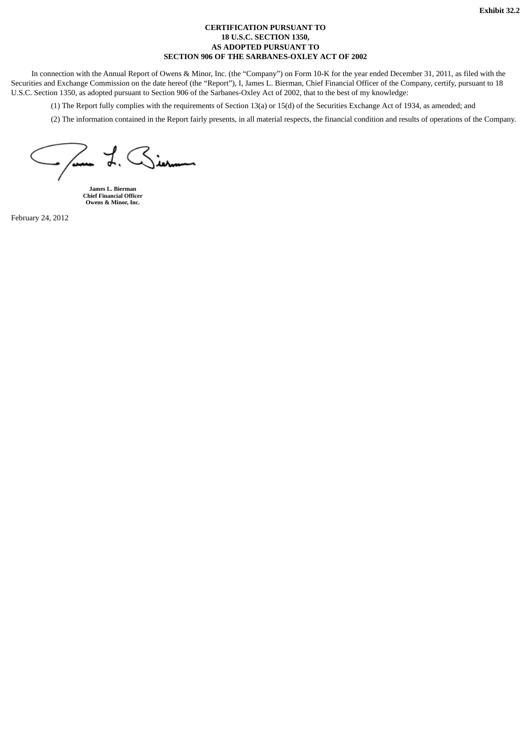Exhibit 32.2

**CERTIFICATION PURSUANT TO
18 U.S.C. SECTION 1350,
AS ADOPTED PURSUANT TO
SECTION 906 OF THE SARBANES-OXLEY ACT OF 2002**

In connection with the Annual Report of Owens & Minor, Inc. (the "Company") on Form 10-K for the year ended December 31, 2011, as filed with the Securities and Exchange Commission on the date hereof (the "Report"), I, James L. Bierman, Chief Financial Officer of the Company, certify, pursuant to 18 U.S.C. Section 1350, as adopted pursuant to Section 906 of the Sarbanes-Oxley Act of 2002, that to the best of my knowledge:

(1) The Report fully complies with the requirements of Section 13(a) or 15(d) of the Securities Exchange Act of 1934, as amended; and

(2) The information contained in the Report fairly presents, in all material respects, the financial condition and results of operations of the Company.

**James L. Bierman
Chief Financial Officer
Owens & Minor, Inc.**

February 24, 2012